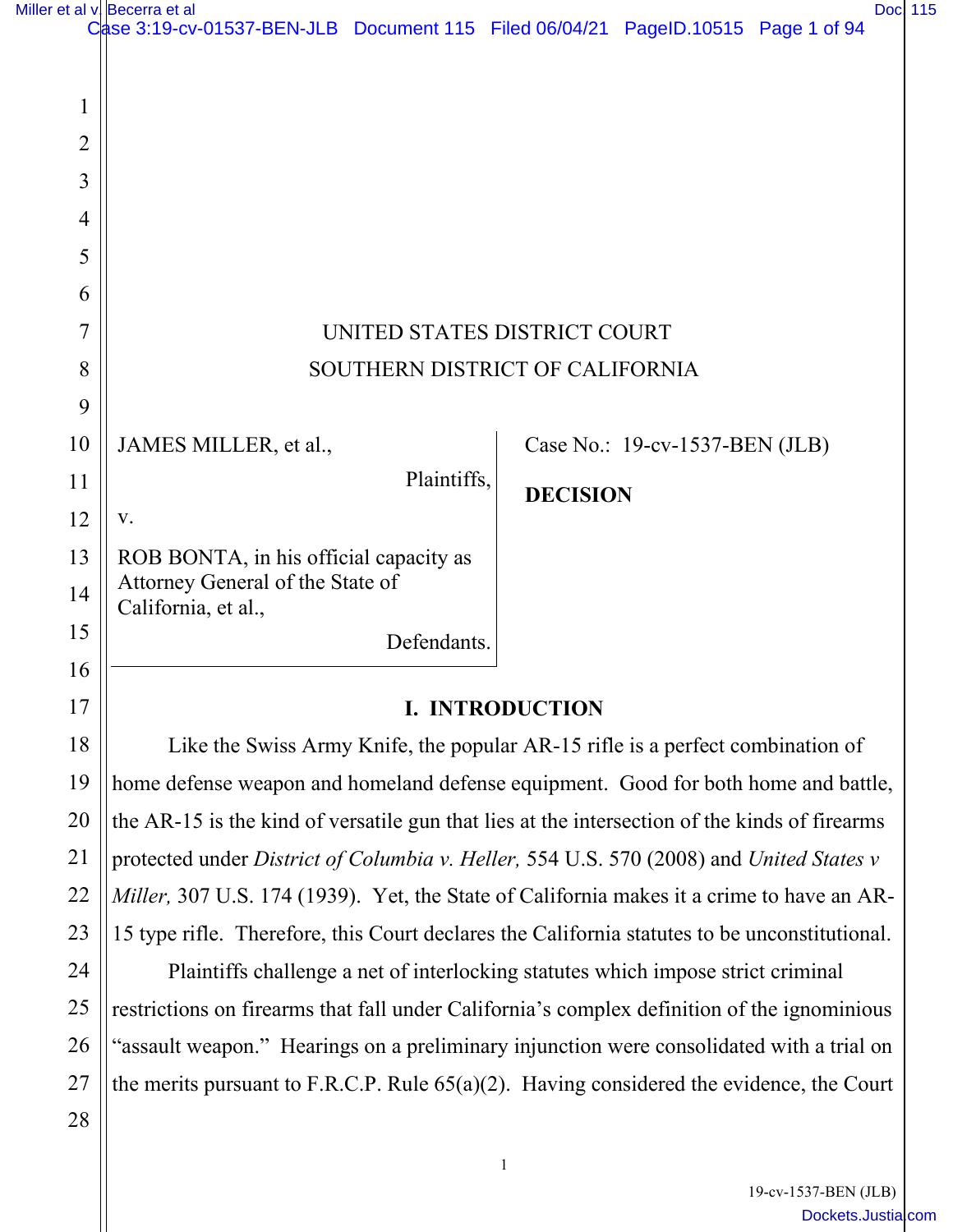UNITED STATES DISTRICT COURT
SOUTHERN DISTRICT OF CALIFORNIA

JAMES MILLER, et al.,

Plaintiffs,

v.

ROB BONTA, in his official capacity as Attorney General of the State of California, et al.,

Defendants.

Case No.: 19-cv-1537-BEN (JLB)

**DECISION**

## I. INTRODUCTION

Like the Swiss Army Knife, the popular AR-15 rifle is a perfect combination of home defense weapon and homeland defense equipment. Good for both home and battle, the AR-15 is the kind of versatile gun that lies at the intersection of the kinds of firearms protected under *District of Columbia v. Heller,* 554 U.S. 570 (2008) and *United States v Miller,* 307 U.S. 174 (1939). Yet, the State of California makes it a crime to have an AR-15 type rifle. Therefore, this Court declares the California statutes to be unconstitutional.

Plaintiffs challenge a net of interlocking statutes which impose strict criminal restrictions on firearms that fall under California's complex definition of the ignominious "assault weapon." Hearings on a preliminary injunction were consolidated with a trial on the merits pursuant to F.R.C.P. Rule 65(a)(2). Having considered the evidence, the Court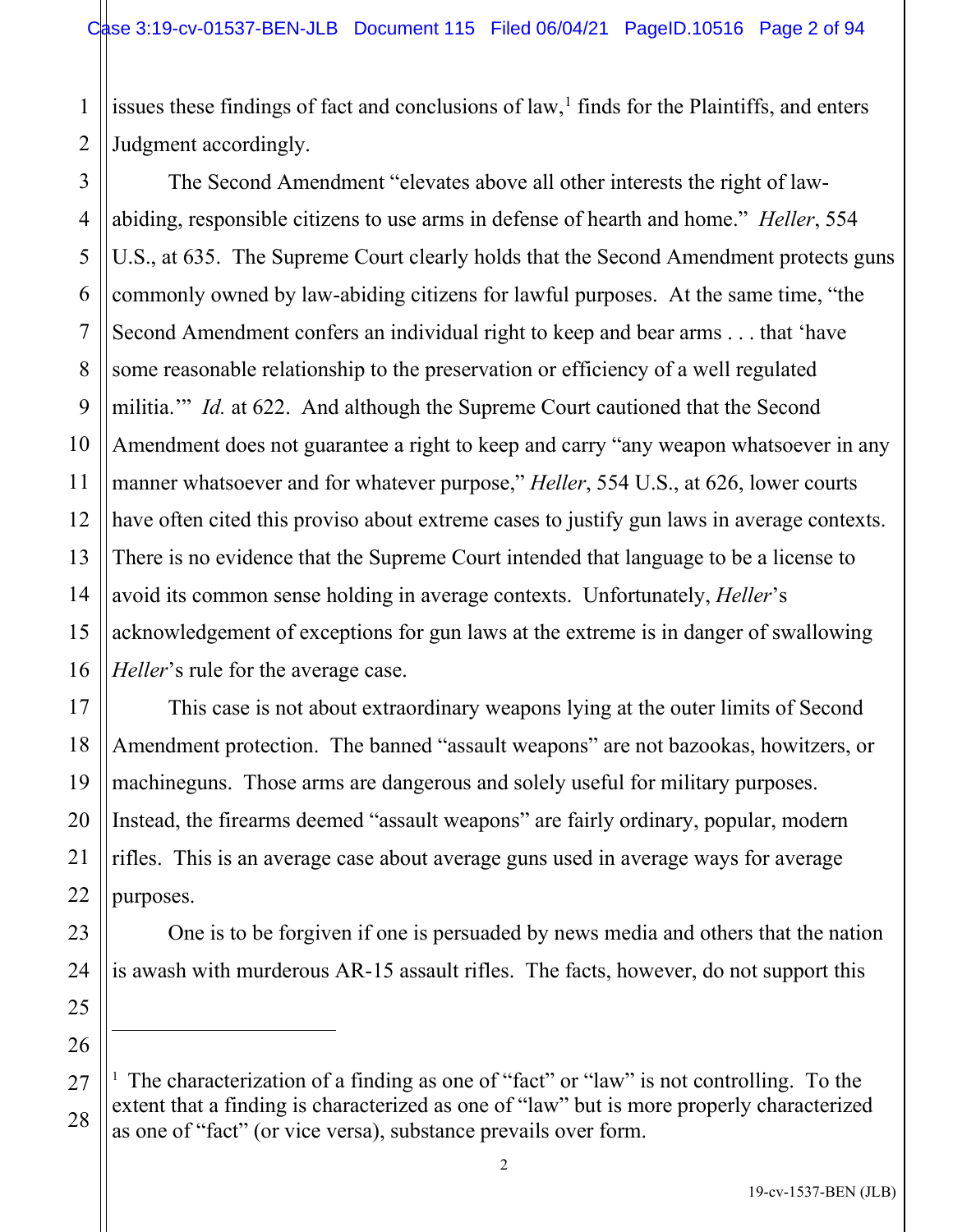issues these findings of fact and conclusions of law,[1] finds for the Plaintiffs, and enters Judgment accordingly.

The Second Amendment "elevates above all other interests the right of law-abiding, responsible citizens to use arms in defense of hearth and home." *Heller*, 554 U.S., at 635. The Supreme Court clearly holds that the Second Amendment protects guns commonly owned by law-abiding citizens for lawful purposes. At the same time, "the Second Amendment confers an individual right to keep and bear arms . . . that 'have some reasonable relationship to the preservation or efficiency of a well regulated militia.'" *Id.* at 622. And although the Supreme Court cautioned that the Second Amendment does not guarantee a right to keep and carry "any weapon whatsoever in any manner whatsoever and for whatever purpose," *Heller*, 554 U.S., at 626, lower courts have often cited this proviso about extreme cases to justify gun laws in average contexts. There is no evidence that the Supreme Court intended that language to be a license to avoid its common sense holding in average contexts. Unfortunately, *Heller*'s acknowledgement of exceptions for gun laws at the extreme is in danger of swallowing *Heller*'s rule for the average case.

This case is not about extraordinary weapons lying at the outer limits of Second Amendment protection. The banned "assault weapons" are not bazookas, howitzers, or machineguns. Those arms are dangerous and solely useful for military purposes. Instead, the firearms deemed "assault weapons" are fairly ordinary, popular, modern rifles. This is an average case about average guns used in average ways for average purposes.

One is to be forgiven if one is persuaded by news media and others that the nation is awash with murderous AR-15 assault rifles. The facts, however, do not support this

---

[1] The characterization of a finding as one of "fact" or "law" is not controlling. To the extent that a finding is characterized as one of "law" but is more properly characterized as one of "fact" (or vice versa), substance prevails over form.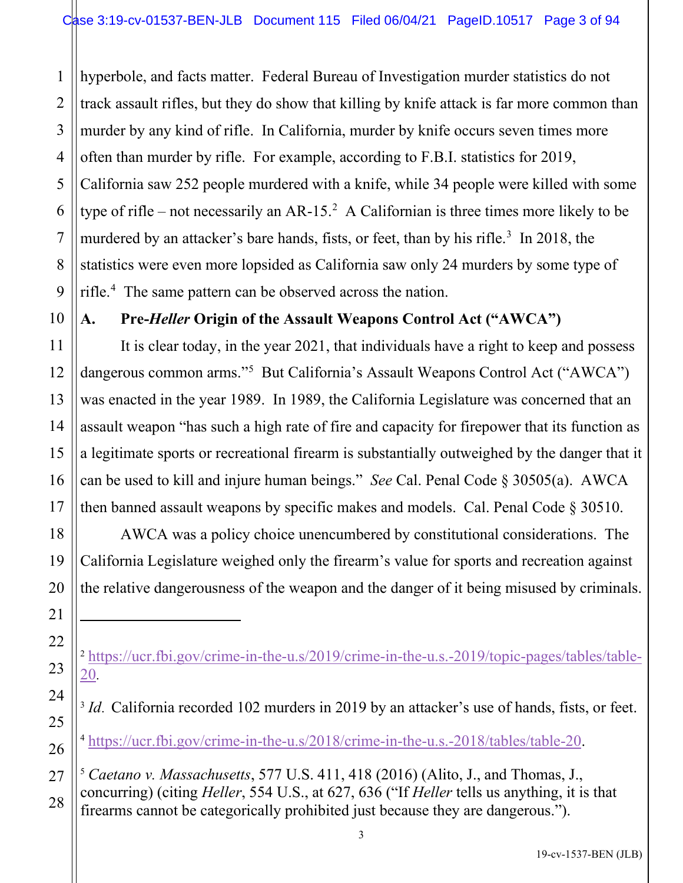hyperbole, and facts matter. Federal Bureau of Investigation murder statistics do not track assault rifles, but they do show that killing by knife attack is far more common than murder by any kind of rifle. In California, murder by knife occurs seven times more often than murder by rifle. For example, according to F.B.I. statistics for 2019, California saw 252 people murdered with a knife, while 34 people were killed with some type of rifle – not necessarily an AR-15.[2] A Californian is three times more likely to be murdered by an attacker's bare hands, fists, or feet, than by his rifle.[3] In 2018, the statistics were even more lopsided as California saw only 24 murders by some type of rifle.[4] The same pattern can be observed across the nation.

### A. Pre-*Heller* Origin of the Assault Weapons Control Act ("AWCA")

It is clear today, in the year 2021, that individuals have a right to keep and possess dangerous common arms."[5] But California's Assault Weapons Control Act ("AWCA") was enacted in the year 1989. In 1989, the California Legislature was concerned that an assault weapon "has such a high rate of fire and capacity for firepower that its function as a legitimate sports or recreational firearm is substantially outweighed by the danger that it can be used to kill and injure human beings." *See* Cal. Penal Code § 30505(a). AWCA then banned assault weapons by specific makes and models. Cal. Penal Code § 30510.

AWCA was a policy choice unencumbered by constitutional considerations. The California Legislature weighed only the firearm's value for sports and recreation against the relative dangerousness of the weapon and the danger of it being misused by criminals.

---

[2] https://ucr.fbi.gov/crime-in-the-u.s/2019/crime-in-the-u.s.-2019/topic-pages/tables/table-20.

[3] *Id.* California recorded 102 murders in 2019 by an attacker's use of hands, fists, or feet.

[4] https://ucr.fbi.gov/crime-in-the-u.s/2018/crime-in-the-u.s.-2018/tables/table-20.

[5] *Caetano v. Massachusetts*, 577 U.S. 411, 418 (2016) (Alito, J., and Thomas, J., concurring) (citing *Heller*, 554 U.S., at 627, 636 ("If *Heller* tells us anything, it is that firearms cannot be categorically prohibited just because they are dangerous.").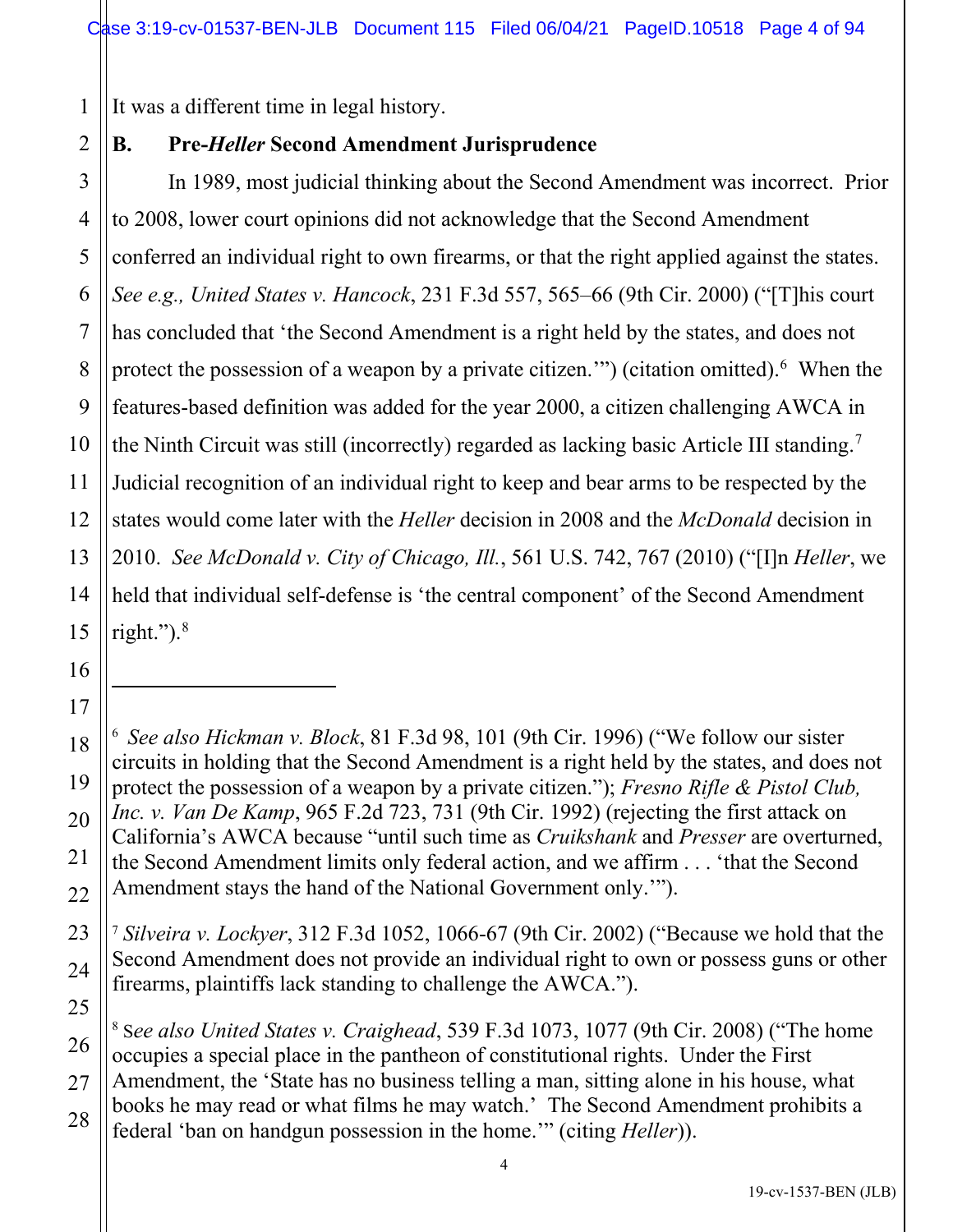It was a different time in legal history.

## B. Pre-*Heller* Second Amendment Jurisprudence

In 1989, most judicial thinking about the Second Amendment was incorrect. Prior to 2008, lower court opinions did not acknowledge that the Second Amendment conferred an individual right to own firearms, or that the right applied against the states. *See e.g., United States v. Hancock*, 231 F.3d 557, 565–66 (9th Cir. 2000) ("[T]his court has concluded that 'the Second Amendment is a right held by the states, and does not protect the possession of a weapon by a private citizen.'") (citation omitted).[6] When the features-based definition was added for the year 2000, a citizen challenging AWCA in the Ninth Circuit was still (incorrectly) regarded as lacking basic Article III standing.[7] Judicial recognition of an individual right to keep and bear arms to be respected by the states would come later with the *Heller* decision in 2008 and the *McDonald* decision in 2010. *See McDonald v. City of Chicago, Ill.*, 561 U.S. 742, 767 (2010) ("[I]n *Heller*, we held that individual self-defense is 'the central component' of the Second Amendment right.").[8]

---

[6] *See also Hickman v. Block*, 81 F.3d 98, 101 (9th Cir. 1996) ("We follow our sister circuits in holding that the Second Amendment is a right held by the states, and does not protect the possession of a weapon by a private citizen."); *Fresno Rifle & Pistol Club, Inc. v. Van De Kamp*, 965 F.2d 723, 731 (9th Cir. 1992) (rejecting the first attack on California's AWCA because "until such time as *Cruikshank* and *Presser* are overturned, the Second Amendment limits only federal action, and we affirm . . . 'that the Second Amendment stays the hand of the National Government only.'").

[7] *Silveira v. Lockyer*, 312 F.3d 1052, 1066-67 (9th Cir. 2002) ("Because we hold that the Second Amendment does not provide an individual right to own or possess guns or other firearms, plaintiffs lack standing to challenge the AWCA.").

[8] S*ee also United States v. Craighead*, 539 F.3d 1073, 1077 (9th Cir. 2008) ("The home occupies a special place in the pantheon of constitutional rights. Under the First Amendment, the 'State has no business telling a man, sitting alone in his house, what books he may read or what films he may watch.' The Second Amendment prohibits a federal 'ban on handgun possession in the home.'" (citing *Heller*)).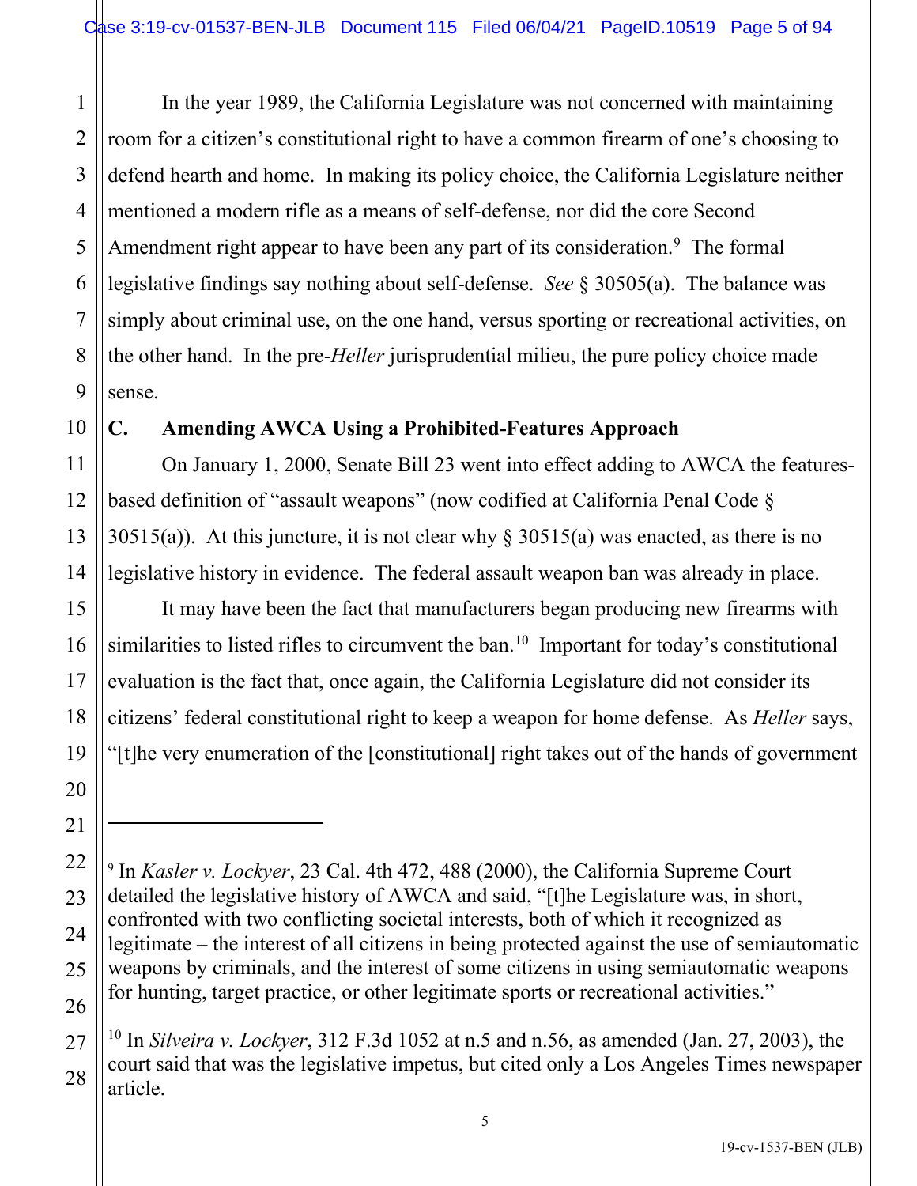In the year 1989, the California Legislature was not concerned with maintaining room for a citizen's constitutional right to have a common firearm of one's choosing to defend hearth and home. In making its policy choice, the California Legislature neither mentioned a modern rifle as a means of self-defense, nor did the core Second Amendment right appear to have been any part of its consideration.[9] The formal legislative findings say nothing about self-defense. *See* § 30505(a). The balance was simply about criminal use, on the one hand, versus sporting or recreational activities, on the other hand. In the pre-*Heller* jurisprudential milieu, the pure policy choice made sense.

## C. Amending AWCA Using a Prohibited-Features Approach

On January 1, 2000, Senate Bill 23 went into effect adding to AWCA the features-based definition of "assault weapons" (now codified at California Penal Code § 30515(a)). At this juncture, it is not clear why § 30515(a) was enacted, as there is no legislative history in evidence. The federal assault weapon ban was already in place.

It may have been the fact that manufacturers began producing new firearms with similarities to listed rifles to circumvent the ban.[10] Important for today's constitutional evaluation is the fact that, once again, the California Legislature did not consider its citizens' federal constitutional right to keep a weapon for home defense. As *Heller* says, "[t]he very enumeration of the [constitutional] right takes out of the hands of government

---

[9] In *Kasler v. Lockyer*, 23 Cal. 4th 472, 488 (2000), the California Supreme Court detailed the legislative history of AWCA and said, "[t]he Legislature was, in short, confronted with two conflicting societal interests, both of which it recognized as legitimate – the interest of all citizens in being protected against the use of semiautomatic weapons by criminals, and the interest of some citizens in using semiautomatic weapons for hunting, target practice, or other legitimate sports or recreational activities."

[10] In *Silveira v. Lockyer*, 312 F.3d 1052 at n.5 and n.56, as amended (Jan. 27, 2003), the court said that was the legislative impetus, but cited only a Los Angeles Times newspaper article.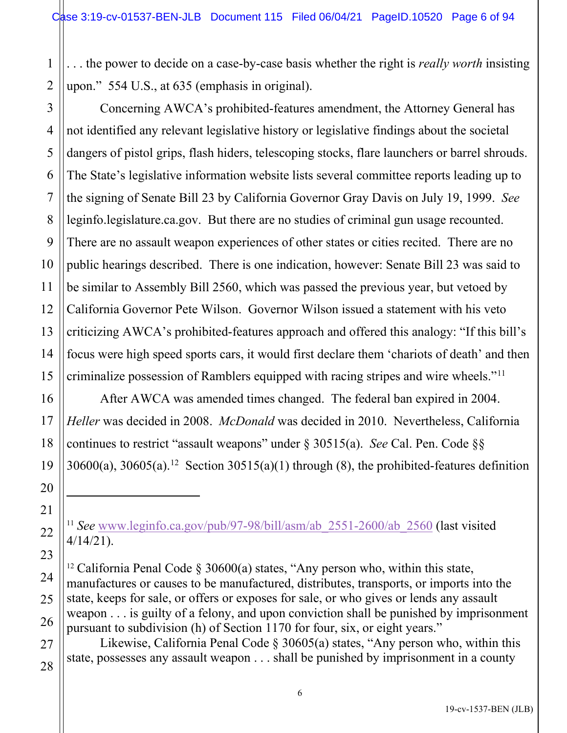. . . the power to decide on a case-by-case basis whether the right is *really worth* insisting upon." 554 U.S., at 635 (emphasis in original).

Concerning AWCA's prohibited-features amendment, the Attorney General has not identified any relevant legislative history or legislative findings about the societal dangers of pistol grips, flash hiders, telescoping stocks, flare launchers or barrel shrouds. The State's legislative information website lists several committee reports leading up to the signing of Senate Bill 23 by California Governor Gray Davis on July 19, 1999. *See* leginfo.legislature.ca.gov. But there are no studies of criminal gun usage recounted. There are no assault weapon experiences of other states or cities recited. There are no public hearings described. There is one indication, however: Senate Bill 23 was said to be similar to Assembly Bill 2560, which was passed the previous year, but vetoed by California Governor Pete Wilson. Governor Wilson issued a statement with his veto criticizing AWCA's prohibited-features approach and offered this analogy: "If this bill's focus were high speed sports cars, it would first declare them 'chariots of death' and then criminalize possession of Ramblers equipped with racing stripes and wire wheels."[11]

After AWCA was amended times changed. The federal ban expired in 2004. *Heller* was decided in 2008. *McDonald* was decided in 2010. Nevertheless, California continues to restrict "assault weapons" under § 30515(a). *See* Cal. Pen. Code §§ 30600(a), 30605(a).[12] Section 30515(a)(1) through (8), the prohibited-features definition

---

[11] *See* www.leginfo.ca.gov/pub/97-98/bill/asm/ab_2551-2600/ab_2560 (last visited 4/14/21).

[12] California Penal Code § 30600(a) states, "Any person who, within this state, manufactures or causes to be manufactured, distributes, transports, or imports into the state, keeps for sale, or offers or exposes for sale, or who gives or lends any assault weapon . . . is guilty of a felony, and upon conviction shall be punished by imprisonment pursuant to subdivision (h) of Section 1170 for four, six, or eight years."

Likewise, California Penal Code § 30605(a) states, "Any person who, within this state, possesses any assault weapon . . . shall be punished by imprisonment in a county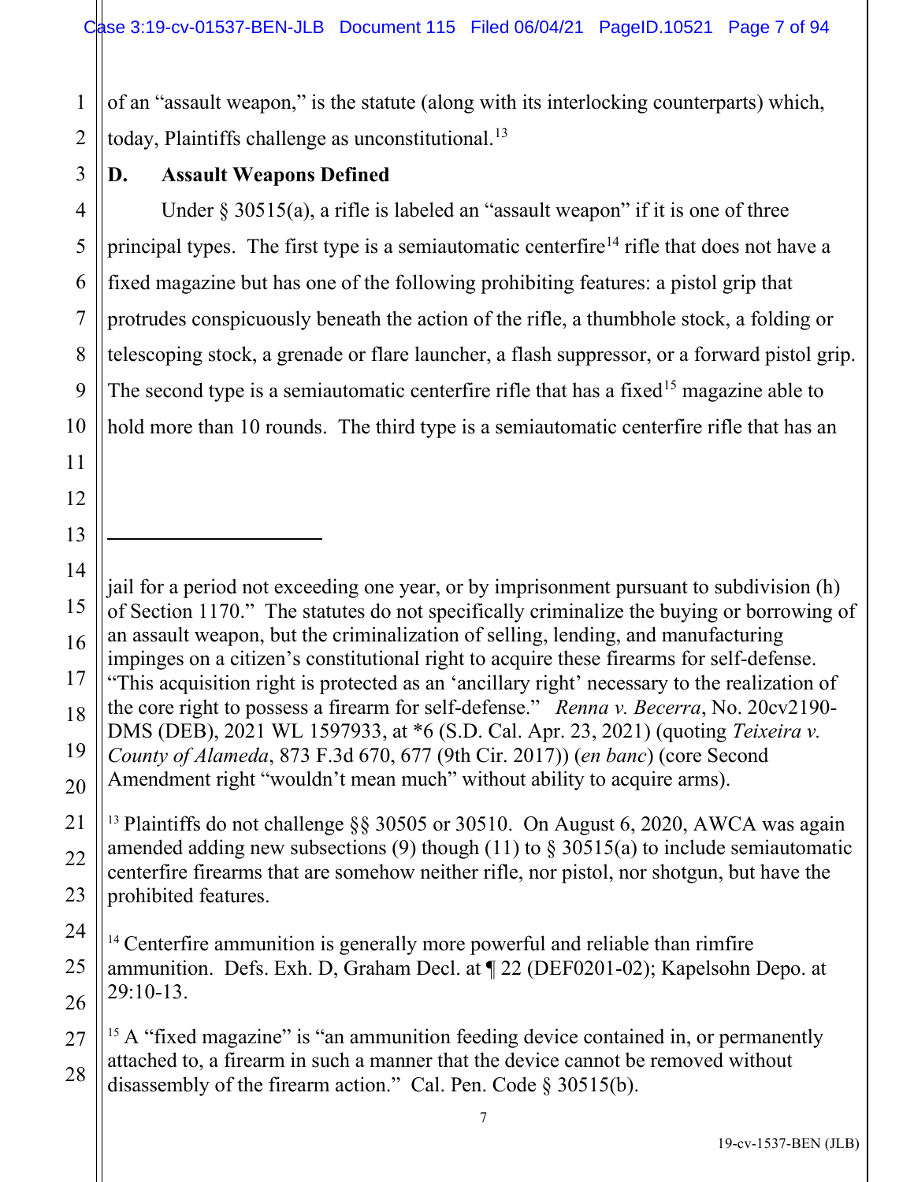of an "assault weapon," is the statute (along with its interlocking counterparts) which, today, Plaintiffs challenge as unconstitutional.[13]

### D. Assault Weapons Defined

Under § 30515(a), a rifle is labeled an "assault weapon" if it is one of three principal types. The first type is a semiautomatic centerfire[14] rifle that does not have a fixed magazine but has one of the following prohibiting features: a pistol grip that protrudes conspicuously beneath the action of the rifle, a thumbhole stock, a folding or telescoping stock, a grenade or flare launcher, a flash suppressor, or a forward pistol grip. The second type is a semiautomatic centerfire rifle that has a fixed[15] magazine able to hold more than 10 rounds. The third type is a semiautomatic centerfire rifle that has an

---

jail for a period not exceeding one year, or by imprisonment pursuant to subdivision (h) of Section 1170." The statutes do not specifically criminalize the buying or borrowing of an assault weapon, but the criminalization of selling, lending, and manufacturing impinges on a citizen's constitutional right to acquire these firearms for self-defense. "This acquisition right is protected as an 'ancillary right' necessary to the realization of the core right to possess a firearm for self-defense." *Renna v. Becerra*, No. 20cv2190-DMS (DEB), 2021 WL 1597933, at *6 (S.D. Cal. Apr. 23, 2021) (quoting *Teixeira v. County of Alameda*, 873 F.3d 670, 677 (9th Cir. 2017)) (*en banc*) (core Second Amendment right "wouldn't mean much" without ability to acquire arms).

[13] Plaintiffs do not challenge §§ 30505 or 30510. On August 6, 2020, AWCA was again amended adding new subsections (9) though (11) to § 30515(a) to include semiautomatic centerfire firearms that are somehow neither rifle, nor pistol, nor shotgun, but have the prohibited features.

[14] Centerfire ammunition is generally more powerful and reliable than rimfire ammunition. Defs. Exh. D, Graham Decl. at ¶ 22 (DEF0201-02); Kapelsohn Depo. at 29:10-13.

[15] A "fixed magazine" is "an ammunition feeding device contained in, or permanently attached to, a firearm in such a manner that the device cannot be removed without disassembly of the firearm action." Cal. Pen. Code § 30515(b).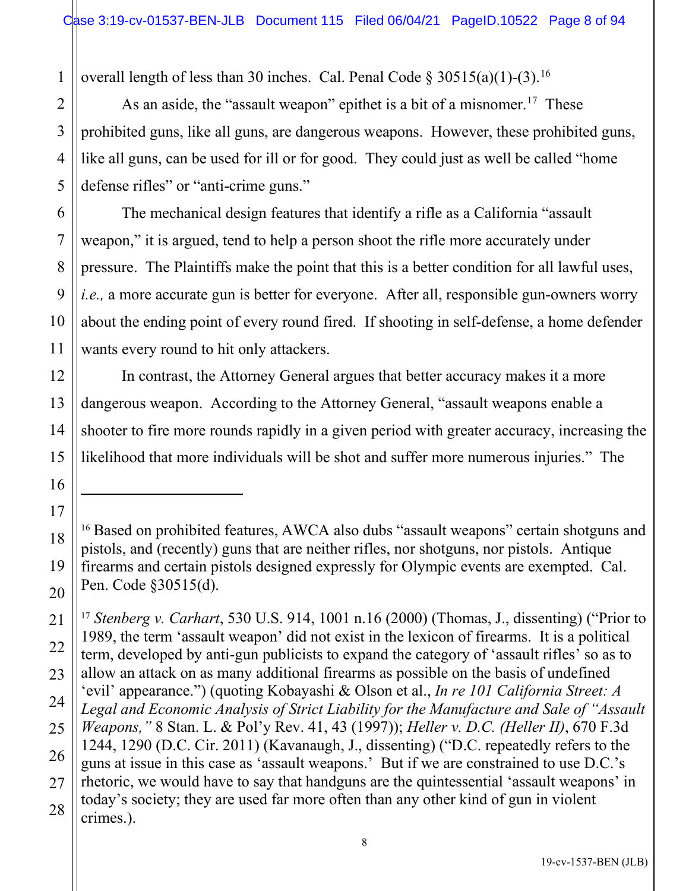overall length of less than 30 inches. Cal. Penal Code § 30515(a)(1)-(3).[16]

As an aside, the "assault weapon" epithet is a bit of a misnomer.[17] These prohibited guns, like all guns, are dangerous weapons. However, these prohibited guns, like all guns, can be used for ill or for good. They could just as well be called "home defense rifles" or "anti-crime guns."

The mechanical design features that identify a rifle as a California "assault weapon," it is argued, tend to help a person shoot the rifle more accurately under pressure. The Plaintiffs make the point that this is a better condition for all lawful uses, *i.e.,* a more accurate gun is better for everyone. After all, responsible gun-owners worry about the ending point of every round fired. If shooting in self-defense, a home defender wants every round to hit only attackers.

In contrast, the Attorney General argues that better accuracy makes it a more dangerous weapon. According to the Attorney General, "assault weapons enable a shooter to fire more rounds rapidly in a given period with greater accuracy, increasing the likelihood that more individuals will be shot and suffer more numerous injuries." The

---

[16] Based on prohibited features, AWCA also dubs "assault weapons" certain shotguns and pistols, and (recently) guns that are neither rifles, nor shotguns, nor pistols. Antique firearms and certain pistols designed expressly for Olympic events are exempted. Cal. Pen. Code §30515(d).

[17] *Stenberg v. Carhart*, 530 U.S. 914, 1001 n.16 (2000) (Thomas, J., dissenting) ("Prior to 1989, the term 'assault weapon' did not exist in the lexicon of firearms. It is a political term, developed by anti-gun publicists to expand the category of 'assault rifles' so as to allow an attack on as many additional firearms as possible on the basis of undefined 'evil' appearance.") (quoting Kobayashi & Olson et al., *In re 101 California Street: A Legal and Economic Analysis of Strict Liability for the Manufacture and Sale of "Assault Weapons,"* 8 Stan. L. & Pol'y Rev. 41, 43 (1997)); *Heller v. D.C. (Heller II)*, 670 F.3d 1244, 1290 (D.C. Cir. 2011) (Kavanaugh, J., dissenting) ("D.C. repeatedly refers to the guns at issue in this case as 'assault weapons.' But if we are constrained to use D.C.'s rhetoric, we would have to say that handguns are the quintessential 'assault weapons' in today's society; they are used far more often than any other kind of gun in violent crimes.).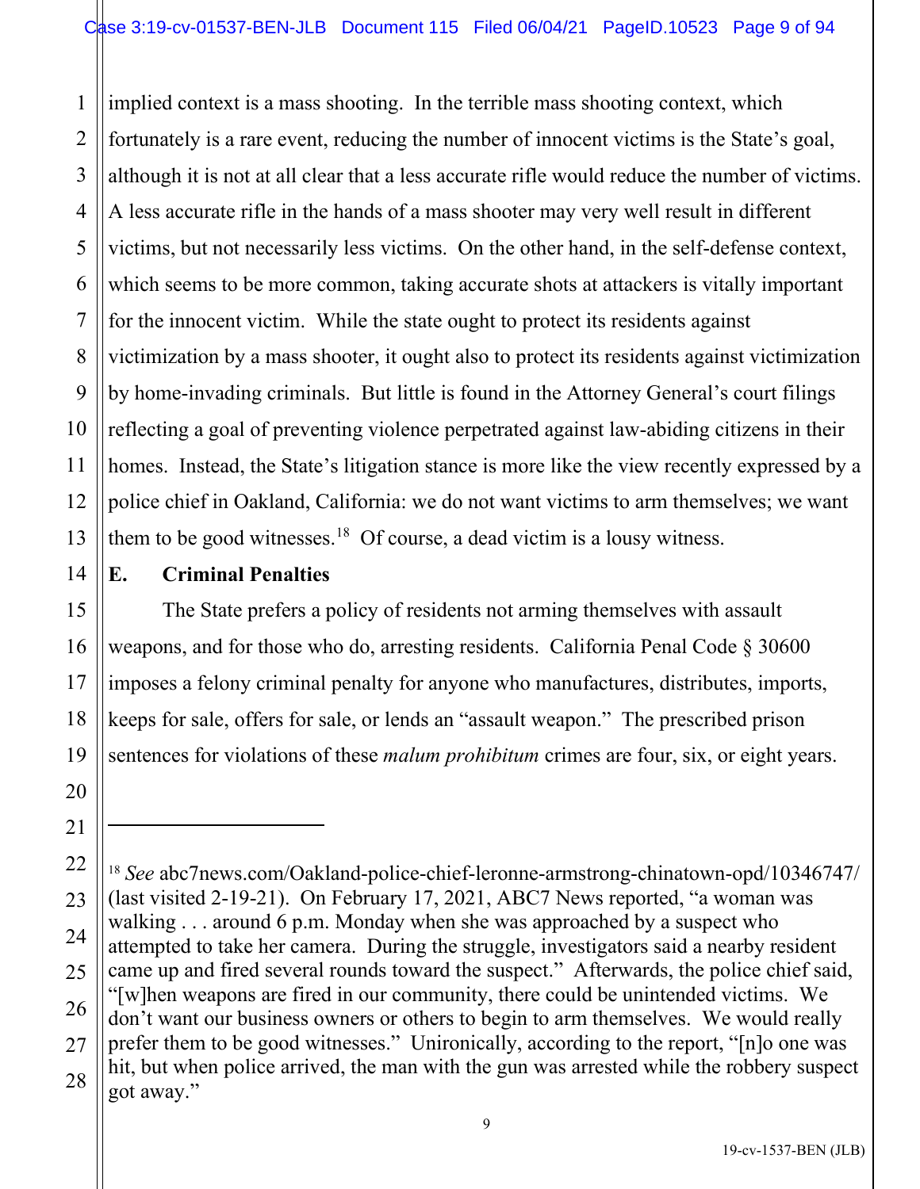implied context is a mass shooting. In the terrible mass shooting context, which fortunately is a rare event, reducing the number of innocent victims is the State's goal, although it is not at all clear that a less accurate rifle would reduce the number of victims. A less accurate rifle in the hands of a mass shooter may very well result in different victims, but not necessarily less victims. On the other hand, in the self-defense context, which seems to be more common, taking accurate shots at attackers is vitally important for the innocent victim. While the state ought to protect its residents against victimization by a mass shooter, it ought also to protect its residents against victimization by home-invading criminals. But little is found in the Attorney General's court filings reflecting a goal of preventing violence perpetrated against law-abiding citizens in their homes. Instead, the State's litigation stance is more like the view recently expressed by a police chief in Oakland, California: we do not want victims to arm themselves; we want them to be good witnesses.[18] Of course, a dead victim is a lousy witness.

**E. Criminal Penalties**

The State prefers a policy of residents not arming themselves with assault weapons, and for those who do, arresting residents. California Penal Code § 30600 imposes a felony criminal penalty for anyone who manufactures, distributes, imports, keeps for sale, offers for sale, or lends an "assault weapon." The prescribed prison sentences for violations of these *malum prohibitum* crimes are four, six, or eight years.

---

[18] *See* abc7news.com/Oakland-police-chief-leronne-armstrong-chinatown-opd/10346747/ (last visited 2-19-21). On February 17, 2021, ABC7 News reported, "a woman was walking . . . around 6 p.m. Monday when she was approached by a suspect who attempted to take her camera. During the struggle, investigators said a nearby resident came up and fired several rounds toward the suspect." Afterwards, the police chief said, "[w]hen weapons are fired in our community, there could be unintended victims. We don't want our business owners or others to begin to arm themselves. We would really prefer them to be good witnesses." Unironically, according to the report, "[n]o one was hit, but when police arrived, the man with the gun was arrested while the robbery suspect got away."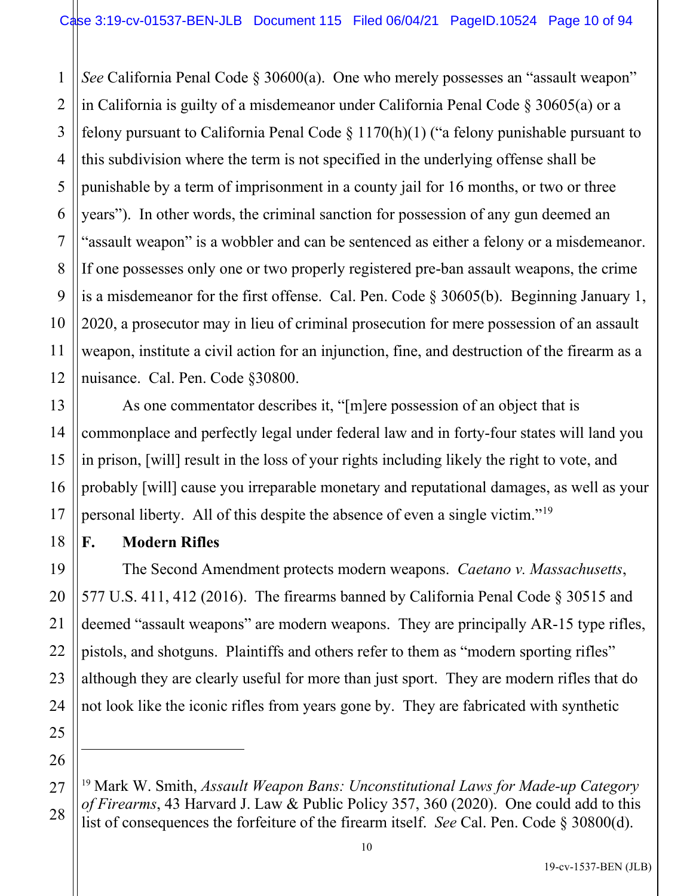*See* California Penal Code § 30600(a). One who merely possesses an "assault weapon" in California is guilty of a misdemeanor under California Penal Code § 30605(a) or a felony pursuant to California Penal Code § 1170(h)(1) ("a felony punishable pursuant to this subdivision where the term is not specified in the underlying offense shall be punishable by a term of imprisonment in a county jail for 16 months, or two or three years"). In other words, the criminal sanction for possession of any gun deemed an "assault weapon" is a wobbler and can be sentenced as either a felony or a misdemeanor. If one possesses only one or two properly registered pre-ban assault weapons, the crime is a misdemeanor for the first offense. Cal. Pen. Code § 30605(b). Beginning January 1, 2020, a prosecutor may in lieu of criminal prosecution for mere possession of an assault weapon, institute a civil action for an injunction, fine, and destruction of the firearm as a nuisance. Cal. Pen. Code §30800.

As one commentator describes it, "[m]ere possession of an object that is commonplace and perfectly legal under federal law and in forty-four states will land you in prison, [will] result in the loss of your rights including likely the right to vote, and probably [will] cause you irreparable monetary and reputational damages, as well as your personal liberty. All of this despite the absence of even a single victim."[19]

## F. Modern Rifles

The Second Amendment protects modern weapons. *Caetano v. Massachusetts*, 577 U.S. 411, 412 (2016). The firearms banned by California Penal Code § 30515 and deemed "assault weapons" are modern weapons. They are principally AR-15 type rifles, pistols, and shotguns. Plaintiffs and others refer to them as "modern sporting rifles" although they are clearly useful for more than just sport. They are modern rifles that do not look like the iconic rifles from years gone by. They are fabricated with synthetic

---

[19] Mark W. Smith, *Assault Weapon Bans: Unconstitutional Laws for Made-up Category of Firearms*, 43 Harvard J. Law & Public Policy 357, 360 (2020). One could add to this list of consequences the forfeiture of the firearm itself. *See* Cal. Pen. Code § 30800(d).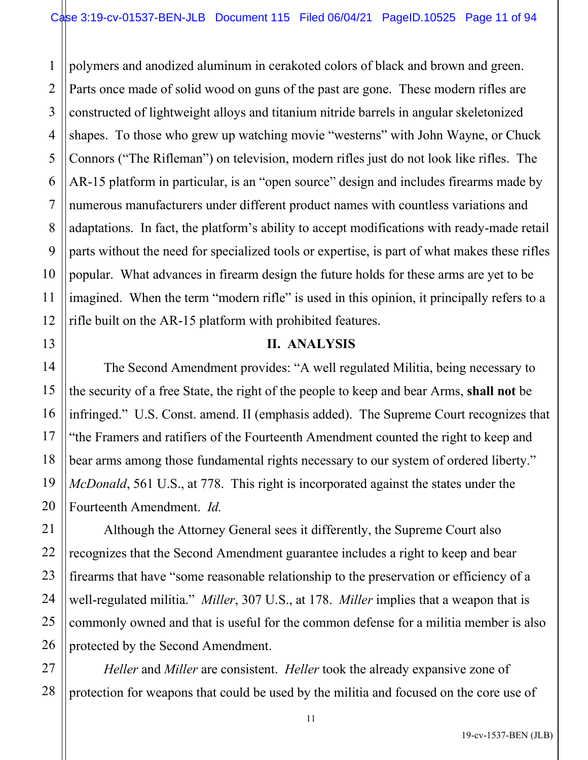polymers and anodized aluminum in cerakoted colors of black and brown and green. Parts once made of solid wood on guns of the past are gone. These modern rifles are constructed of lightweight alloys and titanium nitride barrels in angular skeletonized shapes. To those who grew up watching movie "westerns" with John Wayne, or Chuck Connors ("The Rifleman") on television, modern rifles just do not look like rifles. The AR-15 platform in particular, is an "open source" design and includes firearms made by numerous manufacturers under different product names with countless variations and adaptations. In fact, the platform's ability to accept modifications with ready-made retail parts without the need for specialized tools or expertise, is part of what makes these rifles popular. What advances in firearm design the future holds for these arms are yet to be imagined. When the term "modern rifle" is used in this opinion, it principally refers to a rifle built on the AR-15 platform with prohibited features.

## II. ANALYSIS

The Second Amendment provides: "A well regulated Militia, being necessary to the security of a free State, the right of the people to keep and bear Arms, **shall not** be infringed." U.S. Const. amend. II (emphasis added). The Supreme Court recognizes that "the Framers and ratifiers of the Fourteenth Amendment counted the right to keep and bear arms among those fundamental rights necessary to our system of ordered liberty." *McDonald*, 561 U.S., at 778. This right is incorporated against the states under the Fourteenth Amendment. *Id.*

Although the Attorney General sees it differently, the Supreme Court also recognizes that the Second Amendment guarantee includes a right to keep and bear firearms that have "some reasonable relationship to the preservation or efficiency of a well-regulated militia." *Miller*, 307 U.S., at 178. *Miller* implies that a weapon that is commonly owned and that is useful for the common defense for a militia member is also protected by the Second Amendment.

*Heller* and *Miller* are consistent. *Heller* took the already expansive zone of protection for weapons that could be used by the militia and focused on the core use of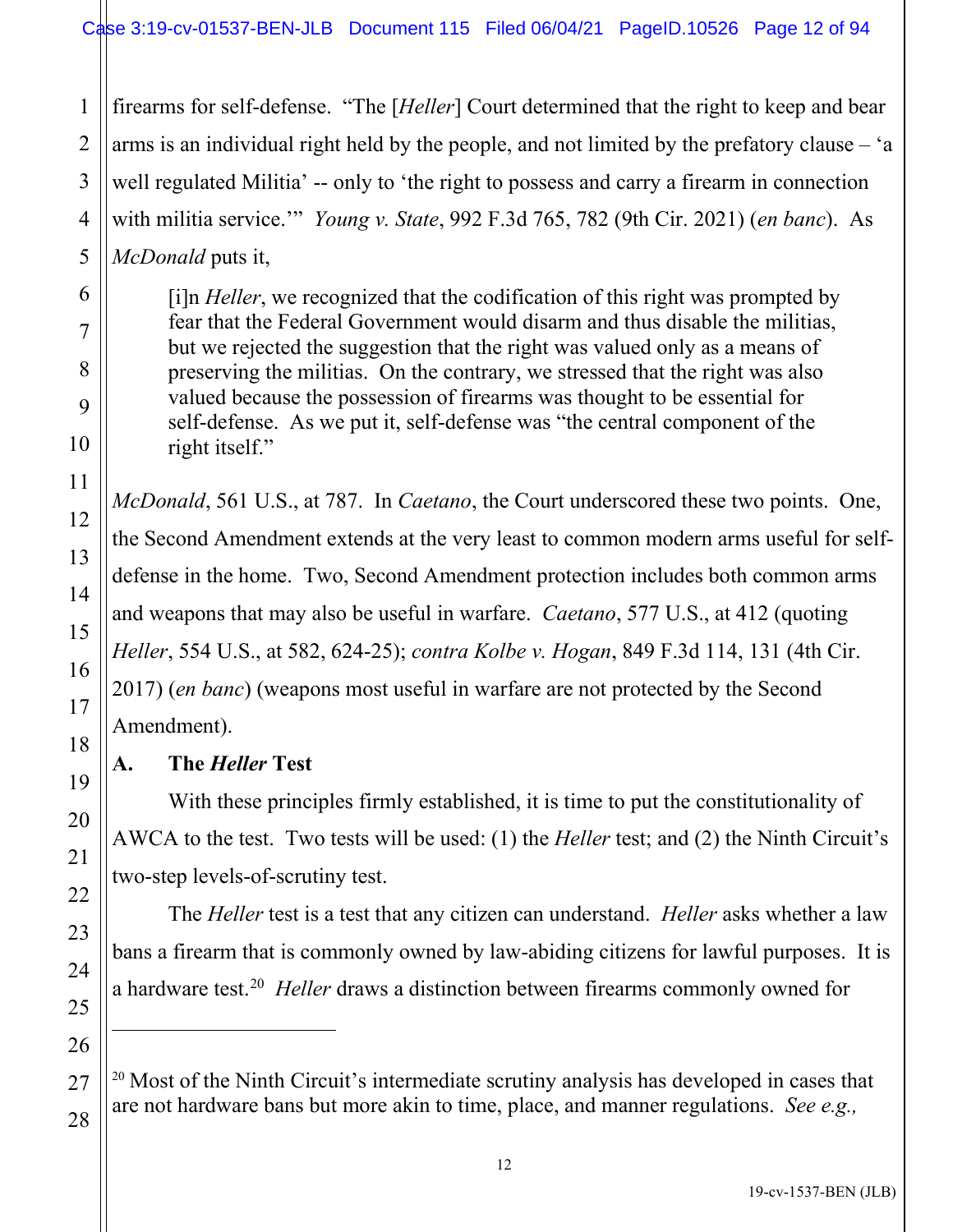firearms for self-defense. "The [*Heller*] Court determined that the right to keep and bear arms is an individual right held by the people, and not limited by the prefatory clause – 'a well regulated Militia' -- only to 'the right to possess and carry a firearm in connection with militia service.'" *Young v. State*, 992 F.3d 765, 782 (9th Cir. 2021) (*en banc*). As *McDonald* puts it,

> [i]n *Heller*, we recognized that the codification of this right was prompted by fear that the Federal Government would disarm and thus disable the militias, but we rejected the suggestion that the right was valued only as a means of preserving the militias. On the contrary, we stressed that the right was also valued because the possession of firearms was thought to be essential for self-defense. As we put it, self-defense was "the central component of the right itself."

*McDonald*, 561 U.S., at 787. In *Caetano*, the Court underscored these two points. One, the Second Amendment extends at the very least to common modern arms useful for self-defense in the home. Two, Second Amendment protection includes both common arms and weapons that may also be useful in warfare. *Caetano*, 577 U.S., at 412 (quoting *Heller*, 554 U.S., at 582, 624-25); *contra Kolbe v. Hogan*, 849 F.3d 114, 131 (4th Cir. 2017) (*en banc*) (weapons most useful in warfare are not protected by the Second Amendment).

### A. The *Heller* Test

With these principles firmly established, it is time to put the constitutionality of AWCA to the test. Two tests will be used: (1) the *Heller* test; and (2) the Ninth Circuit's two-step levels-of-scrutiny test.

The *Heller* test is a test that any citizen can understand. *Heller* asks whether a law bans a firearm that is commonly owned by law-abiding citizens for lawful purposes. It is a hardware test.[20] *Heller* draws a distinction between firearms commonly owned for

---

[20] Most of the Ninth Circuit's intermediate scrutiny analysis has developed in cases that are not hardware bans but more akin to time, place, and manner regulations. *See e.g.,*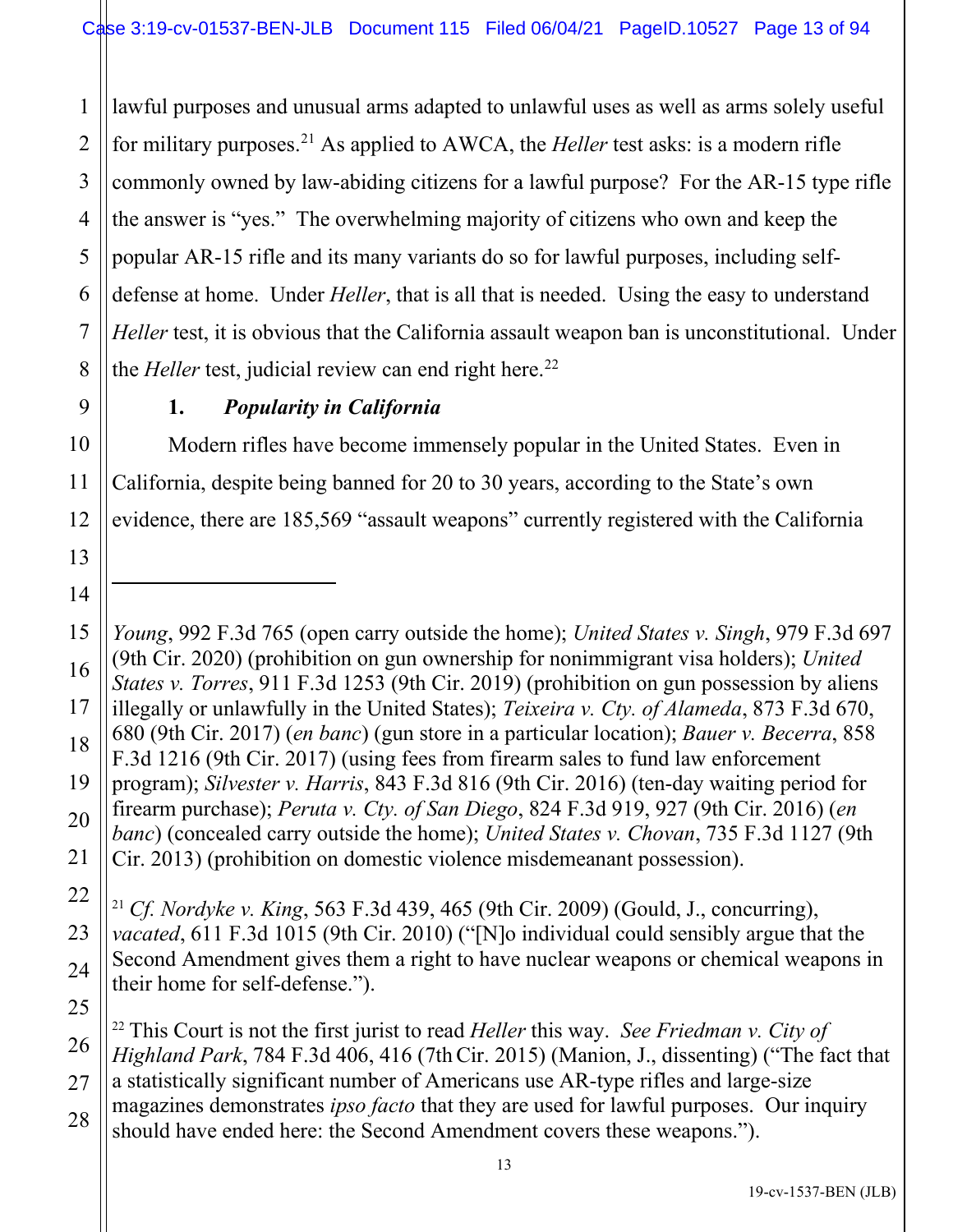lawful purposes and unusual arms adapted to unlawful uses as well as arms solely useful for military purposes.[21] As applied to AWCA, the *Heller* test asks: is a modern rifle commonly owned by law-abiding citizens for a lawful purpose? For the AR-15 type rifle the answer is "yes." The overwhelming majority of citizens who own and keep the popular AR-15 rifle and its many variants do so for lawful purposes, including self-defense at home. Under *Heller*, that is all that is needed. Using the easy to understand *Heller* test, it is obvious that the California assault weapon ban is unconstitutional. Under the *Heller* test, judicial review can end right here.[22]

### 1. *Popularity in California*

Modern rifles have become immensely popular in the United States. Even in California, despite being banned for 20 to 30 years, according to the State's own evidence, there are 185,569 "assault weapons" currently registered with the California

---

*Young*, 992 F.3d 765 (open carry outside the home); *United States v. Singh*, 979 F.3d 697 (9th Cir. 2020) (prohibition on gun ownership for nonimmigrant visa holders); *United States v. Torres*, 911 F.3d 1253 (9th Cir. 2019) (prohibition on gun possession by aliens illegally or unlawfully in the United States); *Teixeira v. Cty. of Alameda*, 873 F.3d 670, 680 (9th Cir. 2017) (*en banc*) (gun store in a particular location); *Bauer v. Becerra*, 858 F.3d 1216 (9th Cir. 2017) (using fees from firearm sales to fund law enforcement program); *Silvester v. Harris*, 843 F.3d 816 (9th Cir. 2016) (ten-day waiting period for firearm purchase); *Peruta v. Cty. of San Diego*, 824 F.3d 919, 927 (9th Cir. 2016) (*en banc*) (concealed carry outside the home); *United States v. Chovan*, 735 F.3d 1127 (9th Cir. 2013) (prohibition on domestic violence misdemeanant possession).

[21] *Cf. Nordyke v. King*, 563 F.3d 439, 465 (9th Cir. 2009) (Gould, J., concurring), *vacated*, 611 F.3d 1015 (9th Cir. 2010) ("[N]o individual could sensibly argue that the Second Amendment gives them a right to have nuclear weapons or chemical weapons in their home for self-defense.").

[22] This Court is not the first jurist to read *Heller* this way. *See Friedman v. City of Highland Park*, 784 F.3d 406, 416 (7th Cir. 2015) (Manion, J., dissenting) ("The fact that a statistically significant number of Americans use AR-type rifles and large-size magazines demonstrates *ipso facto* that they are used for lawful purposes. Our inquiry should have ended here: the Second Amendment covers these weapons.").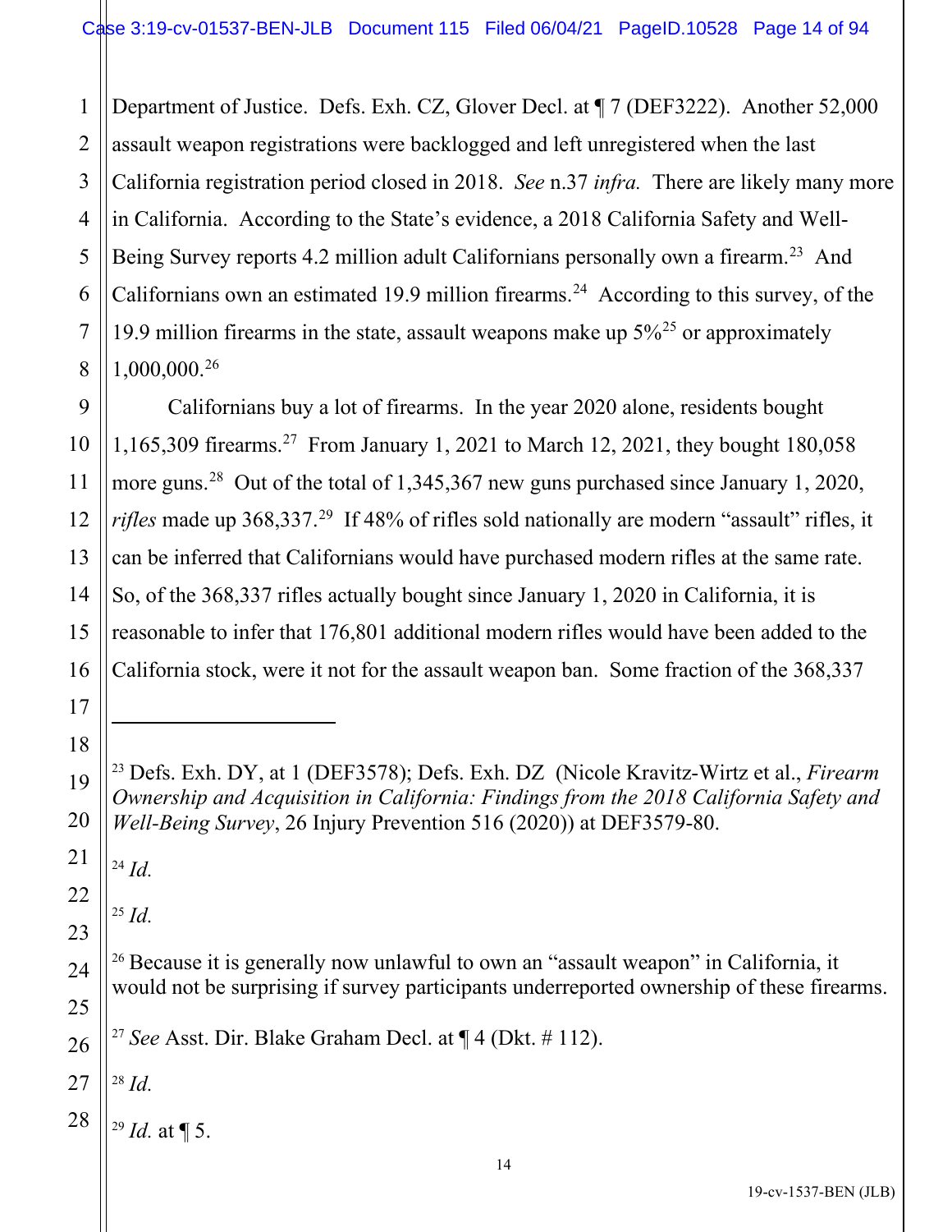Department of Justice. Defs. Exh. CZ, Glover Decl. at ¶ 7 (DEF3222). Another 52,000 assault weapon registrations were backlogged and left unregistered when the last California registration period closed in 2018. *See* n.37 *infra.* There are likely many more in California. According to the State's evidence, a 2018 California Safety and Well-Being Survey reports 4.2 million adult Californians personally own a firearm.[23] And Californians own an estimated 19.9 million firearms.[24] According to this survey, of the 19.9 million firearms in the state, assault weapons make up 5%[25] or approximately 1,000,000.[26]

Californians buy a lot of firearms. In the year 2020 alone, residents bought 1,165,309 firearms.[27] From January 1, 2021 to March 12, 2021, they bought 180,058 more guns.[28] Out of the total of 1,345,367 new guns purchased since January 1, 2020, *rifles* made up 368,337.[29] If 48% of rifles sold nationally are modern "assault" rifles, it can be inferred that Californians would have purchased modern rifles at the same rate. So, of the 368,337 rifles actually bought since January 1, 2020 in California, it is reasonable to infer that 176,801 additional modern rifles would have been added to the California stock, were it not for the assault weapon ban. Some fraction of the 368,337

---

[23] Defs. Exh. DY, at 1 (DEF3578); Defs. Exh. DZ (Nicole Kravitz-Wirtz et al., *Firearm Ownership and Acquisition in California: Findings from the 2018 California Safety and Well-Being Survey*, 26 Injury Prevention 516 (2020)) at DEF3579-80.

[24] *Id.*

[25] *Id.*

[26] Because it is generally now unlawful to own an "assault weapon" in California, it would not be surprising if survey participants underreported ownership of these firearms.

[27] *See* Asst. Dir. Blake Graham Decl. at ¶ 4 (Dkt. # 112).

[28] *Id.*

[29] *Id.* at ¶ 5.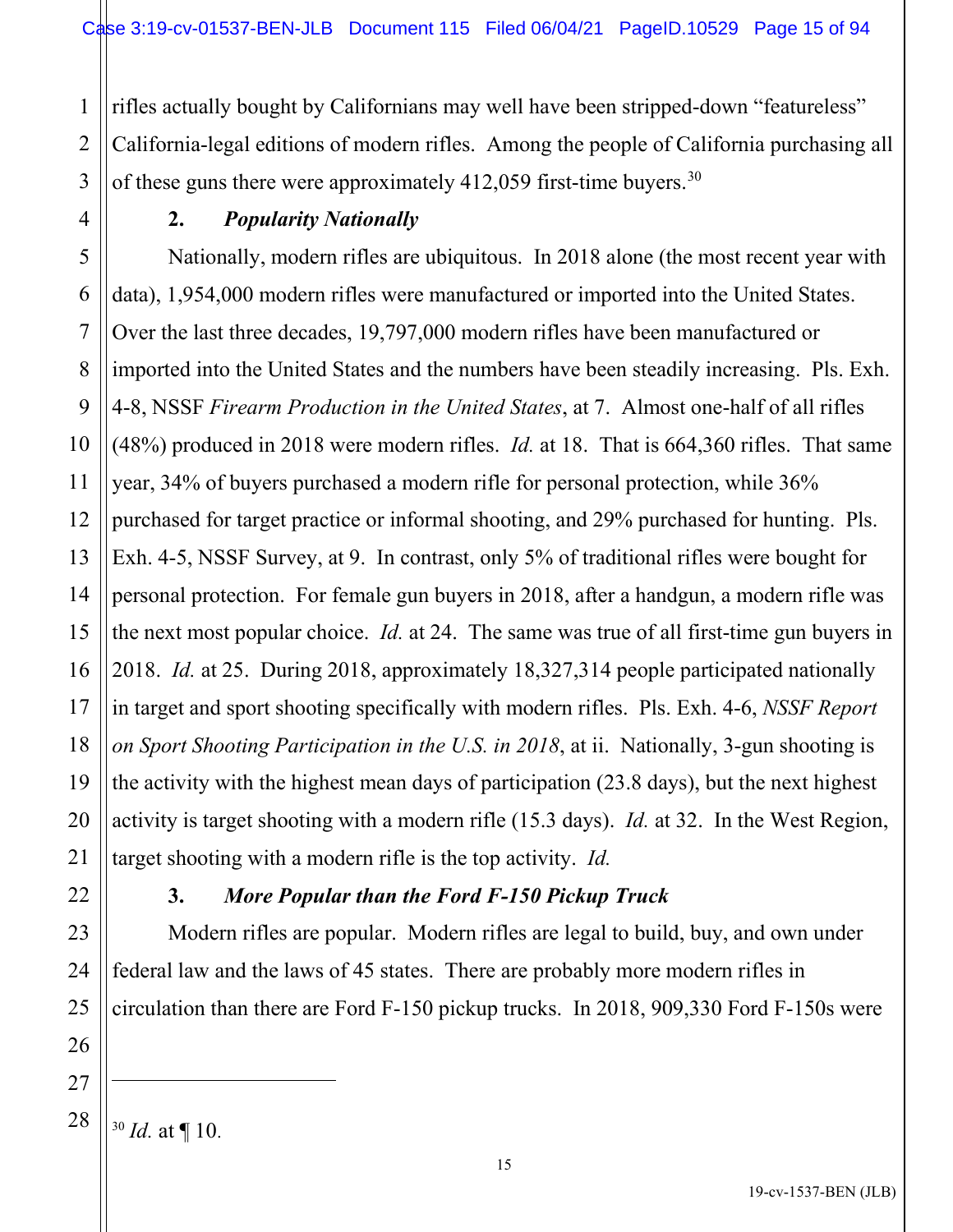rifles actually bought by Californians may well have been stripped-down "featureless" California-legal editions of modern rifles. Among the people of California purchasing all of these guns there were approximately 412,059 first-time buyers.[30]

### 2. *Popularity Nationally*

Nationally, modern rifles are ubiquitous. In 2018 alone (the most recent year with data), 1,954,000 modern rifles were manufactured or imported into the United States. Over the last three decades, 19,797,000 modern rifles have been manufactured or imported into the United States and the numbers have been steadily increasing. Pls. Exh. 4-8, NSSF *Firearm Production in the United States*, at 7. Almost one-half of all rifles (48%) produced in 2018 were modern rifles. *Id.* at 18. That is 664,360 rifles. That same year, 34% of buyers purchased a modern rifle for personal protection, while 36% purchased for target practice or informal shooting, and 29% purchased for hunting. Pls. Exh. 4-5, NSSF Survey, at 9. In contrast, only 5% of traditional rifles were bought for personal protection. For female gun buyers in 2018, after a handgun, a modern rifle was the next most popular choice. *Id.* at 24. The same was true of all first-time gun buyers in 2018. *Id.* at 25. During 2018, approximately 18,327,314 people participated nationally in target and sport shooting specifically with modern rifles. Pls. Exh. 4-6, *NSSF Report on Sport Shooting Participation in the U.S. in 2018*, at ii. Nationally, 3-gun shooting is the activity with the highest mean days of participation (23.8 days), but the next highest activity is target shooting with a modern rifle (15.3 days). *Id.* at 32. In the West Region, target shooting with a modern rifle is the top activity. *Id.*

### 3. *More Popular than the Ford F-150 Pickup Truck*

Modern rifles are popular. Modern rifles are legal to build, buy, and own under federal law and the laws of 45 states. There are probably more modern rifles in circulation than there are Ford F-150 pickup trucks. In 2018, 909,330 Ford F-150s were

---

[30] *Id.* at ¶ 10.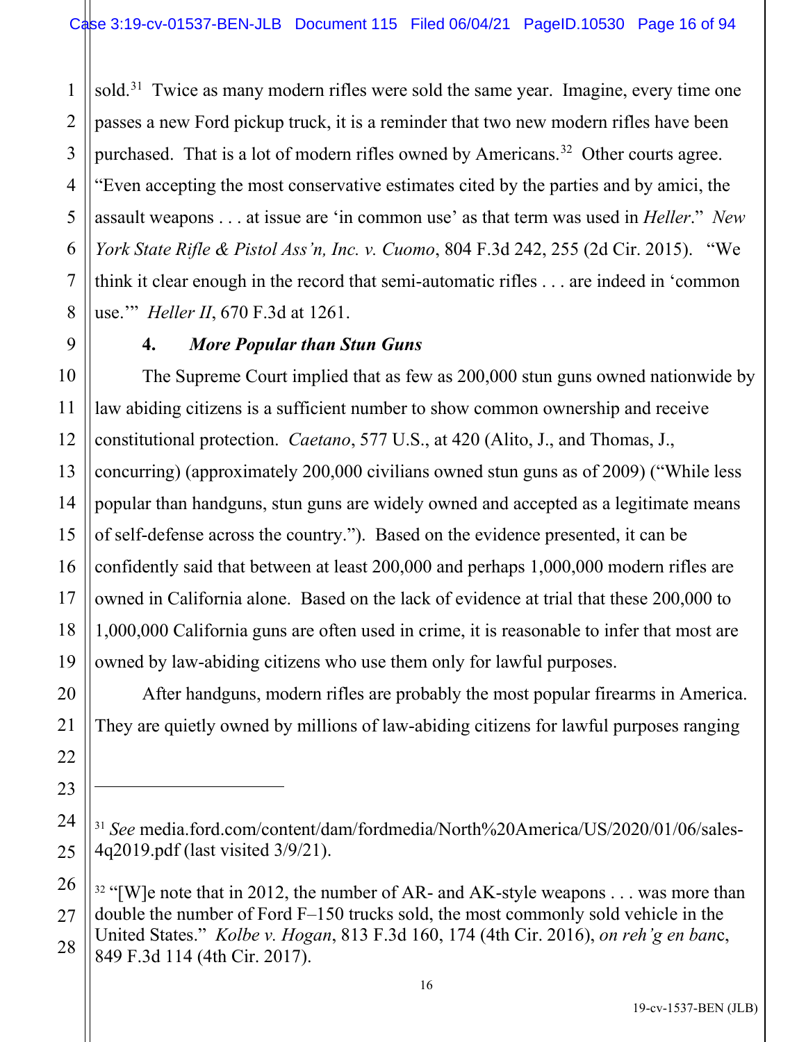sold.[31] Twice as many modern rifles were sold the same year. Imagine, every time one passes a new Ford pickup truck, it is a reminder that two new modern rifles have been purchased. That is a lot of modern rifles owned by Americans.[32] Other courts agree. "Even accepting the most conservative estimates cited by the parties and by amici, the assault weapons . . . at issue are 'in common use' as that term was used in *Heller*." *New York State Rifle & Pistol Ass'n, Inc. v. Cuomo*, 804 F.3d 242, 255 (2d Cir. 2015). "We think it clear enough in the record that semi-automatic rifles . . . are indeed in 'common use.'" *Heller II*, 670 F.3d at 1261.

### 4. *More Popular than Stun Guns*

The Supreme Court implied that as few as 200,000 stun guns owned nationwide by law abiding citizens is a sufficient number to show common ownership and receive constitutional protection. *Caetano*, 577 U.S., at 420 (Alito, J., and Thomas, J., concurring) (approximately 200,000 civilians owned stun guns as of 2009) ("While less popular than handguns, stun guns are widely owned and accepted as a legitimate means of self-defense across the country."). Based on the evidence presented, it can be confidently said that between at least 200,000 and perhaps 1,000,000 modern rifles are owned in California alone. Based on the lack of evidence at trial that these 200,000 to 1,000,000 California guns are often used in crime, it is reasonable to infer that most are owned by law-abiding citizens who use them only for lawful purposes.

After handguns, modern rifles are probably the most popular firearms in America. They are quietly owned by millions of law-abiding citizens for lawful purposes ranging

---

[31] *See* media.ford.com/content/dam/fordmedia/North%20America/US/2020/01/06/sales-4q2019.pdf (last visited 3/9/21).

[32] "[W]e note that in 2012, the number of AR- and AK-style weapons . . . was more than double the number of Ford F–150 trucks sold, the most commonly sold vehicle in the United States." *Kolbe v. Hogan*, 813 F.3d 160, 174 (4th Cir. 2016), *on reh'g en banc*, 849 F.3d 114 (4th Cir. 2017).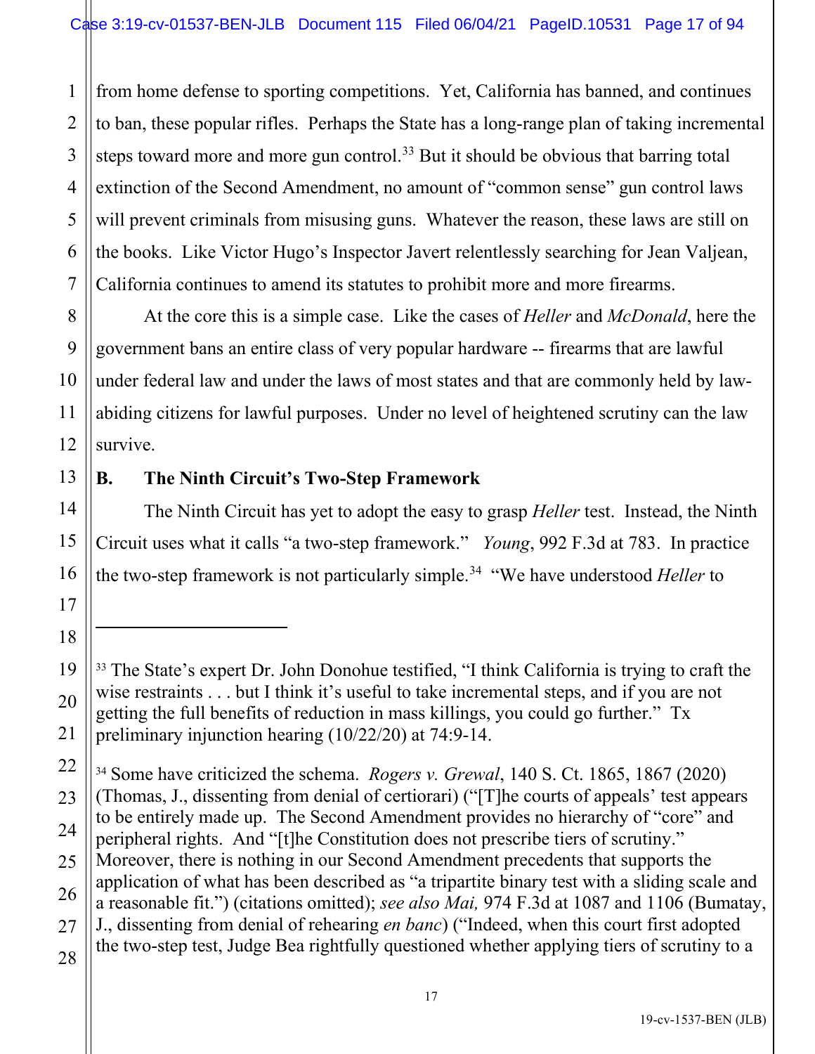from home defense to sporting competitions. Yet, California has banned, and continues to ban, these popular rifles. Perhaps the State has a long-range plan of taking incremental steps toward more and more gun control.[33] But it should be obvious that barring total extinction of the Second Amendment, no amount of "common sense" gun control laws will prevent criminals from misusing guns. Whatever the reason, these laws are still on the books. Like Victor Hugo's Inspector Javert relentlessly searching for Jean Valjean, California continues to amend its statutes to prohibit more and more firearms.

At the core this is a simple case. Like the cases of *Heller* and *McDonald*, here the government bans an entire class of very popular hardware -- firearms that are lawful under federal law and under the laws of most states and that are commonly held by law-abiding citizens for lawful purposes. Under no level of heightened scrutiny can the law survive.

### B. The Ninth Circuit's Two-Step Framework

The Ninth Circuit has yet to adopt the easy to grasp *Heller* test. Instead, the Ninth Circuit uses what it calls "a two-step framework." *Young*, 992 F.3d at 783. In practice the two-step framework is not particularly simple.[34] "We have understood *Heller* to

---

[33] The State's expert Dr. John Donohue testified, "I think California is trying to craft the wise restraints . . . but I think it's useful to take incremental steps, and if you are not getting the full benefits of reduction in mass killings, you could go further." Tx preliminary injunction hearing (10/22/20) at 74:9-14.

[34] Some have criticized the schema. *Rogers v. Grewal*, 140 S. Ct. 1865, 1867 (2020) (Thomas, J., dissenting from denial of certiorari) ("[T]he courts of appeals' test appears to be entirely made up. The Second Amendment provides no hierarchy of "core" and peripheral rights. And "[t]he Constitution does not prescribe tiers of scrutiny." Moreover, there is nothing in our Second Amendment precedents that supports the application of what has been described as "a tripartite binary test with a sliding scale and a reasonable fit.") (citations omitted); *see also Mai,* 974 F.3d at 1087 and 1106 (Bumatay, J., dissenting from denial of rehearing *en banc*) ("Indeed, when this court first adopted the two-step test, Judge Bea rightfully questioned whether applying tiers of scrutiny to a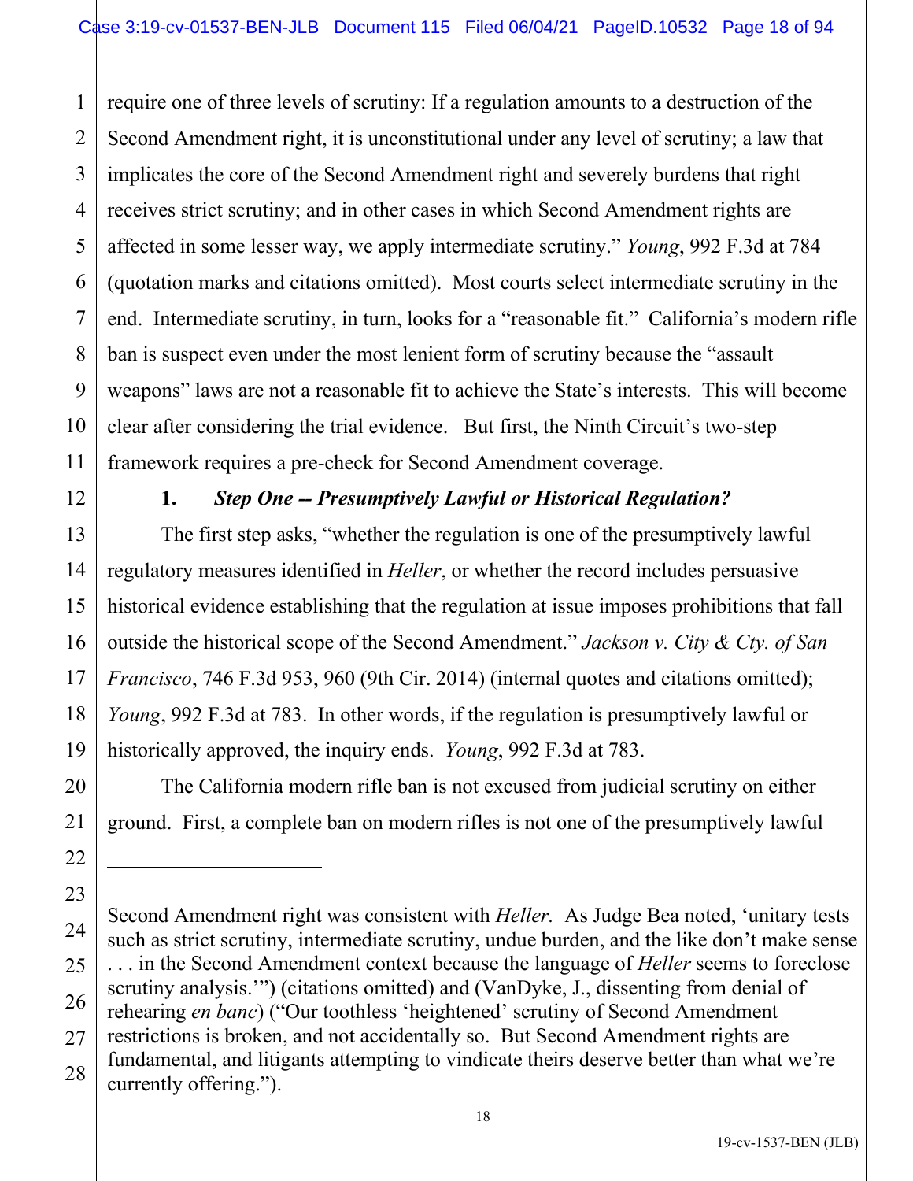require one of three levels of scrutiny: If a regulation amounts to a destruction of the Second Amendment right, it is unconstitutional under any level of scrutiny; a law that implicates the core of the Second Amendment right and severely burdens that right receives strict scrutiny; and in other cases in which Second Amendment rights are affected in some lesser way, we apply intermediate scrutiny." *Young*, 992 F.3d at 784 (quotation marks and citations omitted). Most courts select intermediate scrutiny in the end. Intermediate scrutiny, in turn, looks for a "reasonable fit." California's modern rifle ban is suspect even under the most lenient form of scrutiny because the "assault weapons" laws are not a reasonable fit to achieve the State's interests. This will become clear after considering the trial evidence. But first, the Ninth Circuit's two-step framework requires a pre-check for Second Amendment coverage.

### 1. *Step One -- Presumptively Lawful or Historical Regulation?*

The first step asks, "whether the regulation is one of the presumptively lawful regulatory measures identified in *Heller*, or whether the record includes persuasive historical evidence establishing that the regulation at issue imposes prohibitions that fall outside the historical scope of the Second Amendment." *Jackson v. City & Cty. of San Francisco*, 746 F.3d 953, 960 (9th Cir. 2014) (internal quotes and citations omitted); *Young*, 992 F.3d at 783. In other words, if the regulation is presumptively lawful or historically approved, the inquiry ends. *Young*, 992 F.3d at 783.

The California modern rifle ban is not excused from judicial scrutiny on either ground. First, a complete ban on modern rifles is not one of the presumptively lawful

---

Second Amendment right was consistent with *Heller.* As Judge Bea noted, 'unitary tests such as strict scrutiny, intermediate scrutiny, undue burden, and the like don't make sense . . . in the Second Amendment context because the language of *Heller* seems to foreclose scrutiny analysis.'") (citations omitted) and (VanDyke, J., dissenting from denial of rehearing *en banc*) ("Our toothless 'heightened' scrutiny of Second Amendment restrictions is broken, and not accidentally so. But Second Amendment rights are fundamental, and litigants attempting to vindicate theirs deserve better than what we're currently offering.").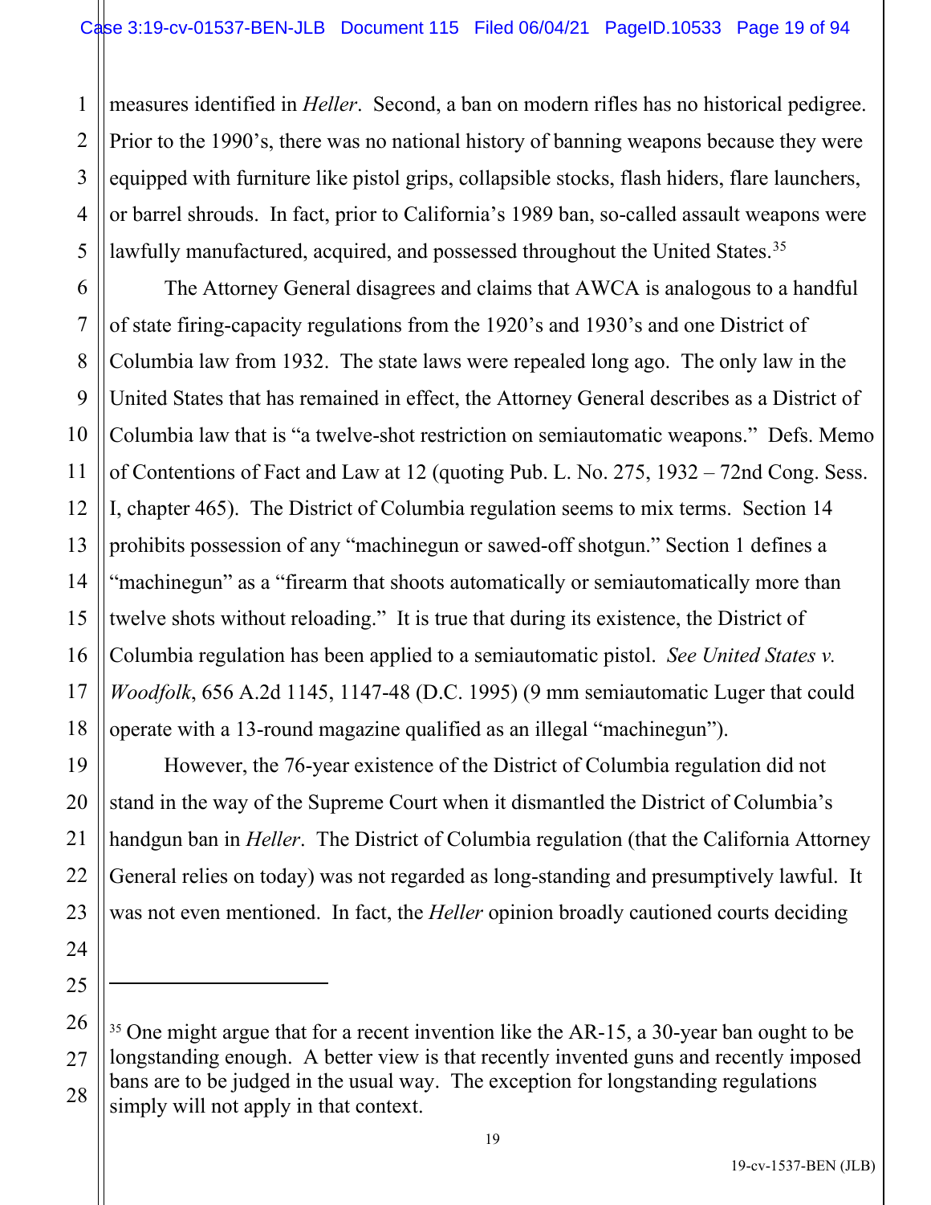measures identified in *Heller*. Second, a ban on modern rifles has no historical pedigree. Prior to the 1990's, there was no national history of banning weapons because they were equipped with furniture like pistol grips, collapsible stocks, flash hiders, flare launchers, or barrel shrouds. In fact, prior to California's 1989 ban, so-called assault weapons were lawfully manufactured, acquired, and possessed throughout the United States.[35]

The Attorney General disagrees and claims that AWCA is analogous to a handful of state firing-capacity regulations from the 1920's and 1930's and one District of Columbia law from 1932. The state laws were repealed long ago. The only law in the United States that has remained in effect, the Attorney General describes as a District of Columbia law that is "a twelve-shot restriction on semiautomatic weapons." Defs. Memo of Contentions of Fact and Law at 12 (quoting Pub. L. No. 275, 1932 – 72nd Cong. Sess. I, chapter 465). The District of Columbia regulation seems to mix terms. Section 14 prohibits possession of any "machinegun or sawed-off shotgun." Section 1 defines a "machinegun" as a "firearm that shoots automatically or semiautomatically more than twelve shots without reloading." It is true that during its existence, the District of Columbia regulation has been applied to a semiautomatic pistol. *See United States v. Woodfolk*, 656 A.2d 1145, 1147-48 (D.C. 1995) (9 mm semiautomatic Luger that could operate with a 13-round magazine qualified as an illegal "machinegun").

However, the 76-year existence of the District of Columbia regulation did not stand in the way of the Supreme Court when it dismantled the District of Columbia's handgun ban in *Heller*. The District of Columbia regulation (that the California Attorney General relies on today) was not regarded as long-standing and presumptively lawful. It was not even mentioned. In fact, the *Heller* opinion broadly cautioned courts deciding

---

[35] One might argue that for a recent invention like the AR-15, a 30-year ban ought to be longstanding enough. A better view is that recently invented guns and recently imposed bans are to be judged in the usual way. The exception for longstanding regulations simply will not apply in that context.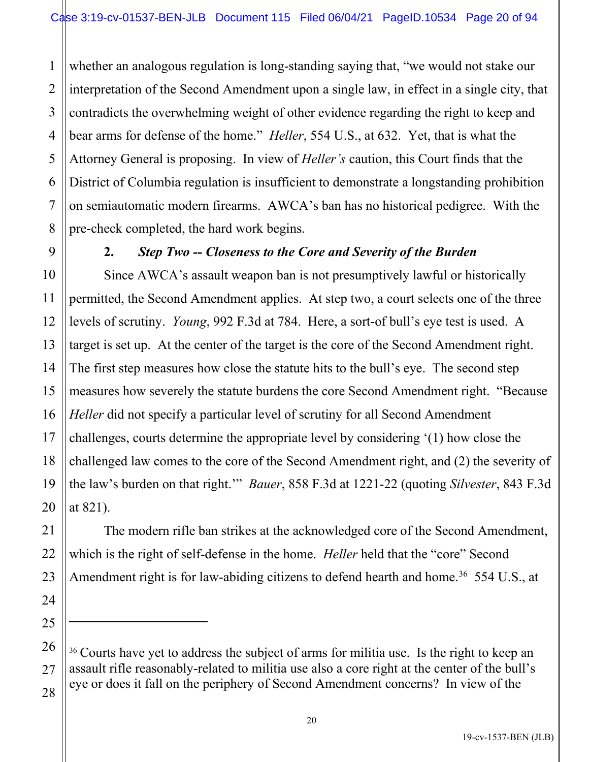whether an analogous regulation is long-standing saying that, "we would not stake our interpretation of the Second Amendment upon a single law, in effect in a single city, that contradicts the overwhelming weight of other evidence regarding the right to keep and bear arms for defense of the home." *Heller*, 554 U.S., at 632. Yet, that is what the Attorney General is proposing. In view of *Heller's* caution, this Court finds that the District of Columbia regulation is insufficient to demonstrate a longstanding prohibition on semiautomatic modern firearms. AWCA's ban has no historical pedigree. With the pre-check completed, the hard work begins.

**2. *Step Two -- Closeness to the Core and Severity of the Burden***

Since AWCA's assault weapon ban is not presumptively lawful or historically permitted, the Second Amendment applies. At step two, a court selects one of the three levels of scrutiny. *Young*, 992 F.3d at 784. Here, a sort-of bull's eye test is used. A target is set up. At the center of the target is the core of the Second Amendment right. The first step measures how close the statute hits to the bull's eye. The second step measures how severely the statute burdens the core Second Amendment right. "Because *Heller* did not specify a particular level of scrutiny for all Second Amendment challenges, courts determine the appropriate level by considering '(1) how close the challenged law comes to the core of the Second Amendment right, and (2) the severity of the law's burden on that right.'" *Bauer*, 858 F.3d at 1221-22 (quoting *Silvester*, 843 F.3d at 821).

The modern rifle ban strikes at the acknowledged core of the Second Amendment, which is the right of self-defense in the home. *Heller* held that the "core" Second Amendment right is for law-abiding citizens to defend hearth and home.[36] 554 U.S., at

---

[36] Courts have yet to address the subject of arms for militia use. Is the right to keep an assault rifle reasonably-related to militia use also a core right at the center of the bull's eye or does it fall on the periphery of Second Amendment concerns? In view of the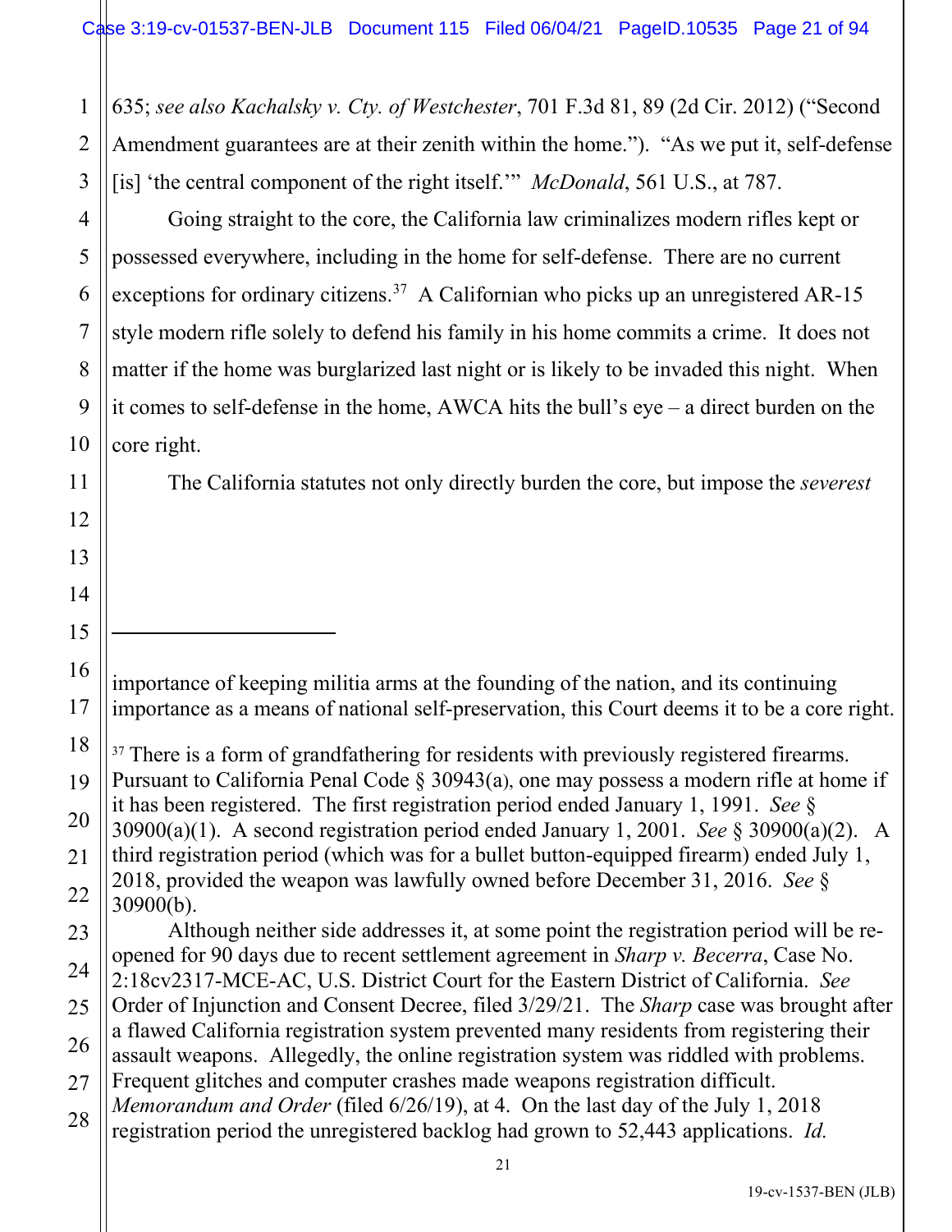635; *see also Kachalsky v. Cty. of Westchester*, 701 F.3d 81, 89 (2d Cir. 2012) ("Second Amendment guarantees are at their zenith within the home."). "As we put it, self-defense [is] 'the central component of the right itself.'" *McDonald*, 561 U.S., at 787.

Going straight to the core, the California law criminalizes modern rifles kept or possessed everywhere, including in the home for self-defense. There are no current exceptions for ordinary citizens.[37] A Californian who picks up an unregistered AR-15 style modern rifle solely to defend his family in his home commits a crime. It does not matter if the home was burglarized last night or is likely to be invaded this night. When it comes to self-defense in the home, AWCA hits the bull's eye – a direct burden on the core right.

The California statutes not only directly burden the core, but impose the *severest*

---

importance of keeping militia arms at the founding of the nation, and its continuing importance as a means of national self-preservation, this Court deems it to be a core right.

[37] There is a form of grandfathering for residents with previously registered firearms. Pursuant to California Penal Code § 30943(a), one may possess a modern rifle at home if it has been registered. The first registration period ended January 1, 1991. *See* § 30900(a)(1). A second registration period ended January 1, 2001. *See* § 30900(a)(2). A third registration period (which was for a bullet button-equipped firearm) ended July 1, 2018, provided the weapon was lawfully owned before December 31, 2016. *See* § 30900(b).

Although neither side addresses it, at some point the registration period will be re-opened for 90 days due to recent settlement agreement in *Sharp v. Becerra*, Case No. 2:18cv2317-MCE-AC, U.S. District Court for the Eastern District of California. *See* Order of Injunction and Consent Decree, filed 3/29/21. The *Sharp* case was brought after a flawed California registration system prevented many residents from registering their assault weapons. Allegedly, the online registration system was riddled with problems. Frequent glitches and computer crashes made weapons registration difficult. *Memorandum and Order* (filed 6/26/19), at 4. On the last day of the July 1, 2018 registration period the unregistered backlog had grown to 52,443 applications. *Id.*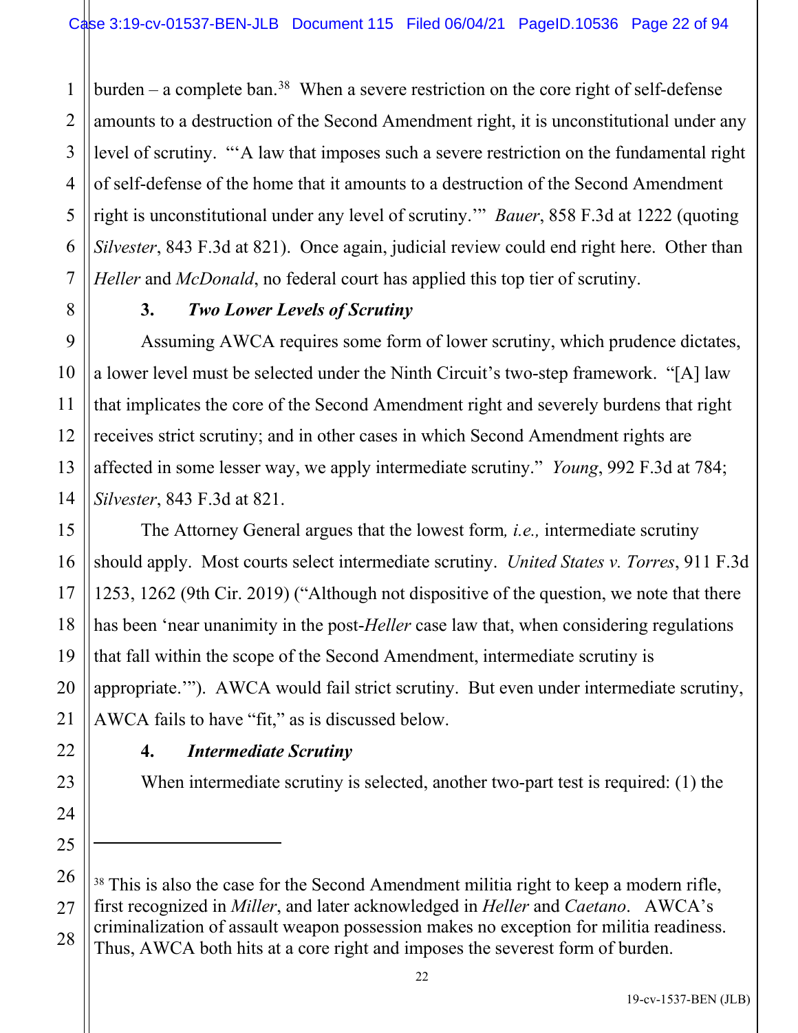burden – a complete ban.[38] When a severe restriction on the core right of self-defense amounts to a destruction of the Second Amendment right, it is unconstitutional under any level of scrutiny. "'A law that imposes such a severe restriction on the fundamental right of self-defense of the home that it amounts to a destruction of the Second Amendment right is unconstitutional under any level of scrutiny.'" *Bauer*, 858 F.3d at 1222 (quoting *Silvester*, 843 F.3d at 821). Once again, judicial review could end right here. Other than *Heller* and *McDonald*, no federal court has applied this top tier of scrutiny.

**3. *Two Lower Levels of Scrutiny***

Assuming AWCA requires some form of lower scrutiny, which prudence dictates, a lower level must be selected under the Ninth Circuit's two-step framework. "[A] law that implicates the core of the Second Amendment right and severely burdens that right receives strict scrutiny; and in other cases in which Second Amendment rights are affected in some lesser way, we apply intermediate scrutiny." *Young*, 992 F.3d at 784; *Silvester*, 843 F.3d at 821.

The Attorney General argues that the lowest form*, i.e.,* intermediate scrutiny should apply. Most courts select intermediate scrutiny. *United States v. Torres*, 911 F.3d 1253, 1262 (9th Cir. 2019) ("Although not dispositive of the question, we note that there has been 'near unanimity in the post-*Heller* case law that, when considering regulations that fall within the scope of the Second Amendment, intermediate scrutiny is appropriate.'"). AWCA would fail strict scrutiny. But even under intermediate scrutiny, AWCA fails to have "fit," as is discussed below.

**4. *Intermediate Scrutiny***

When intermediate scrutiny is selected, another two-part test is required: (1) the

---

[38] This is also the case for the Second Amendment militia right to keep a modern rifle, first recognized in *Miller*, and later acknowledged in *Heller* and *Caetano*. AWCA's criminalization of assault weapon possession makes no exception for militia readiness. Thus, AWCA both hits at a core right and imposes the severest form of burden.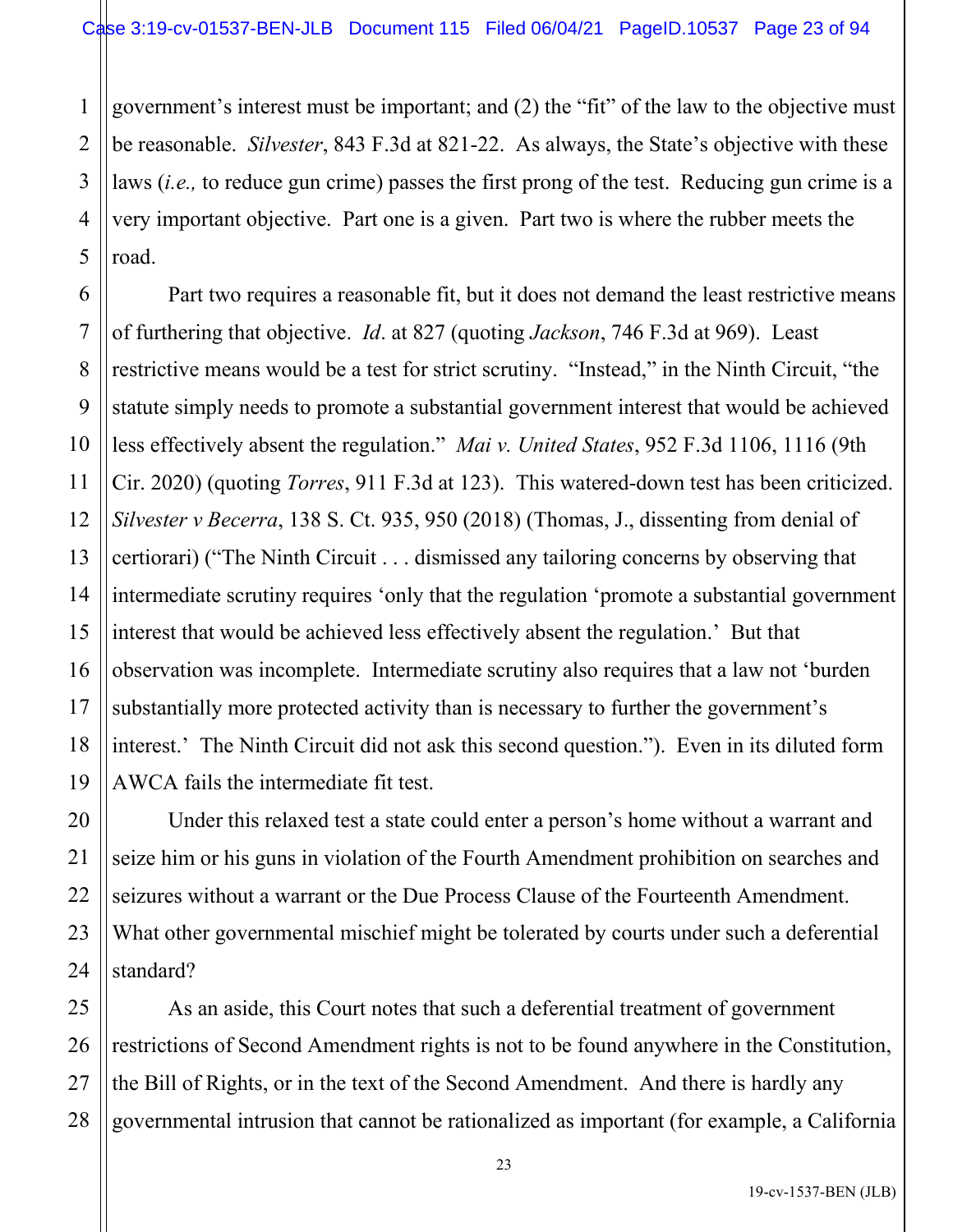government's interest must be important; and (2) the "fit" of the law to the objective must be reasonable. *Silvester*, 843 F.3d at 821-22. As always, the State's objective with these laws (*i.e.,* to reduce gun crime) passes the first prong of the test. Reducing gun crime is a very important objective. Part one is a given. Part two is where the rubber meets the road.

Part two requires a reasonable fit, but it does not demand the least restrictive means of furthering that objective. *Id*. at 827 (quoting *Jackson*, 746 F.3d at 969). Least restrictive means would be a test for strict scrutiny. "Instead," in the Ninth Circuit, "the statute simply needs to promote a substantial government interest that would be achieved less effectively absent the regulation." *Mai v. United States*, 952 F.3d 1106, 1116 (9th Cir. 2020) (quoting *Torres*, 911 F.3d at 123). This watered-down test has been criticized. *Silvester v Becerra*, 138 S. Ct. 935, 950 (2018) (Thomas, J., dissenting from denial of certiorari) ("The Ninth Circuit . . . dismissed any tailoring concerns by observing that intermediate scrutiny requires 'only that the regulation 'promote a substantial government interest that would be achieved less effectively absent the regulation.' But that observation was incomplete. Intermediate scrutiny also requires that a law not 'burden substantially more protected activity than is necessary to further the government's interest.' The Ninth Circuit did not ask this second question."). Even in its diluted form AWCA fails the intermediate fit test.

Under this relaxed test a state could enter a person's home without a warrant and seize him or his guns in violation of the Fourth Amendment prohibition on searches and seizures without a warrant or the Due Process Clause of the Fourteenth Amendment. What other governmental mischief might be tolerated by courts under such a deferential standard?

As an aside, this Court notes that such a deferential treatment of government restrictions of Second Amendment rights is not to be found anywhere in the Constitution, the Bill of Rights, or in the text of the Second Amendment. And there is hardly any governmental intrusion that cannot be rationalized as important (for example, a California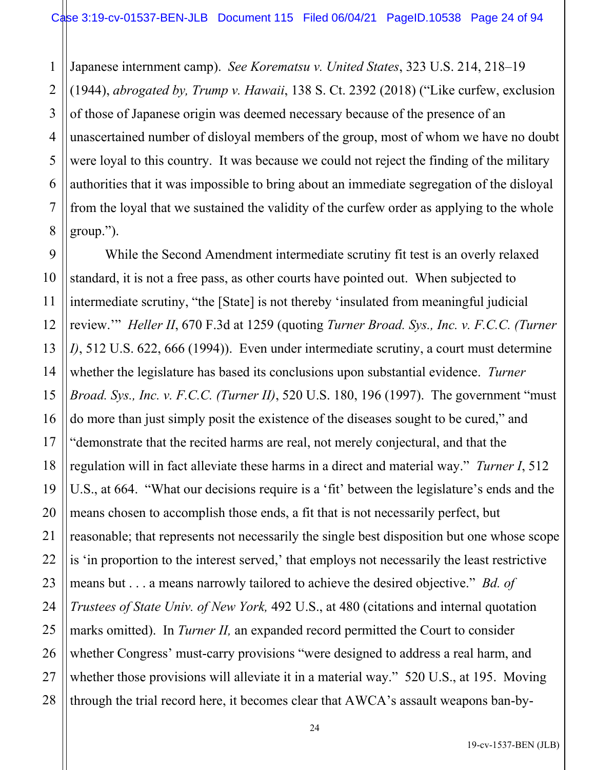Japanese internment camp). *See Korematsu v. United States*, 323 U.S. 214, 218–19 (1944), *abrogated by, Trump v. Hawaii*, 138 S. Ct. 2392 (2018) ("Like curfew, exclusion of those of Japanese origin was deemed necessary because of the presence of an unascertained number of disloyal members of the group, most of whom we have no doubt were loyal to this country. It was because we could not reject the finding of the military authorities that it was impossible to bring about an immediate segregation of the disloyal from the loyal that we sustained the validity of the curfew order as applying to the whole group.").

While the Second Amendment intermediate scrutiny fit test is an overly relaxed standard, it is not a free pass, as other courts have pointed out. When subjected to intermediate scrutiny, "the [State] is not thereby 'insulated from meaningful judicial review.'" *Heller II*, 670 F.3d at 1259 (quoting *Turner Broad. Sys., Inc. v. F.C.C. (Turner I)*, 512 U.S. 622, 666 (1994)). Even under intermediate scrutiny, a court must determine whether the legislature has based its conclusions upon substantial evidence. *Turner Broad. Sys., Inc. v. F.C.C. (Turner II)*, 520 U.S. 180, 196 (1997). The government "must do more than just simply posit the existence of the diseases sought to be cured," and "demonstrate that the recited harms are real, not merely conjectural, and that the regulation will in fact alleviate these harms in a direct and material way." *Turner I*, 512 U.S., at 664. "What our decisions require is a 'fit' between the legislature's ends and the means chosen to accomplish those ends, a fit that is not necessarily perfect, but reasonable; that represents not necessarily the single best disposition but one whose scope is 'in proportion to the interest served,' that employs not necessarily the least restrictive means but . . . a means narrowly tailored to achieve the desired objective." *Bd. of Trustees of State Univ. of New York,* 492 U.S., at 480 (citations and internal quotation marks omitted). In *Turner II,* an expanded record permitted the Court to consider whether Congress' must-carry provisions "were designed to address a real harm, and whether those provisions will alleviate it in a material way." 520 U.S., at 195. Moving through the trial record here, it becomes clear that AWCA's assault weapons ban-by-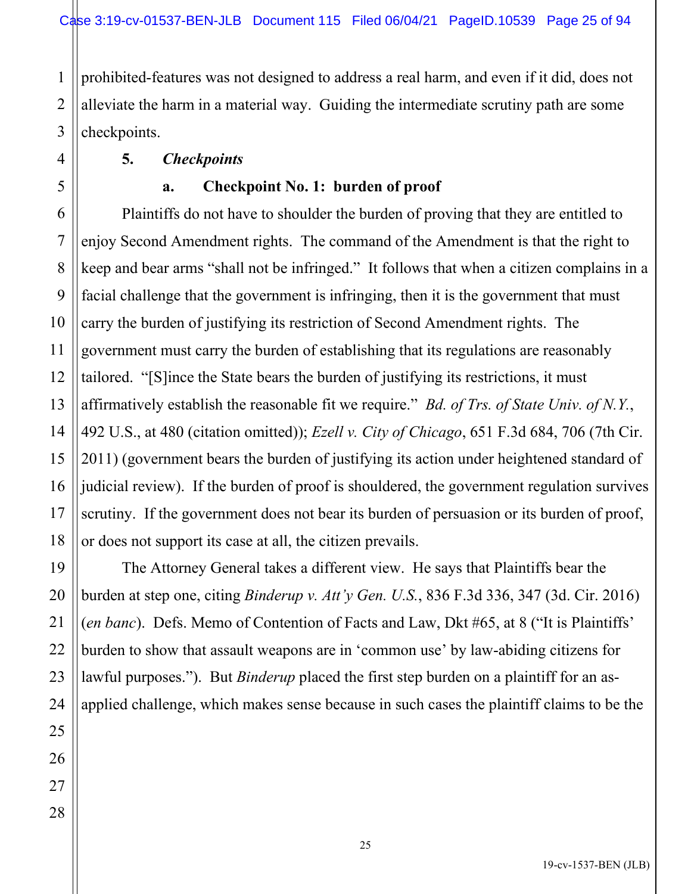prohibited-features was not designed to address a real harm, and even if it did, does not alleviate the harm in a material way. Guiding the intermediate scrutiny path are some checkpoints.

### 5. *Checkpoints*

#### a. Checkpoint No. 1: burden of proof

Plaintiffs do not have to shoulder the burden of proving that they are entitled to enjoy Second Amendment rights. The command of the Amendment is that the right to keep and bear arms "shall not be infringed." It follows that when a citizen complains in a facial challenge that the government is infringing, then it is the government that must carry the burden of justifying its restriction of Second Amendment rights. The government must carry the burden of establishing that its regulations are reasonably tailored. "[S]ince the State bears the burden of justifying its restrictions, it must affirmatively establish the reasonable fit we require." *Bd. of Trs. of State Univ. of N.Y.*, 492 U.S., at 480 (citation omitted)); *Ezell v. City of Chicago*, 651 F.3d 684, 706 (7th Cir. 2011) (government bears the burden of justifying its action under heightened standard of judicial review). If the burden of proof is shouldered, the government regulation survives scrutiny. If the government does not bear its burden of persuasion or its burden of proof, or does not support its case at all, the citizen prevails.

The Attorney General takes a different view. He says that Plaintiffs bear the burden at step one, citing *Binderup v. Att'y Gen. U.S.*, 836 F.3d 336, 347 (3d. Cir. 2016) (*en banc*). Defs. Memo of Contention of Facts and Law, Dkt #65, at 8 ("It is Plaintiffs' burden to show that assault weapons are in 'common use' by law-abiding citizens for lawful purposes."). But *Binderup* placed the first step burden on a plaintiff for an as-applied challenge, which makes sense because in such cases the plaintiff claims to be the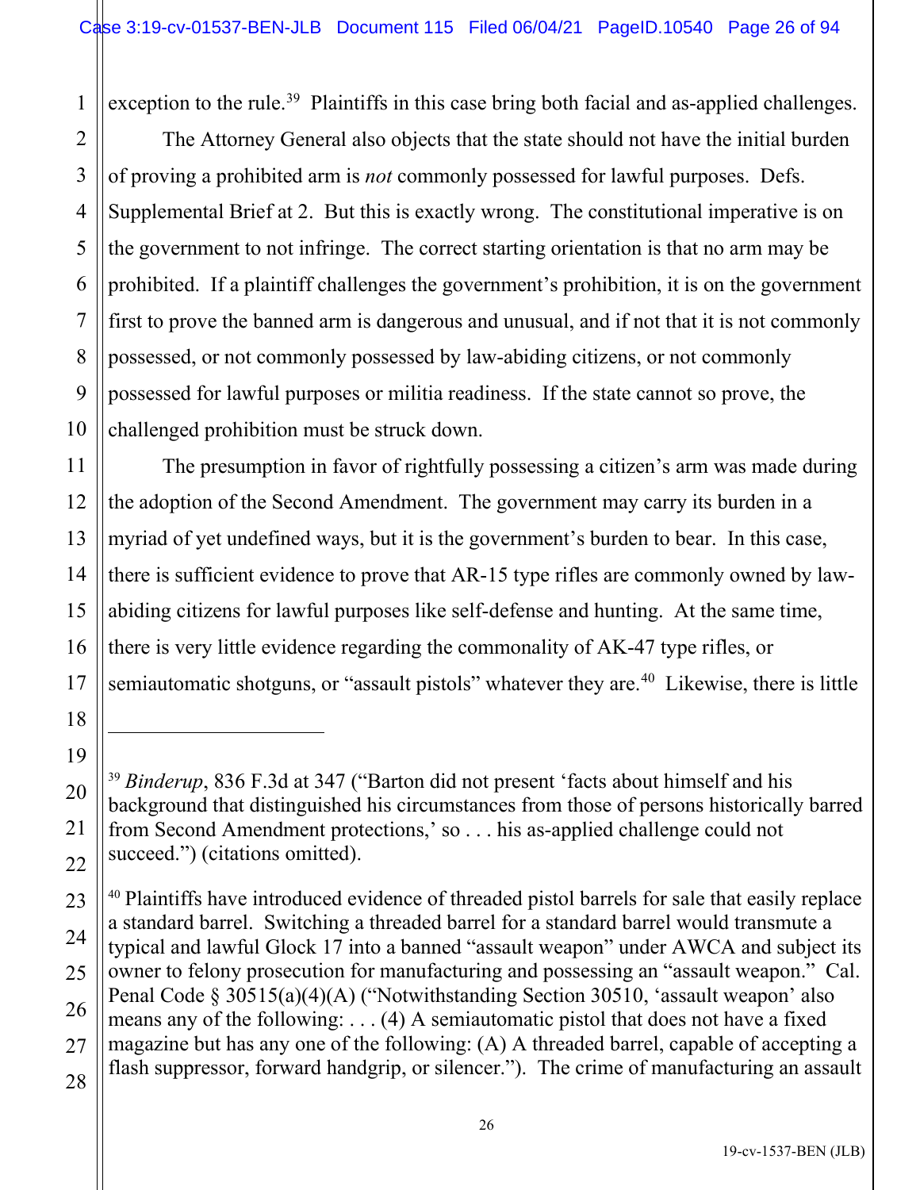exception to the rule.[39] Plaintiffs in this case bring both facial and as-applied challenges.

The Attorney General also objects that the state should not have the initial burden of proving a prohibited arm is *not* commonly possessed for lawful purposes. Defs. Supplemental Brief at 2. But this is exactly wrong. The constitutional imperative is on the government to not infringe. The correct starting orientation is that no arm may be prohibited. If a plaintiff challenges the government's prohibition, it is on the government first to prove the banned arm is dangerous and unusual, and if not that it is not commonly possessed, or not commonly possessed by law-abiding citizens, or not commonly possessed for lawful purposes or militia readiness. If the state cannot so prove, the challenged prohibition must be struck down.

The presumption in favor of rightfully possessing a citizen's arm was made during the adoption of the Second Amendment. The government may carry its burden in a myriad of yet undefined ways, but it is the government's burden to bear. In this case, there is sufficient evidence to prove that AR-15 type rifles are commonly owned by law-abiding citizens for lawful purposes like self-defense and hunting. At the same time, there is very little evidence regarding the commonality of AK-47 type rifles, or semiautomatic shotguns, or "assault pistols" whatever they are.[40] Likewise, there is little

---

[39] *Binderup*, 836 F.3d at 347 ("Barton did not present 'facts about himself and his background that distinguished his circumstances from those of persons historically barred from Second Amendment protections,' so . . . his as-applied challenge could not succeed.") (citations omitted).

[40] Plaintiffs have introduced evidence of threaded pistol barrels for sale that easily replace a standard barrel. Switching a threaded barrel for a standard barrel would transmute a typical and lawful Glock 17 into a banned "assault weapon" under AWCA and subject its owner to felony prosecution for manufacturing and possessing an "assault weapon." Cal. Penal Code § 30515(a)(4)(A) ("Notwithstanding Section 30510, 'assault weapon' also means any of the following: . . . (4) A semiautomatic pistol that does not have a fixed magazine but has any one of the following: (A) A threaded barrel, capable of accepting a flash suppressor, forward handgrip, or silencer."). The crime of manufacturing an assault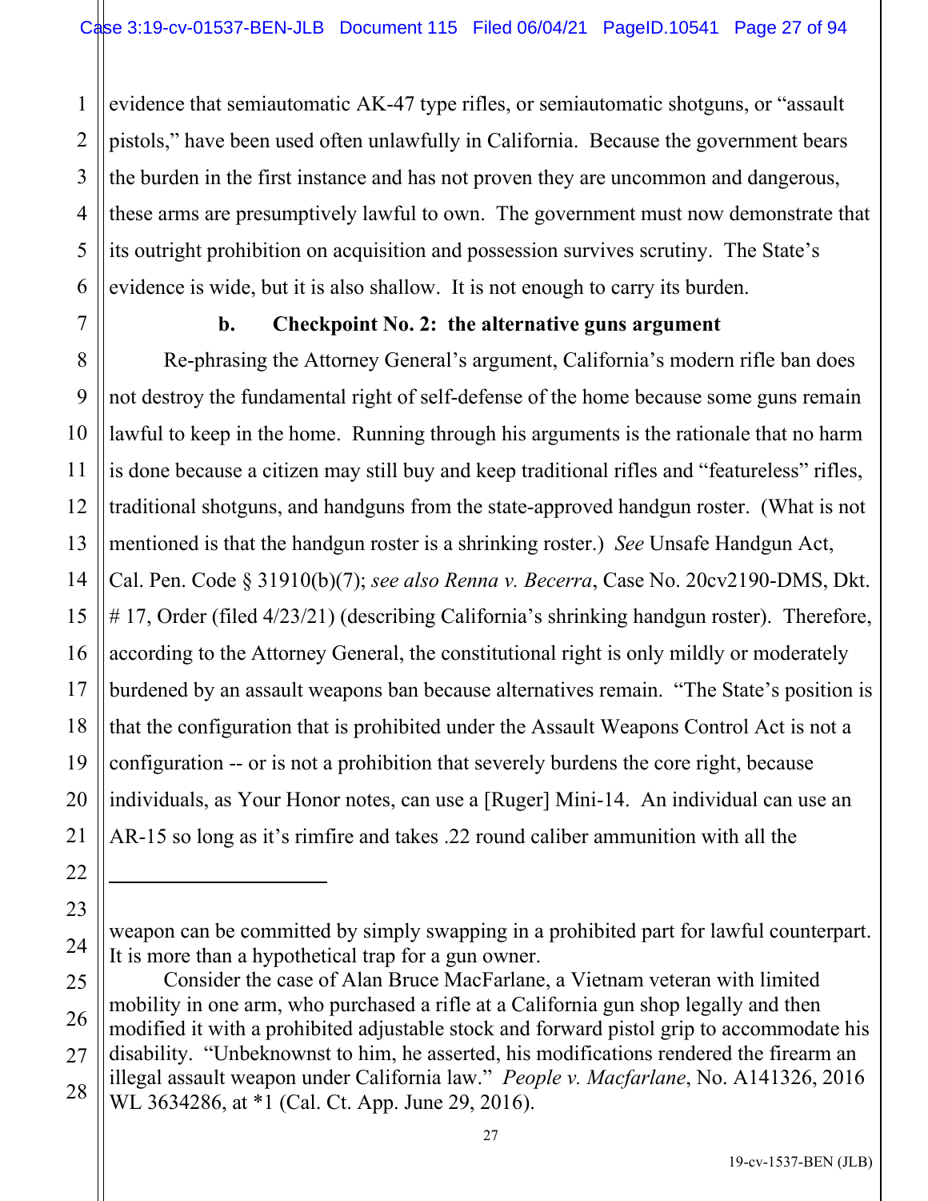evidence that semiautomatic AK-47 type rifles, or semiautomatic shotguns, or "assault pistols," have been used often unlawfully in California. Because the government bears the burden in the first instance and has not proven they are uncommon and dangerous, these arms are presumptively lawful to own. The government must now demonstrate that its outright prohibition on acquisition and possession survives scrutiny. The State's evidence is wide, but it is also shallow. It is not enough to carry its burden.

**b. Checkpoint No. 2: the alternative guns argument**

Re-phrasing the Attorney General's argument, California's modern rifle ban does not destroy the fundamental right of self-defense of the home because some guns remain lawful to keep in the home. Running through his arguments is the rationale that no harm is done because a citizen may still buy and keep traditional rifles and "featureless" rifles, traditional shotguns, and handguns from the state-approved handgun roster. (What is not mentioned is that the handgun roster is a shrinking roster.) *See* Unsafe Handgun Act, Cal. Pen. Code § 31910(b)(7); *see also Renna v. Becerra*, Case No. 20cv2190-DMS, Dkt. # 17, Order (filed 4/23/21) (describing California's shrinking handgun roster). Therefore, according to the Attorney General, the constitutional right is only mildly or moderately burdened by an assault weapons ban because alternatives remain. "The State's position is that the configuration that is prohibited under the Assault Weapons Control Act is not a configuration -- or is not a prohibition that severely burdens the core right, because individuals, as Your Honor notes, can use a [Ruger] Mini-14. An individual can use an AR-15 so long as it's rimfire and takes .22 round caliber ammunition with all the

---

weapon can be committed by simply swapping in a prohibited part for lawful counterpart. It is more than a hypothetical trap for a gun owner.

Consider the case of Alan Bruce MacFarlane, a Vietnam veteran with limited mobility in one arm, who purchased a rifle at a California gun shop legally and then modified it with a prohibited adjustable stock and forward pistol grip to accommodate his disability. "Unbeknownst to him, he asserted, his modifications rendered the firearm an illegal assault weapon under California law." *People v. Macfarlane*, No. A141326, 2016 WL 3634286, at *1 (Cal. Ct. App. June 29, 2016).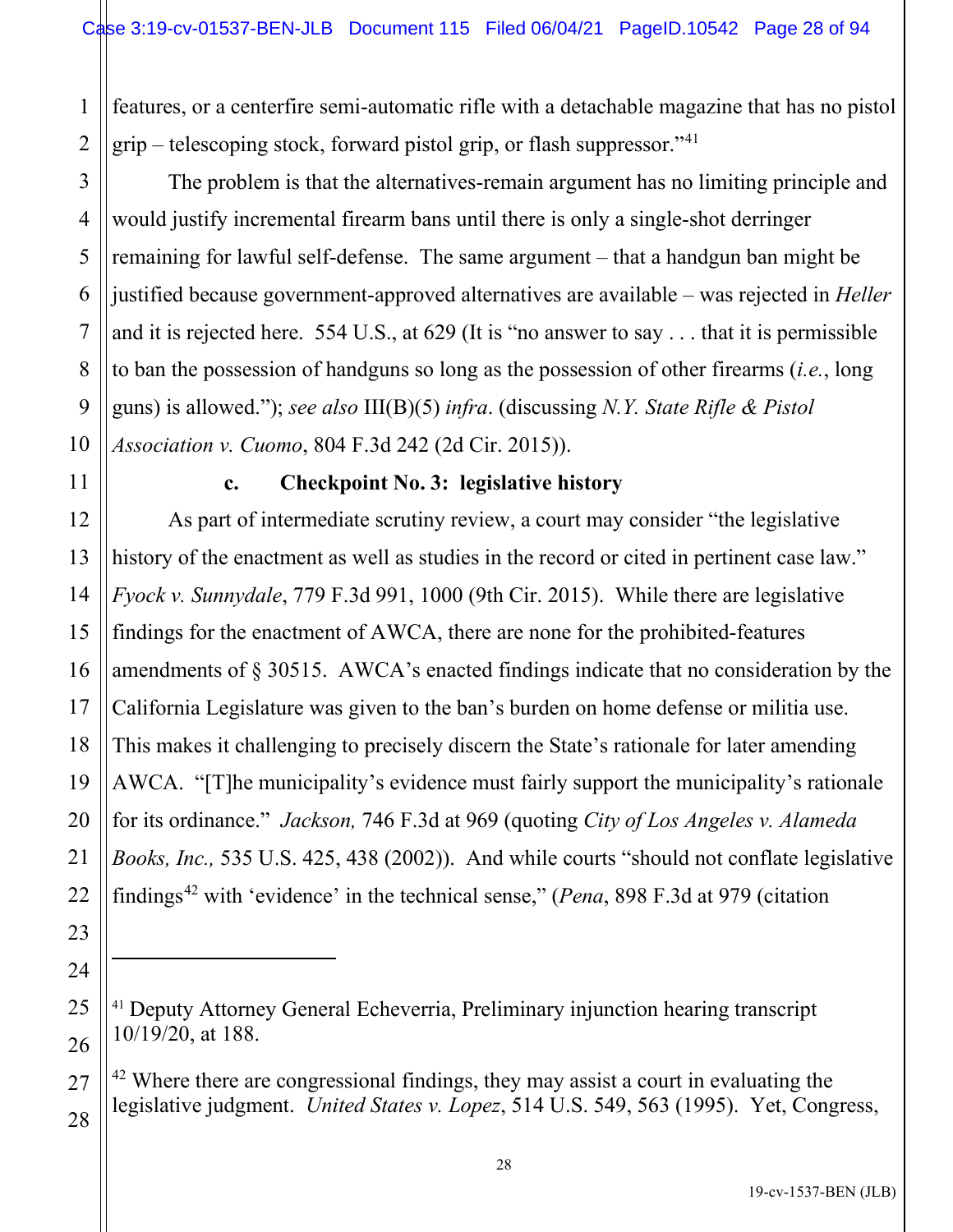features, or a centerfire semi-automatic rifle with a detachable magazine that has no pistol grip – telescoping stock, forward pistol grip, or flash suppressor."[41]

The problem is that the alternatives-remain argument has no limiting principle and would justify incremental firearm bans until there is only a single-shot derringer remaining for lawful self-defense. The same argument – that a handgun ban might be justified because government-approved alternatives are available – was rejected in *Heller* and it is rejected here. 554 U.S., at 629 (It is "no answer to say . . . that it is permissible to ban the possession of handguns so long as the possession of other firearms (*i.e.*, long guns) is allowed."); *see also* III(B)(5) *infra*. (discussing *N.Y. State Rifle & Pistol Association v. Cuomo*, 804 F.3d 242 (2d Cir. 2015)).

#### c. Checkpoint No. 3: legislative history

As part of intermediate scrutiny review, a court may consider "the legislative history of the enactment as well as studies in the record or cited in pertinent case law." *Fyock v. Sunnydale*, 779 F.3d 991, 1000 (9th Cir. 2015). While there are legislative findings for the enactment of AWCA, there are none for the prohibited-features amendments of § 30515. AWCA's enacted findings indicate that no consideration by the California Legislature was given to the ban's burden on home defense or militia use. This makes it challenging to precisely discern the State's rationale for later amending AWCA. "[T]he municipality's evidence must fairly support the municipality's rationale for its ordinance." *Jackson,* 746 F.3d at 969 (quoting *City of Los Angeles v. Alameda Books, Inc.,* 535 U.S. 425, 438 (2002)). And while courts "should not conflate legislative findings[42] with 'evidence' in the technical sense," (*Pena*, 898 F.3d at 979 (citation

---

[41] Deputy Attorney General Echeverria, Preliminary injunction hearing transcript 10/19/20, at 188.

[42] Where there are congressional findings, they may assist a court in evaluating the legislative judgment. *United States v. Lopez*, 514 U.S. 549, 563 (1995). Yet, Congress,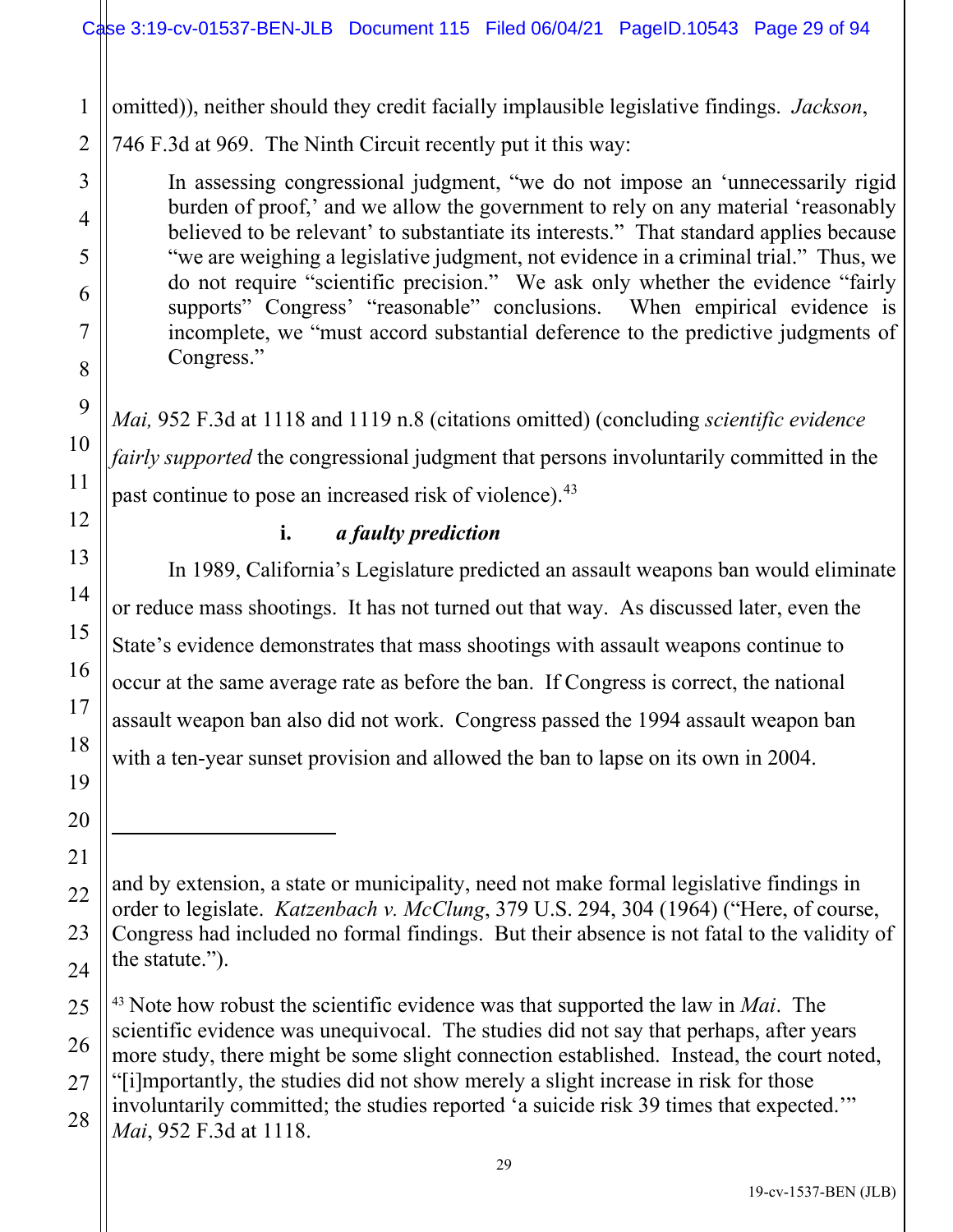omitted)), neither should they credit facially implausible legislative findings. *Jackson*, 746 F.3d at 969. The Ninth Circuit recently put it this way:

> In assessing congressional judgment, "we do not impose an 'unnecessarily rigid burden of proof,' and we allow the government to rely on any material 'reasonably believed to be relevant' to substantiate its interests." That standard applies because "we are weighing a legislative judgment, not evidence in a criminal trial." Thus, we do not require "scientific precision." We ask only whether the evidence "fairly supports" Congress' "reasonable" conclusions. When empirical evidence is incomplete, we "must accord substantial deference to the predictive judgments of Congress."

*Mai,* 952 F.3d at 1118 and 1119 n.8 (citations omitted) (concluding *scientific evidence fairly supported* the congressional judgment that persons involuntarily committed in the past continue to pose an increased risk of violence).[43]

**i. *a faulty prediction***

In 1989, California's Legislature predicted an assault weapons ban would eliminate or reduce mass shootings. It has not turned out that way. As discussed later, even the State's evidence demonstrates that mass shootings with assault weapons continue to occur at the same average rate as before the ban. If Congress is correct, the national assault weapon ban also did not work. Congress passed the 1994 assault weapon ban with a ten-year sunset provision and allowed the ban to lapse on its own in 2004.

---

and by extension, a state or municipality, need not make formal legislative findings in order to legislate. *Katzenbach v. McClung*, 379 U.S. 294, 304 (1964) ("Here, of course, Congress had included no formal findings. But their absence is not fatal to the validity of the statute.").

[43] Note how robust the scientific evidence was that supported the law in *Mai*. The scientific evidence was unequivocal. The studies did not say that perhaps, after years more study, there might be some slight connection established. Instead, the court noted, "[i]mportantly, the studies did not show merely a slight increase in risk for those involuntarily committed; the studies reported 'a suicide risk 39 times that expected.'" *Mai*, 952 F.3d at 1118.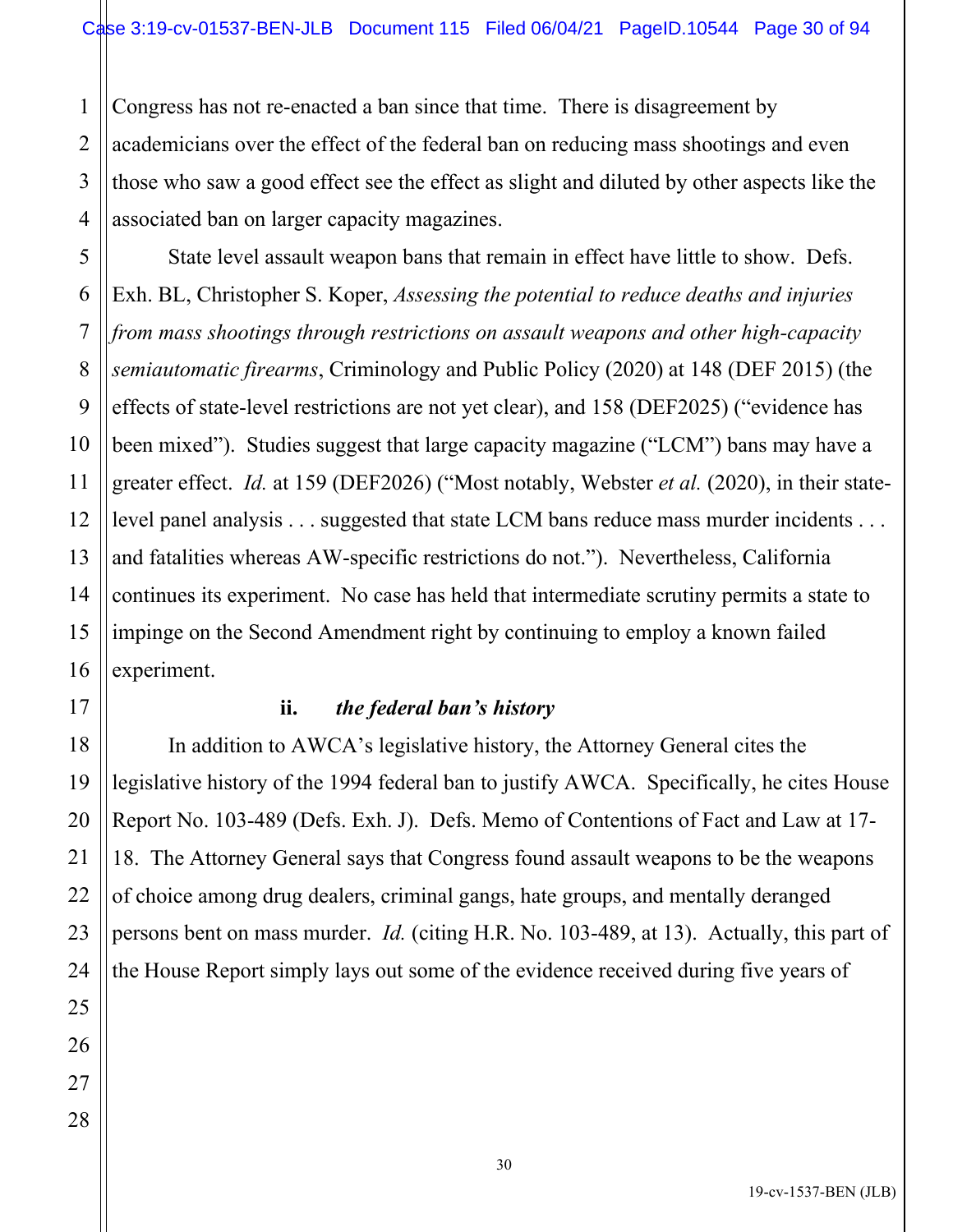Congress has not re-enacted a ban since that time. There is disagreement by academicians over the effect of the federal ban on reducing mass shootings and even those who saw a good effect see the effect as slight and diluted by other aspects like the associated ban on larger capacity magazines.

State level assault weapon bans that remain in effect have little to show. Defs. Exh. BL, Christopher S. Koper, *Assessing the potential to reduce deaths and injuries from mass shootings through restrictions on assault weapons and other high-capacity semiautomatic firearms*, Criminology and Public Policy (2020) at 148 (DEF 2015) (the effects of state-level restrictions are not yet clear), and 158 (DEF2025) ("evidence has been mixed"). Studies suggest that large capacity magazine ("LCM") bans may have a greater effect. *Id.* at 159 (DEF2026) ("Most notably, Webster *et al.* (2020), in their state-level panel analysis . . . suggested that state LCM bans reduce mass murder incidents . . . and fatalities whereas AW-specific restrictions do not."). Nevertheless, California continues its experiment. No case has held that intermediate scrutiny permits a state to impinge on the Second Amendment right by continuing to employ a known failed experiment.

**ii.** ***the federal ban's history***

In addition to AWCA's legislative history, the Attorney General cites the legislative history of the 1994 federal ban to justify AWCA. Specifically, he cites House Report No. 103-489 (Defs. Exh. J). Defs. Memo of Contentions of Fact and Law at 17-18. The Attorney General says that Congress found assault weapons to be the weapons of choice among drug dealers, criminal gangs, hate groups, and mentally deranged persons bent on mass murder. *Id.* (citing H.R. No. 103-489, at 13). Actually, this part of the House Report simply lays out some of the evidence received during five years of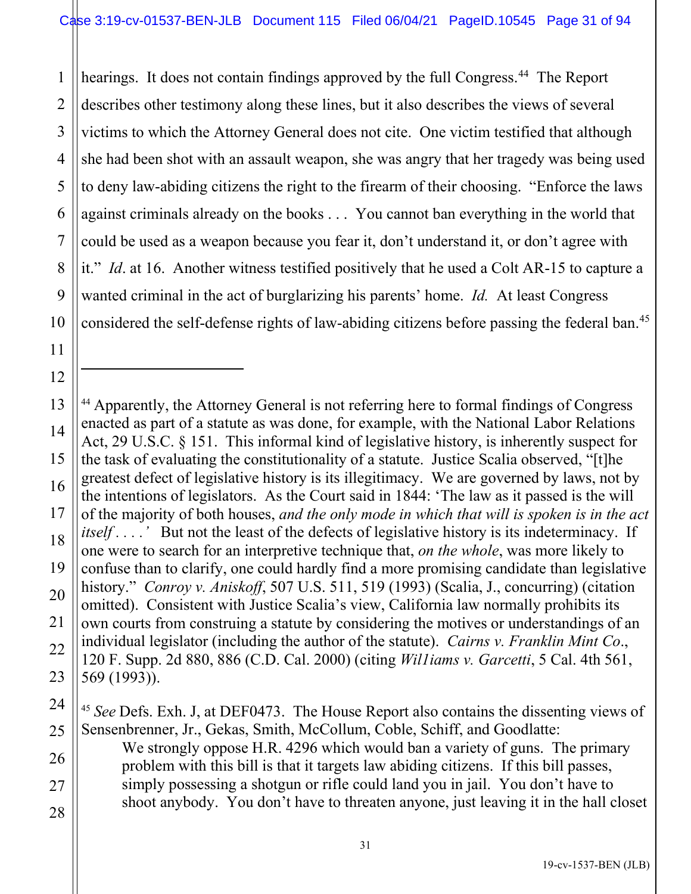hearings. It does not contain findings approved by the full Congress.[44] The Report describes other testimony along these lines, but it also describes the views of several victims to which the Attorney General does not cite. One victim testified that although she had been shot with an assault weapon, she was angry that her tragedy was being used to deny law-abiding citizens the right to the firearm of their choosing. "Enforce the laws against criminals already on the books . . . You cannot ban everything in the world that could be used as a weapon because you fear it, don't understand it, or don't agree with it." *Id*. at 16. Another witness testified positively that he used a Colt AR-15 to capture a wanted criminal in the act of burglarizing his parents' home. *Id.* At least Congress considered the self-defense rights of law-abiding citizens before passing the federal ban.[45]

---

[44] Apparently, the Attorney General is not referring here to formal findings of Congress enacted as part of a statute as was done, for example, with the National Labor Relations Act, 29 U.S.C. § 151. This informal kind of legislative history, is inherently suspect for the task of evaluating the constitutionality of a statute. Justice Scalia observed, "[t]he greatest defect of legislative history is its illegitimacy. We are governed by laws, not by the intentions of legislators. As the Court said in 1844: 'The law as it passed is the will of the majority of both houses, *and the only mode in which that will is spoken is in the act itself* . . . .' But not the least of the defects of legislative history is its indeterminacy. If one were to search for an interpretive technique that, *on the whole*, was more likely to confuse than to clarify, one could hardly find a more promising candidate than legislative history." *Conroy v. Aniskoff*, 507 U.S. 511, 519 (1993) (Scalia, J., concurring) (citation omitted). Consistent with Justice Scalia's view, California law normally prohibits its own courts from construing a statute by considering the motives or understandings of an individual legislator (including the author of the statute). *Cairns v. Franklin Mint Co*., 120 F. Supp. 2d 880, 886 (C.D. Cal. 2000) (citing *Wil1iams v. Garcetti*, 5 Cal. 4th 561, 569 (1993)).

[45] *See* Defs. Exh. J, at DEF0473. The House Report also contains the dissenting views of Sensenbrenner, Jr., Gekas, Smith, McCollum, Coble, Schiff, and Goodlatte:

> We strongly oppose H.R. 4296 which would ban a variety of guns. The primary problem with this bill is that it targets law abiding citizens. If this bill passes, simply possessing a shotgun or rifle could land you in jail. You don't have to shoot anybody. You don't have to threaten anyone, just leaving it in the hall closet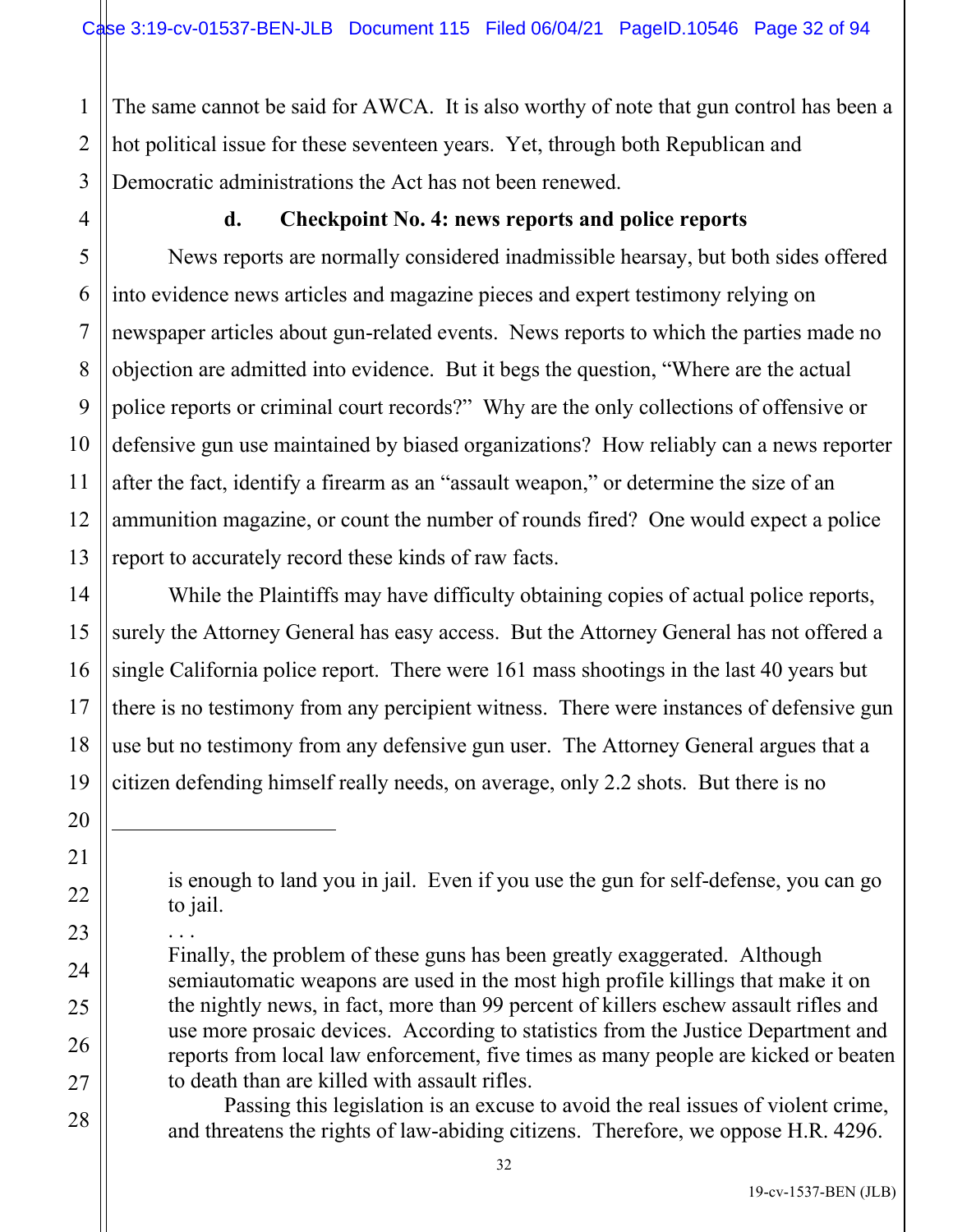The same cannot be said for AWCA. It is also worthy of note that gun control has been a hot political issue for these seventeen years. Yet, through both Republican and Democratic administrations the Act has not been renewed.

**d. Checkpoint No. 4: news reports and police reports**

News reports are normally considered inadmissible hearsay, but both sides offered into evidence news articles and magazine pieces and expert testimony relying on newspaper articles about gun-related events. News reports to which the parties made no objection are admitted into evidence. But it begs the question, "Where are the actual police reports or criminal court records?" Why are the only collections of offensive or defensive gun use maintained by biased organizations? How reliably can a news reporter after the fact, identify a firearm as an "assault weapon," or determine the size of an ammunition magazine, or count the number of rounds fired? One would expect a police report to accurately record these kinds of raw facts.

While the Plaintiffs may have difficulty obtaining copies of actual police reports, surely the Attorney General has easy access. But the Attorney General has not offered a single California police report. There were 161 mass shootings in the last 40 years but there is no testimony from any percipient witness. There were instances of defensive gun use but no testimony from any defensive gun user. The Attorney General argues that a citizen defending himself really needs, on average, only 2.2 shots. But there is no

---

> is enough to land you in jail. Even if you use the gun for self-defense, you can go to jail.
>
> . . .
>
> Finally, the problem of these guns has been greatly exaggerated. Although semiautomatic weapons are used in the most high profile killings that make it on the nightly news, in fact, more than 99 percent of killers eschew assault rifles and use more prosaic devices. According to statistics from the Justice Department and reports from local law enforcement, five times as many people are kicked or beaten to death than are killed with assault rifles.
>
> Passing this legislation is an excuse to avoid the real issues of violent crime, and threatens the rights of law-abiding citizens. Therefore, we oppose H.R. 4296.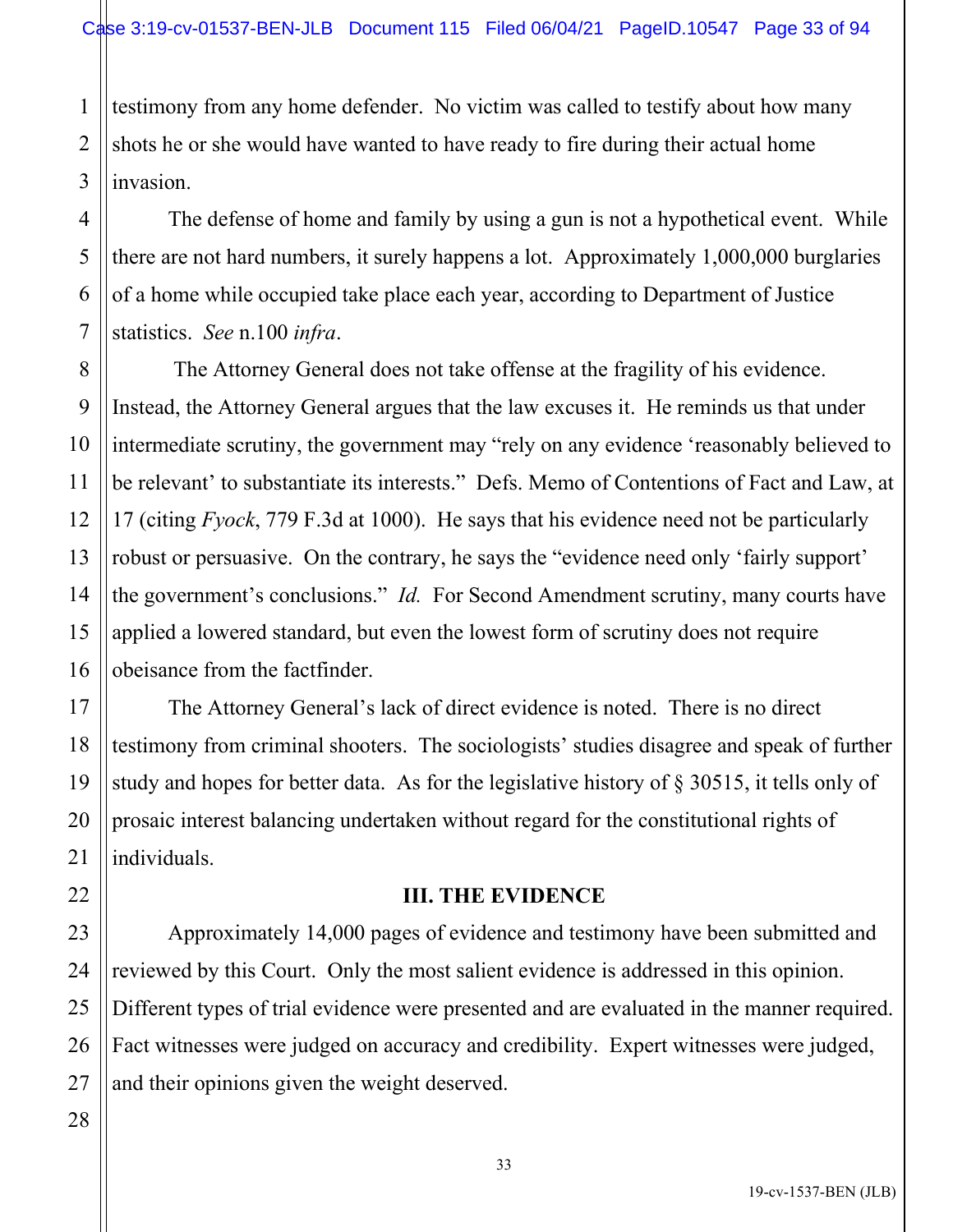testimony from any home defender. No victim was called to testify about how many shots he or she would have wanted to have ready to fire during their actual home invasion.

The defense of home and family by using a gun is not a hypothetical event. While there are not hard numbers, it surely happens a lot. Approximately 1,000,000 burglaries of a home while occupied take place each year, according to Department of Justice statistics. *See* n.100 *infra*.

The Attorney General does not take offense at the fragility of his evidence. Instead, the Attorney General argues that the law excuses it. He reminds us that under intermediate scrutiny, the government may "rely on any evidence 'reasonably believed to be relevant' to substantiate its interests." Defs. Memo of Contentions of Fact and Law, at 17 (citing *Fyock*, 779 F.3d at 1000). He says that his evidence need not be particularly robust or persuasive. On the contrary, he says the "evidence need only 'fairly support' the government's conclusions." *Id.* For Second Amendment scrutiny, many courts have applied a lowered standard, but even the lowest form of scrutiny does not require obeisance from the factfinder.

The Attorney General's lack of direct evidence is noted. There is no direct testimony from criminal shooters. The sociologists' studies disagree and speak of further study and hopes for better data. As for the legislative history of § 30515, it tells only of prosaic interest balancing undertaken without regard for the constitutional rights of individuals.

## III. THE EVIDENCE

Approximately 14,000 pages of evidence and testimony have been submitted and reviewed by this Court. Only the most salient evidence is addressed in this opinion. Different types of trial evidence were presented and are evaluated in the manner required. Fact witnesses were judged on accuracy and credibility. Expert witnesses were judged, and their opinions given the weight deserved.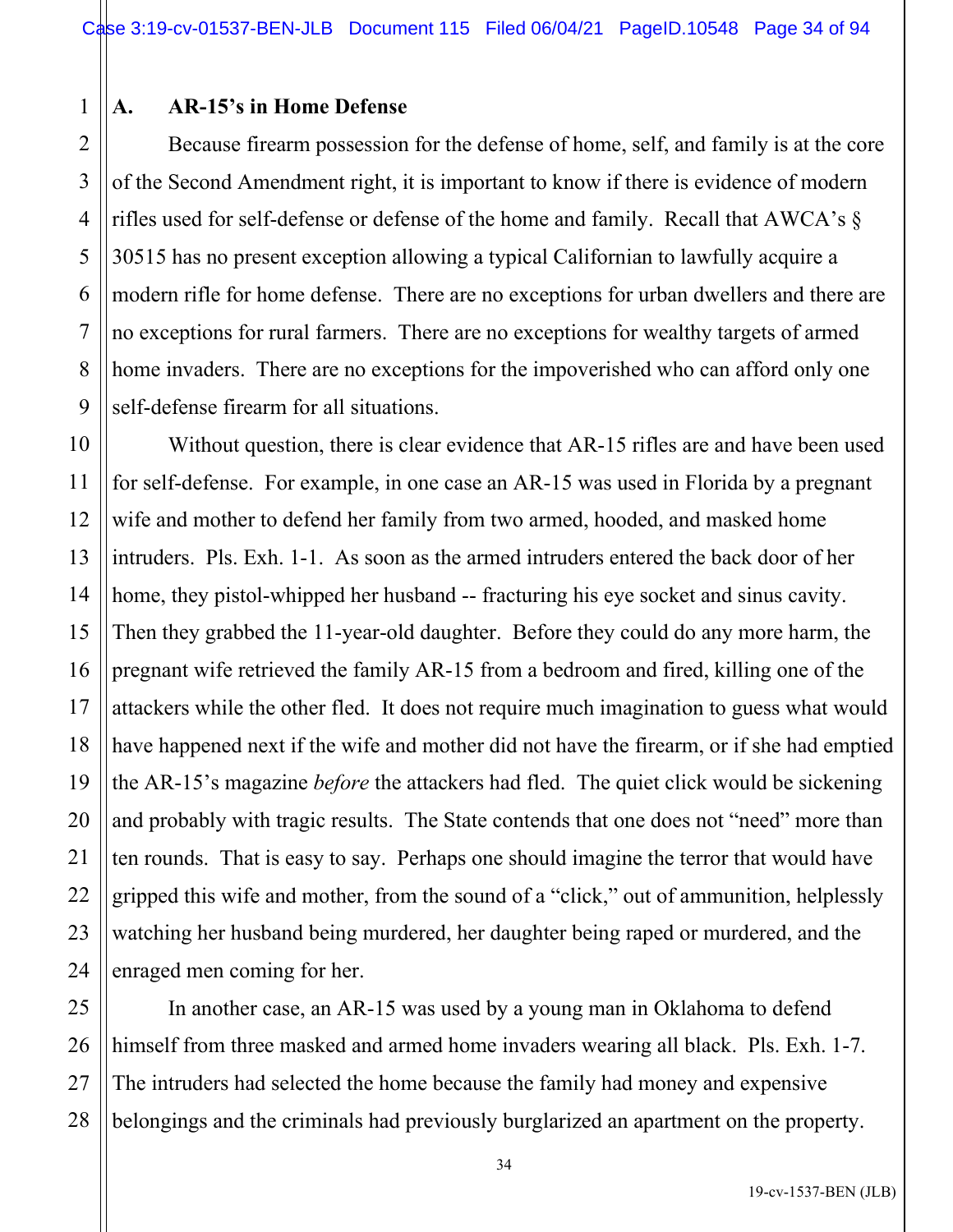### A. AR-15's in Home Defense

Because firearm possession for the defense of home, self, and family is at the core of the Second Amendment right, it is important to know if there is evidence of modern rifles used for self-defense or defense of the home and family. Recall that AWCA's § 30515 has no present exception allowing a typical Californian to lawfully acquire a modern rifle for home defense. There are no exceptions for urban dwellers and there are no exceptions for rural farmers. There are no exceptions for wealthy targets of armed home invaders. There are no exceptions for the impoverished who can afford only one self-defense firearm for all situations.

Without question, there is clear evidence that AR-15 rifles are and have been used for self-defense. For example, in one case an AR-15 was used in Florida by a pregnant wife and mother to defend her family from two armed, hooded, and masked home intruders. Pls. Exh. 1-1. As soon as the armed intruders entered the back door of her home, they pistol-whipped her husband -- fracturing his eye socket and sinus cavity. Then they grabbed the 11-year-old daughter. Before they could do any more harm, the pregnant wife retrieved the family AR-15 from a bedroom and fired, killing one of the attackers while the other fled. It does not require much imagination to guess what would have happened next if the wife and mother did not have the firearm, or if she had emptied the AR-15's magazine *before* the attackers had fled. The quiet click would be sickening and probably with tragic results. The State contends that one does not "need" more than ten rounds. That is easy to say. Perhaps one should imagine the terror that would have gripped this wife and mother, from the sound of a "click," out of ammunition, helplessly watching her husband being murdered, her daughter being raped or murdered, and the enraged men coming for her.

In another case, an AR-15 was used by a young man in Oklahoma to defend himself from three masked and armed home invaders wearing all black. Pls. Exh. 1-7. The intruders had selected the home because the family had money and expensive belongings and the criminals had previously burglarized an apartment on the property.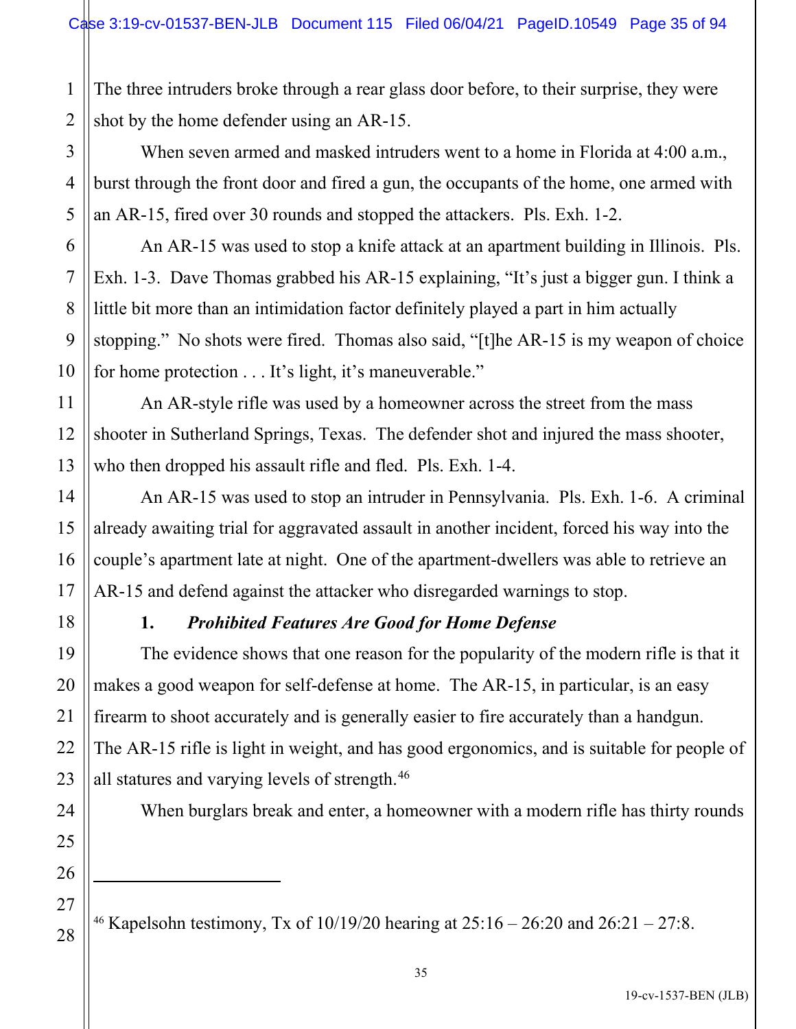The three intruders broke through a rear glass door before, to their surprise, they were shot by the home defender using an AR-15.

When seven armed and masked intruders went to a home in Florida at 4:00 a.m., burst through the front door and fired a gun, the occupants of the home, one armed with an AR-15, fired over 30 rounds and stopped the attackers. Pls. Exh. 1-2.

An AR-15 was used to stop a knife attack at an apartment building in Illinois. Pls. Exh. 1-3. Dave Thomas grabbed his AR-15 explaining, "It's just a bigger gun. I think a little bit more than an intimidation factor definitely played a part in him actually stopping." No shots were fired. Thomas also said, "[t]he AR-15 is my weapon of choice for home protection . . . It's light, it's maneuverable."

An AR-style rifle was used by a homeowner across the street from the mass shooter in Sutherland Springs, Texas. The defender shot and injured the mass shooter, who then dropped his assault rifle and fled. Pls. Exh. 1-4.

An AR-15 was used to stop an intruder in Pennsylvania. Pls. Exh. 1-6. A criminal already awaiting trial for aggravated assault in another incident, forced his way into the couple's apartment late at night. One of the apartment-dwellers was able to retrieve an AR-15 and defend against the attacker who disregarded warnings to stop.

**1. *Prohibited Features Are Good for Home Defense***

The evidence shows that one reason for the popularity of the modern rifle is that it makes a good weapon for self-defense at home. The AR-15, in particular, is an easy firearm to shoot accurately and is generally easier to fire accurately than a handgun. The AR-15 rifle is light in weight, and has good ergonomics, and is suitable for people of all statures and varying levels of strength.[46]

When burglars break and enter, a homeowner with a modern rifle has thirty rounds

---

[46] Kapelsohn testimony, Tx of 10/19/20 hearing at 25:16 – 26:20 and 26:21 – 27:8.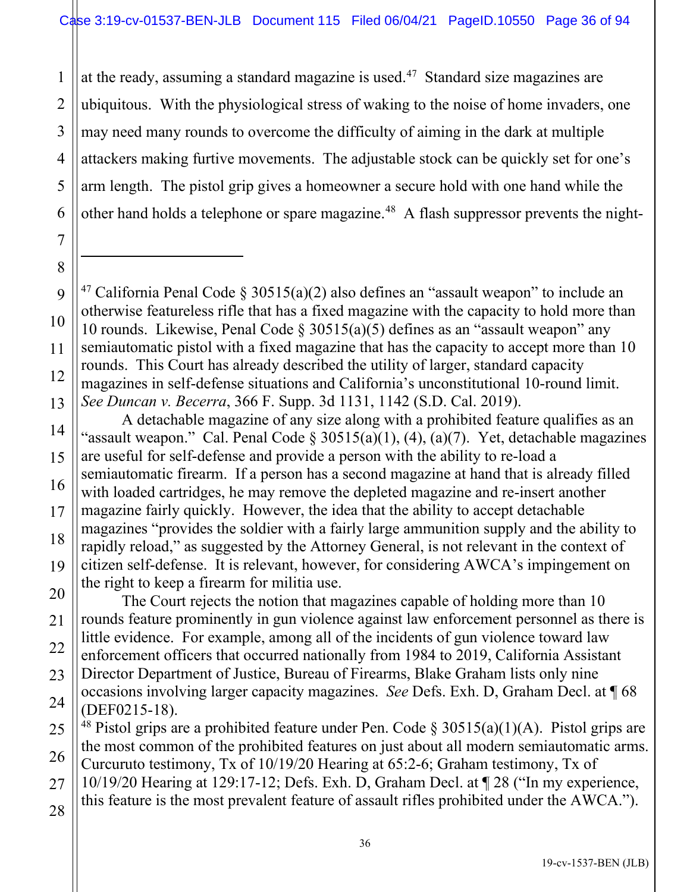at the ready, assuming a standard magazine is used.[47] Standard size magazines are ubiquitous. With the physiological stress of waking to the noise of home invaders, one may need many rounds to overcome the difficulty of aiming in the dark at multiple attackers making furtive movements. The adjustable stock can be quickly set for one's arm length. The pistol grip gives a homeowner a secure hold with one hand while the other hand holds a telephone or spare magazine.[48] A flash suppressor prevents the night-

---

[47] California Penal Code § 30515(a)(2) also defines an "assault weapon" to include an otherwise featureless rifle that has a fixed magazine with the capacity to hold more than 10 rounds. Likewise, Penal Code § 30515(a)(5) defines as an "assault weapon" any semiautomatic pistol with a fixed magazine that has the capacity to accept more than 10 rounds. This Court has already described the utility of larger, standard capacity magazines in self-defense situations and California's unconstitutional 10-round limit. *See Duncan v. Becerra*, 366 F. Supp. 3d 1131, 1142 (S.D. Cal. 2019).

A detachable magazine of any size along with a prohibited feature qualifies as an "assault weapon." Cal. Penal Code § 30515(a)(1), (4), (a)(7). Yet, detachable magazines are useful for self-defense and provide a person with the ability to re-load a semiautomatic firearm. If a person has a second magazine at hand that is already filled with loaded cartridges, he may remove the depleted magazine and re-insert another magazine fairly quickly. However, the idea that the ability to accept detachable magazines "provides the soldier with a fairly large ammunition supply and the ability to rapidly reload," as suggested by the Attorney General, is not relevant in the context of citizen self-defense. It is relevant, however, for considering AWCA's impingement on the right to keep a firearm for militia use.

The Court rejects the notion that magazines capable of holding more than 10 rounds feature prominently in gun violence against law enforcement personnel as there is little evidence. For example, among all of the incidents of gun violence toward law enforcement officers that occurred nationally from 1984 to 2019, California Assistant Director Department of Justice, Bureau of Firearms, Blake Graham lists only nine occasions involving larger capacity magazines. *See* Defs. Exh. D, Graham Decl. at ¶ 68 (DEF0215-18).

[48] Pistol grips are a prohibited feature under Pen. Code § 30515(a)(1)(A). Pistol grips are the most common of the prohibited features on just about all modern semiautomatic arms. Curcuruto testimony, Tx of 10/19/20 Hearing at 65:2-6; Graham testimony, Tx of 10/19/20 Hearing at 129:17-12; Defs. Exh. D, Graham Decl. at ¶ 28 ("In my experience, this feature is the most prevalent feature of assault rifles prohibited under the AWCA.").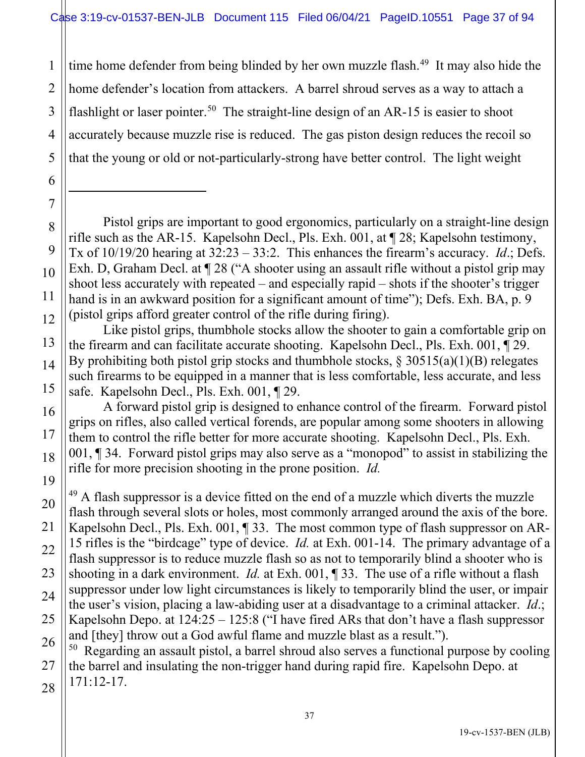time home defender from being blinded by her own muzzle flash.[49] It may also hide the home defender's location from attackers. A barrel shroud serves as a way to attach a flashlight or laser pointer.[50] The straight-line design of an AR-15 is easier to shoot accurately because muzzle rise is reduced. The gas piston design reduces the recoil so that the young or old or not-particularly-strong have better control. The light weight

---

Pistol grips are important to good ergonomics, particularly on a straight-line design rifle such as the AR-15. Kapelsohn Decl., Pls. Exh. 001, at ¶ 28; Kapelsohn testimony, Tx of 10/19/20 hearing at 32:23 – 33:2. This enhances the firearm's accuracy. *Id*.; Defs. Exh. D, Graham Decl. at ¶ 28 ("A shooter using an assault rifle without a pistol grip may shoot less accurately with repeated – and especially rapid – shots if the shooter's trigger hand is in an awkward position for a significant amount of time"); Defs. Exh. BA, p. 9 (pistol grips afford greater control of the rifle during firing).

Like pistol grips, thumbhole stocks allow the shooter to gain a comfortable grip on the firearm and can facilitate accurate shooting. Kapelsohn Decl., Pls. Exh. 001, ¶ 29. By prohibiting both pistol grip stocks and thumbhole stocks, § 30515(a)(1)(B) relegates such firearms to be equipped in a manner that is less comfortable, less accurate, and less safe. Kapelsohn Decl., Pls. Exh. 001, ¶ 29.

A forward pistol grip is designed to enhance control of the firearm. Forward pistol grips on rifles, also called vertical forends, are popular among some shooters in allowing them to control the rifle better for more accurate shooting. Kapelsohn Decl., Pls. Exh. 001, ¶ 34. Forward pistol grips may also serve as a "monopod" to assist in stabilizing the rifle for more precision shooting in the prone position. *Id.*

[49] A flash suppressor is a device fitted on the end of a muzzle which diverts the muzzle flash through several slots or holes, most commonly arranged around the axis of the bore. Kapelsohn Decl., Pls. Exh. 001, ¶ 33. The most common type of flash suppressor on AR-15 rifles is the "birdcage" type of device. *Id.* at Exh. 001-14. The primary advantage of a flash suppressor is to reduce muzzle flash so as not to temporarily blind a shooter who is shooting in a dark environment. *Id.* at Exh. 001, ¶ 33. The use of a rifle without a flash suppressor under low light circumstances is likely to temporarily blind the user, or impair the user's vision, placing a law-abiding user at a disadvantage to a criminal attacker. *Id*.; Kapelsohn Depo. at 124:25 – 125:8 ("I have fired ARs that don't have a flash suppressor and [they] throw out a God awful flame and muzzle blast as a result.").

[50] Regarding an assault pistol, a barrel shroud also serves a functional purpose by cooling the barrel and insulating the non-trigger hand during rapid fire. Kapelsohn Depo. at 171:12-17.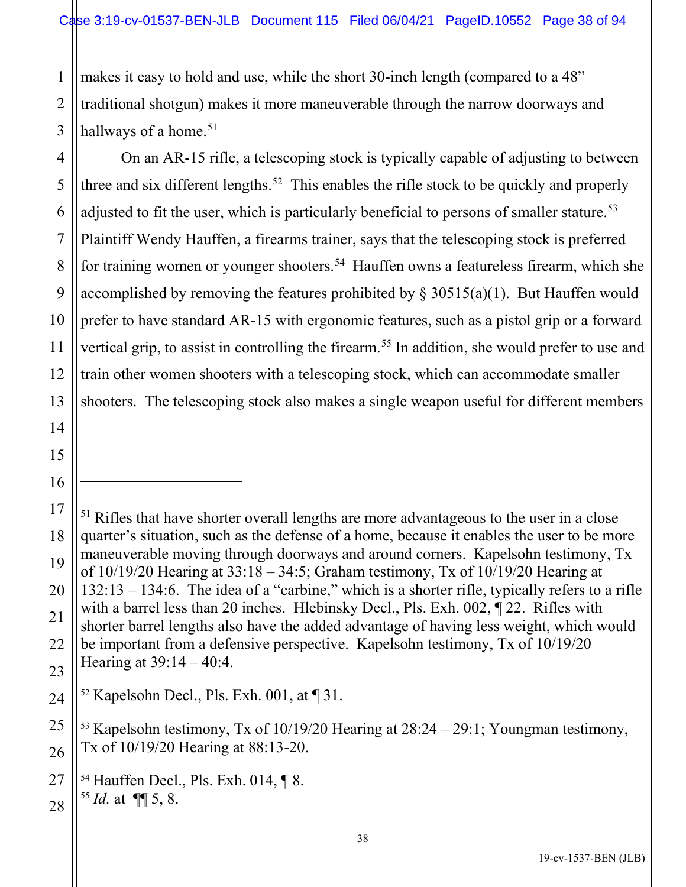makes it easy to hold and use, while the short 30-inch length (compared to a 48" traditional shotgun) makes it more maneuverable through the narrow doorways and hallways of a home.[51]

On an AR-15 rifle, a telescoping stock is typically capable of adjusting to between three and six different lengths.[52] This enables the rifle stock to be quickly and properly adjusted to fit the user, which is particularly beneficial to persons of smaller stature.[53] Plaintiff Wendy Hauffen, a firearms trainer, says that the telescoping stock is preferred for training women or younger shooters.[54] Hauffen owns a featureless firearm, which she accomplished by removing the features prohibited by § 30515(a)(1). But Hauffen would prefer to have standard AR-15 with ergonomic features, such as a pistol grip or a forward vertical grip, to assist in controlling the firearm.[55] In addition, she would prefer to use and train other women shooters with a telescoping stock, which can accommodate smaller shooters. The telescoping stock also makes a single weapon useful for different members

---

[51] Rifles that have shorter overall lengths are more advantageous to the user in a close quarter's situation, such as the defense of a home, because it enables the user to be more maneuverable moving through doorways and around corners. Kapelsohn testimony, Tx of 10/19/20 Hearing at 33:18 – 34:5; Graham testimony, Tx of 10/19/20 Hearing at 132:13 – 134:6. The idea of a "carbine," which is a shorter rifle, typically refers to a rifle with a barrel less than 20 inches. Hlebinsky Decl., Pls. Exh. 002, ¶ 22. Rifles with shorter barrel lengths also have the added advantage of having less weight, which would be important from a defensive perspective. Kapelsohn testimony, Tx of 10/19/20 Hearing at 39:14 – 40:4.

[52] Kapelsohn Decl., Pls. Exh. 001, at ¶ 31.

[53] Kapelsohn testimony, Tx of 10/19/20 Hearing at 28:24 – 29:1; Youngman testimony, Tx of 10/19/20 Hearing at 88:13-20.

[54] Hauffen Decl., Pls. Exh. 014, ¶ 8.

[55] *Id.* at ¶¶ 5, 8.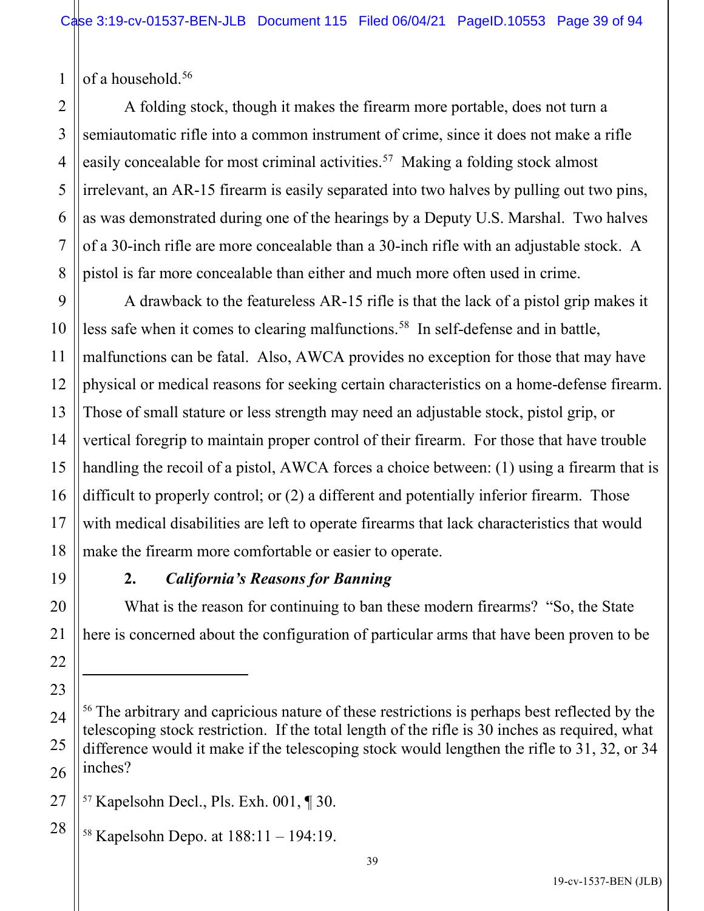of a household.[56]

A folding stock, though it makes the firearm more portable, does not turn a semiautomatic rifle into a common instrument of crime, since it does not make a rifle easily concealable for most criminal activities.[57] Making a folding stock almost irrelevant, an AR-15 firearm is easily separated into two halves by pulling out two pins, as was demonstrated during one of the hearings by a Deputy U.S. Marshal. Two halves of a 30-inch rifle are more concealable than a 30-inch rifle with an adjustable stock. A pistol is far more concealable than either and much more often used in crime.

A drawback to the featureless AR-15 rifle is that the lack of a pistol grip makes it less safe when it comes to clearing malfunctions.[58] In self-defense and in battle, malfunctions can be fatal. Also, AWCA provides no exception for those that may have physical or medical reasons for seeking certain characteristics on a home-defense firearm. Those of small stature or less strength may need an adjustable stock, pistol grip, or vertical foregrip to maintain proper control of their firearm. For those that have trouble handling the recoil of a pistol, AWCA forces a choice between: (1) using a firearm that is difficult to properly control; or (2) a different and potentially inferior firearm. Those with medical disabilities are left to operate firearms that lack characteristics that would make the firearm more comfortable or easier to operate.

**2. *California's Reasons for Banning***

What is the reason for continuing to ban these modern firearms? "So, the State here is concerned about the configuration of particular arms that have been proven to be

---

[56] The arbitrary and capricious nature of these restrictions is perhaps best reflected by the telescoping stock restriction. If the total length of the rifle is 30 inches as required, what difference would it make if the telescoping stock would lengthen the rifle to 31, 32, or 34 inches?

[57] Kapelsohn Decl., Pls. Exh. 001, ¶ 30.

[58] Kapelsohn Depo. at 188:11 – 194:19.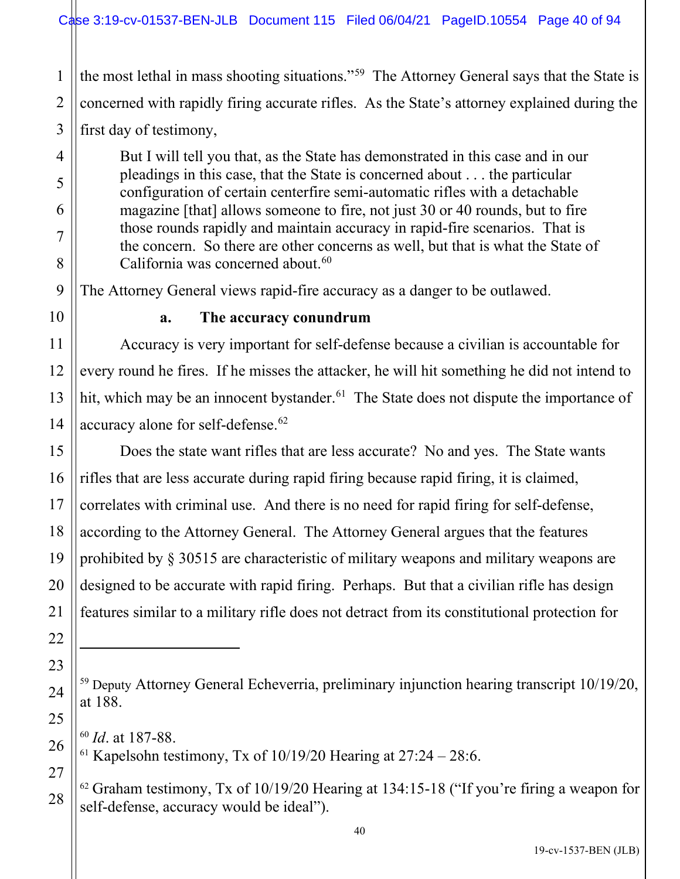the most lethal in mass shooting situations."[59] The Attorney General says that the State is concerned with rapidly firing accurate rifles. As the State's attorney explained during the first day of testimony,

> But I will tell you that, as the State has demonstrated in this case and in our pleadings in this case, that the State is concerned about . . . the particular configuration of certain centerfire semi-automatic rifles with a detachable magazine [that] allows someone to fire, not just 30 or 40 rounds, but to fire those rounds rapidly and maintain accuracy in rapid-fire scenarios. That is the concern. So there are other concerns as well, but that is what the State of California was concerned about.[60]

The Attorney General views rapid-fire accuracy as a danger to be outlawed.

**a. The accuracy conundrum**

Accuracy is very important for self-defense because a civilian is accountable for every round he fires. If he misses the attacker, he will hit something he did not intend to hit, which may be an innocent bystander.[61] The State does not dispute the importance of accuracy alone for self-defense.[62]

Does the state want rifles that are less accurate? No and yes. The State wants rifles that are less accurate during rapid firing because rapid firing, it is claimed, correlates with criminal use. And there is no need for rapid firing for self-defense, according to the Attorney General. The Attorney General argues that the features prohibited by § 30515 are characteristic of military weapons and military weapons are designed to be accurate with rapid firing. Perhaps. But that a civilian rifle has design features similar to a military rifle does not detract from its constitutional protection for

---

[59] Deputy Attorney General Echeverria, preliminary injunction hearing transcript 10/19/20, at 188.

[60] *Id*. at 187-88.

[61] Kapelsohn testimony, Tx of 10/19/20 Hearing at 27:24 – 28:6.

[62] Graham testimony, Tx of 10/19/20 Hearing at 134:15-18 ("If you're firing a weapon for self-defense, accuracy would be ideal").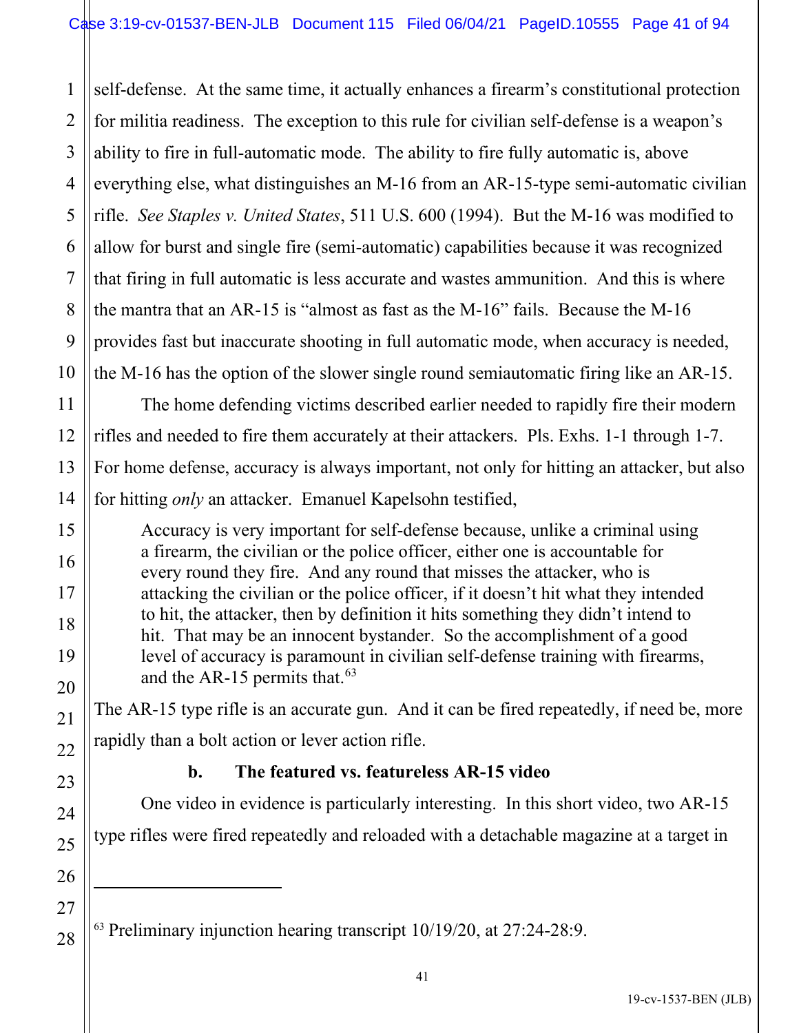self-defense. At the same time, it actually enhances a firearm's constitutional protection for militia readiness. The exception to this rule for civilian self-defense is a weapon's ability to fire in full-automatic mode. The ability to fire fully automatic is, above everything else, what distinguishes an M-16 from an AR-15-type semi-automatic civilian rifle. *See Staples v. United States*, 511 U.S. 600 (1994). But the M-16 was modified to allow for burst and single fire (semi-automatic) capabilities because it was recognized that firing in full automatic is less accurate and wastes ammunition. And this is where the mantra that an AR-15 is "almost as fast as the M-16" fails. Because the M-16 provides fast but inaccurate shooting in full automatic mode, when accuracy is needed, the M-16 has the option of the slower single round semiautomatic firing like an AR-15.

The home defending victims described earlier needed to rapidly fire their modern rifles and needed to fire them accurately at their attackers. Pls. Exhs. 1-1 through 1-7. For home defense, accuracy is always important, not only for hitting an attacker, but also for hitting *only* an attacker. Emanuel Kapelsohn testified,

> Accuracy is very important for self-defense because, unlike a criminal using a firearm, the civilian or the police officer, either one is accountable for every round they fire. And any round that misses the attacker, who is attacking the civilian or the police officer, if it doesn't hit what they intended to hit, the attacker, then by definition it hits something they didn't intend to hit. That may be an innocent bystander. So the accomplishment of a good level of accuracy is paramount in civilian self-defense training with firearms, and the AR-15 permits that.[63]

The AR-15 type rifle is an accurate gun. And it can be fired repeatedly, if need be, more rapidly than a bolt action or lever action rifle.

**b. The featured vs. featureless AR-15 video**

One video in evidence is particularly interesting. In this short video, two AR-15 type rifles were fired repeatedly and reloaded with a detachable magazine at a target in

---

[63] Preliminary injunction hearing transcript 10/19/20, at 27:24-28:9.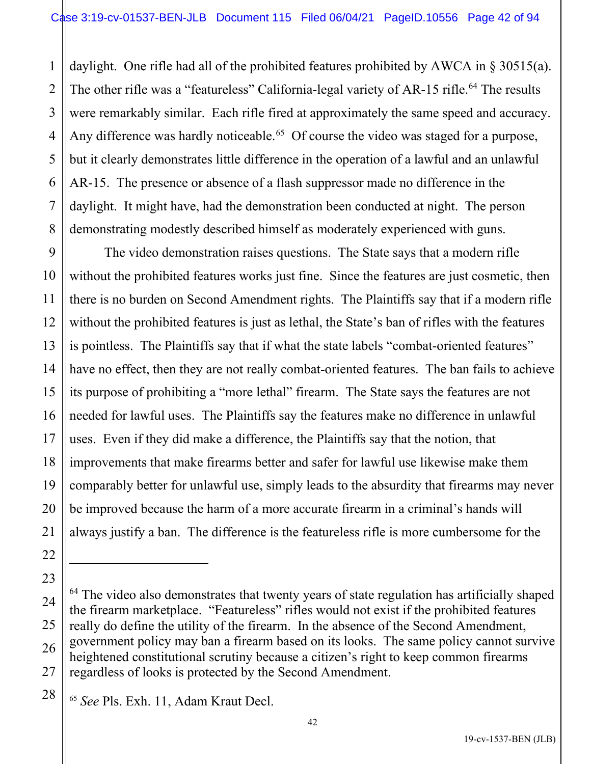daylight. One rifle had all of the prohibited features prohibited by AWCA in § 30515(a). The other rifle was a "featureless" California-legal variety of AR-15 rifle.[64] The results were remarkably similar. Each rifle fired at approximately the same speed and accuracy. Any difference was hardly noticeable.[65] Of course the video was staged for a purpose, but it clearly demonstrates little difference in the operation of a lawful and an unlawful AR-15. The presence or absence of a flash suppressor made no difference in the daylight. It might have, had the demonstration been conducted at night. The person demonstrating modestly described himself as moderately experienced with guns.

The video demonstration raises questions. The State says that a modern rifle without the prohibited features works just fine. Since the features are just cosmetic, then there is no burden on Second Amendment rights. The Plaintiffs say that if a modern rifle without the prohibited features is just as lethal, the State's ban of rifles with the features is pointless. The Plaintiffs say that if what the state labels "combat-oriented features" have no effect, then they are not really combat-oriented features. The ban fails to achieve its purpose of prohibiting a "more lethal" firearm. The State says the features are not needed for lawful uses. The Plaintiffs say the features make no difference in unlawful uses. Even if they did make a difference, the Plaintiffs say that the notion, that improvements that make firearms better and safer for lawful use likewise make them comparably better for unlawful use, simply leads to the absurdity that firearms may never be improved because the harm of a more accurate firearm in a criminal's hands will always justify a ban. The difference is the featureless rifle is more cumbersome for the

---

[64] The video also demonstrates that twenty years of state regulation has artificially shaped the firearm marketplace. "Featureless" rifles would not exist if the prohibited features really do define the utility of the firearm. In the absence of the Second Amendment, government policy may ban a firearm based on its looks. The same policy cannot survive heightened constitutional scrutiny because a citizen's right to keep common firearms regardless of looks is protected by the Second Amendment.

[65] *See* Pls. Exh. 11, Adam Kraut Decl.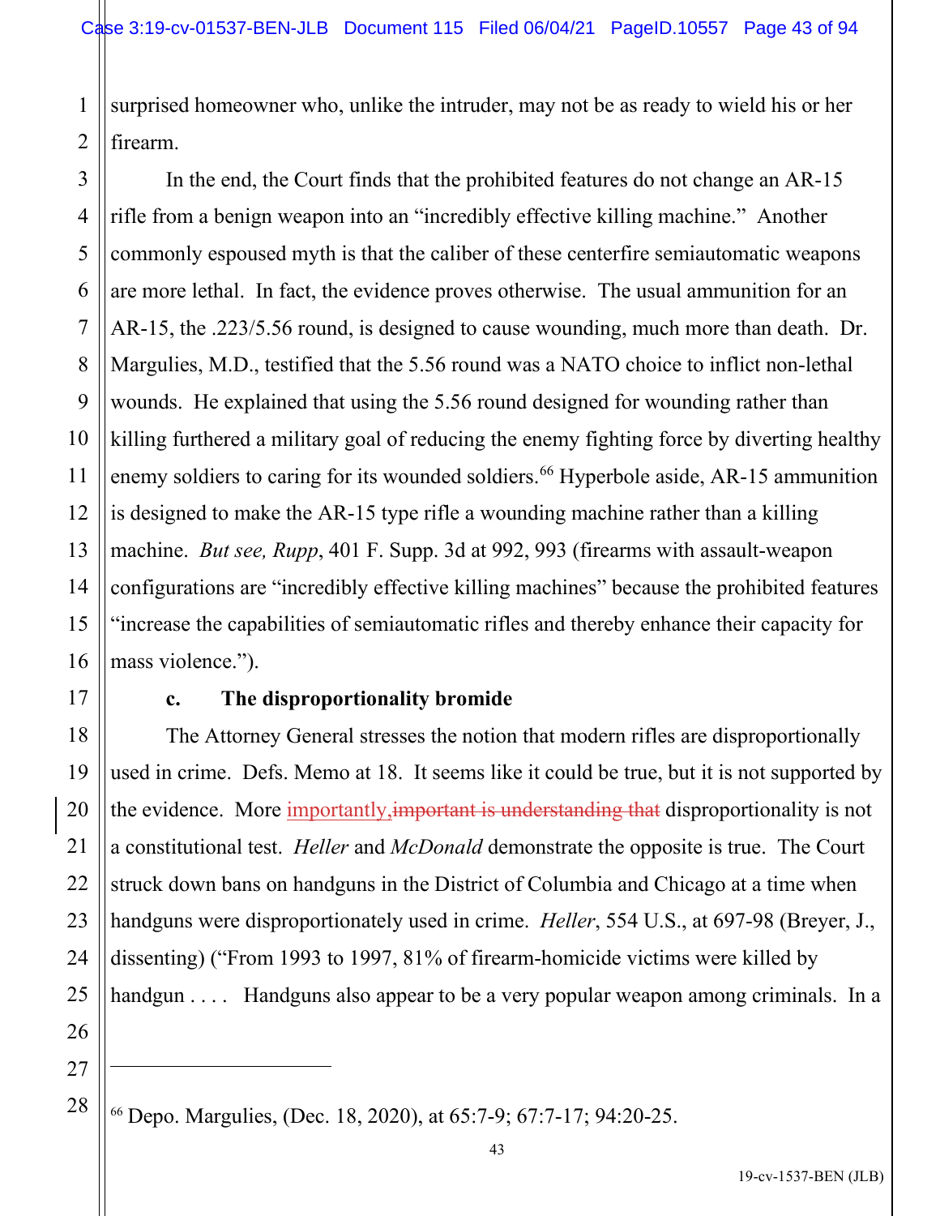surprised homeowner who, unlike the intruder, may not be as ready to wield his or her firearm.

In the end, the Court finds that the prohibited features do not change an AR-15 rifle from a benign weapon into an "incredibly effective killing machine." Another commonly espoused myth is that the caliber of these centerfire semiautomatic weapons are more lethal. In fact, the evidence proves otherwise. The usual ammunition for an AR-15, the .223/5.56 round, is designed to cause wounding, much more than death. Dr. Margulies, M.D., testified that the 5.56 round was a NATO choice to inflict non-lethal wounds. He explained that using the 5.56 round designed for wounding rather than killing furthered a military goal of reducing the enemy fighting force by diverting healthy enemy soldiers to caring for its wounded soldiers.[66] Hyperbole aside, AR-15 ammunition is designed to make the AR-15 type rifle a wounding machine rather than a killing machine. *But see, Rupp*, 401 F. Supp. 3d at 992, 993 (firearms with assault-weapon configurations are "incredibly effective killing machines" because the prohibited features "increase the capabilities of semiautomatic rifles and thereby enhance their capacity for mass violence.").

**c. The disproportionality bromide**

The Attorney General stresses the notion that modern rifles are disproportionately used in crime. Defs. Memo at 18. It seems like it could be true, but it is not supported by the evidence. More importantly,~~important is understanding that~~ disproportionality is not a constitutional test. *Heller* and *McDonald* demonstrate the opposite is true. The Court struck down bans on handguns in the District of Columbia and Chicago at a time when handguns were disproportionately used in crime. *Heller*, 554 U.S., at 697-98 (Breyer, J., dissenting) ("From 1993 to 1997, 81% of firearm-homicide victims were killed by handgun . . . . Handguns also appear to be a very popular weapon among criminals. In a

---

[66] Depo. Margulies, (Dec. 18, 2020), at 65:7-9; 67:7-17; 94:20-25.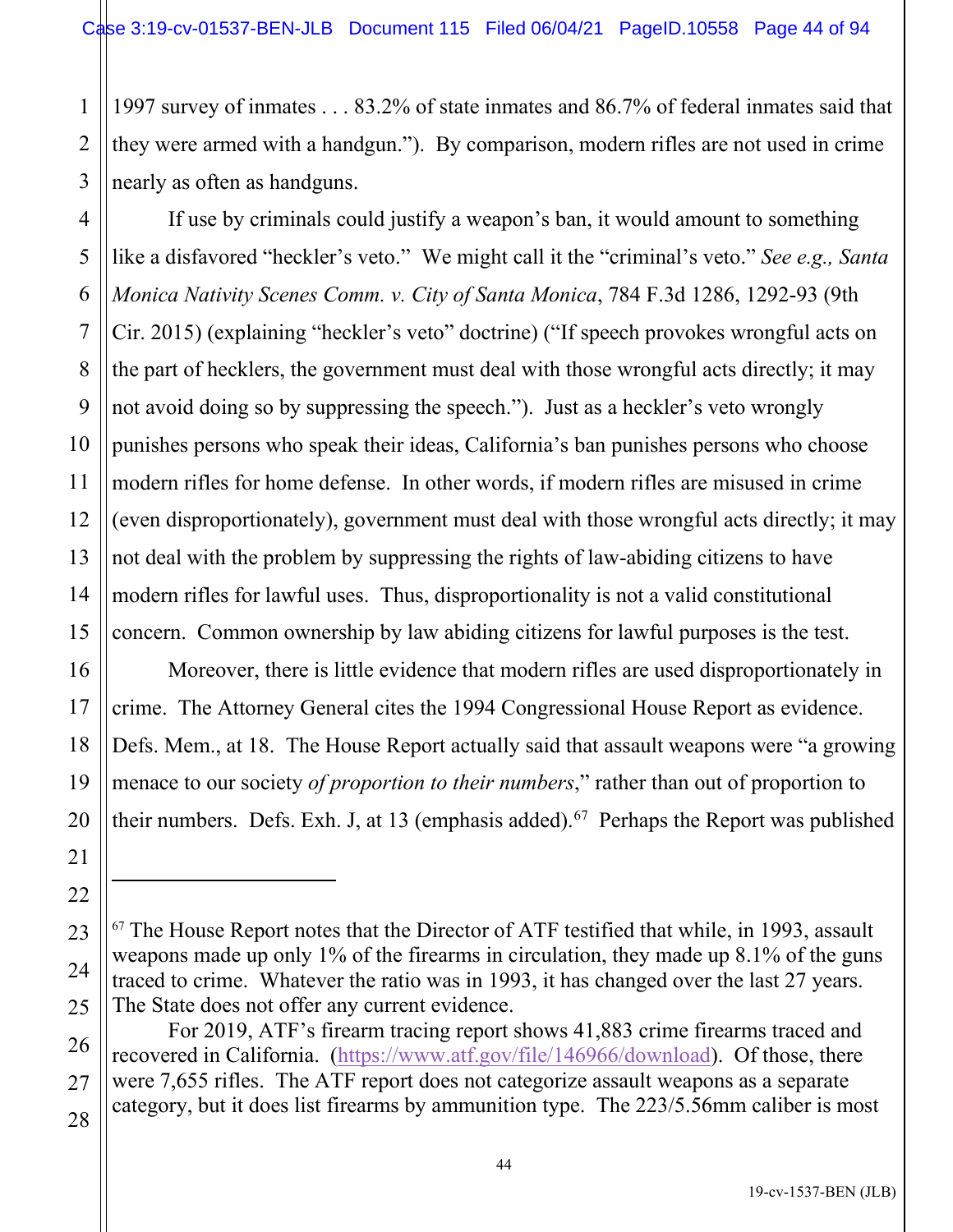1997 survey of inmates . . . 83.2% of state inmates and 86.7% of federal inmates said that they were armed with a handgun."). By comparison, modern rifles are not used in crime nearly as often as handguns.

If use by criminals could justify a weapon's ban, it would amount to something like a disfavored "heckler's veto." We might call it the "criminal's veto." *See e.g., Santa Monica Nativity Scenes Comm. v. City of Santa Monica*, 784 F.3d 1286, 1292-93 (9th Cir. 2015) (explaining "heckler's veto" doctrine) ("If speech provokes wrongful acts on the part of hecklers, the government must deal with those wrongful acts directly; it may not avoid doing so by suppressing the speech."). Just as a heckler's veto wrongly punishes persons who speak their ideas, California's ban punishes persons who choose modern rifles for home defense. In other words, if modern rifles are misused in crime (even disproportionately), government must deal with those wrongful acts directly; it may not deal with the problem by suppressing the rights of law-abiding citizens to have modern rifles for lawful uses. Thus, disproportionality is not a valid constitutional concern. Common ownership by law abiding citizens for lawful purposes is the test.

Moreover, there is little evidence that modern rifles are used disproportionately in crime. The Attorney General cites the 1994 Congressional House Report as evidence. Defs. Mem., at 18. The House Report actually said that assault weapons were "a growing menace to our society *of proportion to their numbers*," rather than out of proportion to their numbers. Defs. Exh. J, at 13 (emphasis added).[67] Perhaps the Report was published

---

[67] The House Report notes that the Director of ATF testified that while, in 1993, assault weapons made up only 1% of the firearms in circulation, they made up 8.1% of the guns traced to crime. Whatever the ratio was in 1993, it has changed over the last 27 years. The State does not offer any current evidence.

For 2019, ATF's firearm tracing report shows 41,883 crime firearms traced and recovered in California. (https://www.atf.gov/file/146966/download). Of those, there were 7,655 rifles. The ATF report does not categorize assault weapons as a separate category, but it does list firearms by ammunition type. The 223/5.56mm caliber is most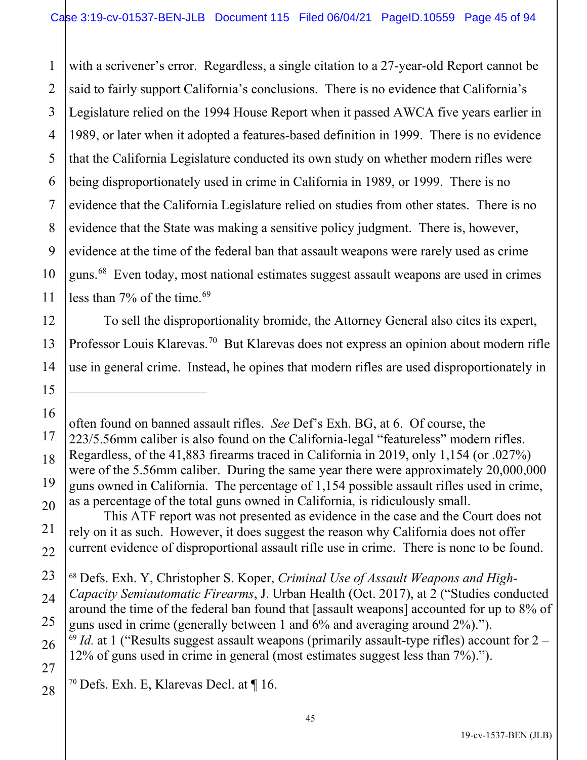with a scrivener's error. Regardless, a single citation to a 27-year-old Report cannot be said to fairly support California's conclusions. There is no evidence that California's Legislature relied on the 1994 House Report when it passed AWCA five years earlier in 1989, or later when it adopted a features-based definition in 1999. There is no evidence that the California Legislature conducted its own study on whether modern rifles were being disproportionately used in crime in California in 1989, or 1999. There is no evidence that the California Legislature relied on studies from other states. There is no evidence that the State was making a sensitive policy judgment. There is, however, evidence at the time of the federal ban that assault weapons were rarely used as crime guns.[68] Even today, most national estimates suggest assault weapons are used in crimes less than 7% of the time.[69]

To sell the disproportionality bromide, the Attorney General also cites its expert, Professor Louis Klarevas.[70] But Klarevas does not express an opinion about modern rifle use in general crime. Instead, he opines that modern rifles are used disproportionately in

---

often found on banned assault rifles. *See* Def's Exh. BG, at 6. Of course, the 223/5.56mm caliber is also found on the California-legal "featureless" modern rifles. Regardless, of the 41,883 firearms traced in California in 2019, only 1,154 (or .027%) were of the 5.56mm caliber. During the same year there were approximately 20,000,000 guns owned in California. The percentage of 1,154 possible assault rifles used in crime, as a percentage of the total guns owned in California, is ridiculously small.

This ATF report was not presented as evidence in the case and the Court does not rely on it as such. However, it does suggest the reason why California does not offer current evidence of disproportional assault rifle use in crime. There is none to be found.

[68] Defs. Exh. Y, Christopher S. Koper, *Criminal Use of Assault Weapons and High-Capacity Semiautomatic Firearms*, J. Urban Health (Oct. 2017), at 2 ("Studies conducted around the time of the federal ban found that [assault weapons] accounted for up to 8% of guns used in crime (generally between 1 and 6% and averaging around 2%).").

[69] *Id.* at 1 ("Results suggest assault weapons (primarily assault-type rifles) account for 2 – 12% of guns used in crime in general (most estimates suggest less than 7%).").

[70] Defs. Exh. E, Klarevas Decl. at ¶ 16.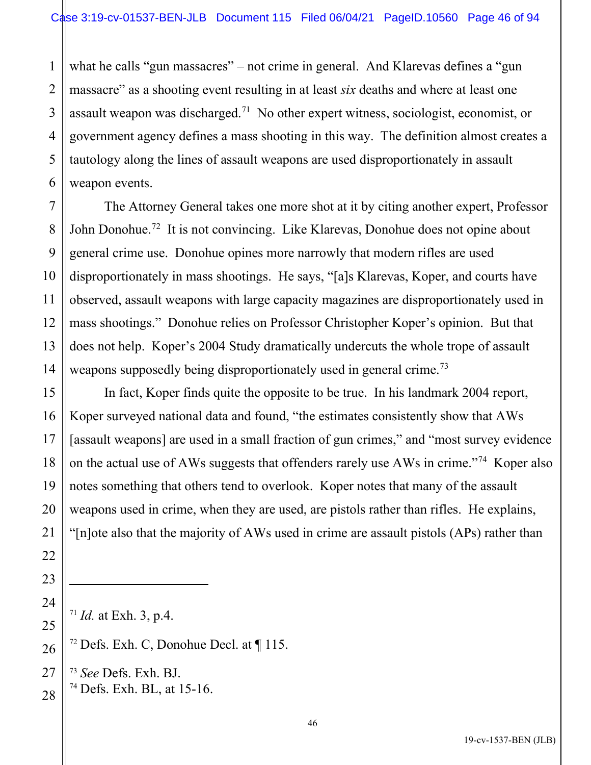what he calls "gun massacres" – not crime in general. And Klarevas defines a "gun massacre" as a shooting event resulting in at least *six* deaths and where at least one assault weapon was discharged.[71] No other expert witness, sociologist, economist, or government agency defines a mass shooting in this way. The definition almost creates a tautology along the lines of assault weapons are used disproportionately in assault weapon events.

The Attorney General takes one more shot at it by citing another expert, Professor John Donohue.[72] It is not convincing. Like Klarevas, Donohue does not opine about general crime use. Donohue opines more narrowly that modern rifles are used disproportionately in mass shootings. He says, "[a]s Klarevas, Koper, and courts have observed, assault weapons with large capacity magazines are disproportionately used in mass shootings." Donohue relies on Professor Christopher Koper's opinion. But that does not help. Koper's 2004 Study dramatically undercuts the whole trope of assault weapons supposedly being disproportionately used in general crime.[73]

In fact, Koper finds quite the opposite to be true. In his landmark 2004 report, Koper surveyed national data and found, "the estimates consistently show that AWs [assault weapons] are used in a small fraction of gun crimes," and "most survey evidence on the actual use of AWs suggests that offenders rarely use AWs in crime."[74] Koper also notes something that others tend to overlook. Koper notes that many of the assault weapons used in crime, when they are used, are pistols rather than rifles. He explains, "[n]ote also that the majority of AWs used in crime are assault pistols (APs) rather than

---

[71] *Id.* at Exh. 3, p.4.

[72] Defs. Exh. C, Donohue Decl. at ¶ 115.

[73] *See* Defs. Exh. BJ.

[74] Defs. Exh. BL, at 15-16.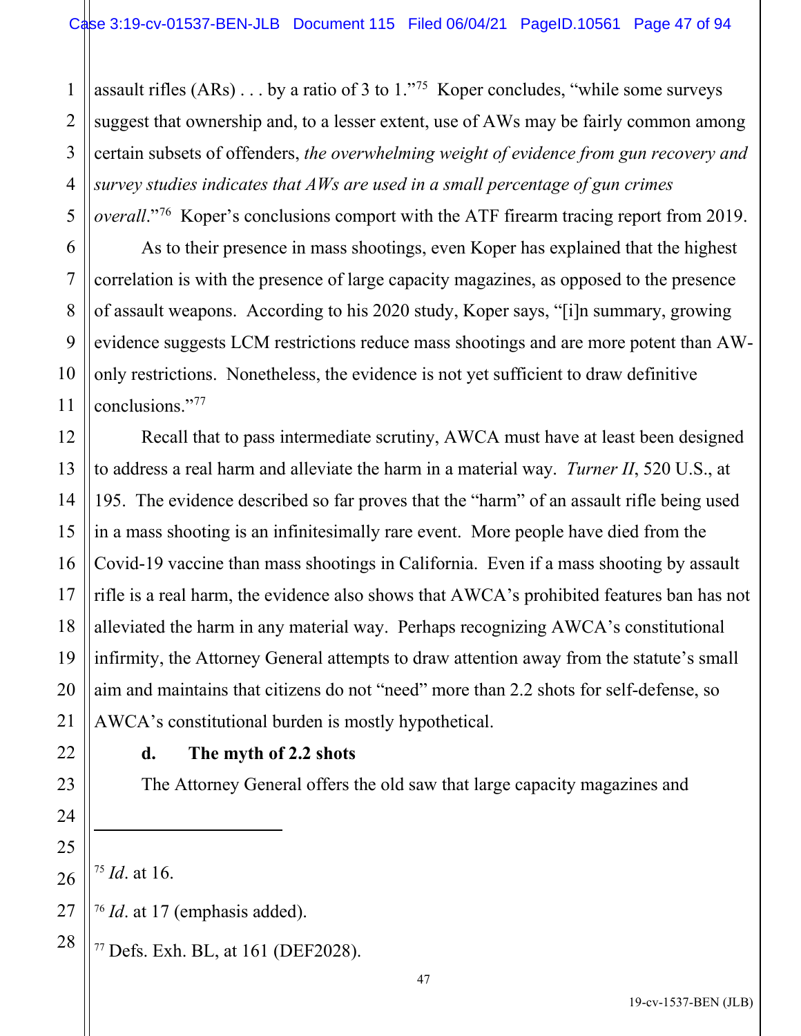assault rifles (ARs) . . . by a ratio of 3 to 1."[75] Koper concludes, "while some surveys suggest that ownership and, to a lesser extent, use of AWs may be fairly common among certain subsets of offenders, *the overwhelming weight of evidence from gun recovery and survey studies indicates that AWs are used in a small percentage of gun crimes overall*."[76] Koper's conclusions comport with the ATF firearm tracing report from 2019.

As to their presence in mass shootings, even Koper has explained that the highest correlation is with the presence of large capacity magazines, as opposed to the presence of assault weapons. According to his 2020 study, Koper says, "[i]n summary, growing evidence suggests LCM restrictions reduce mass shootings and are more potent than AW-only restrictions. Nonetheless, the evidence is not yet sufficient to draw definitive conclusions."[77]

Recall that to pass intermediate scrutiny, AWCA must have at least been designed to address a real harm and alleviate the harm in a material way. *Turner II*, 520 U.S., at 195. The evidence described so far proves that the "harm" of an assault rifle being used in a mass shooting is an infinitesimally rare event. More people have died from the Covid-19 vaccine than mass shootings in California. Even if a mass shooting by assault rifle is a real harm, the evidence also shows that AWCA's prohibited features ban has not alleviated the harm in any material way. Perhaps recognizing AWCA's constitutional infirmity, the Attorney General attempts to draw attention away from the statute's small aim and maintains that citizens do not "need" more than 2.2 shots for self-defense, so AWCA's constitutional burden is mostly hypothetical.

**d. The myth of 2.2 shots**

The Attorney General offers the old saw that large capacity magazines and

---

[75] *Id*. at 16.

[76] *Id*. at 17 (emphasis added).

[77] Defs. Exh. BL, at 161 (DEF2028).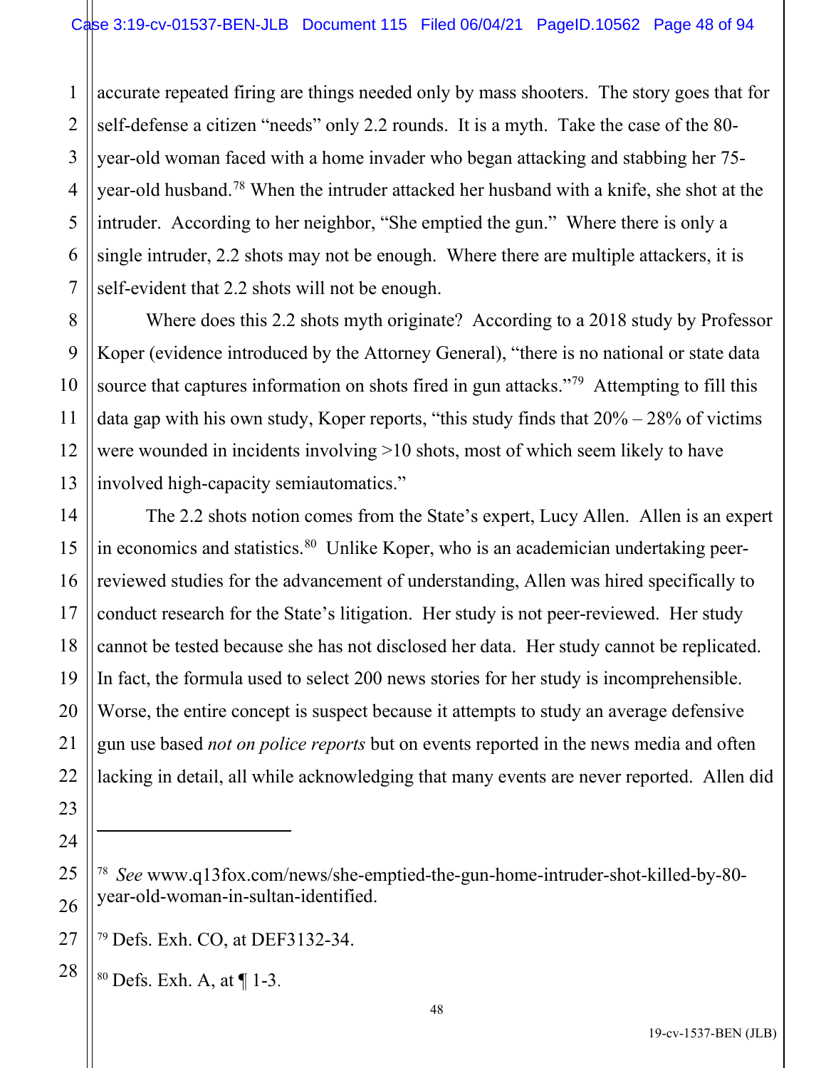accurate repeated firing are things needed only by mass shooters. The story goes that for self-defense a citizen "needs" only 2.2 rounds. It is a myth. Take the case of the 80-year-old woman faced with a home invader who began attacking and stabbing her 75-year-old husband.[78] When the intruder attacked her husband with a knife, she shot at the intruder. According to her neighbor, "She emptied the gun." Where there is only a single intruder, 2.2 shots may not be enough. Where there are multiple attackers, it is self-evident that 2.2 shots will not be enough.

Where does this 2.2 shots myth originate? According to a 2018 study by Professor Koper (evidence introduced by the Attorney General), "there is no national or state data source that captures information on shots fired in gun attacks."[79] Attempting to fill this data gap with his own study, Koper reports, "this study finds that 20% – 28% of victims were wounded in incidents involving >10 shots, most of which seem likely to have involved high-capacity semiautomatics."

The 2.2 shots notion comes from the State's expert, Lucy Allen. Allen is an expert in economics and statistics.[80] Unlike Koper, who is an academician undertaking peer-reviewed studies for the advancement of understanding, Allen was hired specifically to conduct research for the State's litigation. Her study is not peer-reviewed. Her study cannot be tested because she has not disclosed her data. Her study cannot be replicated. In fact, the formula used to select 200 news stories for her study is incomprehensible. Worse, the entire concept is suspect because it attempts to study an average defensive gun use based *not on police reports* but on events reported in the news media and often lacking in detail, all while acknowledging that many events are never reported. Allen did

---

[78] *See* www.q13fox.com/news/she-emptied-the-gun-home-intruder-shot-killed-by-80-year-old-woman-in-sultan-identified.

[79] Defs. Exh. CO, at DEF3132-34.

[80] Defs. Exh. A, at ¶ 1-3.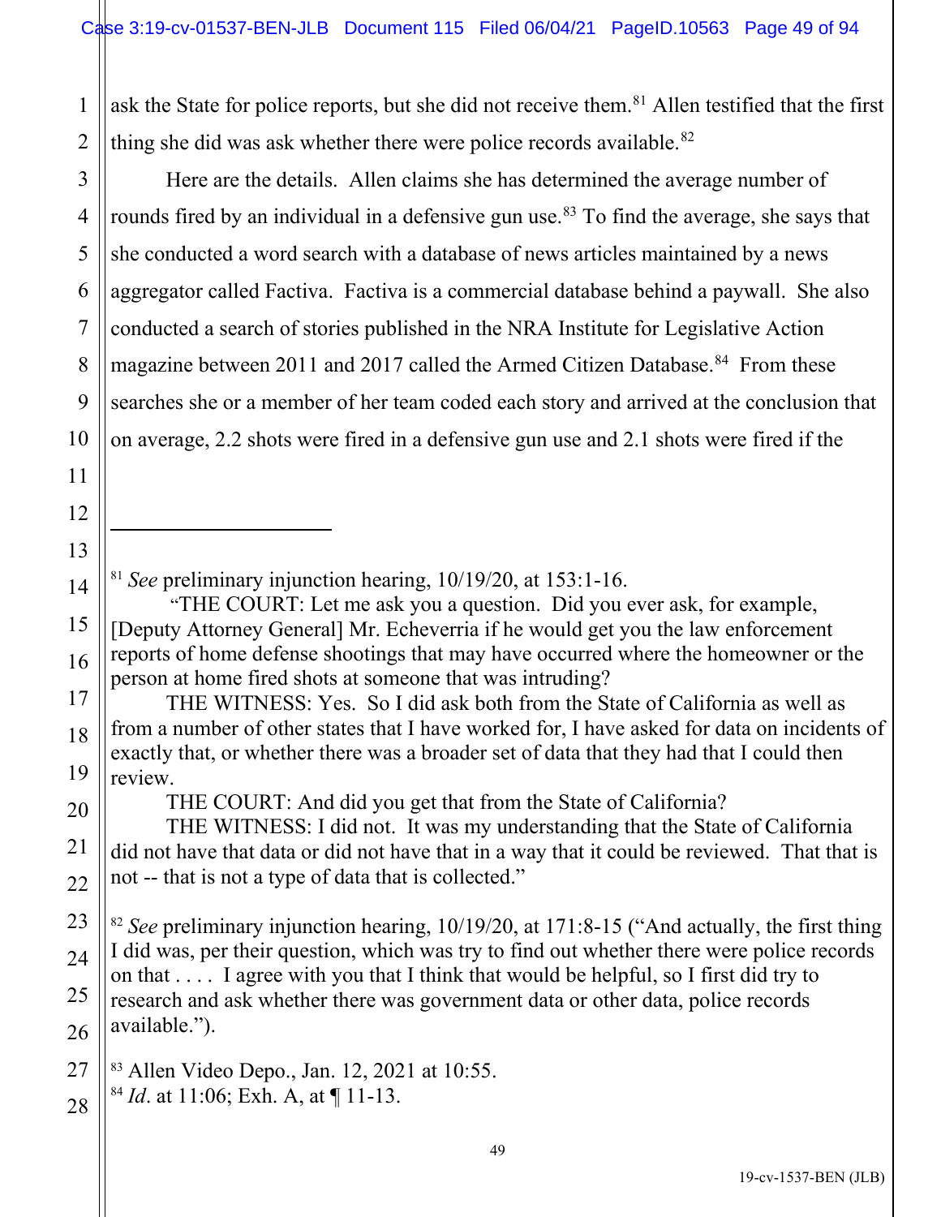ask the State for police reports, but she did not receive them.[81] Allen testified that the first thing she did was ask whether there were police records available.[82]

Here are the details. Allen claims she has determined the average number of rounds fired by an individual in a defensive gun use.[83] To find the average, she says that she conducted a word search with a database of news articles maintained by a news aggregator called Factiva. Factiva is a commercial database behind a paywall. She also conducted a search of stories published in the NRA Institute for Legislative Action magazine between 2011 and 2017 called the Armed Citizen Database.[84] From these searches she or a member of her team coded each story and arrived at the conclusion that on average, 2.2 shots were fired in a defensive gun use and 2.1 shots were fired if the

---

[81] *See* preliminary injunction hearing, 10/19/20, at 153:1-16.

"THE COURT: Let me ask you a question. Did you ever ask, for example, [Deputy Attorney General] Mr. Echeverria if he would get you the law enforcement reports of home defense shootings that may have occurred where the homeowner or the person at home fired shots at someone that was intruding?

THE WITNESS: Yes. So I did ask both from the State of California as well as from a number of other states that I have worked for, I have asked for data on incidents of exactly that, or whether there was a broader set of data that they had that I could then review.

THE COURT: And did you get that from the State of California?

THE WITNESS: I did not. It was my understanding that the State of California did not have that data or did not have that in a way that it could be reviewed. That that is not -- that is not a type of data that is collected."

[82] *See* preliminary injunction hearing, 10/19/20, at 171:8-15 ("And actually, the first thing I did was, per their question, which was try to find out whether there were police records on that . . . . I agree with you that I think that would be helpful, so I first did try to research and ask whether there was government data or other data, police records available.").

[83] Allen Video Depo., Jan. 12, 2021 at 10:55.

[84] *Id*. at 11:06; Exh. A, at ¶ 11-13.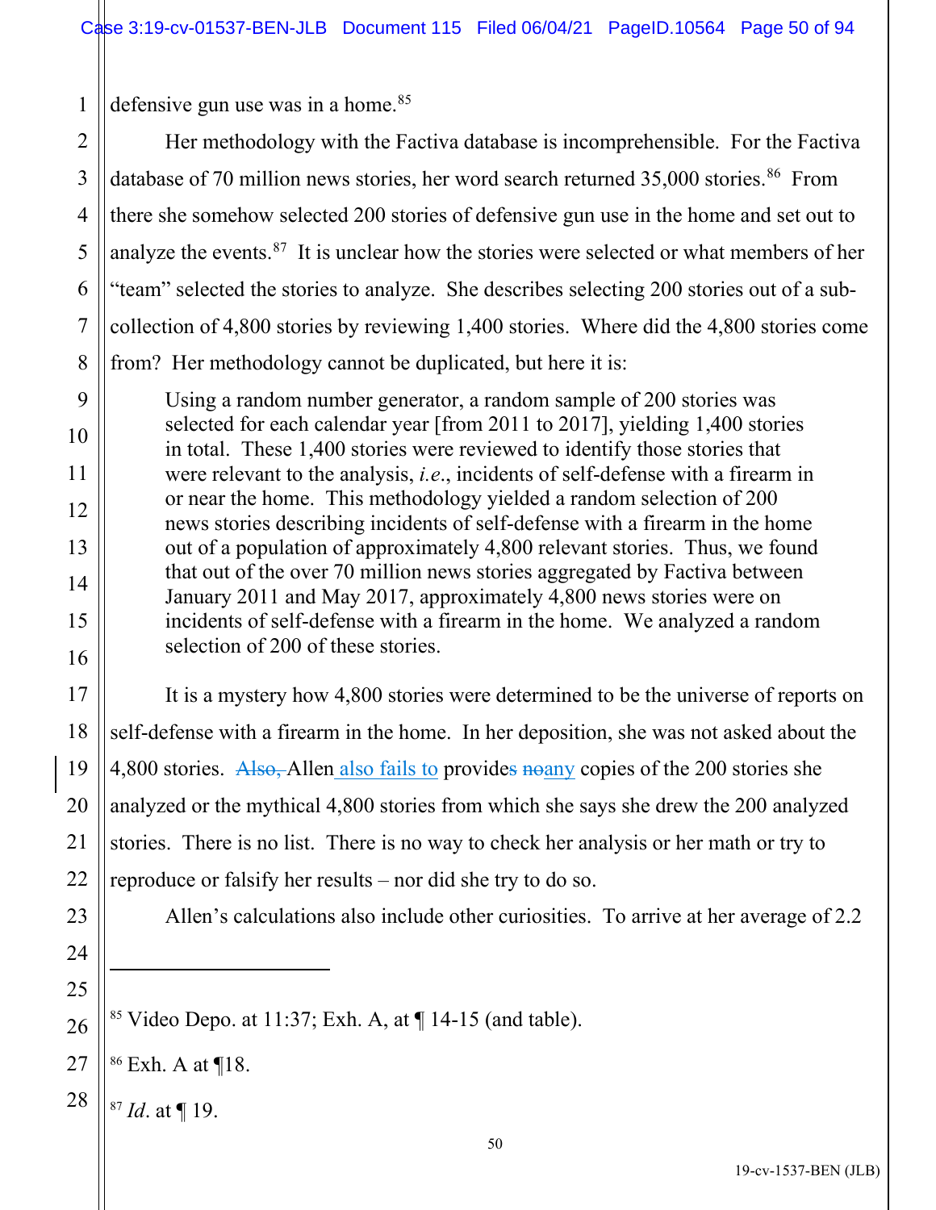defensive gun use was in a home.[85]

Her methodology with the Factiva database is incomprehensible. For the Factiva database of 70 million news stories, her word search returned 35,000 stories.[86] From there she somehow selected 200 stories of defensive gun use in the home and set out to analyze the events.[87] It is unclear how the stories were selected or what members of her "team" selected the stories to analyze. She describes selecting 200 stories out of a sub-collection of 4,800 stories by reviewing 1,400 stories. Where did the 4,800 stories come from? Her methodology cannot be duplicated, but here it is:

> Using a random number generator, a random sample of 200 stories was selected for each calendar year [from 2011 to 2017], yielding 1,400 stories in total. These 1,400 stories were reviewed to identify those stories that were relevant to the analysis, *i.e.*, incidents of self-defense with a firearm in or near the home. This methodology yielded a random selection of 200 news stories describing incidents of self-defense with a firearm in the home out of a population of approximately 4,800 relevant stories. Thus, we found that out of the over 70 million news stories aggregated by Factiva between January 2011 and May 2017, approximately 4,800 news stories were on incidents of self-defense with a firearm in the home. We analyzed a random selection of 200 of these stories.

It is a mystery how 4,800 stories were determined to be the universe of reports on self-defense with a firearm in the home. In her deposition, she was not asked about the 4,800 stories. ~~Also,~~ Allen also fails to provide~~s~~ ~~no~~any copies of the 200 stories she analyzed or the mythical 4,800 stories from which she says she drew the 200 analyzed stories. There is no list. There is no way to check her analysis or her math or try to reproduce or falsify her results – nor did she try to do so.

Allen's calculations also include other curiosities. To arrive at her average of 2.2

---

[85] Video Depo. at 11:37; Exh. A, at ¶ 14-15 (and table).

[86] Exh. A at ¶18.

[87] *Id*. at ¶ 19.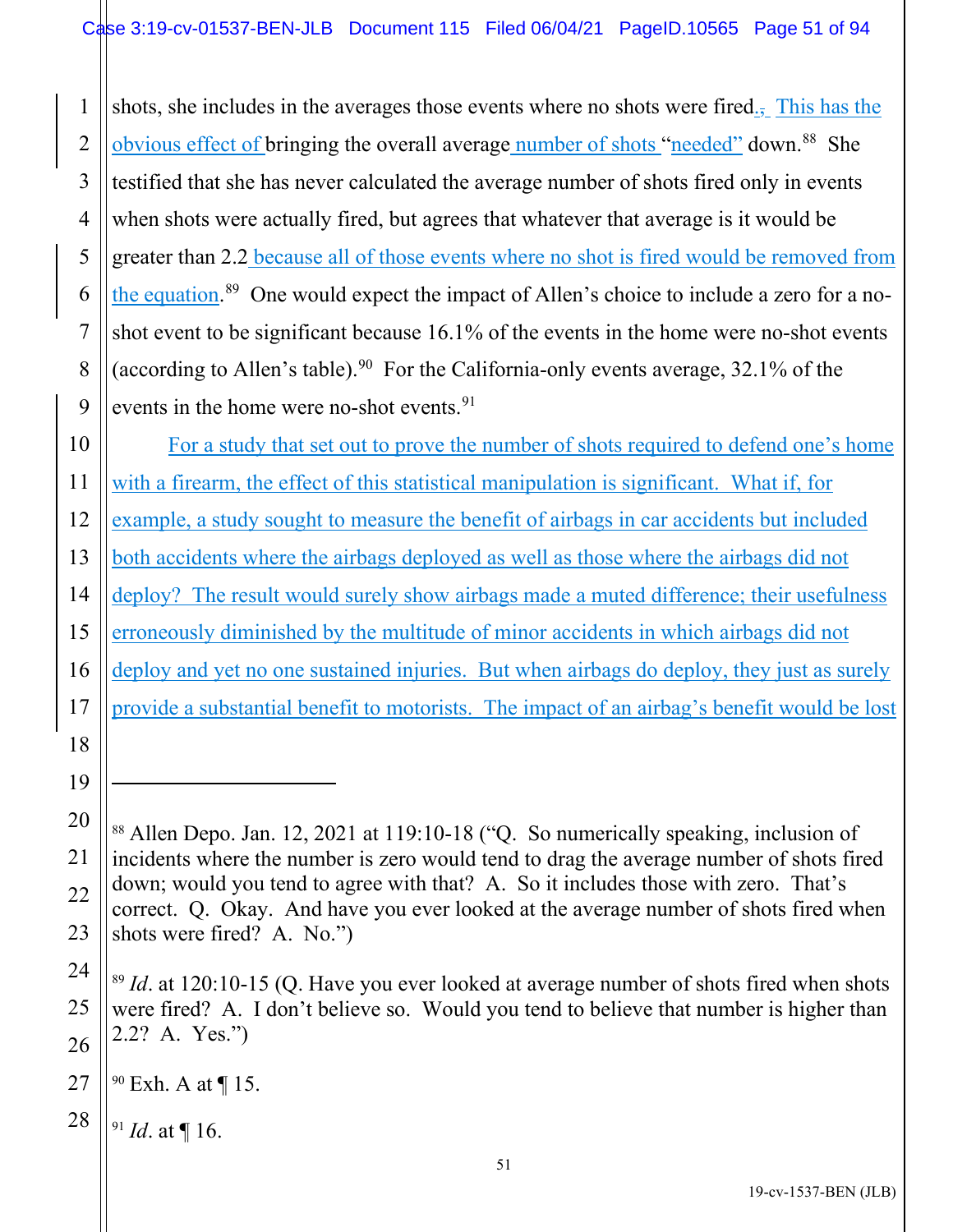shots, she includes in the averages those events where no shots were fired. This has the obvious effect of bringing the overall average number of shots "needed" down.[88] She testified that she has never calculated the average number of shots fired only in events when shots were actually fired, but agrees that whatever that average is it would be greater than 2.2 because all of those events where no shot is fired would be removed from the equation.[89] One would expect the impact of Allen's choice to include a zero for a no-shot event to be significant because 16.1% of the events in the home were no-shot events (according to Allen's table).[90] For the California-only events average, 32.1% of the events in the home were no-shot events.[91]

For a study that set out to prove the number of shots required to defend one's home with a firearm, the effect of this statistical manipulation is significant. What if, for example, a study sought to measure the benefit of airbags in car accidents but included both accidents where the airbags deployed as well as those where the airbags did not deploy? The result would surely show airbags made a muted difference; their usefulness erroneously diminished by the multitude of minor accidents in which airbags did not deploy and yet no one sustained injuries. But when airbags do deploy, they just as surely provide a substantial benefit to motorists. The impact of an airbag's benefit would be lost

---

[88] Allen Depo. Jan. 12, 2021 at 119:10-18 ("Q. So numerically speaking, inclusion of incidents where the number is zero would tend to drag the average number of shots fired down; would you tend to agree with that? A. So it includes those with zero. That's correct. Q. Okay. And have you ever looked at the average number of shots fired when shots were fired? A. No.")

[89] *Id*. at 120:10-15 (Q. Have you ever looked at average number of shots fired when shots were fired? A. I don't believe so. Would you tend to believe that number is higher than 2.2? A. Yes.")

[90] Exh. A at ¶ 15.

[91] *Id*. at ¶ 16.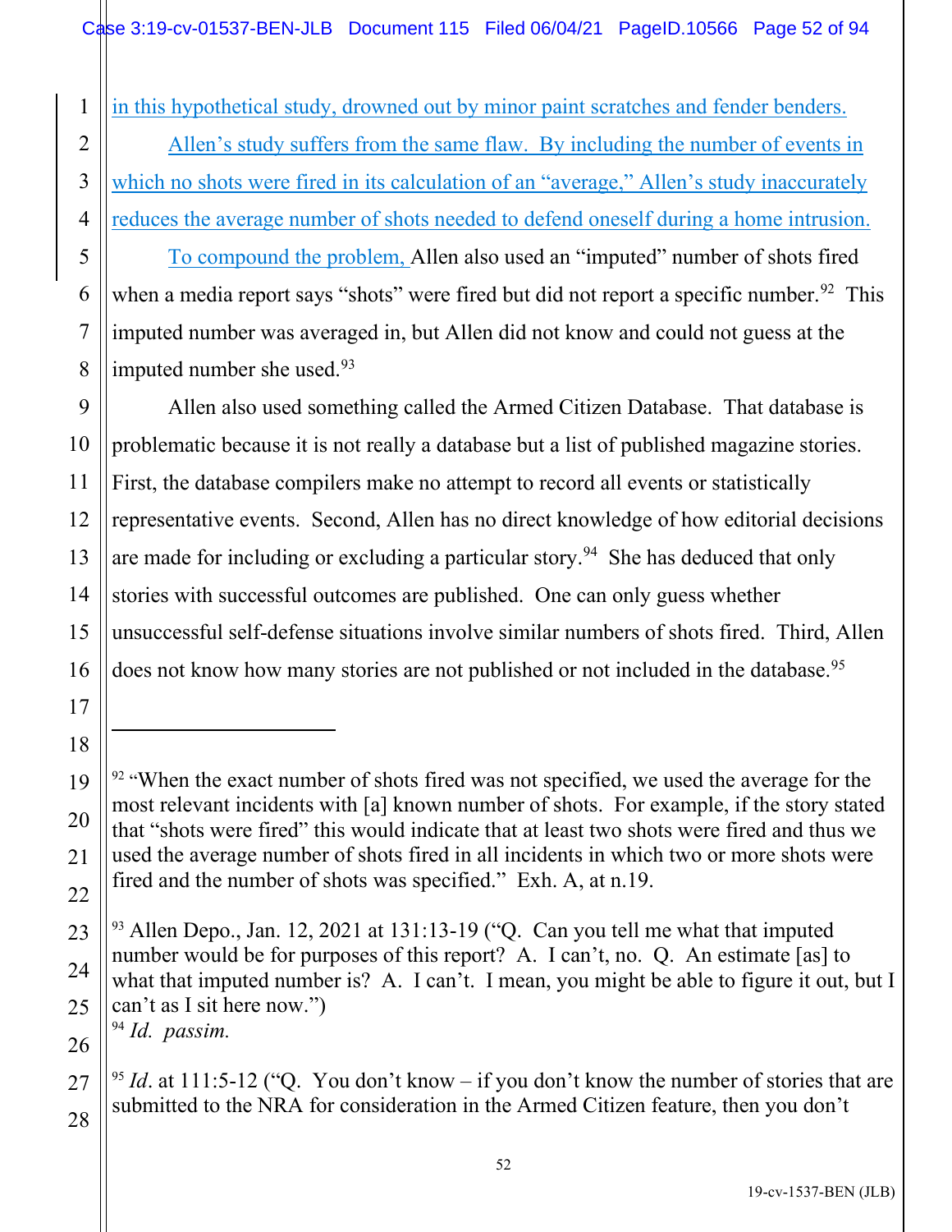in this hypothetical study, drowned out by minor paint scratches and fender benders.

Allen's study suffers from the same flaw. By including the number of events in which no shots were fired in its calculation of an "average," Allen's study inaccurately reduces the average number of shots needed to defend oneself during a home intrusion.

To compound the problem, Allen also used an "imputed" number of shots fired when a media report says "shots" were fired but did not report a specific number.[92] This imputed number was averaged in, but Allen did not know and could not guess at the imputed number she used.[93]

Allen also used something called the Armed Citizen Database. That database is problematic because it is not really a database but a list of published magazine stories. First, the database compilers make no attempt to record all events or statistically representative events. Second, Allen has no direct knowledge of how editorial decisions are made for including or excluding a particular story.[94] She has deduced that only stories with successful outcomes are published. One can only guess whether unsuccessful self-defense situations involve similar numbers of shots fired. Third, Allen does not know how many stories are not published or not included in the database.[95]

---

[92] "When the exact number of shots fired was not specified, we used the average for the most relevant incidents with [a] known number of shots. For example, if the story stated that "shots were fired" this would indicate that at least two shots were fired and thus we used the average number of shots fired in all incidents in which two or more shots were fired and the number of shots was specified." Exh. A, at n.19.

[93] Allen Depo., Jan. 12, 2021 at 131:13-19 ("Q. Can you tell me what that imputed number would be for purposes of this report? A. I can't, no. Q. An estimate [as] to what that imputed number is? A. I can't. I mean, you might be able to figure it out, but I can't as I sit here now.")

[94] *Id. passim.*

[95] *Id*. at 111:5-12 ("Q. You don't know – if you don't know the number of stories that are submitted to the NRA for consideration in the Armed Citizen feature, then you don't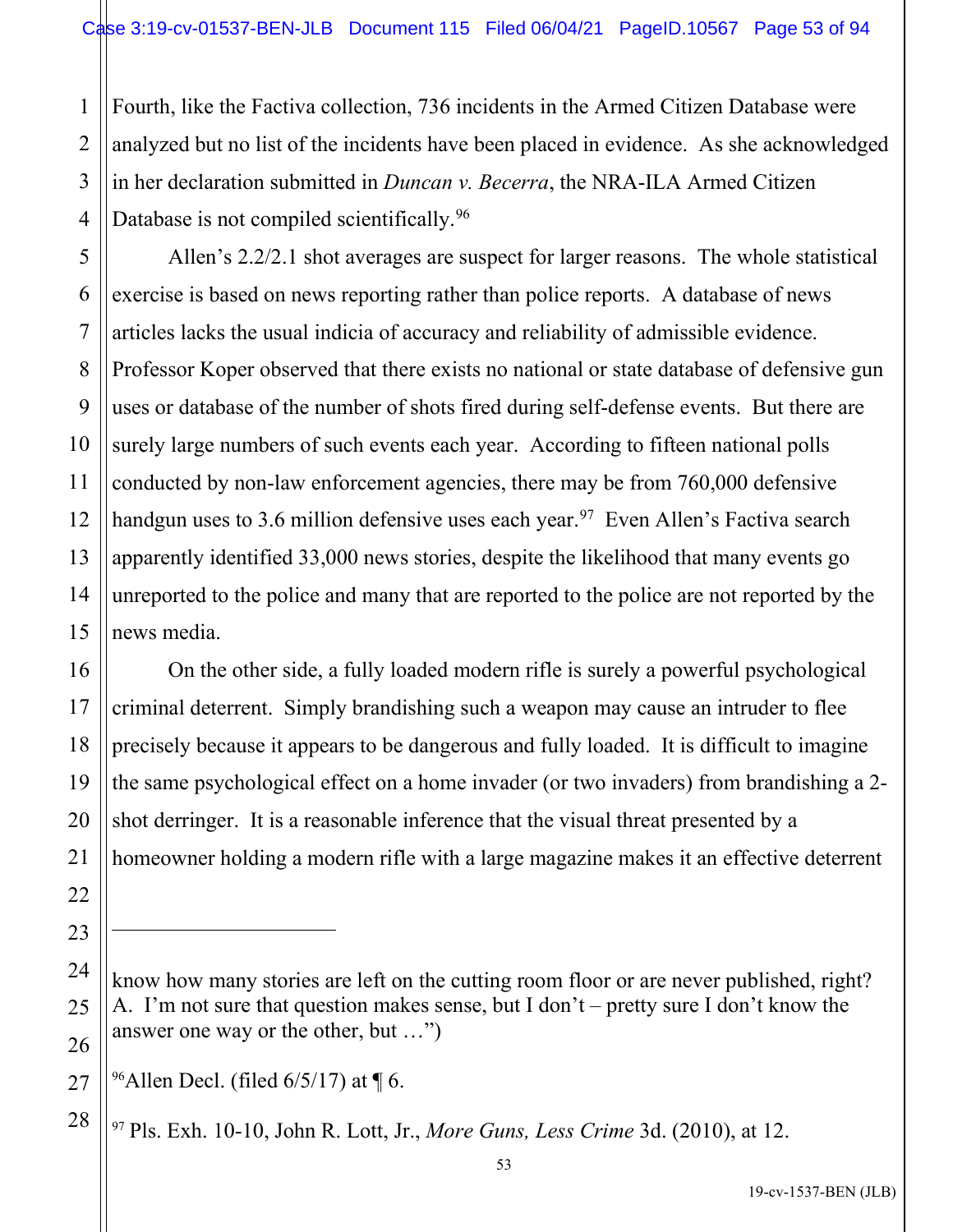Fourth, like the Factiva collection, 736 incidents in the Armed Citizen Database were analyzed but no list of the incidents have been placed in evidence. As she acknowledged in her declaration submitted in *Duncan v. Becerra*, the NRA-ILA Armed Citizen Database is not compiled scientifically.[96]

Allen's 2.2/2.1 shot averages are suspect for larger reasons. The whole statistical exercise is based on news reporting rather than police reports. A database of news articles lacks the usual indicia of accuracy and reliability of admissible evidence. Professor Koper observed that there exists no national or state database of defensive gun uses or database of the number of shots fired during self-defense events. But there are surely large numbers of such events each year. According to fifteen national polls conducted by non-law enforcement agencies, there may be from 760,000 defensive handgun uses to 3.6 million defensive uses each year.[97] Even Allen's Factiva search apparently identified 33,000 news stories, despite the likelihood that many events go unreported to the police and many that are reported to the police are not reported by the news media.

On the other side, a fully loaded modern rifle is surely a powerful psychological criminal deterrent. Simply brandishing such a weapon may cause an intruder to flee precisely because it appears to be dangerous and fully loaded. It is difficult to imagine the same psychological effect on a home invader (or two invaders) from brandishing a 2-shot derringer. It is a reasonable inference that the visual threat presented by a homeowner holding a modern rifle with a large magazine makes it an effective deterrent

---

know how many stories are left on the cutting room floor or are never published, right? A. I'm not sure that question makes sense, but I don't – pretty sure I don't know the answer one way or the other, but …")

[96] Allen Decl. (filed 6/5/17) at ¶ 6.

[97] Pls. Exh. 10-10, John R. Lott, Jr., *More Guns, Less Crime* 3d. (2010), at 12.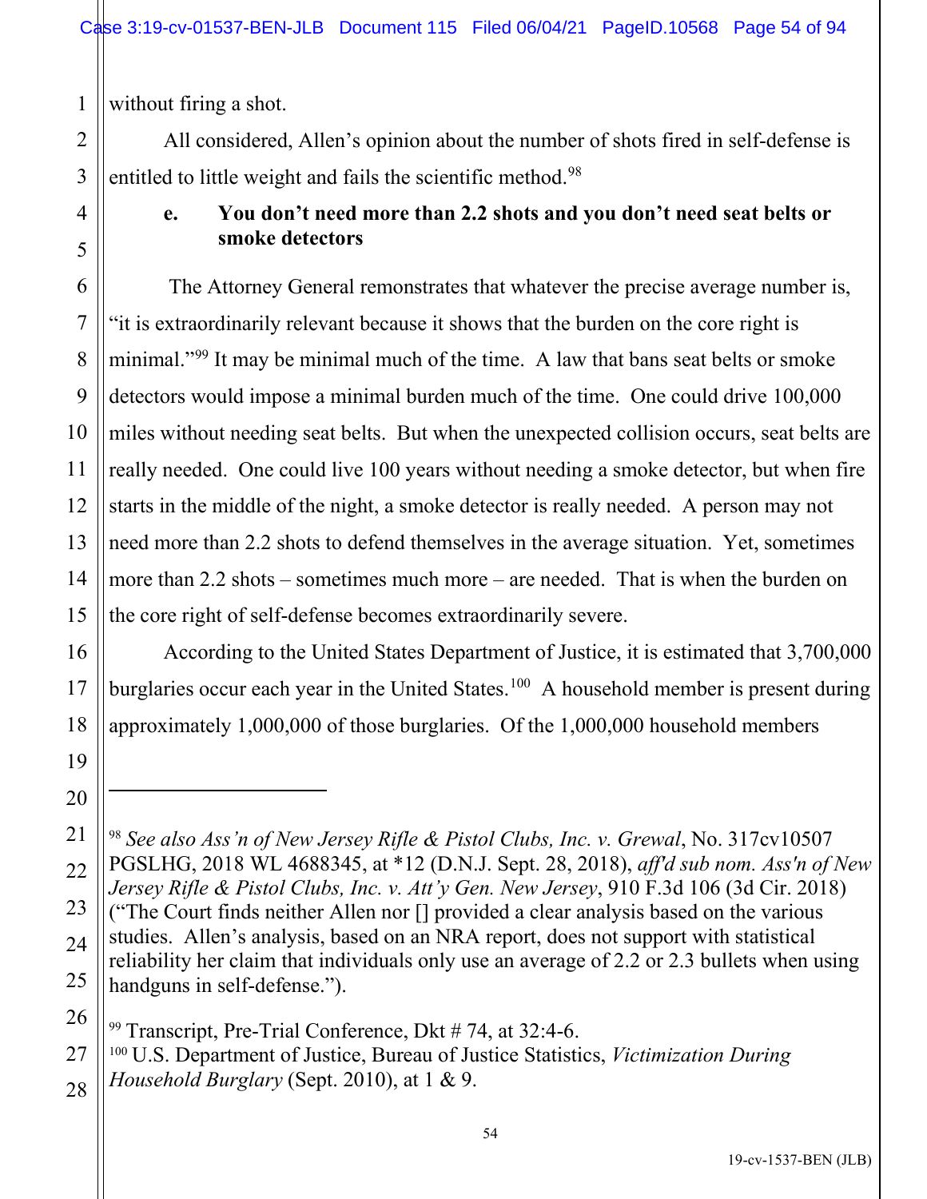without firing a shot.

All considered, Allen's opinion about the number of shots fired in self-defense is entitled to little weight and fails the scientific method.[98]

**e. You don't need more than 2.2 shots and you don't need seat belts or smoke detectors**

The Attorney General remonstrates that whatever the precise average number is, "it is extraordinarily relevant because it shows that the burden on the core right is minimal."[99] It may be minimal much of the time. A law that bans seat belts or smoke detectors would impose a minimal burden much of the time. One could drive 100,000 miles without needing seat belts. But when the unexpected collision occurs, seat belts are really needed. One could live 100 years without needing a smoke detector, but when fire starts in the middle of the night, a smoke detector is really needed. A person may not need more than 2.2 shots to defend themselves in the average situation. Yet, sometimes more than 2.2 shots – sometimes much more – are needed. That is when the burden on the core right of self-defense becomes extraordinarily severe.

According to the United States Department of Justice, it is estimated that 3,700,000 burglaries occur each year in the United States.[100] A household member is present during approximately 1,000,000 of those burglaries. Of the 1,000,000 household members

---

[98] *See also Ass'n of New Jersey Rifle & Pistol Clubs, Inc. v. Grewal*, No. 317cv10507 PGSLHG, 2018 WL 4688345, at *12 (D.N.J. Sept. 28, 2018), *aff'd sub nom. Ass'n of New Jersey Rifle & Pistol Clubs, Inc. v. Att'y Gen. New Jersey*, 910 F.3d 106 (3d Cir. 2018) ("The Court finds neither Allen nor [] provided a clear analysis based on the various studies. Allen's analysis, based on an NRA report, does not support with statistical reliability her claim that individuals only use an average of 2.2 or 2.3 bullets when using handguns in self-defense.").

[99] Transcript, Pre-Trial Conference, Dkt # 74, at 32:4-6.

[100] U.S. Department of Justice, Bureau of Justice Statistics, *Victimization During Household Burglary* (Sept. 2010), at 1 & 9.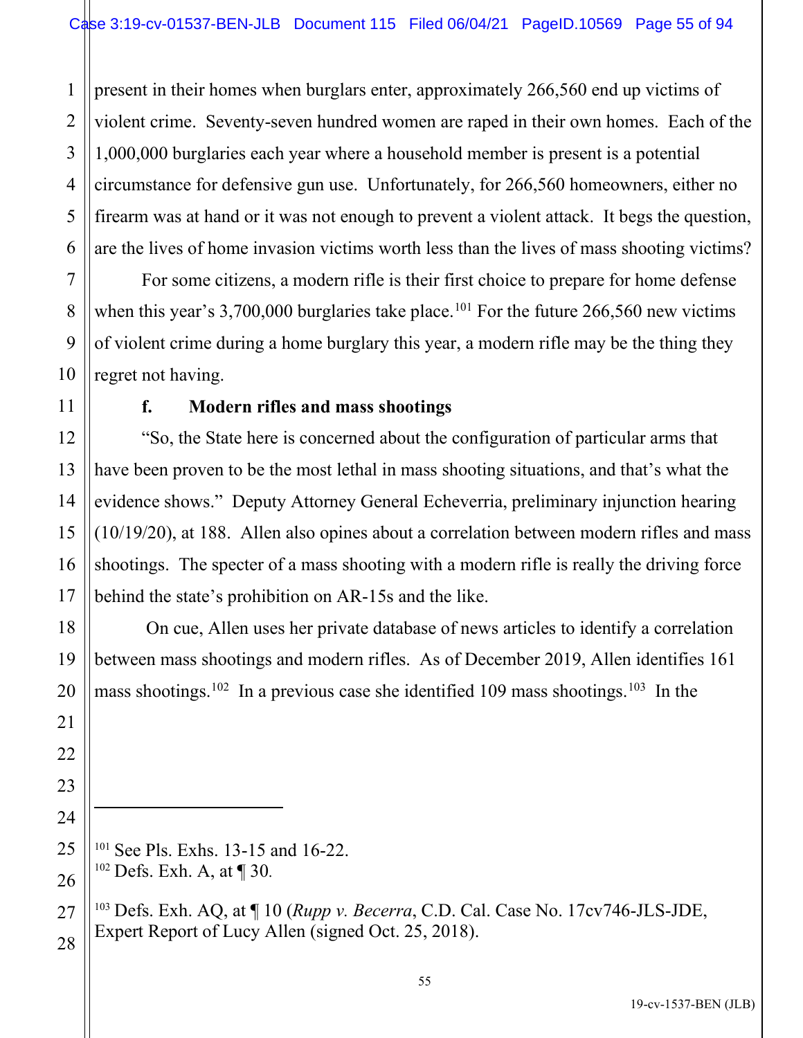present in their homes when burglars enter, approximately 266,560 end up victims of violent crime. Seventy-seven hundred women are raped in their own homes. Each of the 1,000,000 burglaries each year where a household member is present is a potential circumstance for defensive gun use. Unfortunately, for 266,560 homeowners, either no firearm was at hand or it was not enough to prevent a violent attack. It begs the question, are the lives of home invasion victims worth less than the lives of mass shooting victims?

For some citizens, a modern rifle is their first choice to prepare for home defense when this year's 3,700,000 burglaries take place.[101] For the future 266,560 new victims of violent crime during a home burglary this year, a modern rifle may be the thing they regret not having.

**f. Modern rifles and mass shootings**

"So, the State here is concerned about the configuration of particular arms that have been proven to be the most lethal in mass shooting situations, and that's what the evidence shows." Deputy Attorney General Echeverria, preliminary injunction hearing (10/19/20), at 188. Allen also opines about a correlation between modern rifles and mass shootings. The specter of a mass shooting with a modern rifle is really the driving force behind the state's prohibition on AR-15s and the like.

On cue, Allen uses her private database of news articles to identify a correlation between mass shootings and modern rifles. As of December 2019, Allen identifies 161 mass shootings.[102] In a previous case she identified 109 mass shootings.[103] In the

---

[101] See Pls. Exhs. 13-15 and 16-22.

[102] Defs. Exh. A, at ¶ 30.

[103] Defs. Exh. AQ, at ¶ 10 (*Rupp v. Becerra*, C.D. Cal. Case No. 17cv746-JLS-JDE, Expert Report of Lucy Allen (signed Oct. 25, 2018).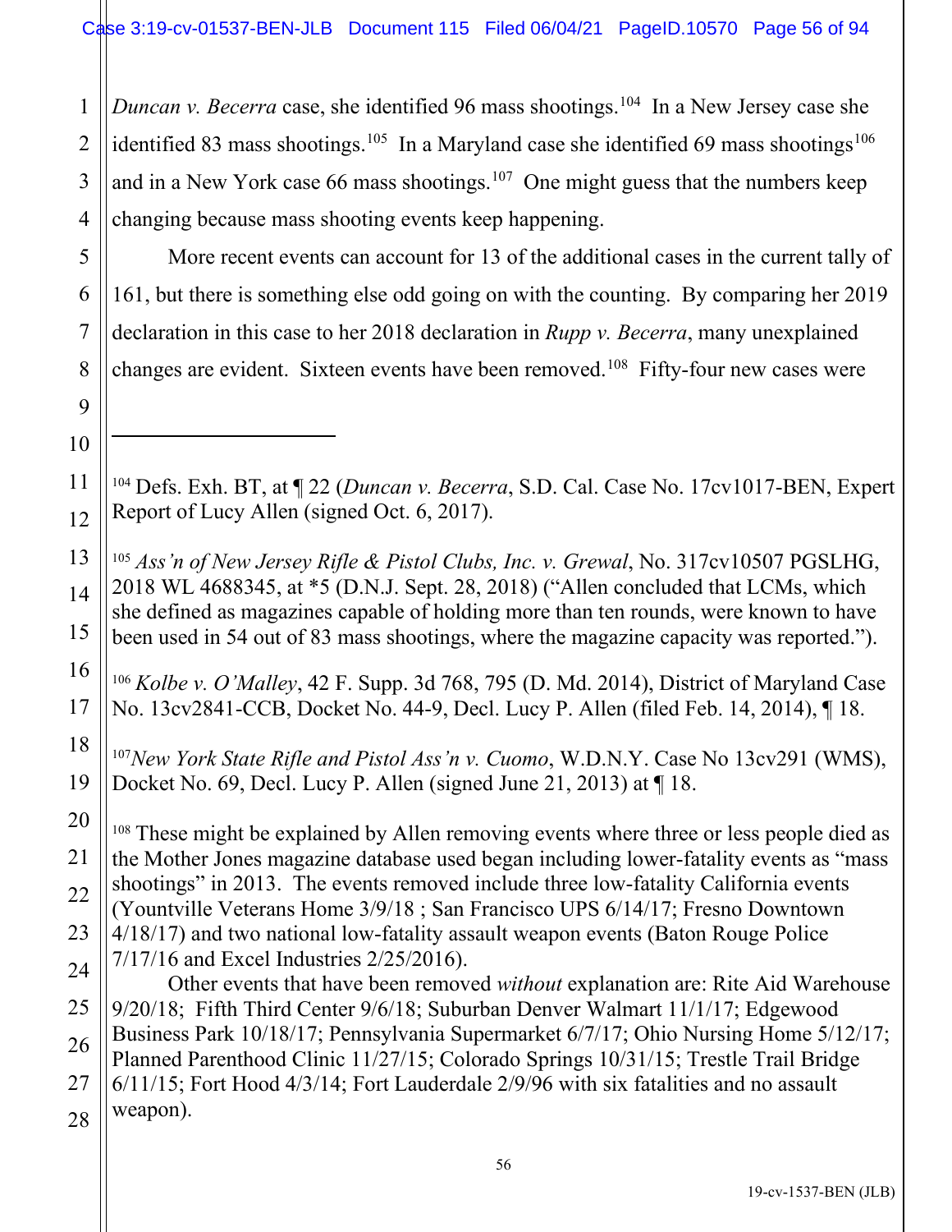*Duncan v. Becerra* case, she identified 96 mass shootings.[104] In a New Jersey case she identified 83 mass shootings.[105] In a Maryland case she identified 69 mass shootings[106] and in a New York case 66 mass shootings.[107] One might guess that the numbers keep changing because mass shooting events keep happening.

More recent events can account for 13 of the additional cases in the current tally of 161, but there is something else odd going on with the counting. By comparing her 2019 declaration in this case to her 2018 declaration in *Rupp v. Becerra*, many unexplained changes are evident. Sixteen events have been removed.[108] Fifty-four new cases were

---

[104] Defs. Exh. BT, at ¶ 22 (*Duncan v. Becerra*, S.D. Cal. Case No. 17cv1017-BEN, Expert Report of Lucy Allen (signed Oct. 6, 2017).

[105] *Ass'n of New Jersey Rifle & Pistol Clubs, Inc. v. Grewal*, No. 317cv10507 PGSLHG, 2018 WL 4688345, at *5 (D.N.J. Sept. 28, 2018) ("Allen concluded that LCMs, which she defined as magazines capable of holding more than ten rounds, were known to have been used in 54 out of 83 mass shootings, where the magazine capacity was reported.").

[106] *Kolbe v. O'Malley*, 42 F. Supp. 3d 768, 795 (D. Md. 2014), District of Maryland Case No. 13cv2841-CCB, Docket No. 44-9, Decl. Lucy P. Allen (filed Feb. 14, 2014), ¶ 18.

[107] *New York State Rifle and Pistol Ass'n v. Cuomo*, W.D.N.Y. Case No 13cv291 (WMS), Docket No. 69, Decl. Lucy P. Allen (signed June 21, 2013) at ¶ 18.

[108] These might be explained by Allen removing events where three or less people died as the Mother Jones magazine database used began including lower-fatality events as "mass shootings" in 2013. The events removed include three low-fatality California events (Yountville Veterans Home 3/9/18 ; San Francisco UPS 6/14/17; Fresno Downtown 4/18/17) and two national low-fatality assault weapon events (Baton Rouge Police 7/17/16 and Excel Industries 2/25/2016).

Other events that have been removed *without* explanation are: Rite Aid Warehouse 9/20/18; Fifth Third Center 9/6/18; Suburban Denver Walmart 11/1/17; Edgewood Business Park 10/18/17; Pennsylvania Supermarket 6/7/17; Ohio Nursing Home 5/12/17; Planned Parenthood Clinic 11/27/15; Colorado Springs 10/31/15; Trestle Trail Bridge 6/11/15; Fort Hood 4/3/14; Fort Lauderdale 2/9/96 with six fatalities and no assault weapon).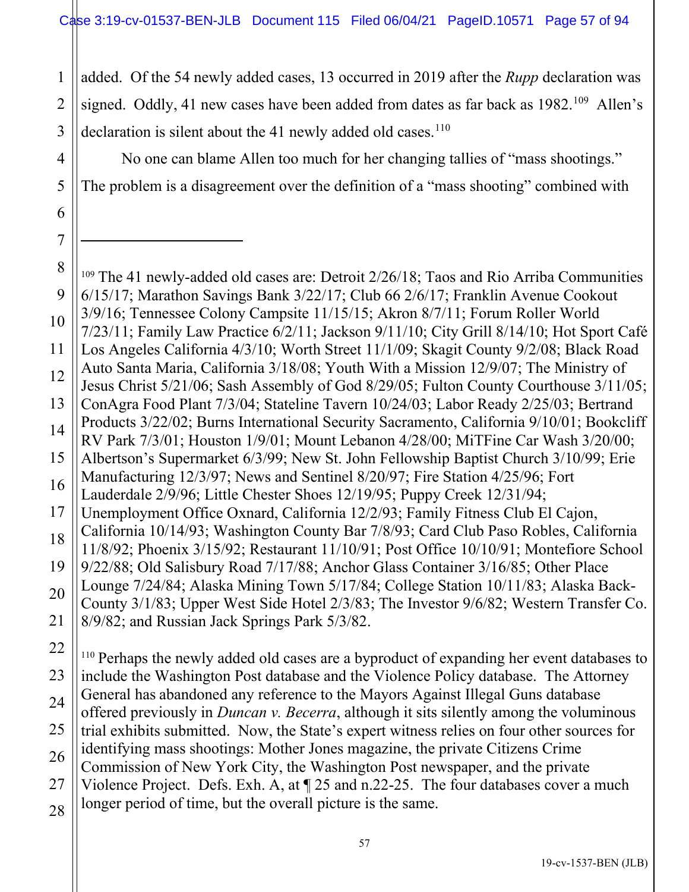added. Of the 54 newly added cases, 13 occurred in 2019 after the *Rupp* declaration was signed. Oddly, 41 new cases have been added from dates as far back as 1982.[109] Allen's declaration is silent about the 41 newly added old cases.[110]

No one can blame Allen too much for her changing tallies of "mass shootings." The problem is a disagreement over the definition of a "mass shooting" combined with

---

[109] The 41 newly-added old cases are: Detroit 2/26/18; Taos and Rio Arriba Communities 6/15/17; Marathon Savings Bank 3/22/17; Club 66 2/6/17; Franklin Avenue Cookout 3/9/16; Tennessee Colony Campsite 11/15/15; Akron 8/7/11; Forum Roller World 7/23/11; Family Law Practice 6/2/11; Jackson 9/11/10; City Grill 8/14/10; Hot Sport Café Los Angeles California 4/3/10; Worth Street 11/1/09; Skagit County 9/2/08; Black Road Auto Santa Maria, California 3/18/08; Youth With a Mission 12/9/07; The Ministry of Jesus Christ 5/21/06; Sash Assembly of God 8/29/05; Fulton County Courthouse 3/11/05; ConAgra Food Plant 7/3/04; Stateline Tavern 10/24/03; Labor Ready 2/25/03; Bertrand Products 3/22/02; Burns International Security Sacramento, California 9/10/01; Bookcliff RV Park 7/3/01; Houston 1/9/01; Mount Lebanon 4/28/00; MiTFine Car Wash 3/20/00; Albertson's Supermarket 6/3/99; New St. John Fellowship Baptist Church 3/10/99; Erie Manufacturing 12/3/97; News and Sentinel 8/20/97; Fire Station 4/25/96; Fort Lauderdale 2/9/96; Little Chester Shoes 12/19/95; Puppy Creek 12/31/94; Unemployment Office Oxnard, California 12/2/93; Family Fitness Club El Cajon, California 10/14/93; Washington County Bar 7/8/93; Card Club Paso Robles, California 11/8/92; Phoenix 3/15/92; Restaurant 11/10/91; Post Office 10/10/91; Montefiore School 9/22/88; Old Salisbury Road 7/17/88; Anchor Glass Container 3/16/85; Other Place Lounge 7/24/84; Alaska Mining Town 5/17/84; College Station 10/11/83; Alaska Back-County 3/1/83; Upper West Side Hotel 2/3/83; The Investor 9/6/82; Western Transfer Co. 8/9/82; and Russian Jack Springs Park 5/3/82.

[110] Perhaps the newly added old cases are a byproduct of expanding her event databases to include the Washington Post database and the Violence Policy database. The Attorney General has abandoned any reference to the Mayors Against Illegal Guns database offered previously in *Duncan v. Becerra*, although it sits silently among the voluminous trial exhibits submitted. Now, the State's expert witness relies on four other sources for identifying mass shootings: Mother Jones magazine, the private Citizens Crime Commission of New York City, the Washington Post newspaper, and the private Violence Project. Defs. Exh. A, at ¶ 25 and n.22-25. The four databases cover a much longer period of time, but the overall picture is the same.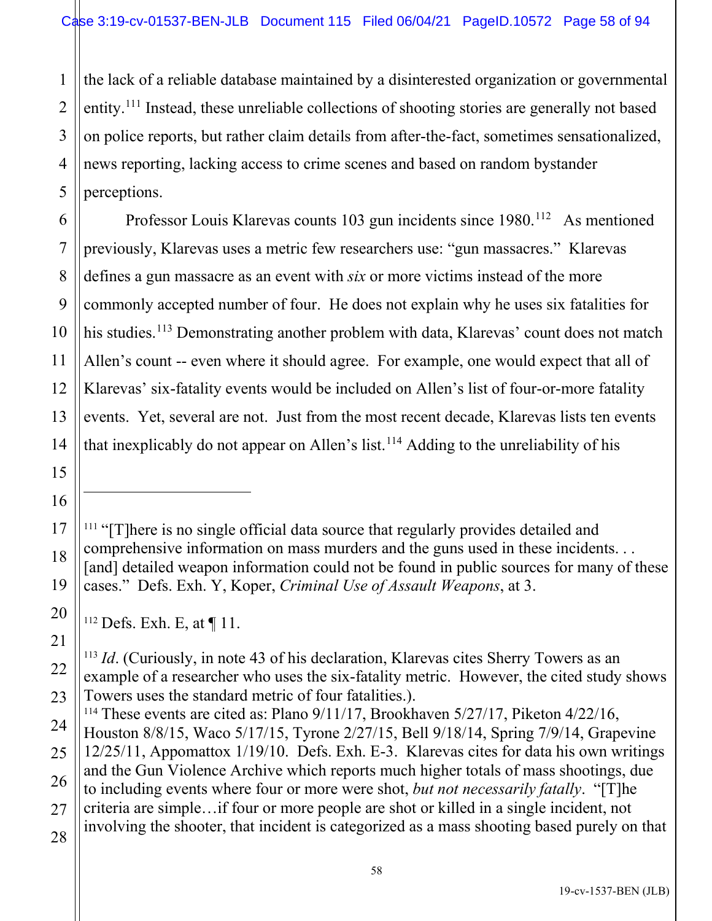the lack of a reliable database maintained by a disinterested organization or governmental entity.[111] Instead, these unreliable collections of shooting stories are generally not based on police reports, but rather claim details from after-the-fact, sometimes sensationalized, news reporting, lacking access to crime scenes and based on random bystander perceptions.

Professor Louis Klarevas counts 103 gun incidents since 1980.[112] As mentioned previously, Klarevas uses a metric few researchers use: "gun massacres." Klarevas defines a gun massacre as an event with *six* or more victims instead of the more commonly accepted number of four. He does not explain why he uses six fatalities for his studies.[113] Demonstrating another problem with data, Klarevas' count does not match Allen's count -- even where it should agree. For example, one would expect that all of Klarevas' six-fatality events would be included on Allen's list of four-or-more fatality events. Yet, several are not. Just from the most recent decade, Klarevas lists ten events that inexplicably do not appear on Allen's list.[114] Adding to the unreliability of his

---

[111] "[T]here is no single official data source that regularly provides detailed and comprehensive information on mass murders and the guns used in these incidents. . . [and] detailed weapon information could not be found in public sources for many of these cases." Defs. Exh. Y, Koper, *Criminal Use of Assault Weapons*, at 3.

[112] Defs. Exh. E, at ¶ 11.

[113] *Id*. (Curiously, in note 43 of his declaration, Klarevas cites Sherry Towers as an example of a researcher who uses the six-fatality metric. However, the cited study shows Towers uses the standard metric of four fatalities.).

[114] These events are cited as: Plano 9/11/17, Brookhaven 5/27/17, Piketon 4/22/16, Houston 8/8/15, Waco 5/17/15, Tyrone 2/27/15, Bell 9/18/14, Spring 7/9/14, Grapevine 12/25/11, Appomattox 1/19/10. Defs. Exh. E-3. Klarevas cites for data his own writings and the Gun Violence Archive which reports much higher totals of mass shootings, due to including events where four or more were shot, *but not necessarily fatally*. "[T]he criteria are simple…if four or more people are shot or killed in a single incident, not involving the shooter, that incident is categorized as a mass shooting based purely on that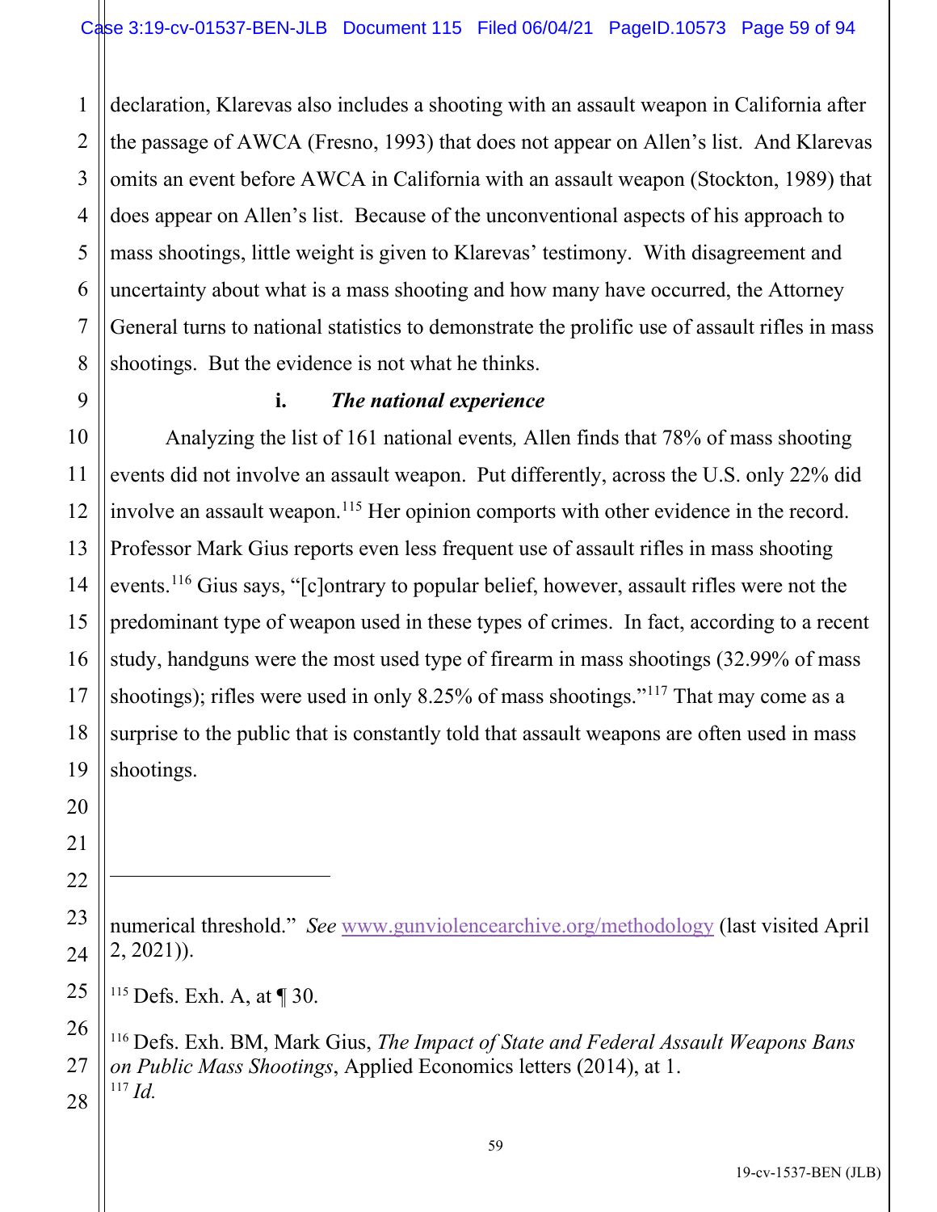declaration, Klarevas also includes a shooting with an assault weapon in California after the passage of AWCA (Fresno, 1993) that does not appear on Allen's list. And Klarevas omits an event before AWCA in California with an assault weapon (Stockton, 1989) that does appear on Allen's list. Because of the unconventional aspects of his approach to mass shootings, little weight is given to Klarevas' testimony. With disagreement and uncertainty about what is a mass shooting and how many have occurred, the Attorney General turns to national statistics to demonstrate the prolific use of assault rifles in mass shootings. But the evidence is not what he thinks.

### i. *The national experience*

Analyzing the list of 161 national events*,* Allen finds that 78% of mass shooting events did not involve an assault weapon. Put differently, across the U.S. only 22% did involve an assault weapon.[115] Her opinion comports with other evidence in the record. Professor Mark Gius reports even less frequent use of assault rifles in mass shooting events.[116] Gius says, "[c]ontrary to popular belief, however, assault rifles were not the predominant type of weapon used in these types of crimes. In fact, according to a recent study, handguns were the most used type of firearm in mass shootings (32.99% of mass shootings); rifles were used in only 8.25% of mass shootings."[117] That may come as a surprise to the public that is constantly told that assault weapons are often used in mass shootings.

---

numerical threshold." *See* www.gunviolencearchive.org/methodology (last visited April 2, 2021)).

[115] Defs. Exh. A, at ¶ 30.

[116] Defs. Exh. BM, Mark Gius, *The Impact of State and Federal Assault Weapons Bans on Public Mass Shootings*, Applied Economics letters (2014), at 1.

[117] *Id.*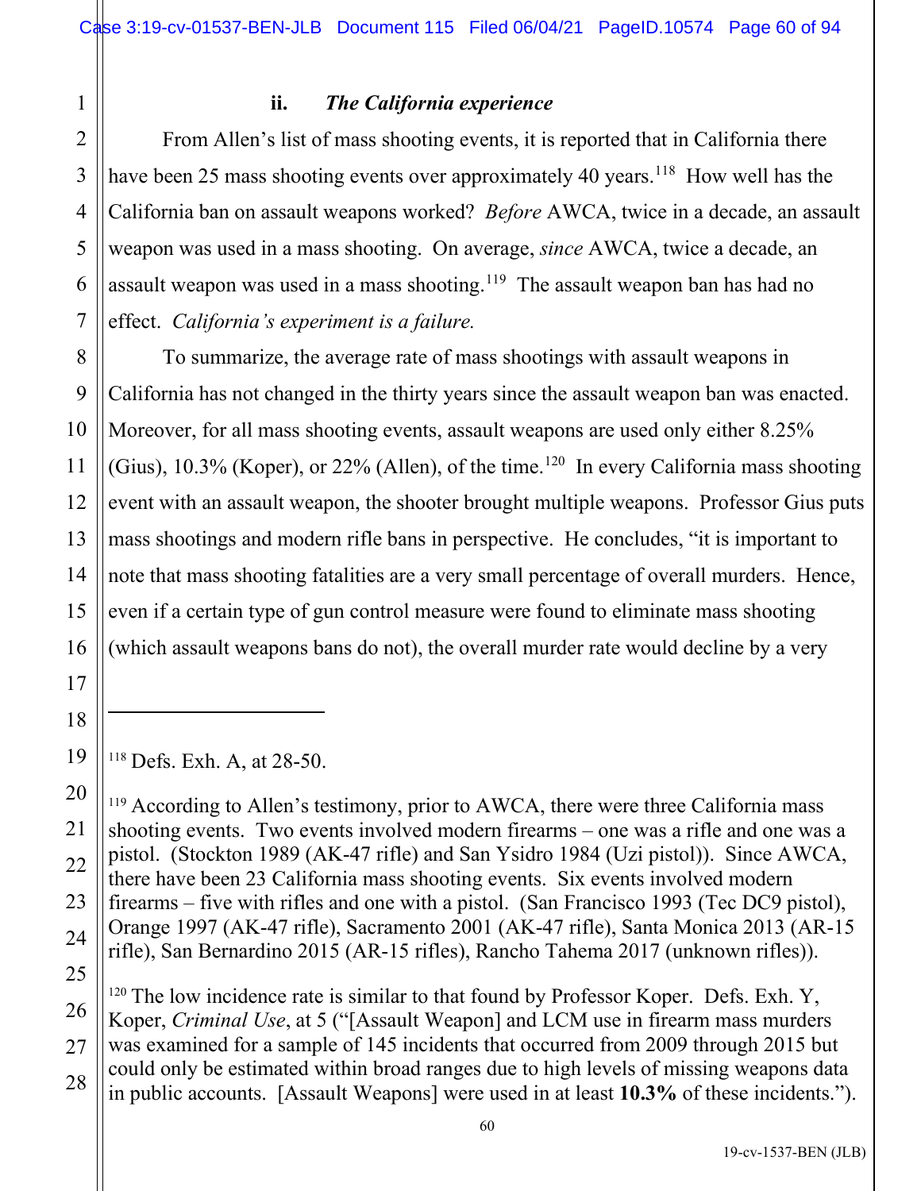### ii. *The California experience*

From Allen's list of mass shooting events, it is reported that in California there have been 25 mass shooting events over approximately 40 years.[118] How well has the California ban on assault weapons worked? *Before* AWCA, twice in a decade, an assault weapon was used in a mass shooting. On average, *since* AWCA, twice a decade, an assault weapon was used in a mass shooting.[119] The assault weapon ban has had no effect. *California's experiment is a failure.*

To summarize, the average rate of mass shootings with assault weapons in California has not changed in the thirty years since the assault weapon ban was enacted. Moreover, for all mass shooting events, assault weapons are used only either 8.25% (Gius), 10.3% (Koper), or 22% (Allen), of the time.[120] In every California mass shooting event with an assault weapon, the shooter brought multiple weapons. Professor Gius puts mass shootings and modern rifle bans in perspective. He concludes, "it is important to note that mass shooting fatalities are a very small percentage of overall murders. Hence, even if a certain type of gun control measure were found to eliminate mass shooting (which assault weapons bans do not), the overall murder rate would decline by a very

---

[118] Defs. Exh. A, at 28-50.

[119] According to Allen's testimony, prior to AWCA, there were three California mass shooting events. Two events involved modern firearms – one was a rifle and one was a pistol. (Stockton 1989 (AK-47 rifle) and San Ysidro 1984 (Uzi pistol)). Since AWCA, there have been 23 California mass shooting events. Six events involved modern firearms – five with rifles and one with a pistol. (San Francisco 1993 (Tec DC9 pistol), Orange 1997 (AK-47 rifle), Sacramento 2001 (AK-47 rifle), Santa Monica 2013 (AR-15 rifle), San Bernardino 2015 (AR-15 rifles), Rancho Tahema 2017 (unknown rifles)).

[120] The low incidence rate is similar to that found by Professor Koper. Defs. Exh. Y, Koper, *Criminal Use*, at 5 ("[Assault Weapon] and LCM use in firearm mass murders was examined for a sample of 145 incidents that occurred from 2009 through 2015 but could only be estimated within broad ranges due to high levels of missing weapons data in public accounts. [Assault Weapons] were used in at least **10.3%** of these incidents.").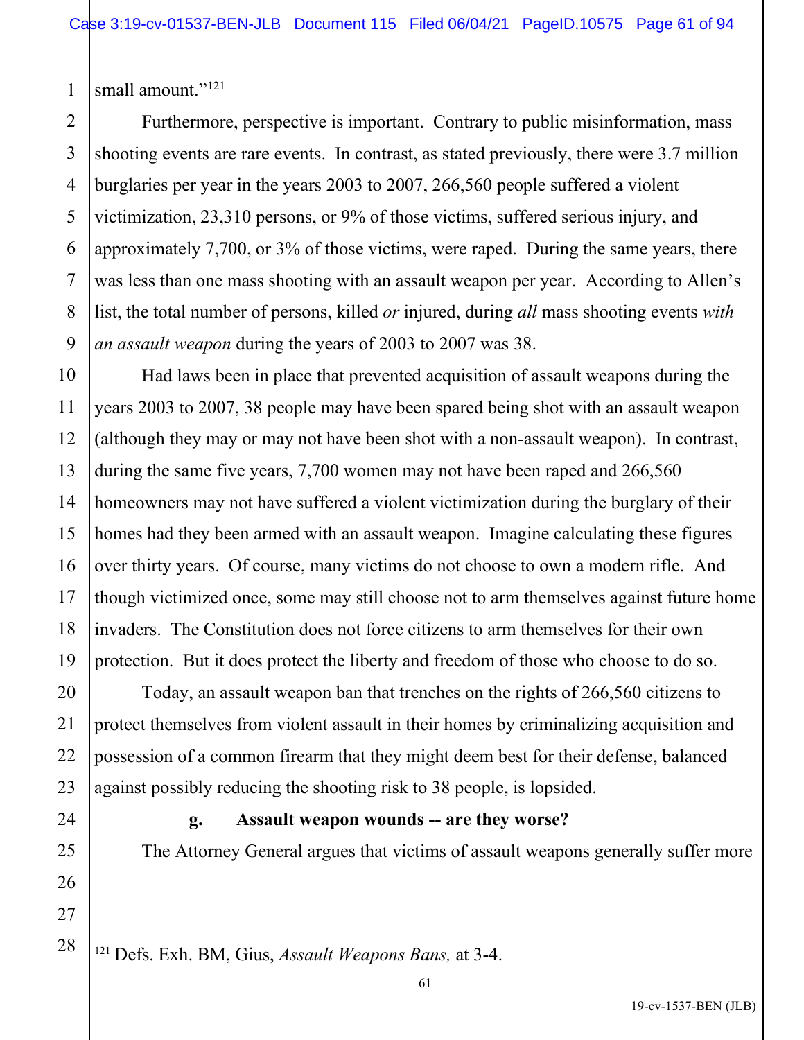small amount."[121]

Furthermore, perspective is important. Contrary to public misinformation, mass shooting events are rare events. In contrast, as stated previously, there were 3.7 million burglaries per year in the years 2003 to 2007, 266,560 people suffered a violent victimization, 23,310 persons, or 9% of those victims, suffered serious injury, and approximately 7,700, or 3% of those victims, were raped. During the same years, there was less than one mass shooting with an assault weapon per year. According to Allen's list, the total number of persons, killed *or* injured, during *all* mass shooting events *with an assault weapon* during the years of 2003 to 2007 was 38.

Had laws been in place that prevented acquisition of assault weapons during the years 2003 to 2007, 38 people may have been spared being shot with an assault weapon (although they may or may not have been shot with a non-assault weapon). In contrast, during the same five years, 7,700 women may not have been raped and 266,560 homeowners may not have suffered a violent victimization during the burglary of their homes had they been armed with an assault weapon. Imagine calculating these figures over thirty years. Of course, many victims do not choose to own a modern rifle. And though victimized once, some may still choose not to arm themselves against future home invaders. The Constitution does not force citizens to arm themselves for their own protection. But it does protect the liberty and freedom of those who choose to do so.

Today, an assault weapon ban that trenches on the rights of 266,560 citizens to protect themselves from violent assault in their homes by criminalizing acquisition and possession of a common firearm that they might deem best for their defense, balanced against possibly reducing the shooting risk to 38 people, is lopsided.

**g. Assault weapon wounds -- are they worse?**

The Attorney General argues that victims of assault weapons generally suffer more

---

[121] Defs. Exh. BM, Gius, *Assault Weapons Bans,* at 3-4.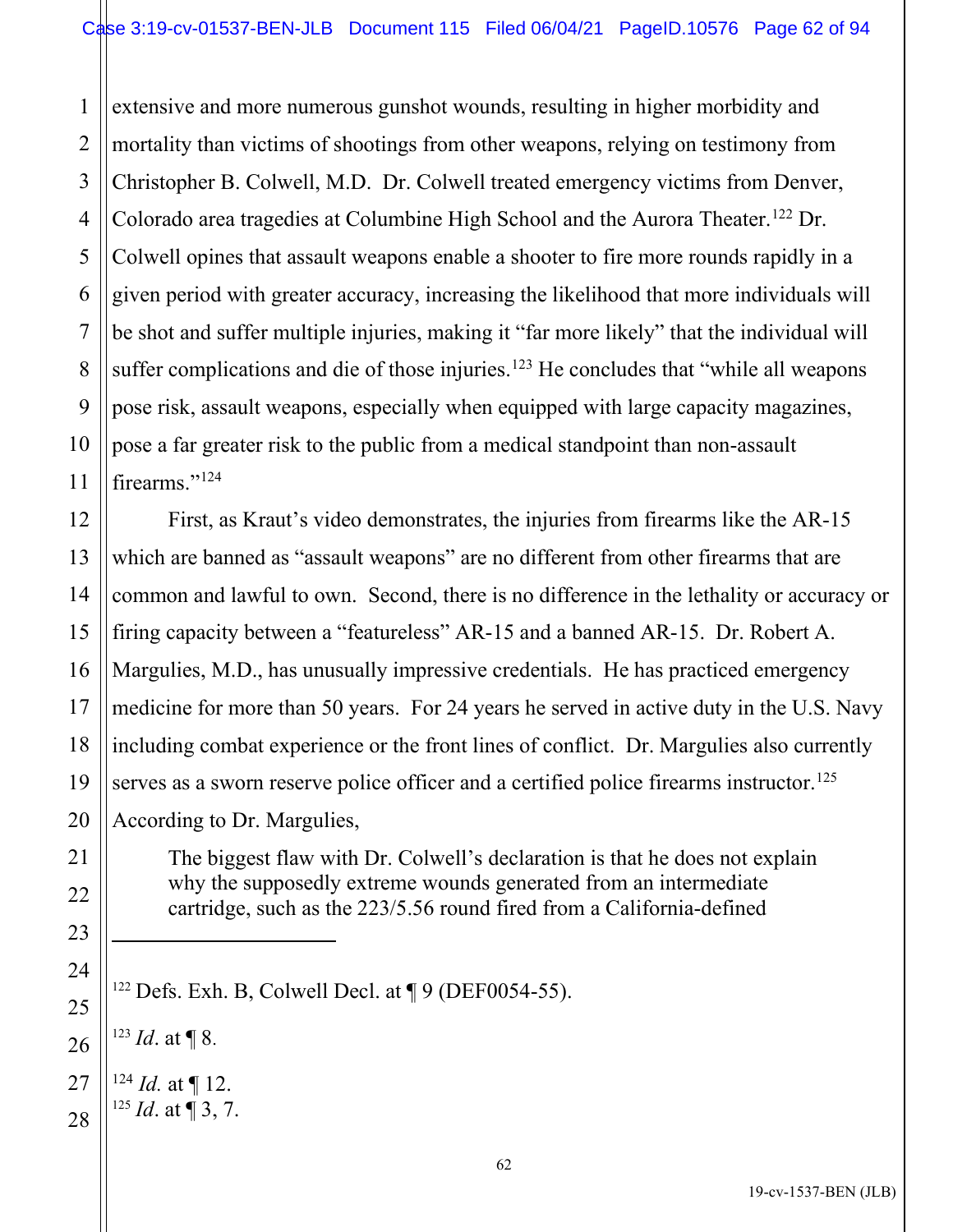extensive and more numerous gunshot wounds, resulting in higher morbidity and mortality than victims of shootings from other weapons, relying on testimony from Christopher B. Colwell, M.D. Dr. Colwell treated emergency victims from Denver, Colorado area tragedies at Columbine High School and the Aurora Theater.[122] Dr. Colwell opines that assault weapons enable a shooter to fire more rounds rapidly in a given period with greater accuracy, increasing the likelihood that more individuals will be shot and suffer multiple injuries, making it "far more likely" that the individual will suffer complications and die of those injuries.[123] He concludes that "while all weapons pose risk, assault weapons, especially when equipped with large capacity magazines, pose a far greater risk to the public from a medical standpoint than non-assault firearms."[124]

First, as Kraut's video demonstrates, the injuries from firearms like the AR-15 which are banned as "assault weapons" are no different from other firearms that are common and lawful to own. Second, there is no difference in the lethality or accuracy or firing capacity between a "featureless" AR-15 and a banned AR-15. Dr. Robert A. Margulies, M.D., has unusually impressive credentials. He has practiced emergency medicine for more than 50 years. For 24 years he served in active duty in the U.S. Navy including combat experience or the front lines of conflict. Dr. Margulies also currently serves as a sworn reserve police officer and a certified police firearms instructor.[125] According to Dr. Margulies,

> The biggest flaw with Dr. Colwell's declaration is that he does not explain why the supposedly extreme wounds generated from an intermediate cartridge, such as the 223/5.56 round fired from a California-defined

---

[122] Defs. Exh. B, Colwell Decl. at ¶ 9 (DEF0054-55).

[123] *Id*. at ¶ 8.

[124] *Id.* at ¶ 12.

[125] *Id*. at ¶ 3, 7.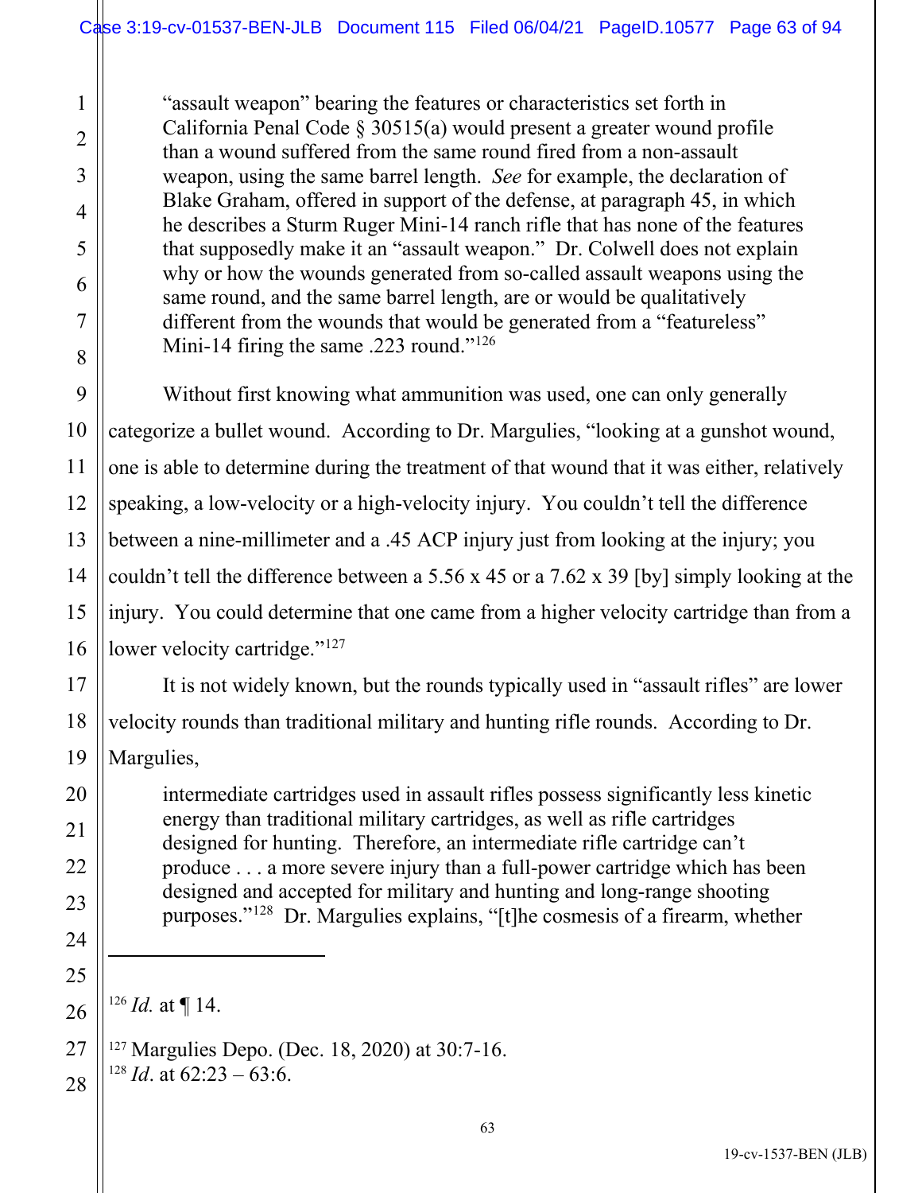> "assault weapon" bearing the features or characteristics set forth in California Penal Code § 30515(a) would present a greater wound profile than a wound suffered from the same round fired from a non-assault weapon, using the same barrel length. *See* for example, the declaration of Blake Graham, offered in support of the defense, at paragraph 45, in which he describes a Sturm Ruger Mini-14 ranch rifle that has none of the features that supposedly make it an "assault weapon." Dr. Colwell does not explain why or how the wounds generated from so-called assault weapons using the same round, and the same barrel length, are or would be qualitatively different from the wounds that would be generated from a "featureless" Mini-14 firing the same .223 round."[126]

Without first knowing what ammunition was used, one can only generally categorize a bullet wound. According to Dr. Margulies, "looking at a gunshot wound, one is able to determine during the treatment of that wound that it was either, relatively speaking, a low-velocity or a high-velocity injury. You couldn't tell the difference between a nine-millimeter and a .45 ACP injury just from looking at the injury; you couldn't tell the difference between a 5.56 x 45 or a 7.62 x 39 [by] simply looking at the injury. You could determine that one came from a higher velocity cartridge than from a lower velocity cartridge."[127]

It is not widely known, but the rounds typically used in "assault rifles" are lower velocity rounds than traditional military and hunting rifle rounds. According to Dr. Margulies,

> intermediate cartridges used in assault rifles possess significantly less kinetic energy than traditional military cartridges, as well as rifle cartridges designed for hunting. Therefore, an intermediate rifle cartridge can't produce . . . a more severe injury than a full-power cartridge which has been designed and accepted for military and hunting and long-range shooting purposes."[128] Dr. Margulies explains, "[t]he cosmesis of a firearm, whether

---

[126] *Id.* at ¶ 14.

[127] Margulies Depo. (Dec. 18, 2020) at 30:7-16.

[128] *Id*. at 62:23 – 63:6.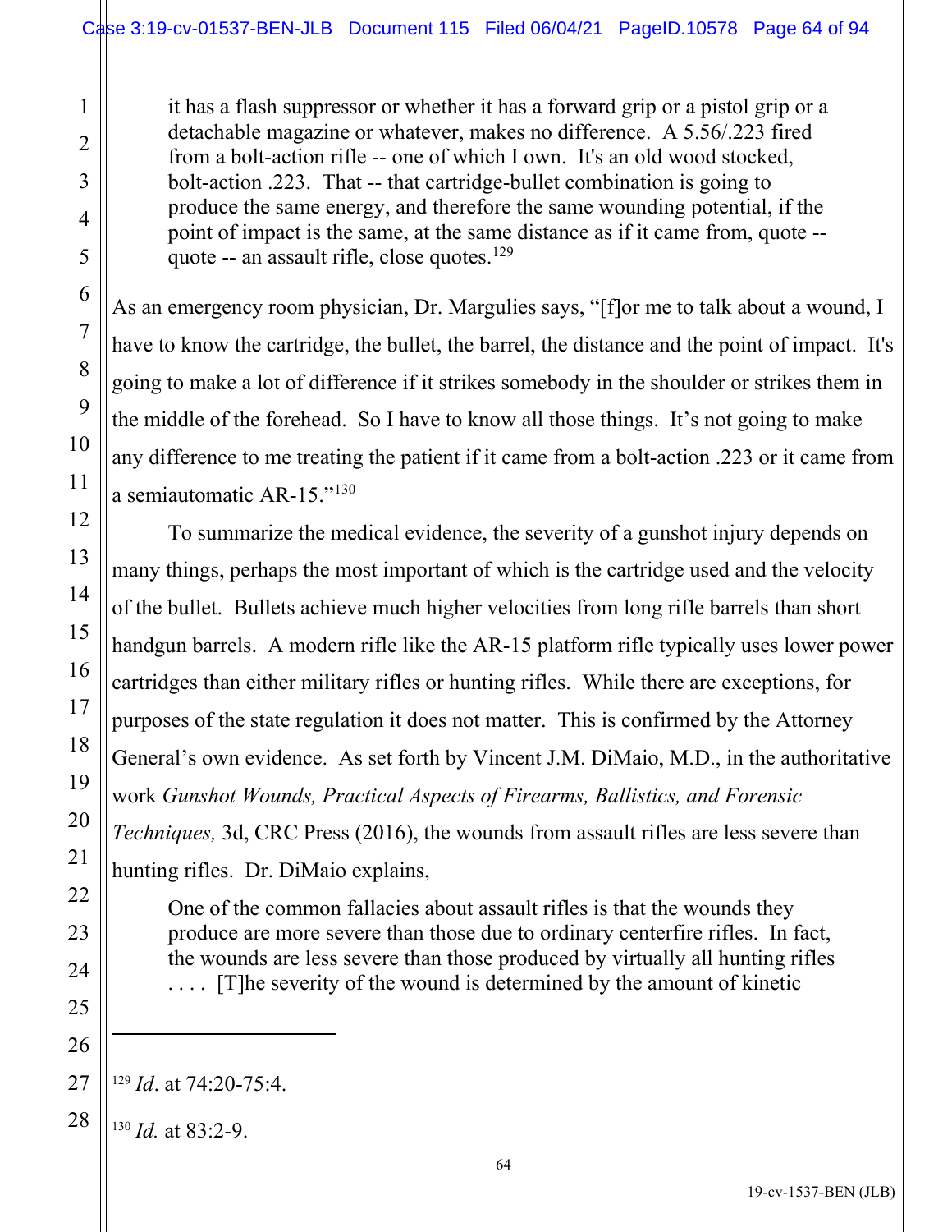> it has a flash suppressor or whether it has a forward grip or a pistol grip or a detachable magazine or whatever, makes no difference. A 5.56/.223 fired from a bolt-action rifle -- one of which I own. It's an old wood stocked, bolt-action .223. That -- that cartridge-bullet combination is going to produce the same energy, and therefore the same wounding potential, if the point of impact is the same, at the same distance as if it came from, quote -- quote -- an assault rifle, close quotes.[129]

As an emergency room physician, Dr. Margulies says, "[f]or me to talk about a wound, I have to know the cartridge, the bullet, the barrel, the distance and the point of impact. It's going to make a lot of difference if it strikes somebody in the shoulder or strikes them in the middle of the forehead. So I have to know all those things. It's not going to make any difference to me treating the patient if it came from a bolt-action .223 or it came from a semiautomatic AR-15."[130]

To summarize the medical evidence, the severity of a gunshot injury depends on many things, perhaps the most important of which is the cartridge used and the velocity of the bullet. Bullets achieve much higher velocities from long rifle barrels than short handgun barrels. A modern rifle like the AR-15 platform rifle typically uses lower power cartridges than either military rifles or hunting rifles. While there are exceptions, for purposes of the state regulation it does not matter. This is confirmed by the Attorney General's own evidence. As set forth by Vincent J.M. DiMaio, M.D., in the authoritative work *Gunshot Wounds, Practical Aspects of Firearms, Ballistics, and Forensic Techniques,* 3d, CRC Press (2016), the wounds from assault rifles are less severe than hunting rifles. Dr. DiMaio explains,

> One of the common fallacies about assault rifles is that the wounds they produce are more severe than those due to ordinary centerfire rifles. In fact, the wounds are less severe than those produced by virtually all hunting rifles . . . . [T]he severity of the wound is determined by the amount of kinetic

---

[129] *Id*. at 74:20-75:4.

[130] *Id.* at 83:2-9.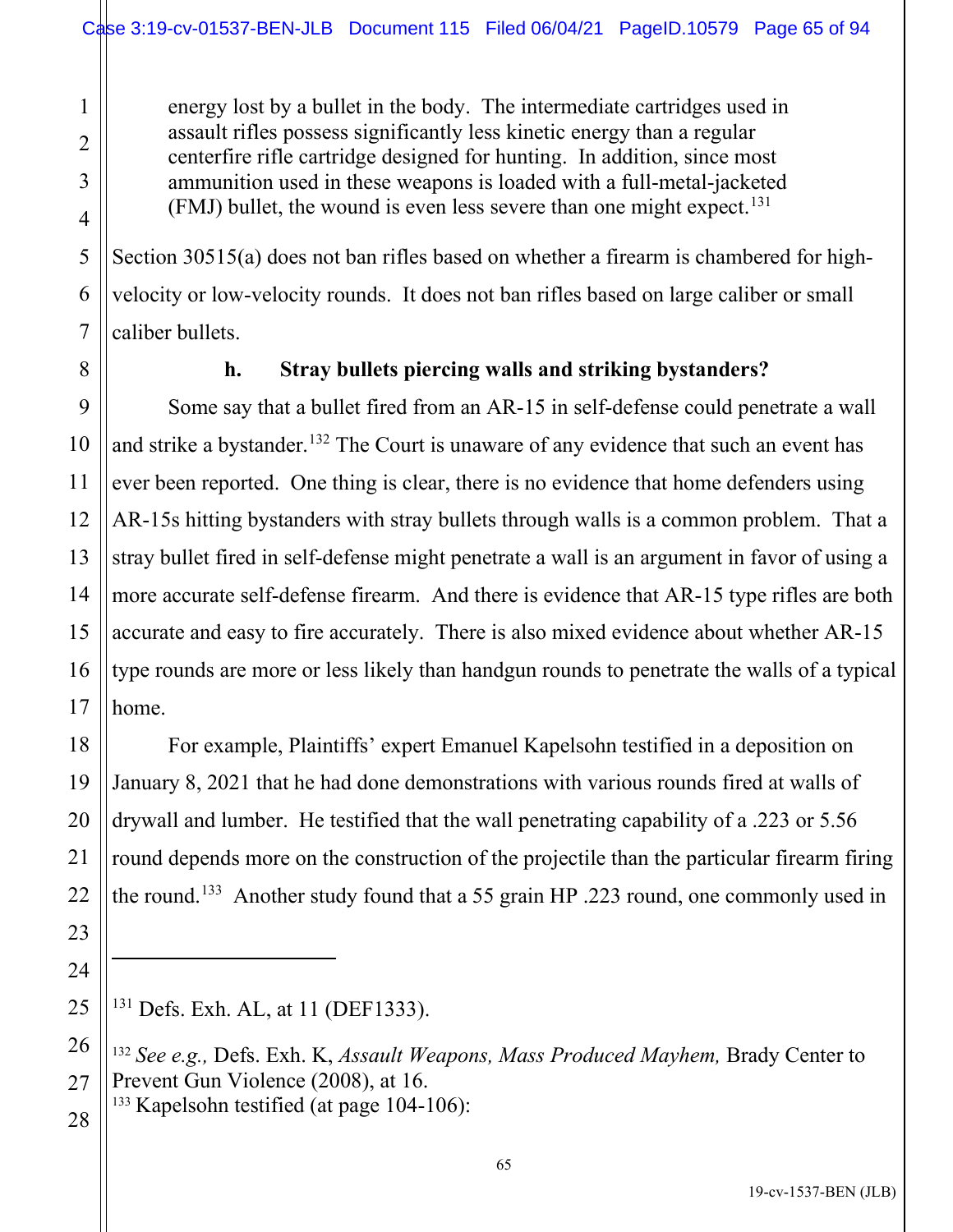> energy lost by a bullet in the body. The intermediate cartridges used in assault rifles possess significantly less kinetic energy than a regular centerfire rifle cartridge designed for hunting. In addition, since most ammunition used in these weapons is loaded with a full-metal-jacketed (FMJ) bullet, the wound is even less severe than one might expect.[131]

Section 30515(a) does not ban rifles based on whether a firearm is chambered for high-velocity or low-velocity rounds. It does not ban rifles based on large caliber or small caliber bullets.

**h. Stray bullets piercing walls and striking bystanders?**

Some say that a bullet fired from an AR-15 in self-defense could penetrate a wall and strike a bystander.[132] The Court is unaware of any evidence that such an event has ever been reported. One thing is clear, there is no evidence that home defenders using AR-15s hitting bystanders with stray bullets through walls is a common problem. That a stray bullet fired in self-defense might penetrate a wall is an argument in favor of using a more accurate self-defense firearm. And there is evidence that AR-15 type rifles are both accurate and easy to fire accurately. There is also mixed evidence about whether AR-15 type rounds are more or less likely than handgun rounds to penetrate the walls of a typical home.

For example, Plaintiffs' expert Emanuel Kapelsohn testified in a deposition on January 8, 2021 that he had done demonstrations with various rounds fired at walls of drywall and lumber. He testified that the wall penetrating capability of a .223 or 5.56 round depends more on the construction of the projectile than the particular firearm firing the round.[133] Another study found that a 55 grain HP .223 round, one commonly used in

---

[131] Defs. Exh. AL, at 11 (DEF1333).

[132] *See e.g.,* Defs. Exh. K, *Assault Weapons, Mass Produced Mayhem,* Brady Center to Prevent Gun Violence (2008), at 16.

[133] Kapelsohn testified (at page 104-106):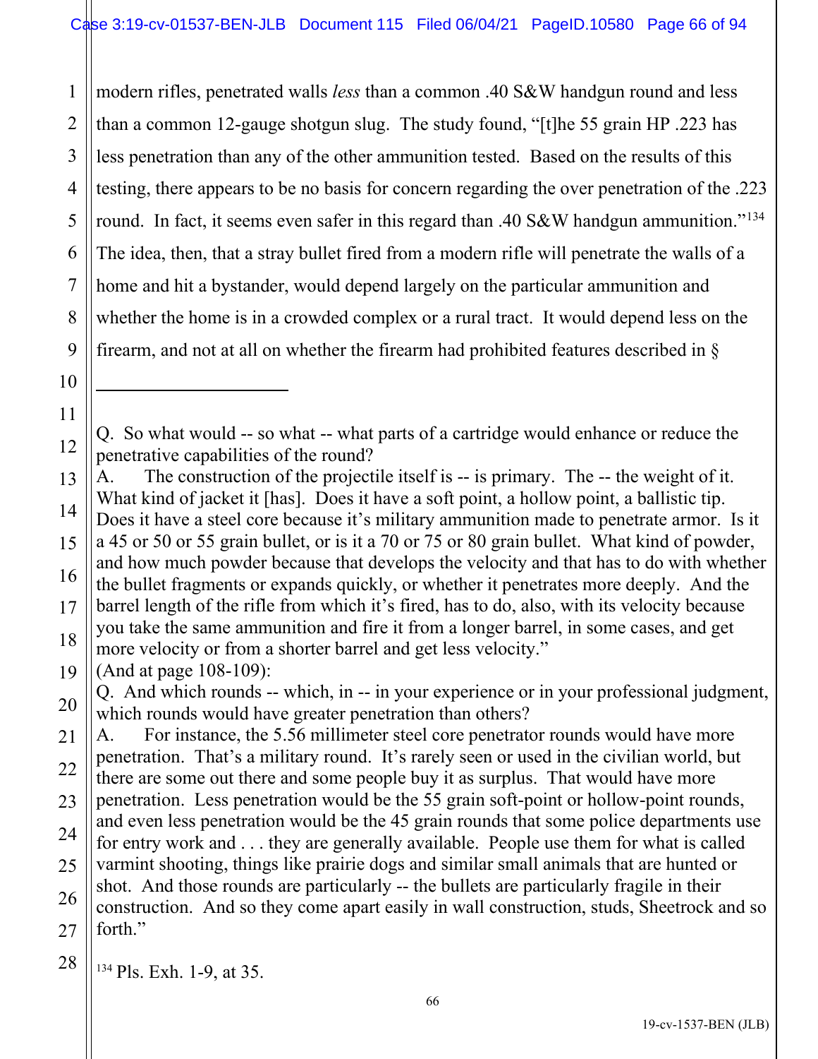modern rifles, penetrated walls *less* than a common .40 S&W handgun round and less than a common 12-gauge shotgun slug. The study found, "[t]he 55 grain HP .223 has less penetration than any of the other ammunition tested. Based on the results of this testing, there appears to be no basis for concern regarding the over penetration of the .223 round. In fact, it seems even safer in this regard than .40 S&W handgun ammunition."[134] The idea, then, that a stray bullet fired from a modern rifle will penetrate the walls of a home and hit a bystander, would depend largely on the particular ammunition and whether the home is in a crowded complex or a rural tract. It would depend less on the firearm, and not at all on whether the firearm had prohibited features described in §

---

Q. So what would -- so what -- what parts of a cartridge would enhance or reduce the penetrative capabilities of the round?

A. The construction of the projectile itself is -- is primary. The -- the weight of it. What kind of jacket it [has]. Does it have a soft point, a hollow point, a ballistic tip. Does it have a steel core because it's military ammunition made to penetrate armor. Is it a 45 or 50 or 55 grain bullet, or is it a 70 or 75 or 80 grain bullet. What kind of powder, and how much powder because that develops the velocity and that has to do with whether the bullet fragments or expands quickly, or whether it penetrates more deeply. And the barrel length of the rifle from which it's fired, has to do, also, with its velocity because you take the same ammunition and fire it from a longer barrel, in some cases, and get more velocity or from a shorter barrel and get less velocity."

(And at page 108-109):

Q. And which rounds -- which, in -- in your experience or in your professional judgment, which rounds would have greater penetration than others?

A. For instance, the 5.56 millimeter steel core penetrator rounds would have more penetration. That's a military round. It's rarely seen or used in the civilian world, but there are some out there and some people buy it as surplus. That would have more penetration. Less penetration would be the 55 grain soft-point or hollow-point rounds, and even less penetration would be the 45 grain rounds that some police departments use for entry work and . . . they are generally available. People use them for what is called varmint shooting, things like prairie dogs and similar small animals that are hunted or shot. And those rounds are particularly -- the bullets are particularly fragile in their construction. And so they come apart easily in wall construction, studs, Sheetrock and so forth."

[134] Pls. Exh. 1-9, at 35.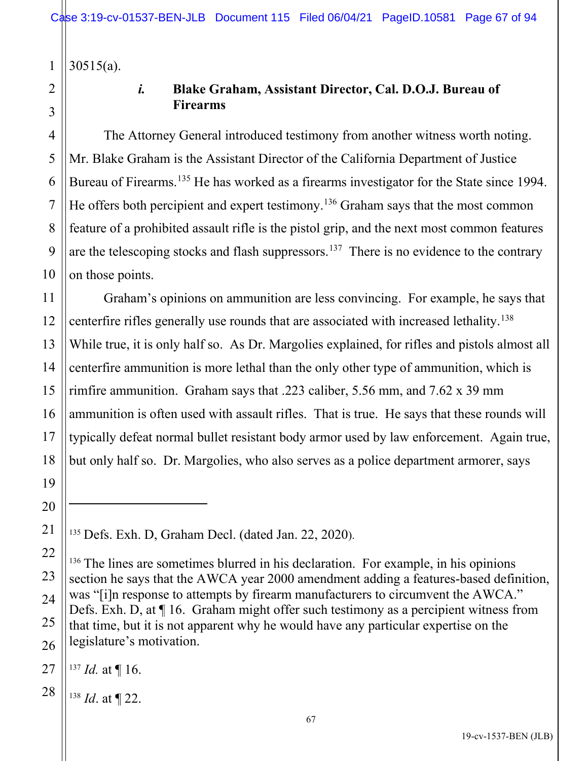30515(a).

#### *i.* Blake Graham, Assistant Director, Cal. D.O.J. Bureau of Firearms

The Attorney General introduced testimony from another witness worth noting. Mr. Blake Graham is the Assistant Director of the California Department of Justice Bureau of Firearms.[135] He has worked as a firearms investigator for the State since 1994. He offers both percipient and expert testimony.[136] Graham says that the most common feature of a prohibited assault rifle is the pistol grip, and the next most common features are the telescoping stocks and flash suppressors.[137] There is no evidence to the contrary on those points.

Graham's opinions on ammunition are less convincing. For example, he says that centerfire rifles generally use rounds that are associated with increased lethality.[138] While true, it is only half so. As Dr. Margolies explained, for rifles and pistols almost all centerfire ammunition is more lethal than the only other type of ammunition, which is rimfire ammunition. Graham says that .223 caliber, 5.56 mm, and 7.62 x 39 mm ammunition is often used with assault rifles. That is true. He says that these rounds will typically defeat normal bullet resistant body armor used by law enforcement. Again true, but only half so. Dr. Margolies, who also serves as a police department armorer, says

---

[135] Defs. Exh. D, Graham Decl. (dated Jan. 22, 2020).

[136] The lines are sometimes blurred in his declaration. For example, in his opinions section he says that the AWCA year 2000 amendment adding a features-based definition, was "[i]n response to attempts by firearm manufacturers to circumvent the AWCA." Defs. Exh. D, at ¶ 16. Graham might offer such testimony as a percipient witness from that time, but it is not apparent why he would have any particular expertise on the legislature's motivation.

[137] *Id.* at ¶ 16.

[138] *Id*. at ¶ 22.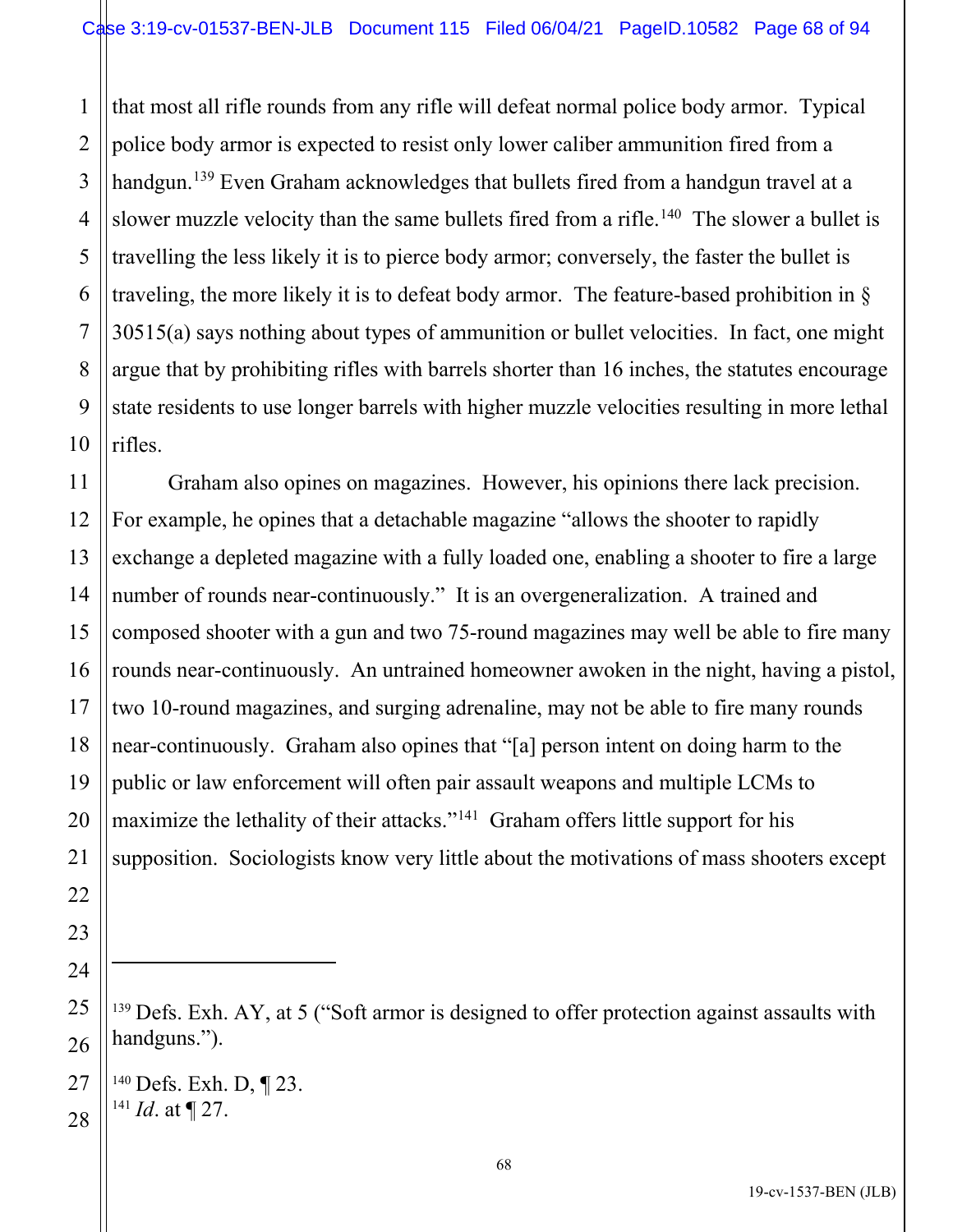that most all rifle rounds from any rifle will defeat normal police body armor. Typical police body armor is expected to resist only lower caliber ammunition fired from a handgun.[139] Even Graham acknowledges that bullets fired from a handgun travel at a slower muzzle velocity than the same bullets fired from a rifle.[140] The slower a bullet is travelling the less likely it is to pierce body armor; conversely, the faster the bullet is traveling, the more likely it is to defeat body armor. The feature-based prohibition in § 30515(a) says nothing about types of ammunition or bullet velocities. In fact, one might argue that by prohibiting rifles with barrels shorter than 16 inches, the statutes encourage state residents to use longer barrels with higher muzzle velocities resulting in more lethal rifles.

Graham also opines on magazines. However, his opinions there lack precision. For example, he opines that a detachable magazine "allows the shooter to rapidly exchange a depleted magazine with a fully loaded one, enabling a shooter to fire a large number of rounds near-continuously." It is an overgeneralization. A trained and composed shooter with a gun and two 75-round magazines may well be able to fire many rounds near-continuously. An untrained homeowner awoken in the night, having a pistol, two 10-round magazines, and surging adrenaline, may not be able to fire many rounds near-continuously. Graham also opines that "[a] person intent on doing harm to the public or law enforcement will often pair assault weapons and multiple LCMs to maximize the lethality of their attacks."[141] Graham offers little support for his supposition. Sociologists know very little about the motivations of mass shooters except

---

[139] Defs. Exh. AY, at 5 ("Soft armor is designed to offer protection against assaults with handguns.").

[140] Defs. Exh. D, ¶ 23.

[141] *Id*. at ¶ 27.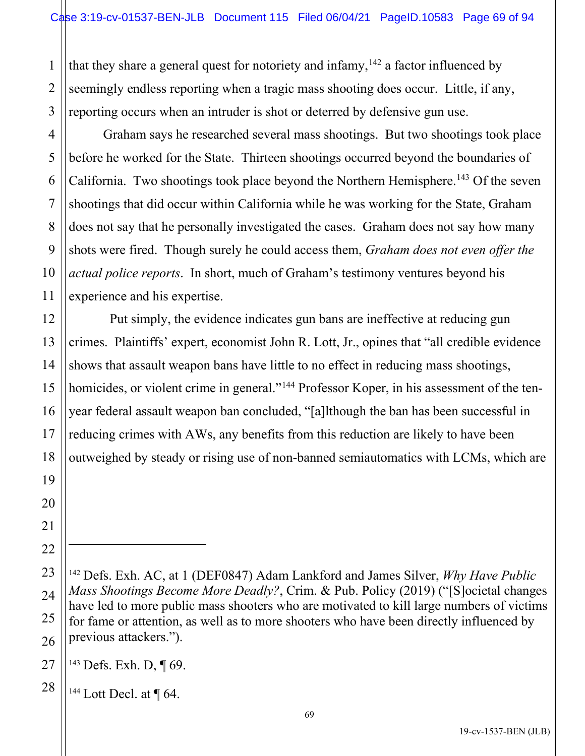that they share a general quest for notoriety and infamy,[142] a factor influenced by seemingly endless reporting when a tragic mass shooting does occur. Little, if any, reporting occurs when an intruder is shot or deterred by defensive gun use.

Graham says he researched several mass shootings. But two shootings took place before he worked for the State. Thirteen shootings occurred beyond the boundaries of California. Two shootings took place beyond the Northern Hemisphere.[143] Of the seven shootings that did occur within California while he was working for the State, Graham does not say that he personally investigated the cases. Graham does not say how many shots were fired. Though surely he could access them, *Graham does not even offer the actual police reports*. In short, much of Graham's testimony ventures beyond his experience and his expertise.

Put simply, the evidence indicates gun bans are ineffective at reducing gun crimes. Plaintiffs' expert, economist John R. Lott, Jr., opines that "all credible evidence shows that assault weapon bans have little to no effect in reducing mass shootings, homicides, or violent crime in general."[144] Professor Koper, in his assessment of the ten-year federal assault weapon ban concluded, "[a]lthough the ban has been successful in reducing crimes with AWs, any benefits from this reduction are likely to have been outweighed by steady or rising use of non-banned semiautomatics with LCMs, which are

---

[142] Defs. Exh. AC, at 1 (DEF0847) Adam Lankford and James Silver, *Why Have Public Mass Shootings Become More Deadly?*, Crim. & Pub. Policy (2019) ("[S]ocietal changes have led to more public mass shooters who are motivated to kill large numbers of victims for fame or attention, as well as to more shooters who have been directly influenced by previous attackers.").

[143] Defs. Exh. D, ¶ 69.

[144] Lott Decl. at ¶ 64.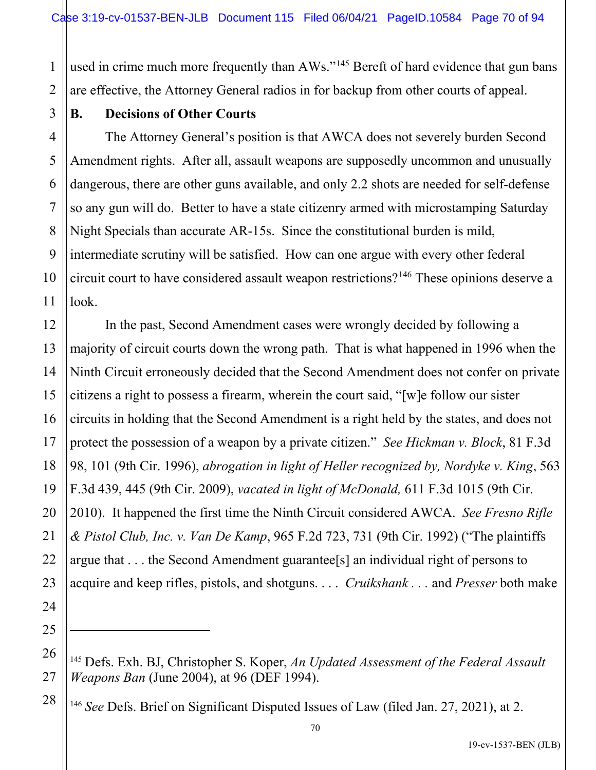used in crime much more frequently than AWs."[145] Bereft of hard evidence that gun bans are effective, the Attorney General radios in for backup from other courts of appeal.

### B. Decisions of Other Courts

The Attorney General's position is that AWCA does not severely burden Second Amendment rights. After all, assault weapons are supposedly uncommon and unusually dangerous, there are other guns available, and only 2.2 shots are needed for self-defense so any gun will do. Better to have a state citizenry armed with microstamping Saturday Night Specials than accurate AR-15s. Since the constitutional burden is mild, intermediate scrutiny will be satisfied. How can one argue with every other federal circuit court to have considered assault weapon restrictions?[146] These opinions deserve a look.

In the past, Second Amendment cases were wrongly decided by following a majority of circuit courts down the wrong path. That is what happened in 1996 when the Ninth Circuit erroneously decided that the Second Amendment does not confer on private citizens a right to possess a firearm, wherein the court said, "[w]e follow our sister circuits in holding that the Second Amendment is a right held by the states, and does not protect the possession of a weapon by a private citizen." *See Hickman v. Block*, 81 F.3d 98, 101 (9th Cir. 1996), *abrogation in light of Heller recognized by, Nordyke v. King*, 563 F.3d 439, 445 (9th Cir. 2009), *vacated in light of McDonald,* 611 F.3d 1015 (9th Cir. 2010). It happened the first time the Ninth Circuit considered AWCA. *See Fresno Rifle & Pistol Club, Inc. v. Van De Kamp*, 965 F.2d 723, 731 (9th Cir. 1992) ("The plaintiffs argue that . . . the Second Amendment guarantee[s] an individual right of persons to acquire and keep rifles, pistols, and shotguns. . . . *Cruikshank* . . . and *Presser* both make

---

[145] Defs. Exh. BJ, Christopher S. Koper, *An Updated Assessment of the Federal Assault Weapons Ban* (June 2004), at 96 (DEF 1994).

[146] *See* Defs. Brief on Significant Disputed Issues of Law (filed Jan. 27, 2021), at 2.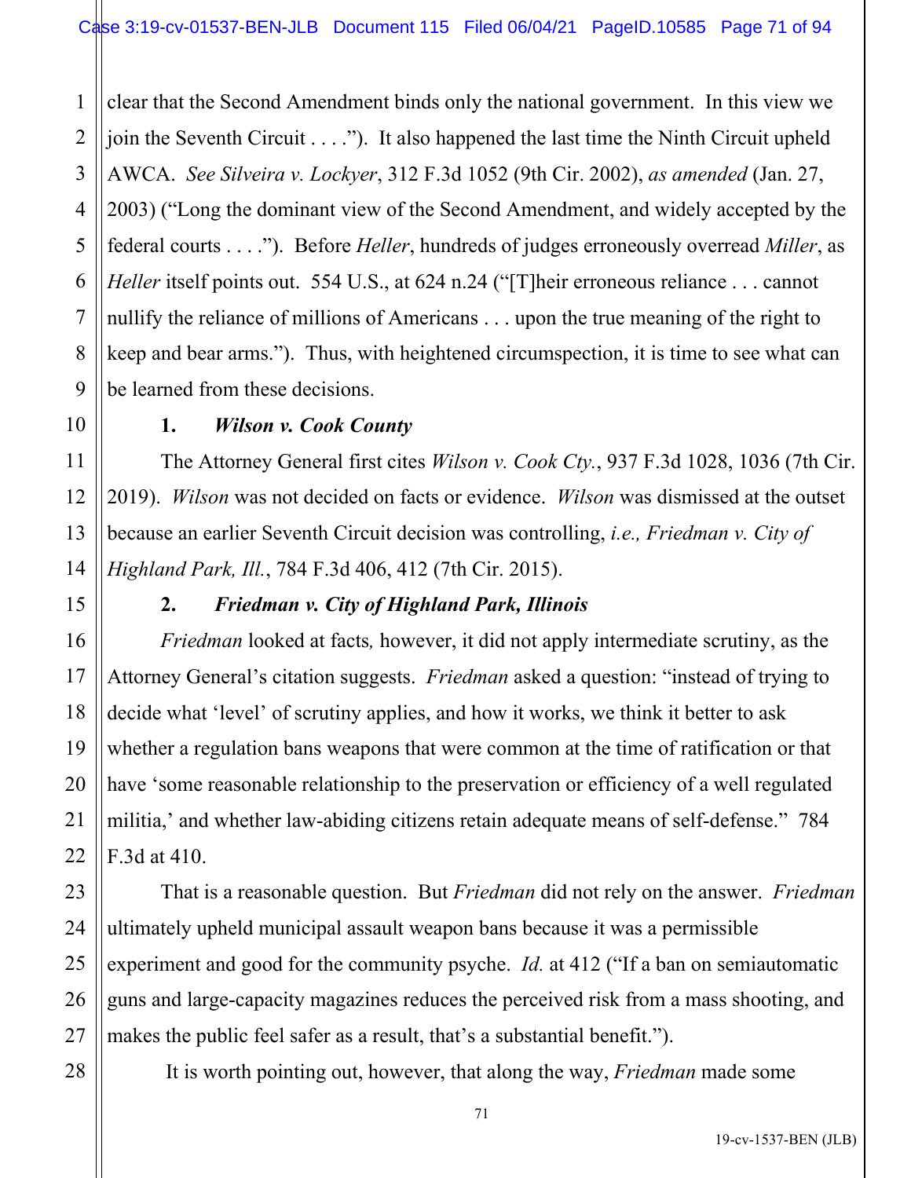clear that the Second Amendment binds only the national government. In this view we join the Seventh Circuit . . . ."). It also happened the last time the Ninth Circuit upheld AWCA. *See Silveira v. Lockyer*, 312 F.3d 1052 (9th Cir. 2002), *as amended* (Jan. 27, 2003) ("Long the dominant view of the Second Amendment, and widely accepted by the federal courts . . . ."). Before *Heller*, hundreds of judges erroneously overread *Miller*, as *Heller* itself points out. 554 U.S., at 624 n.24 ("[T]heir erroneous reliance . . . cannot nullify the reliance of millions of Americans . . . upon the true meaning of the right to keep and bear arms."). Thus, with heightened circumspection, it is time to see what can be learned from these decisions.

**1. *Wilson v. Cook County***

The Attorney General first cites *Wilson v. Cook Cty.*, 937 F.3d 1028, 1036 (7th Cir. 2019). *Wilson* was not decided on facts or evidence. *Wilson* was dismissed at the outset because an earlier Seventh Circuit decision was controlling, *i.e., Friedman v. City of Highland Park, Ill.*, 784 F.3d 406, 412 (7th Cir. 2015).

**2. *Friedman v. City of Highland Park, Illinois***

*Friedman* looked at facts, however, it did not apply intermediate scrutiny, as the Attorney General's citation suggests. *Friedman* asked a question: "instead of trying to decide what 'level' of scrutiny applies, and how it works, we think it better to ask whether a regulation bans weapons that were common at the time of ratification or that have 'some reasonable relationship to the preservation or efficiency of a well regulated militia,' and whether law-abiding citizens retain adequate means of self-defense." 784 F.3d at 410.

That is a reasonable question. But *Friedman* did not rely on the answer. *Friedman* ultimately upheld municipal assault weapon bans because it was a permissible experiment and good for the community psyche. *Id.* at 412 ("If a ban on semiautomatic guns and large-capacity magazines reduces the perceived risk from a mass shooting, and makes the public feel safer as a result, that's a substantial benefit.").

It is worth pointing out, however, that along the way, *Friedman* made some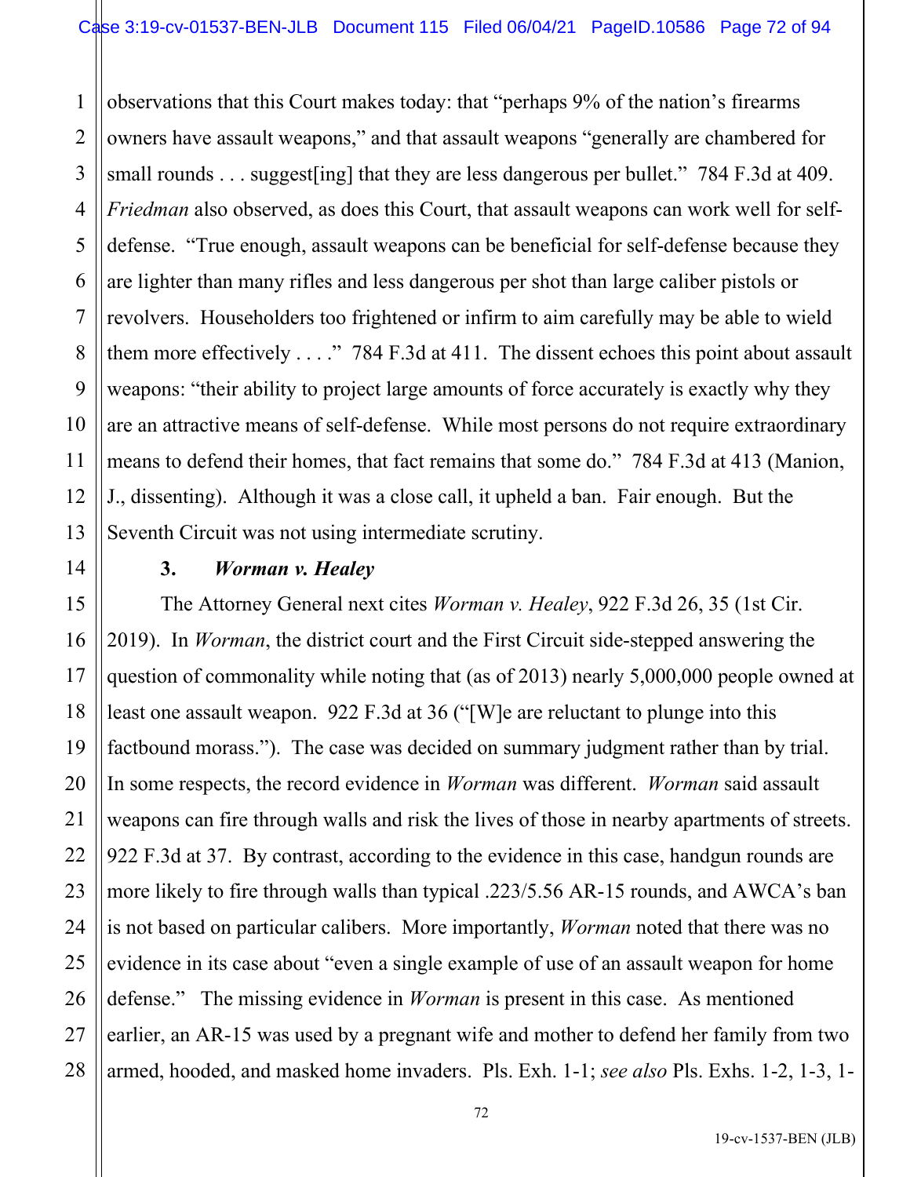observations that this Court makes today: that "perhaps 9% of the nation's firearms owners have assault weapons," and that assault weapons "generally are chambered for small rounds . . . suggest[ing] that they are less dangerous per bullet." 784 F.3d at 409. *Friedman* also observed, as does this Court, that assault weapons can work well for self-defense. "True enough, assault weapons can be beneficial for self-defense because they are lighter than many rifles and less dangerous per shot than large caliber pistols or revolvers. Householders too frightened or infirm to aim carefully may be able to wield them more effectively . . . ." 784 F.3d at 411. The dissent echoes this point about assault weapons: "their ability to project large amounts of force accurately is exactly why they are an attractive means of self-defense. While most persons do not require extraordinary means to defend their homes, that fact remains that some do." 784 F.3d at 413 (Manion, J., dissenting). Although it was a close call, it upheld a ban. Fair enough. But the Seventh Circuit was not using intermediate scrutiny.

### 3. *Worman v. Healey*

The Attorney General next cites *Worman v. Healey*, 922 F.3d 26, 35 (1st Cir. 2019). In *Worman*, the district court and the First Circuit side-stepped answering the question of commonality while noting that (as of 2013) nearly 5,000,000 people owned at least one assault weapon. 922 F.3d at 36 ("[W]e are reluctant to plunge into this factbound morass."). The case was decided on summary judgment rather than by trial. In some respects, the record evidence in *Worman* was different. *Worman* said assault weapons can fire through walls and risk the lives of those in nearby apartments of streets. 922 F.3d at 37. By contrast, according to the evidence in this case, handgun rounds are more likely to fire through walls than typical .223/5.56 AR-15 rounds, and AWCA's ban is not based on particular calibers. More importantly, *Worman* noted that there was no evidence in its case about "even a single example of use of an assault weapon for home defense." The missing evidence in *Worman* is present in this case. As mentioned earlier, an AR-15 was used by a pregnant wife and mother to defend her family from two armed, hooded, and masked home invaders. Pls. Exh. 1-1; *see also* Pls. Exhs. 1-2, 1-3, 1-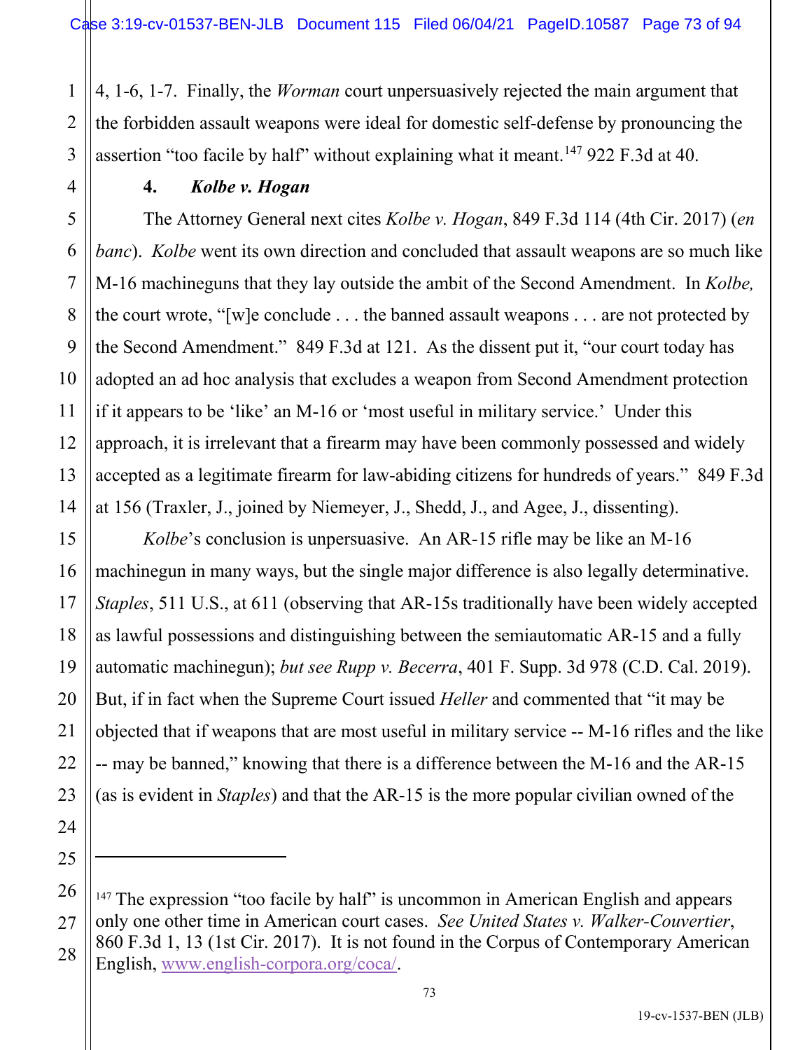4, 1-6, 1-7. Finally, the *Worman* court unpersuasively rejected the main argument that the forbidden assault weapons were ideal for domestic self-defense by pronouncing the assertion "too facile by half" without explaining what it meant.[147] 922 F.3d at 40.

#### 4. *Kolbe v. Hogan*

The Attorney General next cites *Kolbe v. Hogan*, 849 F.3d 114 (4th Cir. 2017) (*en banc*). *Kolbe* went its own direction and concluded that assault weapons are so much like M-16 machineguns that they lay outside the ambit of the Second Amendment. In *Kolbe,* the court wrote, "[w]e conclude . . . the banned assault weapons . . . are not protected by the Second Amendment." 849 F.3d at 121. As the dissent put it, "our court today has adopted an ad hoc analysis that excludes a weapon from Second Amendment protection if it appears to be 'like' an M-16 or 'most useful in military service.' Under this approach, it is irrelevant that a firearm may have been commonly possessed and widely accepted as a legitimate firearm for law-abiding citizens for hundreds of years." 849 F.3d at 156 (Traxler, J., joined by Niemeyer, J., Shedd, J., and Agee, J., dissenting).

*Kolbe*'s conclusion is unpersuasive. An AR-15 rifle may be like an M-16 machinegun in many ways, but the single major difference is also legally determinative. *Staples*, 511 U.S., at 611 (observing that AR-15s traditionally have been widely accepted as lawful possessions and distinguishing between the semiautomatic AR-15 and a fully automatic machinegun); *but see Rupp v. Becerra*, 401 F. Supp. 3d 978 (C.D. Cal. 2019). But, if in fact when the Supreme Court issued *Heller* and commented that "it may be objected that if weapons that are most useful in military service -- M-16 rifles and the like -- may be banned," knowing that there is a difference between the M-16 and the AR-15 (as is evident in *Staples*) and that the AR-15 is the more popular civilian owned of the

---

[147] The expression "too facile by half" is uncommon in American English and appears only one other time in American court cases. *See United States v. Walker-Couvertier*, 860 F.3d 1, 13 (1st Cir. 2017). It is not found in the Corpus of Contemporary American English, www.english-corpora.org/coca/.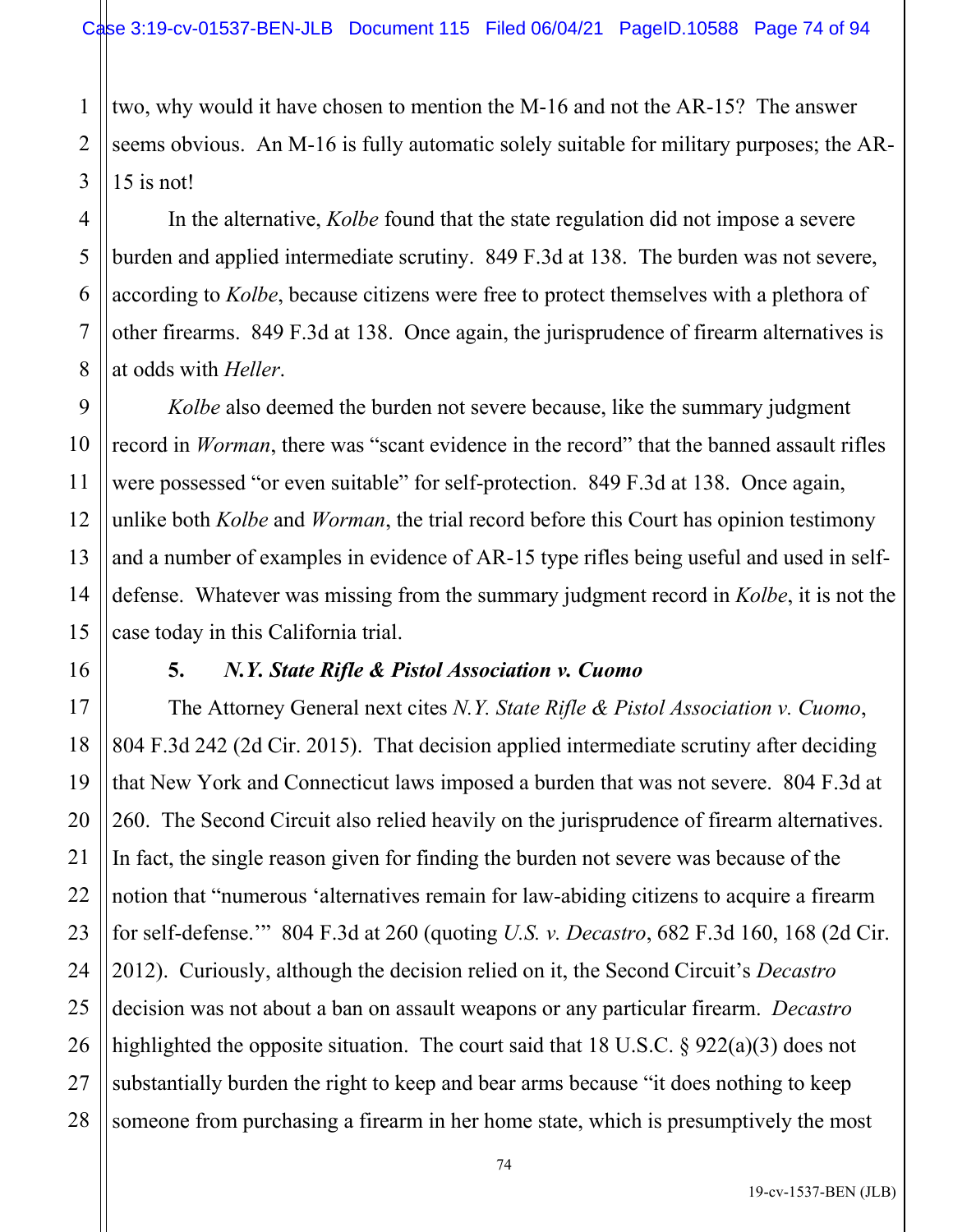two, why would it have chosen to mention the M-16 and not the AR-15? The answer seems obvious. An M-16 is fully automatic solely suitable for military purposes; the AR-15 is not!

In the alternative, *Kolbe* found that the state regulation did not impose a severe burden and applied intermediate scrutiny. 849 F.3d at 138. The burden was not severe, according to *Kolbe*, because citizens were free to protect themselves with a plethora of other firearms. 849 F.3d at 138. Once again, the jurisprudence of firearm alternatives is at odds with *Heller*.

*Kolbe* also deemed the burden not severe because, like the summary judgment record in *Worman*, there was "scant evidence in the record" that the banned assault rifles were possessed "or even suitable" for self-protection. 849 F.3d at 138. Once again, unlike both *Kolbe* and *Worman*, the trial record before this Court has opinion testimony and a number of examples in evidence of AR-15 type rifles being useful and used in self-defense. Whatever was missing from the summary judgment record in *Kolbe*, it is not the case today in this California trial.

**5. *N.Y. State Rifle & Pistol Association v. Cuomo***

The Attorney General next cites *N.Y. State Rifle & Pistol Association v. Cuomo*, 804 F.3d 242 (2d Cir. 2015). That decision applied intermediate scrutiny after deciding that New York and Connecticut laws imposed a burden that was not severe. 804 F.3d at 260. The Second Circuit also relied heavily on the jurisprudence of firearm alternatives. In fact, the single reason given for finding the burden not severe was because of the notion that "numerous 'alternatives remain for law-abiding citizens to acquire a firearm for self-defense.'" 804 F.3d at 260 (quoting *U.S. v. Decastro*, 682 F.3d 160, 168 (2d Cir. 2012). Curiously, although the decision relied on it, the Second Circuit's *Decastro* decision was not about a ban on assault weapons or any particular firearm. *Decastro* highlighted the opposite situation. The court said that 18 U.S.C. § 922(a)(3) does not substantially burden the right to keep and bear arms because "it does nothing to keep someone from purchasing a firearm in her home state, which is presumptively the most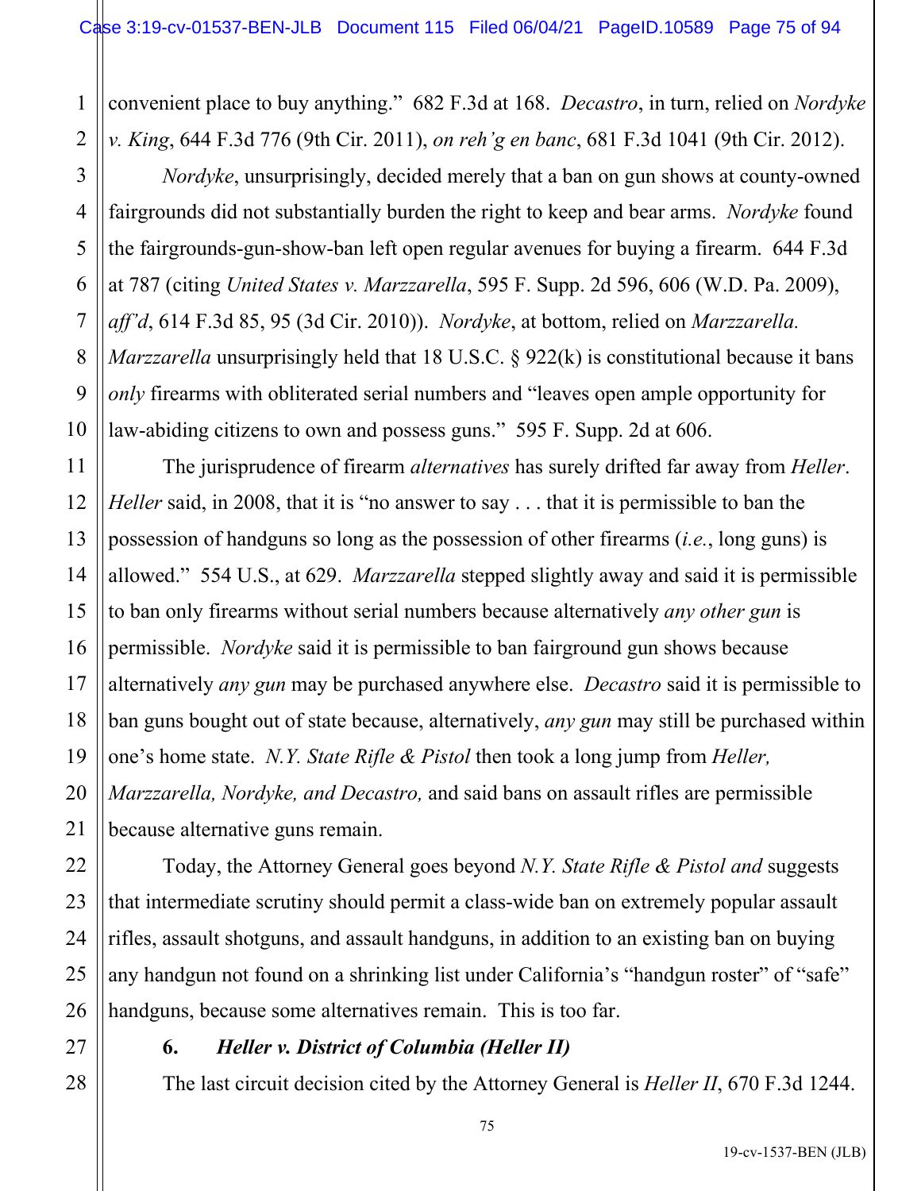convenient place to buy anything." 682 F.3d at 168. *Decastro*, in turn, relied on *Nordyke v. King*, 644 F.3d 776 (9th Cir. 2011), *on reh'g en banc*, 681 F.3d 1041 (9th Cir. 2012).

*Nordyke*, unsurprisingly, decided merely that a ban on gun shows at county-owned fairgrounds did not substantially burden the right to keep and bear arms. *Nordyke* found the fairgrounds-gun-show-ban left open regular avenues for buying a firearm. 644 F.3d at 787 (citing *United States v. Marzzarella*, 595 F. Supp. 2d 596, 606 (W.D. Pa. 2009), *aff'd*, 614 F.3d 85, 95 (3d Cir. 2010)). *Nordyke*, at bottom, relied on *Marzzarella. Marzzarella* unsurprisingly held that 18 U.S.C. § 922(k) is constitutional because it bans *only* firearms with obliterated serial numbers and "leaves open ample opportunity for law-abiding citizens to own and possess guns." 595 F. Supp. 2d at 606.

The jurisprudence of firearm *alternatives* has surely drifted far away from *Heller*. *Heller* said, in 2008, that it is "no answer to say . . . that it is permissible to ban the possession of handguns so long as the possession of other firearms (*i.e.*, long guns) is allowed." 554 U.S., at 629. *Marzzarella* stepped slightly away and said it is permissible to ban only firearms without serial numbers because alternatively *any other gun* is permissible. *Nordyke* said it is permissible to ban fairground gun shows because alternatively *any gun* may be purchased anywhere else. *Decastro* said it is permissible to ban guns bought out of state because, alternatively, *any gun* may still be purchased within one's home state. *N.Y. State Rifle & Pistol* then took a long jump from *Heller, Marzzarella, Nordyke, and Decastro,* and said bans on assault rifles are permissible because alternative guns remain.

Today, the Attorney General goes beyond *N.Y. State Rifle & Pistol and* suggests that intermediate scrutiny should permit a class-wide ban on extremely popular assault rifles, assault shotguns, and assault handguns, in addition to an existing ban on buying any handgun not found on a shrinking list under California's "handgun roster" of "safe" handguns, because some alternatives remain. This is too far.

**6. *Heller v. District of Columbia (Heller II)***

The last circuit decision cited by the Attorney General is *Heller II*, 670 F.3d 1244.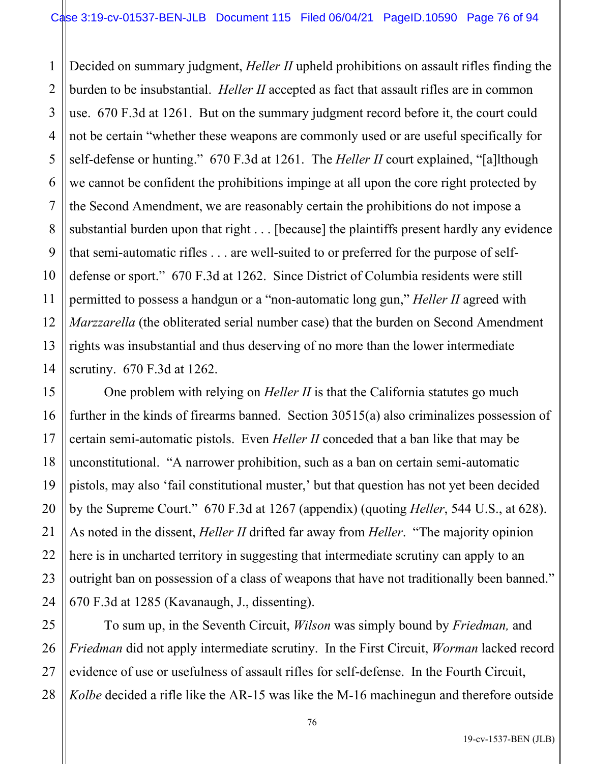Decided on summary judgment, *Heller II* upheld prohibitions on assault rifles finding the burden to be insubstantial. *Heller II* accepted as fact that assault rifles are in common use. 670 F.3d at 1261. But on the summary judgment record before it, the court could not be certain "whether these weapons are commonly used or are useful specifically for self-defense or hunting." 670 F.3d at 1261. The *Heller II* court explained, "[a]lthough we cannot be confident the prohibitions impinge at all upon the core right protected by the Second Amendment, we are reasonably certain the prohibitions do not impose a substantial burden upon that right . . . [because] the plaintiffs present hardly any evidence that semi-automatic rifles . . . are well-suited to or preferred for the purpose of self-defense or sport." 670 F.3d at 1262. Since District of Columbia residents were still permitted to possess a handgun or a "non-automatic long gun," *Heller II* agreed with *Marzzarella* (the obliterated serial number case) that the burden on Second Amendment rights was insubstantial and thus deserving of no more than the lower intermediate scrutiny. 670 F.3d at 1262.

One problem with relying on *Heller II* is that the California statutes go much further in the kinds of firearms banned. Section 30515(a) also criminalizes possession of certain semi-automatic pistols. Even *Heller II* conceded that a ban like that may be unconstitutional. "A narrower prohibition, such as a ban on certain semi-automatic pistols, may also 'fail constitutional muster,' but that question has not yet been decided by the Supreme Court." 670 F.3d at 1267 (appendix) (quoting *Heller*, 544 U.S., at 628). As noted in the dissent, *Heller II* drifted far away from *Heller*. "The majority opinion here is in uncharted territory in suggesting that intermediate scrutiny can apply to an outright ban on possession of a class of weapons that have not traditionally been banned." 670 F.3d at 1285 (Kavanaugh, J., dissenting).

To sum up, in the Seventh Circuit, *Wilson* was simply bound by *Friedman,* and *Friedman* did not apply intermediate scrutiny. In the First Circuit, *Worman* lacked record evidence of use or usefulness of assault rifles for self-defense. In the Fourth Circuit, *Kolbe* decided a rifle like the AR-15 was like the M-16 machinegun and therefore outside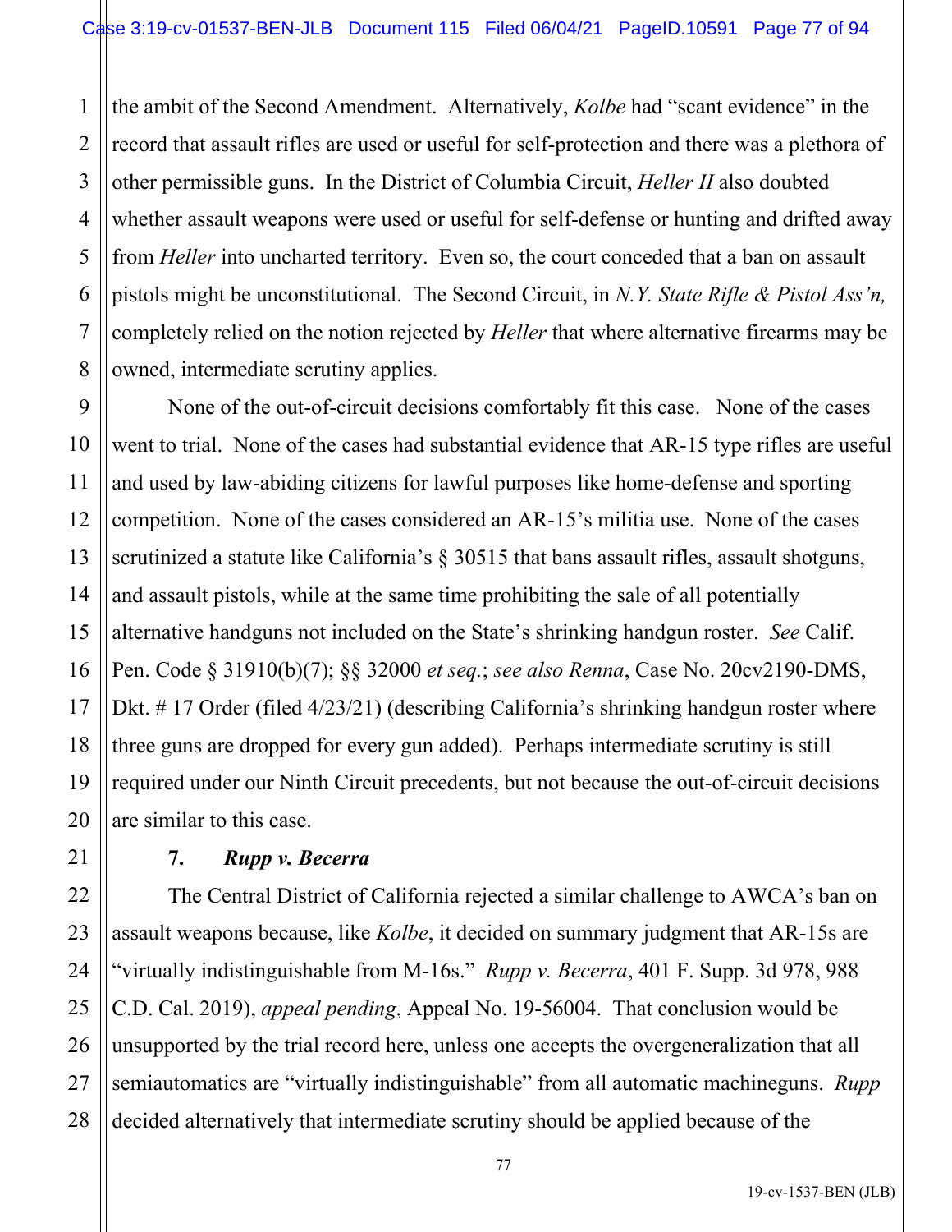the ambit of the Second Amendment. Alternatively, *Kolbe* had "scant evidence" in the record that assault rifles are used or useful for self-protection and there was a plethora of other permissible guns. In the District of Columbia Circuit, *Heller II* also doubted whether assault weapons were used or useful for self-defense or hunting and drifted away from *Heller* into uncharted territory. Even so, the court conceded that a ban on assault pistols might be unconstitutional. The Second Circuit, in *N.Y. State Rifle & Pistol Ass'n,* completely relied on the notion rejected by *Heller* that where alternative firearms may be owned, intermediate scrutiny applies.

None of the out-of-circuit decisions comfortably fit this case. None of the cases went to trial. None of the cases had substantial evidence that AR-15 type rifles are useful and used by law-abiding citizens for lawful purposes like home-defense and sporting competition. None of the cases considered an AR-15's militia use. None of the cases scrutinized a statute like California's § 30515 that bans assault rifles, assault shotguns, and assault pistols, while at the same time prohibiting the sale of all potentially alternative handguns not included on the State's shrinking handgun roster. *See* Calif. Pen. Code § 31910(b)(7); §§ 32000 *et seq.*; *see also Renna*, Case No. 20cv2190-DMS, Dkt. # 17 Order (filed 4/23/21) (describing California's shrinking handgun roster where three guns are dropped for every gun added). Perhaps intermediate scrutiny is still required under our Ninth Circuit precedents, but not because the out-of-circuit decisions are similar to this case.

**7. *Rupp v. Becerra***

The Central District of California rejected a similar challenge to AWCA's ban on assault weapons because, like *Kolbe*, it decided on summary judgment that AR-15s are "virtually indistinguishable from M-16s." *Rupp v. Becerra*, 401 F. Supp. 3d 978, 988 C.D. Cal. 2019), *appeal pending*, Appeal No. 19-56004. That conclusion would be unsupported by the trial record here, unless one accepts the overgeneralization that all semiautomatics are "virtually indistinguishable" from all automatic machineguns. *Rupp* decided alternatively that intermediate scrutiny should be applied because of the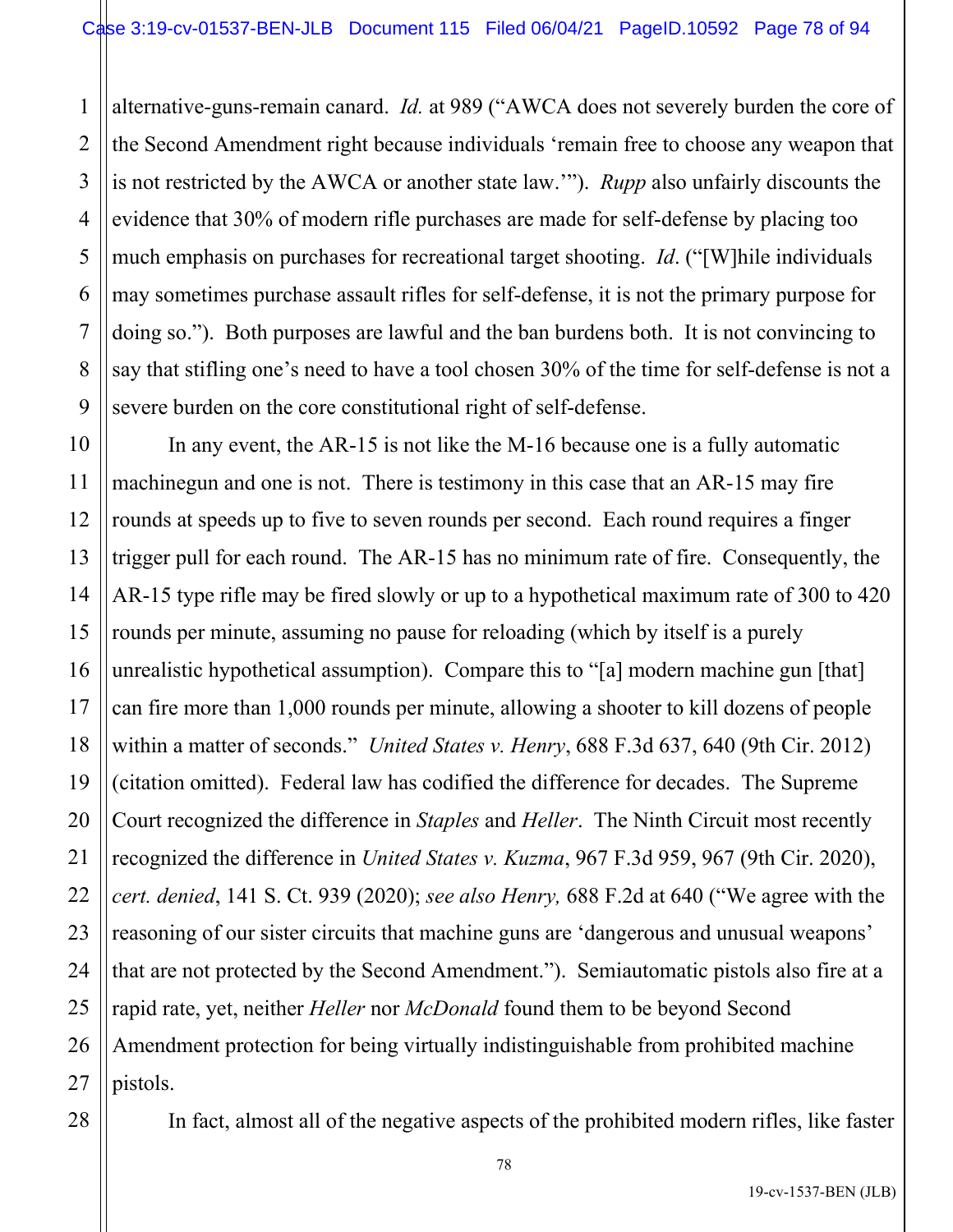alternative-guns-remain canard. *Id.* at 989 ("AWCA does not severely burden the core of the Second Amendment right because individuals 'remain free to choose any weapon that is not restricted by the AWCA or another state law.'"). *Rupp* also unfairly discounts the evidence that 30% of modern rifle purchases are made for self-defense by placing too much emphasis on purchases for recreational target shooting. *Id.* ("[W]hile individuals may sometimes purchase assault rifles for self-defense, it is not the primary purpose for doing so."). Both purposes are lawful and the ban burdens both. It is not convincing to say that stifling one's need to have a tool chosen 30% of the time for self-defense is not a severe burden on the core constitutional right of self-defense.

In any event, the AR-15 is not like the M-16 because one is a fully automatic machinegun and one is not. There is testimony in this case that an AR-15 may fire rounds at speeds up to five to seven rounds per second. Each round requires a finger trigger pull for each round. The AR-15 has no minimum rate of fire. Consequently, the AR-15 type rifle may be fired slowly or up to a hypothetical maximum rate of 300 to 420 rounds per minute, assuming no pause for reloading (which by itself is a purely unrealistic hypothetical assumption). Compare this to "[a] modern machine gun [that] can fire more than 1,000 rounds per minute, allowing a shooter to kill dozens of people within a matter of seconds." *United States v. Henry*, 688 F.3d 637, 640 (9th Cir. 2012) (citation omitted). Federal law has codified the difference for decades. The Supreme Court recognized the difference in *Staples* and *Heller*. The Ninth Circuit most recently recognized the difference in *United States v. Kuzma*, 967 F.3d 959, 967 (9th Cir. 2020), *cert. denied*, 141 S. Ct. 939 (2020); *see also Henry,* 688 F.2d at 640 ("We agree with the reasoning of our sister circuits that machine guns are 'dangerous and unusual weapons' that are not protected by the Second Amendment."). Semiautomatic pistols also fire at a rapid rate, yet, neither *Heller* nor *McDonald* found them to be beyond Second Amendment protection for being virtually indistinguishable from prohibited machine pistols.

In fact, almost all of the negative aspects of the prohibited modern rifles, like faster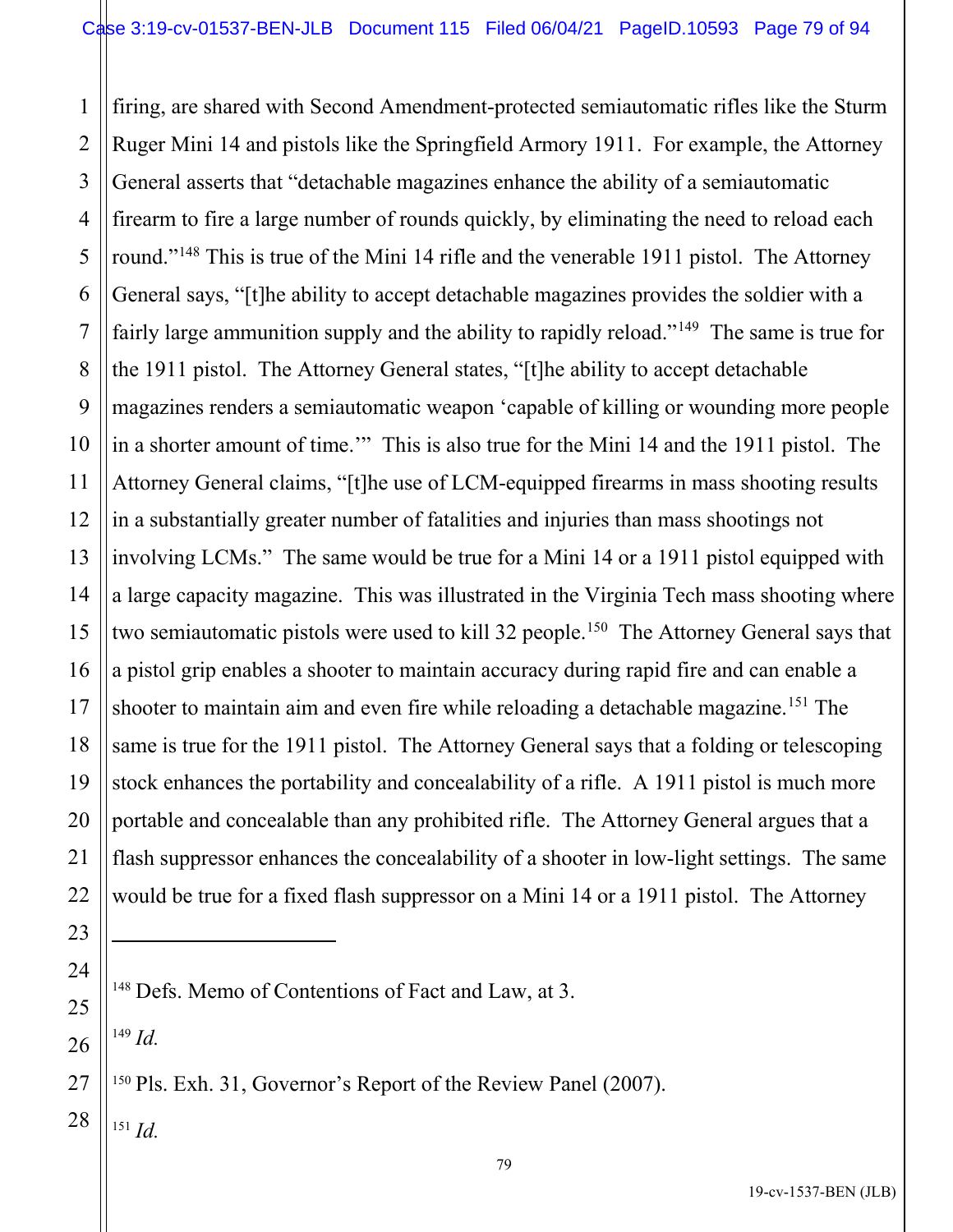firing, are shared with Second Amendment-protected semiautomatic rifles like the Sturm Ruger Mini 14 and pistols like the Springfield Armory 1911. For example, the Attorney General asserts that "detachable magazines enhance the ability of a semiautomatic firearm to fire a large number of rounds quickly, by eliminating the need to reload each round."[148] This is true of the Mini 14 rifle and the venerable 1911 pistol. The Attorney General says, "[t]he ability to accept detachable magazines provides the soldier with a fairly large ammunition supply and the ability to rapidly reload."[149] The same is true for the 1911 pistol. The Attorney General states, "[t]he ability to accept detachable magazines renders a semiautomatic weapon 'capable of killing or wounding more people in a shorter amount of time.'" This is also true for the Mini 14 and the 1911 pistol. The Attorney General claims, "[t]he use of LCM-equipped firearms in mass shooting results in a substantially greater number of fatalities and injuries than mass shootings not involving LCMs." The same would be true for a Mini 14 or a 1911 pistol equipped with a large capacity magazine. This was illustrated in the Virginia Tech mass shooting where two semiautomatic pistols were used to kill 32 people.[150] The Attorney General says that a pistol grip enables a shooter to maintain accuracy during rapid fire and can enable a shooter to maintain aim and even fire while reloading a detachable magazine.[151] The same is true for the 1911 pistol. The Attorney General says that a folding or telescoping stock enhances the portability and concealability of a rifle. A 1911 pistol is much more portable and concealable than any prohibited rifle. The Attorney General argues that a flash suppressor enhances the concealability of a shooter in low-light settings. The same would be true for a fixed flash suppressor on a Mini 14 or a 1911 pistol. The Attorney

---

[148] Defs. Memo of Contentions of Fact and Law, at 3.

[149] *Id.*

[150] Pls. Exh. 31, Governor's Report of the Review Panel (2007).

[151] *Id.*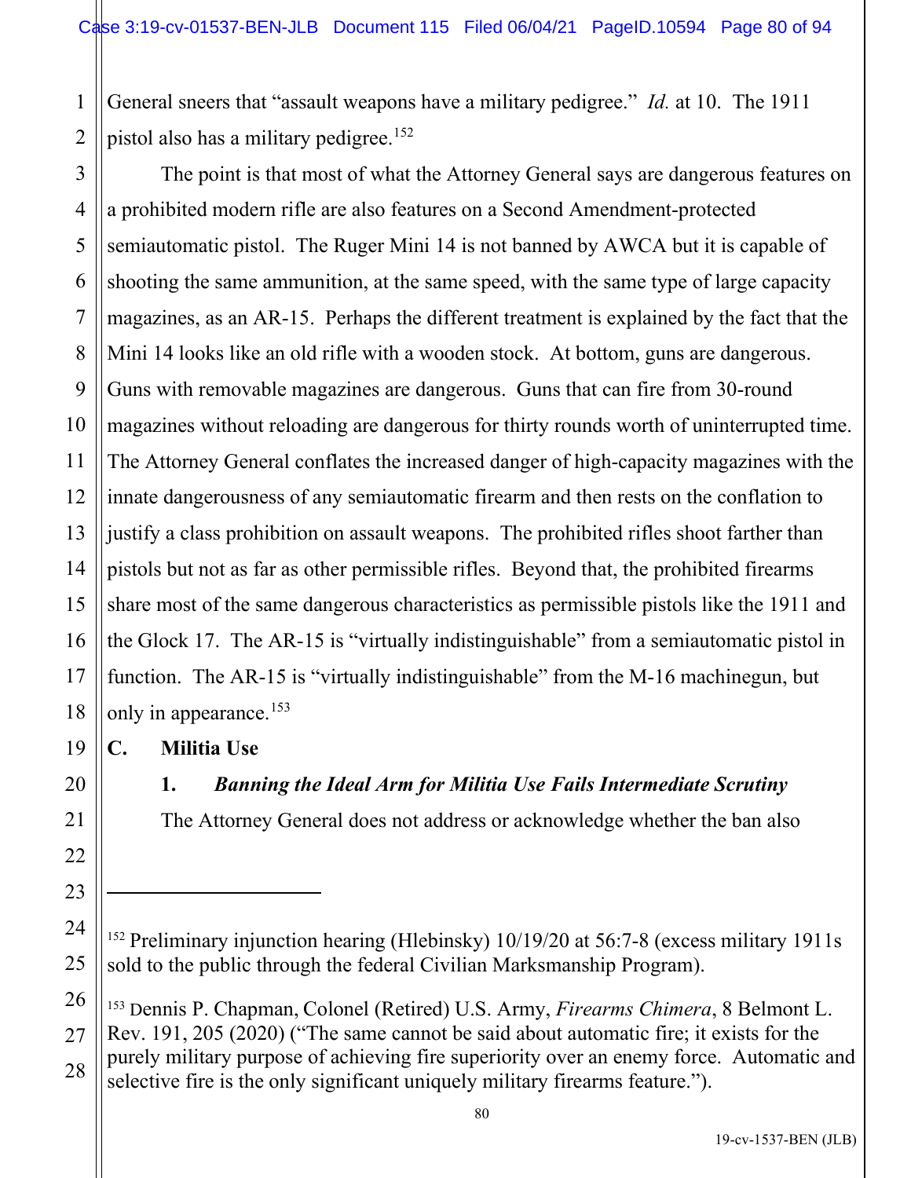General sneers that "assault weapons have a military pedigree." *Id.* at 10. The 1911 pistol also has a military pedigree.[152]

The point is that most of what the Attorney General says are dangerous features on a prohibited modern rifle are also features on a Second Amendment-protected semiautomatic pistol. The Ruger Mini 14 is not banned by AWCA but it is capable of shooting the same ammunition, at the same speed, with the same type of large capacity magazines, as an AR-15. Perhaps the different treatment is explained by the fact that the Mini 14 looks like an old rifle with a wooden stock. At bottom, guns are dangerous. Guns with removable magazines are dangerous. Guns that can fire from 30-round magazines without reloading are dangerous for thirty rounds worth of uninterrupted time. The Attorney General conflates the increased danger of high-capacity magazines with the innate dangerousness of any semiautomatic firearm and then rests on the conflation to justify a class prohibition on assault weapons. The prohibited rifles shoot farther than pistols but not as far as other permissible rifles. Beyond that, the prohibited firearms share most of the same dangerous characteristics as permissible pistols like the 1911 and the Glock 17. The AR-15 is "virtually indistinguishable" from a semiautomatic pistol in function. The AR-15 is "virtually indistinguishable" from the M-16 machinegun, but only in appearance.[153]

## C. Militia Use

### 1. *Banning the Ideal Arm for Militia Use Fails Intermediate Scrutiny*

The Attorney General does not address or acknowledge whether the ban also

---

[152] Preliminary injunction hearing (Hlebinsky) 10/19/20 at 56:7-8 (excess military 1911s sold to the public through the federal Civilian Marksmanship Program).

[153] Dennis P. Chapman, Colonel (Retired) U.S. Army, *Firearms Chimera*, 8 Belmont L. Rev. 191, 205 (2020) ("The same cannot be said about automatic fire; it exists for the purely military purpose of achieving fire superiority over an enemy force. Automatic and selective fire is the only significant uniquely military firearms feature.").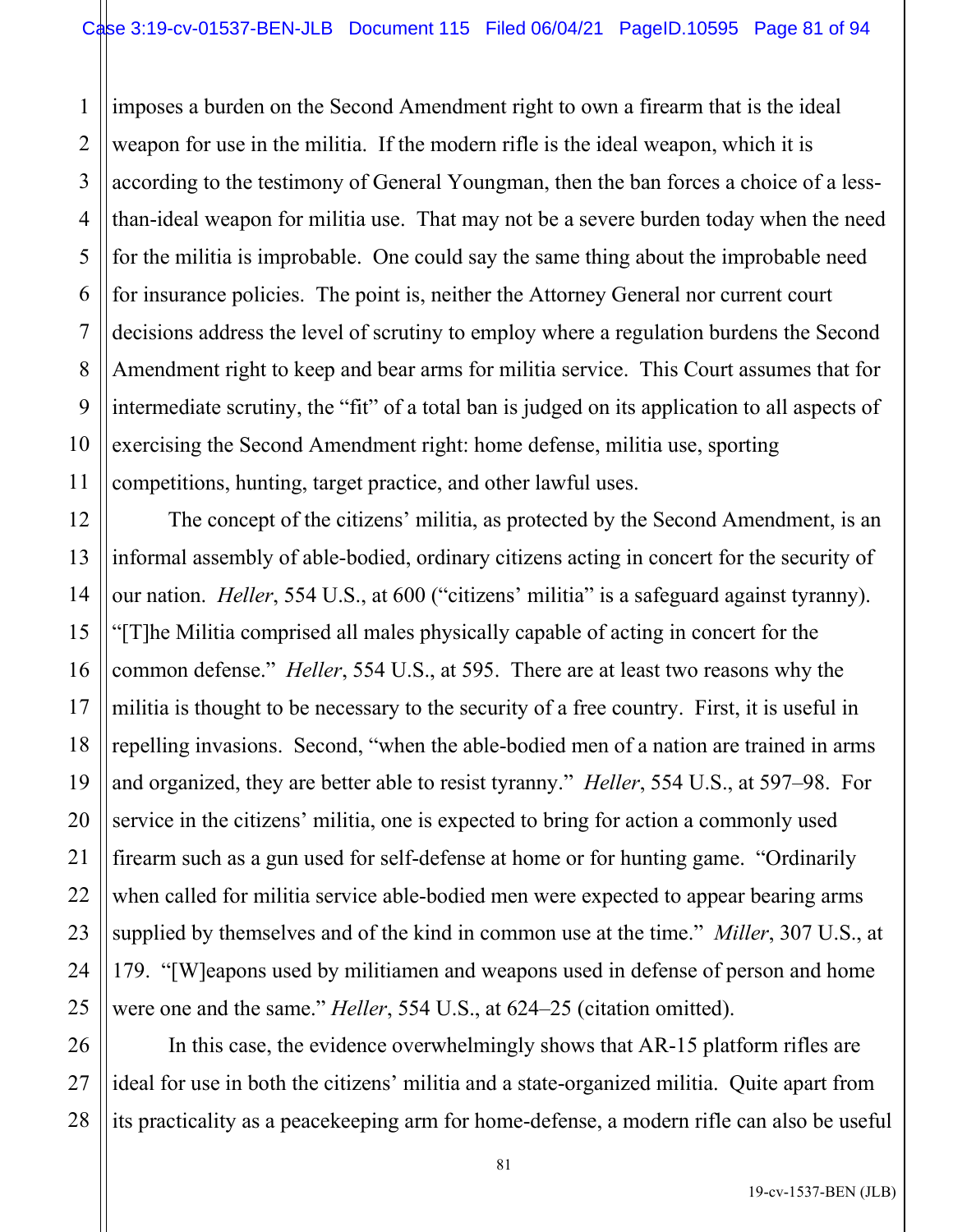imposes a burden on the Second Amendment right to own a firearm that is the ideal weapon for use in the militia. If the modern rifle is the ideal weapon, which it is according to the testimony of General Youngman, then the ban forces a choice of a less-than-ideal weapon for militia use. That may not be a severe burden today when the need for the militia is improbable. One could say the same thing about the improbable need for insurance policies. The point is, neither the Attorney General nor current court decisions address the level of scrutiny to employ where a regulation burdens the Second Amendment right to keep and bear arms for militia service. This Court assumes that for intermediate scrutiny, the "fit" of a total ban is judged on its application to all aspects of exercising the Second Amendment right: home defense, militia use, sporting competitions, hunting, target practice, and other lawful uses.

The concept of the citizens' militia, as protected by the Second Amendment, is an informal assembly of able-bodied, ordinary citizens acting in concert for the security of our nation. *Heller*, 554 U.S., at 600 ("citizens' militia" is a safeguard against tyranny). "[T]he Militia comprised all males physically capable of acting in concert for the common defense." *Heller*, 554 U.S., at 595. There are at least two reasons why the militia is thought to be necessary to the security of a free country. First, it is useful in repelling invasions. Second, "when the able-bodied men of a nation are trained in arms and organized, they are better able to resist tyranny." *Heller*, 554 U.S., at 597–98. For service in the citizens' militia, one is expected to bring for action a commonly used firearm such as a gun used for self-defense at home or for hunting game. "Ordinarily when called for militia service able-bodied men were expected to appear bearing arms supplied by themselves and of the kind in common use at the time." *Miller*, 307 U.S., at 179. "[W]eapons used by militiamen and weapons used in defense of person and home were one and the same." *Heller*, 554 U.S., at 624–25 (citation omitted).

In this case, the evidence overwhelmingly shows that AR-15 platform rifles are ideal for use in both the citizens' militia and a state-organized militia. Quite apart from its practicality as a peacekeeping arm for home-defense, a modern rifle can also be useful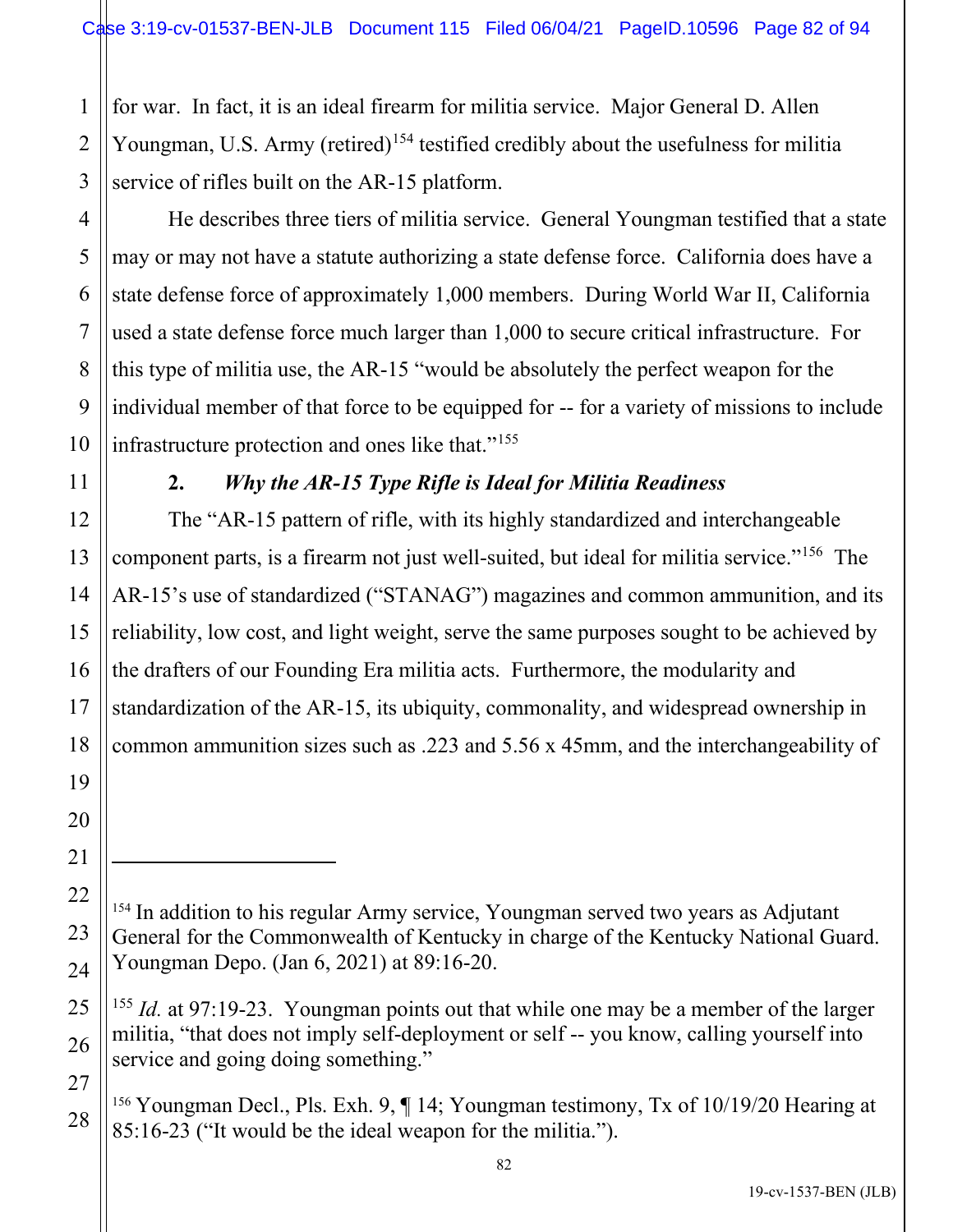for war. In fact, it is an ideal firearm for militia service. Major General D. Allen Youngman, U.S. Army (retired)[154] testified credibly about the usefulness for militia service of rifles built on the AR-15 platform.

He describes three tiers of militia service. General Youngman testified that a state may or may not have a statute authorizing a state defense force. California does have a state defense force of approximately 1,000 members. During World War II, California used a state defense force much larger than 1,000 to secure critical infrastructure. For this type of militia use, the AR-15 "would be absolutely the perfect weapon for the individual member of that force to be equipped for -- for a variety of missions to include infrastructure protection and ones like that."[155]

**2. *Why the AR-15 Type Rifle is Ideal for Militia Readiness***

The "AR-15 pattern of rifle, with its highly standardized and interchangeable component parts, is a firearm not just well-suited, but ideal for militia service."[156] The AR-15's use of standardized ("STANAG") magazines and common ammunition, and its reliability, low cost, and light weight, serve the same purposes sought to be achieved by the drafters of our Founding Era militia acts. Furthermore, the modularity and standardization of the AR-15, its ubiquity, commonality, and widespread ownership in common ammunition sizes such as .223 and 5.56 x 45mm, and the interchangeability of

---

[154] In addition to his regular Army service, Youngman served two years as Adjutant General for the Commonwealth of Kentucky in charge of the Kentucky National Guard. Youngman Depo. (Jan 6, 2021) at 89:16-20.

[155] *Id.* at 97:19-23. Youngman points out that while one may be a member of the larger militia, "that does not imply self-deployment or self -- you know, calling yourself into service and going doing something."

[156] Youngman Decl., Pls. Exh. 9, ¶ 14; Youngman testimony, Tx of 10/19/20 Hearing at 85:16-23 ("It would be the ideal weapon for the militia.").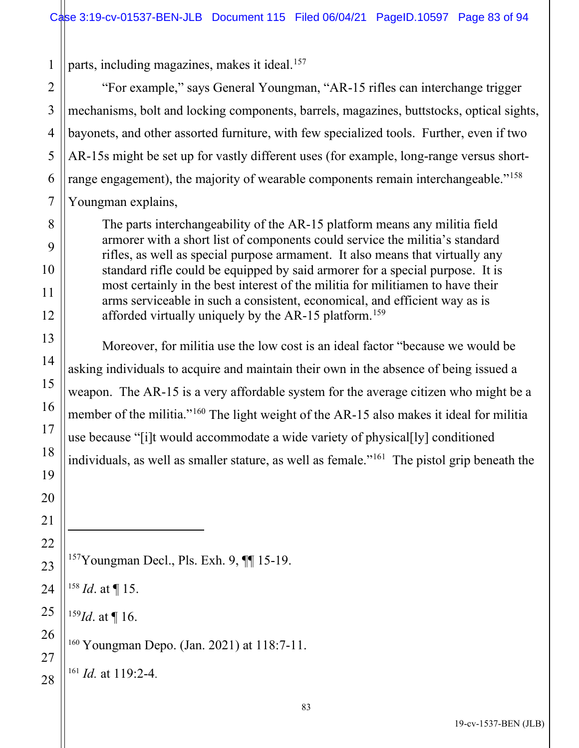parts, including magazines, makes it ideal.[157]

"For example," says General Youngman, "AR-15 rifles can interchange trigger mechanisms, bolt and locking components, barrels, magazines, buttstocks, optical sights, bayonets, and other assorted furniture, with few specialized tools. Further, even if two AR-15s might be set up for vastly different uses (for example, long-range versus short-range engagement), the majority of wearable components remain interchangeable."[158] Youngman explains,

> The parts interchangeability of the AR-15 platform means any militia field armorer with a short list of components could service the militia's standard rifles, as well as special purpose armament. It also means that virtually any standard rifle could be equipped by said armorer for a special purpose. It is most certainly in the best interest of the militia for militiamen to have their arms serviceable in such a consistent, economical, and efficient way as is afforded virtually uniquely by the AR-15 platform.[159]

Moreover, for militia use the low cost is an ideal factor "because we would be asking individuals to acquire and maintain their own in the absence of being issued a weapon. The AR-15 is a very affordable system for the average citizen who might be a member of the militia."[160] The light weight of the AR-15 also makes it ideal for militia use because "[i]t would accommodate a wide variety of physical[ly] conditioned individuals, as well as smaller stature, as well as female."[161] The pistol grip beneath the

---

[157] Youngman Decl., Pls. Exh. 9, ¶¶ 15-19.

[158] *Id*. at ¶ 15.

[159] *Id*. at ¶ 16.

[160] Youngman Depo. (Jan. 2021) at 118:7-11.

[161] *Id.* at 119:2-4.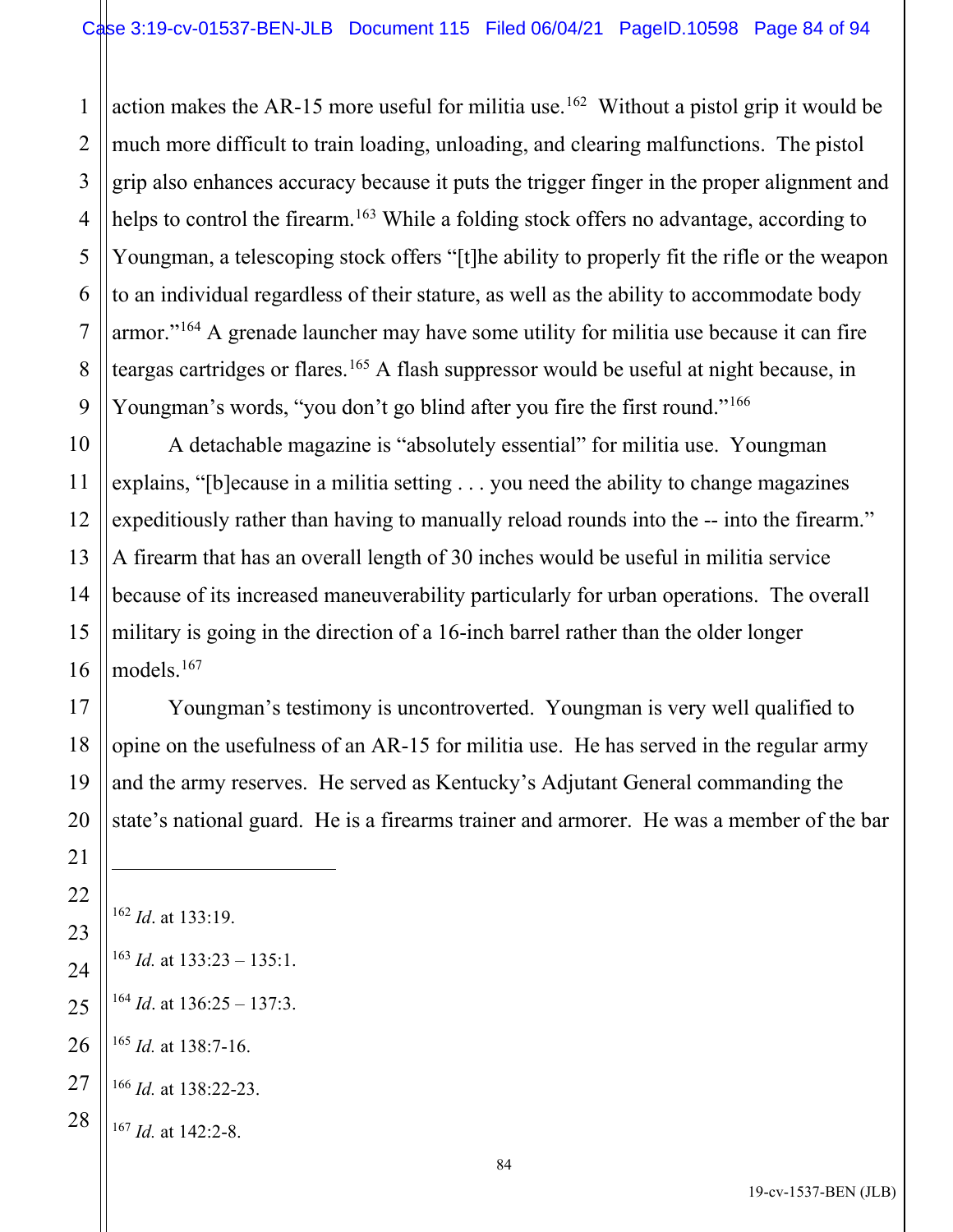action makes the AR-15 more useful for militia use.[162] Without a pistol grip it would be much more difficult to train loading, unloading, and clearing malfunctions. The pistol grip also enhances accuracy because it puts the trigger finger in the proper alignment and helps to control the firearm.[163] While a folding stock offers no advantage, according to Youngman, a telescoping stock offers "[t]he ability to properly fit the rifle or the weapon to an individual regardless of their stature, as well as the ability to accommodate body armor."[164] A grenade launcher may have some utility for militia use because it can fire teargas cartridges or flares.[165] A flash suppressor would be useful at night because, in Youngman's words, "you don't go blind after you fire the first round."[166]

A detachable magazine is "absolutely essential" for militia use. Youngman explains, "[b]ecause in a militia setting . . . you need the ability to change magazines expeditiously rather than having to manually reload rounds into the -- into the firearm." A firearm that has an overall length of 30 inches would be useful in militia service because of its increased maneuverability particularly for urban operations. The overall military is going in the direction of a 16-inch barrel rather than the older longer models.[167]

Youngman's testimony is uncontroverted. Youngman is very well qualified to opine on the usefulness of an AR-15 for militia use. He has served in the regular army and the army reserves. He served as Kentucky's Adjutant General commanding the state's national guard. He is a firearms trainer and armorer. He was a member of the bar

---

[162] *Id*. at 133:19.

[163] *Id.* at 133:23 – 135:1.

[164] *Id*. at 136:25 – 137:3.

[165] *Id.* at 138:7-16.

[166] *Id.* at 138:22-23.

[167] *Id.* at 142:2-8.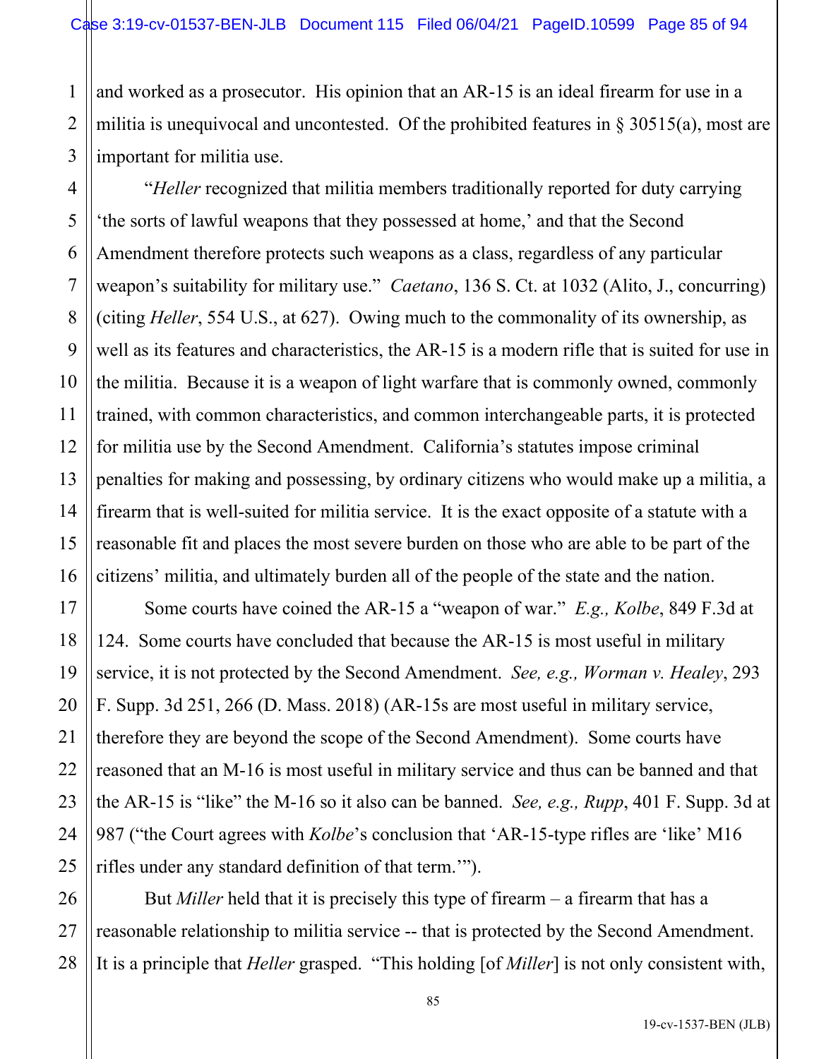and worked as a prosecutor. His opinion that an AR-15 is an ideal firearm for use in a militia is unequivocal and uncontested. Of the prohibited features in § 30515(a), most are important for militia use.

"*Heller* recognized that militia members traditionally reported for duty carrying 'the sorts of lawful weapons that they possessed at home,' and that the Second Amendment therefore protects such weapons as a class, regardless of any particular weapon's suitability for military use." *Caetano*, 136 S. Ct. at 1032 (Alito, J., concurring) (citing *Heller*, 554 U.S., at 627). Owing much to the commonality of its ownership, as well as its features and characteristics, the AR-15 is a modern rifle that is suited for use in the militia. Because it is a weapon of light warfare that is commonly owned, commonly trained, with common characteristics, and common interchangeable parts, it is protected for militia use by the Second Amendment. California's statutes impose criminal penalties for making and possessing, by ordinary citizens who would make up a militia, a firearm that is well-suited for militia service. It is the exact opposite of a statute with a reasonable fit and places the most severe burden on those who are able to be part of the citizens' militia, and ultimately burden all of the people of the state and the nation.

Some courts have coined the AR-15 a "weapon of war." *E.g., Kolbe*, 849 F.3d at 124. Some courts have concluded that because the AR-15 is most useful in military service, it is not protected by the Second Amendment. *See, e.g., Worman v. Healey*, 293 F. Supp. 3d 251, 266 (D. Mass. 2018) (AR-15s are most useful in military service, therefore they are beyond the scope of the Second Amendment). Some courts have reasoned that an M-16 is most useful in military service and thus can be banned and that the AR-15 is "like" the M-16 so it also can be banned. *See, e.g., Rupp*, 401 F. Supp. 3d at 987 ("the Court agrees with *Kolbe*'s conclusion that 'AR-15-type rifles are 'like' M16 rifles under any standard definition of that term.'").

But *Miller* held that it is precisely this type of firearm – a firearm that has a reasonable relationship to militia service -- that is protected by the Second Amendment. It is a principle that *Heller* grasped. "This holding [of *Miller*] is not only consistent with,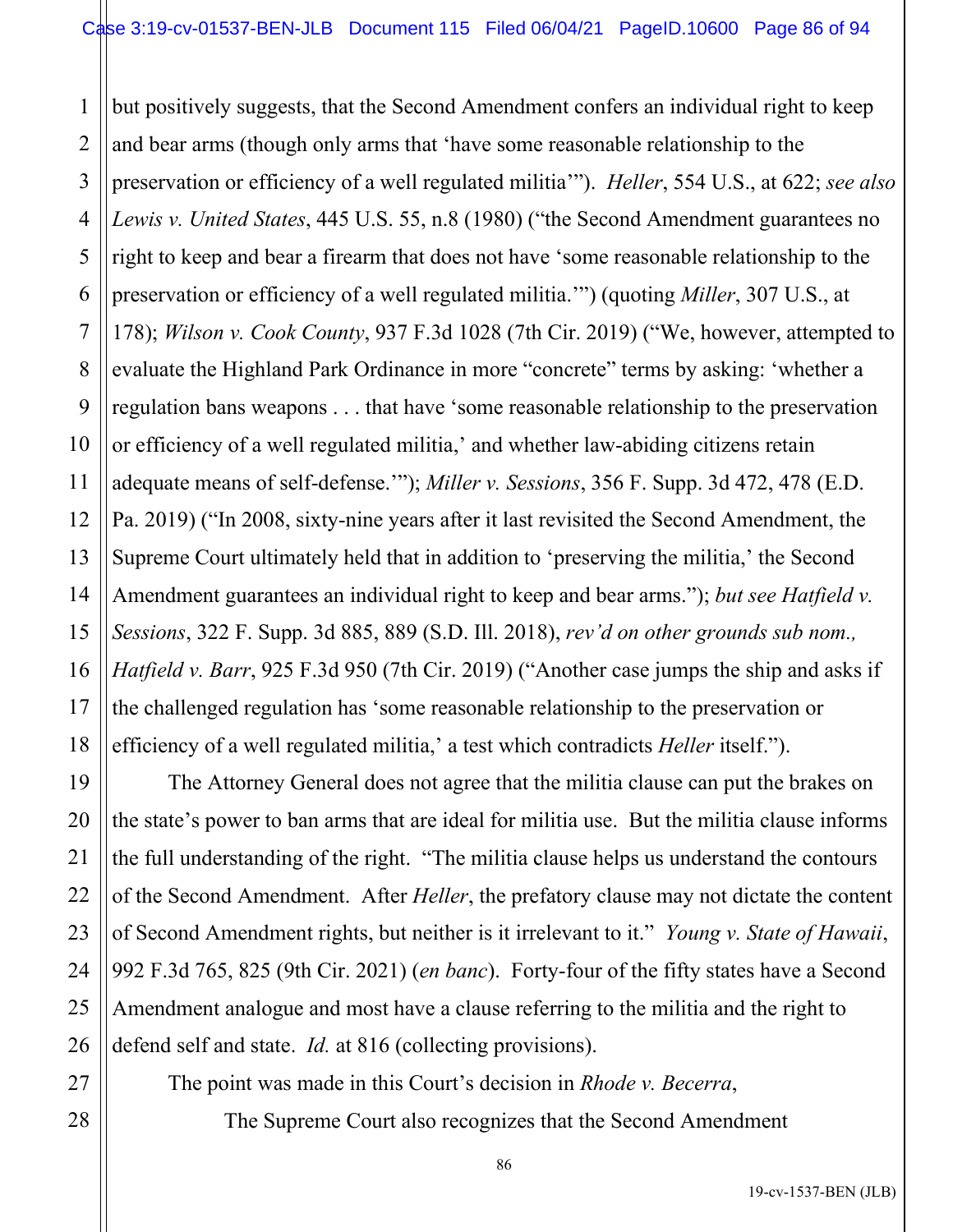but positively suggests, that the Second Amendment confers an individual right to keep and bear arms (though only arms that 'have some reasonable relationship to the preservation or efficiency of a well regulated militia'"). *Heller*, 554 U.S., at 622; *see also Lewis v. United States*, 445 U.S. 55, n.8 (1980) ("the Second Amendment guarantees no right to keep and bear a firearm that does not have 'some reasonable relationship to the preservation or efficiency of a well regulated militia.'") (quoting *Miller*, 307 U.S., at 178); *Wilson v. Cook County*, 937 F.3d 1028 (7th Cir. 2019) ("We, however, attempted to evaluate the Highland Park Ordinance in more "concrete" terms by asking: 'whether a regulation bans weapons . . . that have 'some reasonable relationship to the preservation or efficiency of a well regulated militia,' and whether law-abiding citizens retain adequate means of self-defense.'"); *Miller v. Sessions*, 356 F. Supp. 3d 472, 478 (E.D. Pa. 2019) ("In 2008, sixty-nine years after it last revisited the Second Amendment, the Supreme Court ultimately held that in addition to 'preserving the militia,' the Second Amendment guarantees an individual right to keep and bear arms."); *but see Hatfield v. Sessions*, 322 F. Supp. 3d 885, 889 (S.D. Ill. 2018), *rev'd on other grounds sub nom., Hatfield v. Barr*, 925 F.3d 950 (7th Cir. 2019) ("Another case jumps the ship and asks if the challenged regulation has 'some reasonable relationship to the preservation or efficiency of a well regulated militia,' a test which contradicts *Heller* itself.").

The Attorney General does not agree that the militia clause can put the brakes on the state's power to ban arms that are ideal for militia use. But the militia clause informs the full understanding of the right. "The militia clause helps us understand the contours of the Second Amendment. After *Heller*, the prefatory clause may not dictate the content of Second Amendment rights, but neither is it irrelevant to it." *Young v. State of Hawaii*, 992 F.3d 765, 825 (9th Cir. 2021) (*en banc*). Forty-four of the fifty states have a Second Amendment analogue and most have a clause referring to the militia and the right to defend self and state. *Id.* at 816 (collecting provisions).

The point was made in this Court's decision in *Rhode v. Becerra*,

> The Supreme Court also recognizes that the Second Amendment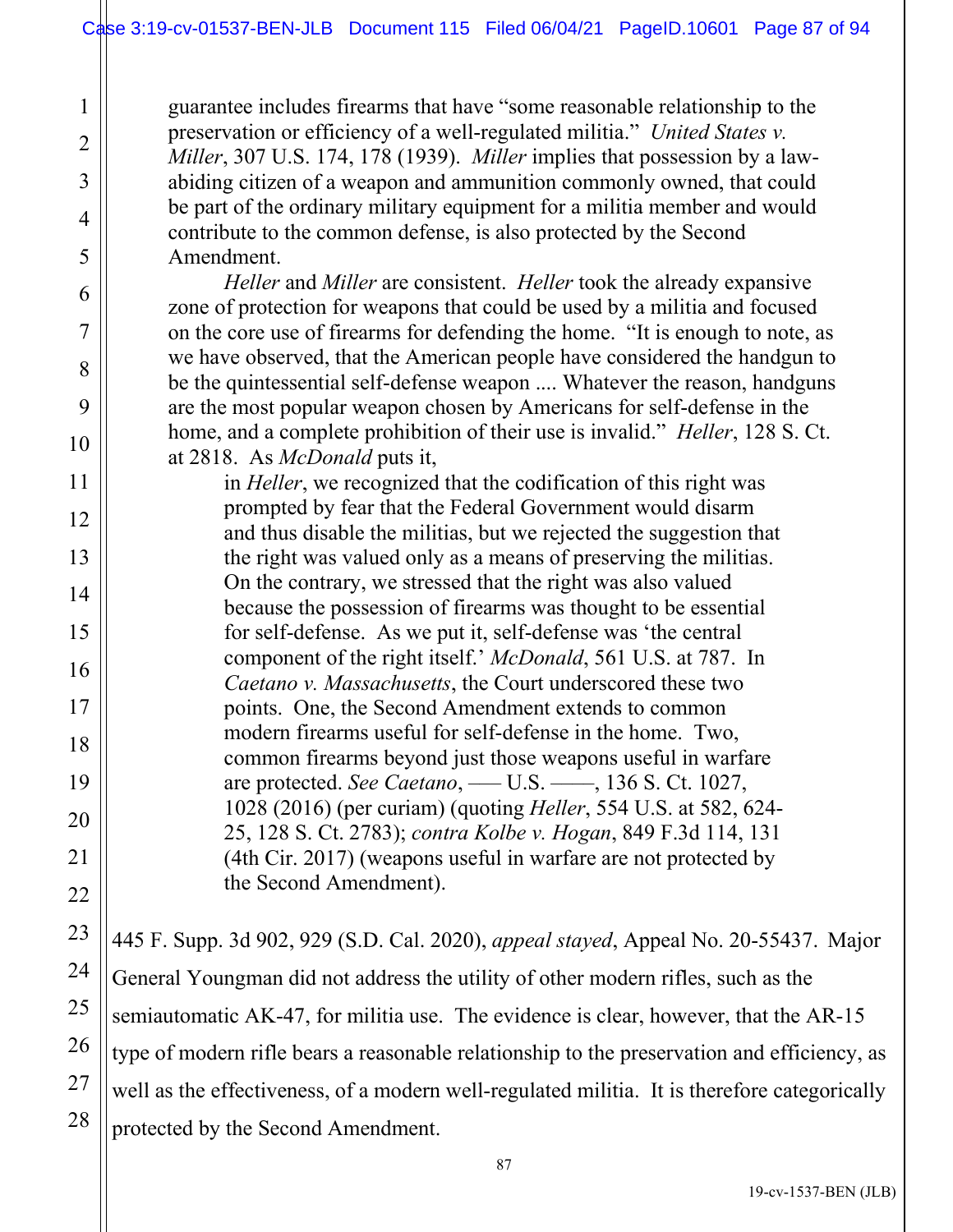guarantee includes firearms that have "some reasonable relationship to the preservation or efficiency of a well-regulated militia." *United States v. Miller*, 307 U.S. 174, 178 (1939). *Miller* implies that possession by a law-abiding citizen of a weapon and ammunition commonly owned, that could be part of the ordinary military equipment for a militia member and would contribute to the common defense, is also protected by the Second Amendment.

> *Heller* and *Miller* are consistent. *Heller* took the already expansive zone of protection for weapons that could be used by a militia and focused on the core use of firearms for defending the home. "It is enough to note, as we have observed, that the American people have considered the handgun to be the quintessential self-defense weapon .... Whatever the reason, handguns are the most popular weapon chosen by Americans for self-defense in the home, and a complete prohibition of their use is invalid." *Heller*, 128 S. Ct. at 2818. As *McDonald* puts it,
>
> > in *Heller*, we recognized that the codification of this right was prompted by fear that the Federal Government would disarm and thus disable the militias, but we rejected the suggestion that the right was valued only as a means of preserving the militias. On the contrary, we stressed that the right was also valued because the possession of firearms was thought to be essential for self-defense. As we put it, self-defense was 'the central component of the right itself.' *McDonald*, 561 U.S. at 787. In *Caetano v. Massachusetts*, the Court underscored these two points. One, the Second Amendment extends to common modern firearms useful for self-defense in the home. Two, common firearms beyond just those weapons useful in warfare are protected. *See Caetano*, ––– U.S. ––––, 136 S. Ct. 1027, 1028 (2016) (per curiam) (quoting *Heller*, 554 U.S. at 582, 624-25, 128 S. Ct. 2783); *contra Kolbe v. Hogan*, 849 F.3d 114, 131 (4th Cir. 2017) (weapons useful in warfare are not protected by the Second Amendment).

445 F. Supp. 3d 902, 929 (S.D. Cal. 2020), *appeal stayed*, Appeal No. 20-55437. Major General Youngman did not address the utility of other modern rifles, such as the semiautomatic AK-47, for militia use. The evidence is clear, however, that the AR-15 type of modern rifle bears a reasonable relationship to the preservation and efficiency, as well as the effectiveness, of a modern well-regulated militia. It is therefore categorically protected by the Second Amendment.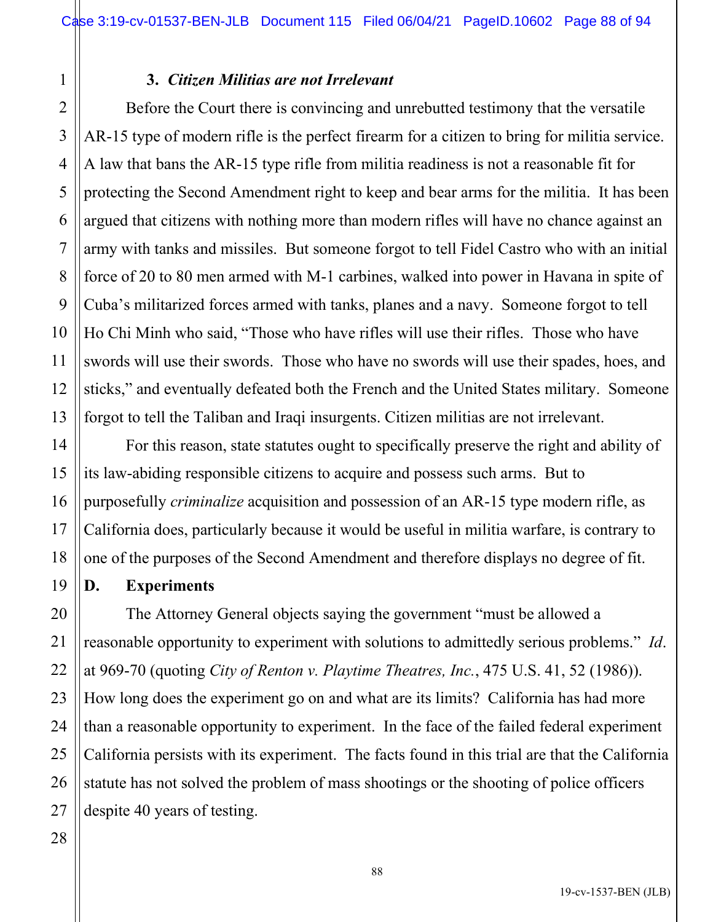### 3. *Citizen Militias are not Irrelevant*

Before the Court there is convincing and unrebutted testimony that the versatile AR-15 type of modern rifle is the perfect firearm for a citizen to bring for militia service. A law that bans the AR-15 type rifle from militia readiness is not a reasonable fit for protecting the Second Amendment right to keep and bear arms for the militia. It has been argued that citizens with nothing more than modern rifles will have no chance against an army with tanks and missiles. But someone forgot to tell Fidel Castro who with an initial force of 20 to 80 men armed with M-1 carbines, walked into power in Havana in spite of Cuba's militarized forces armed with tanks, planes and a navy. Someone forgot to tell Ho Chi Minh who said, "Those who have rifles will use their rifles. Those who have swords will use their swords. Those who have no swords will use their spades, hoes, and sticks," and eventually defeated both the French and the United States military. Someone forgot to tell the Taliban and Iraqi insurgents. Citizen militias are not irrelevant.

For this reason, state statutes ought to specifically preserve the right and ability of its law-abiding responsible citizens to acquire and possess such arms. But to purposefully *criminalize* acquisition and possession of an AR-15 type modern rifle, as California does, particularly because it would be useful in militia warfare, is contrary to one of the purposes of the Second Amendment and therefore displays no degree of fit.

## D. Experiments

The Attorney General objects saying the government "must be allowed a reasonable opportunity to experiment with solutions to admittedly serious problems." *Id*. at 969-70 (quoting *City of Renton v. Playtime Theatres, Inc.*, 475 U.S. 41, 52 (1986)). How long does the experiment go on and what are its limits? California has had more than a reasonable opportunity to experiment. In the face of the failed federal experiment California persists with its experiment. The facts found in this trial are that the California statute has not solved the problem of mass shootings or the shooting of police officers despite 40 years of testing.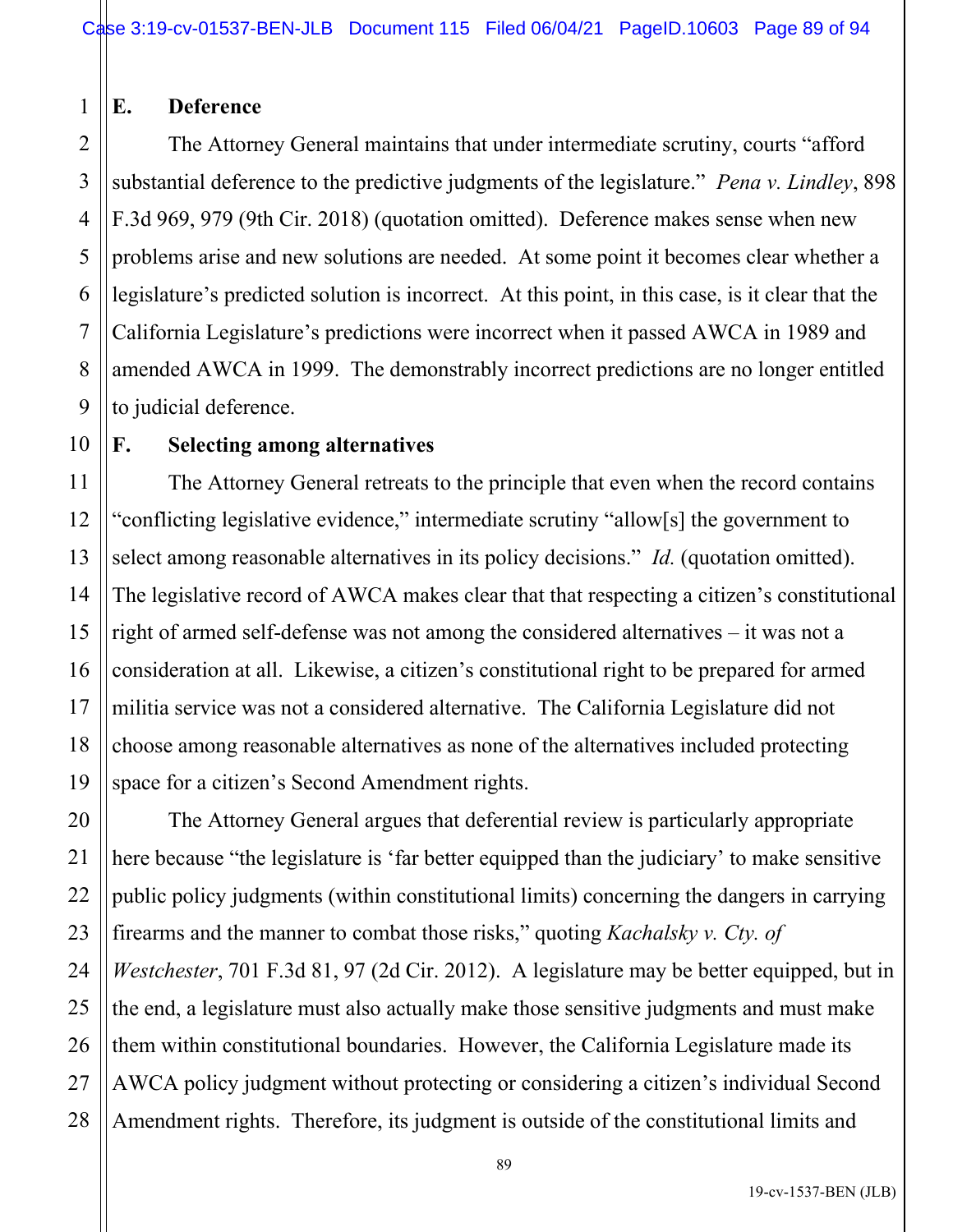## E. Deference

The Attorney General maintains that under intermediate scrutiny, courts "afford substantial deference to the predictive judgments of the legislature." *Pena v. Lindley*, 898 F.3d 969, 979 (9th Cir. 2018) (quotation omitted). Deference makes sense when new problems arise and new solutions are needed. At some point it becomes clear whether a legislature's predicted solution is incorrect. At this point, in this case, is it clear that the California Legislature's predictions were incorrect when it passed AWCA in 1989 and amended AWCA in 1999. The demonstrably incorrect predictions are no longer entitled to judicial deference.

## F. Selecting among alternatives

The Attorney General retreats to the principle that even when the record contains "conflicting legislative evidence," intermediate scrutiny "allow[s] the government to select among reasonable alternatives in its policy decisions." *Id.* (quotation omitted). The legislative record of AWCA makes clear that that respecting a citizen's constitutional right of armed self-defense was not among the considered alternatives – it was not a consideration at all. Likewise, a citizen's constitutional right to be prepared for armed militia service was not a considered alternative. The California Legislature did not choose among reasonable alternatives as none of the alternatives included protecting space for a citizen's Second Amendment rights.

The Attorney General argues that deferential review is particularly appropriate here because "the legislature is 'far better equipped than the judiciary' to make sensitive public policy judgments (within constitutional limits) concerning the dangers in carrying firearms and the manner to combat those risks," quoting *Kachalsky v. Cty. of Westchester*, 701 F.3d 81, 97 (2d Cir. 2012). A legislature may be better equipped, but in the end, a legislature must also actually make those sensitive judgments and must make them within constitutional boundaries. However, the California Legislature made its AWCA policy judgment without protecting or considering a citizen's individual Second Amendment rights. Therefore, its judgment is outside of the constitutional limits and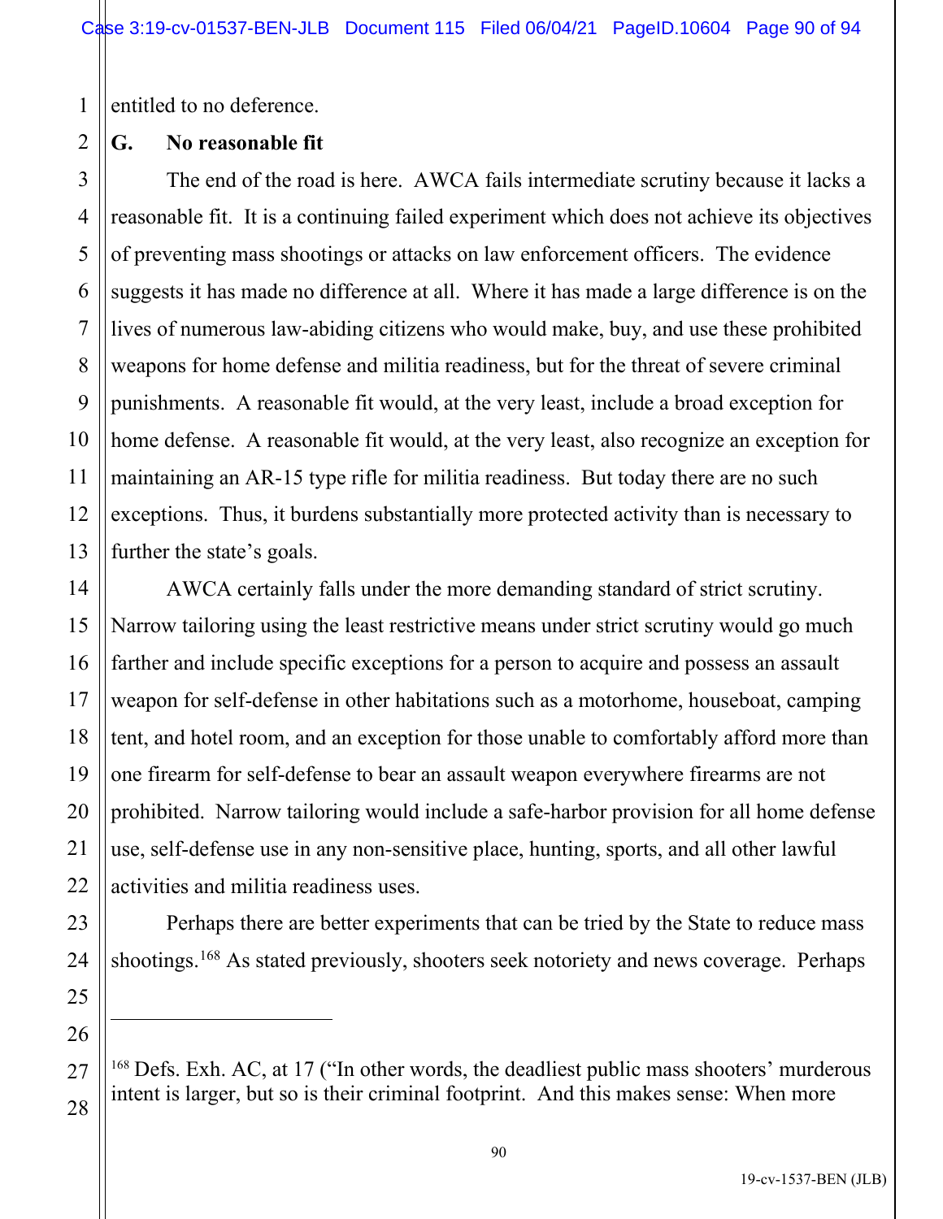entitled to no deference.

**G. No reasonable fit**

The end of the road is here. AWCA fails intermediate scrutiny because it lacks a reasonable fit. It is a continuing failed experiment which does not achieve its objectives of preventing mass shootings or attacks on law enforcement officers. The evidence suggests it has made no difference at all. Where it has made a large difference is on the lives of numerous law-abiding citizens who would make, buy, and use these prohibited weapons for home defense and militia readiness, but for the threat of severe criminal punishments. A reasonable fit would, at the very least, include a broad exception for home defense. A reasonable fit would, at the very least, also recognize an exception for maintaining an AR-15 type rifle for militia readiness. But today there are no such exceptions. Thus, it burdens substantially more protected activity than is necessary to further the state's goals.

AWCA certainly falls under the more demanding standard of strict scrutiny. Narrow tailoring using the least restrictive means under strict scrutiny would go much farther and include specific exceptions for a person to acquire and possess an assault weapon for self-defense in other habitations such as a motorhome, houseboat, camping tent, and hotel room, and an exception for those unable to comfortably afford more than one firearm for self-defense to bear an assault weapon everywhere firearms are not prohibited. Narrow tailoring would include a safe-harbor provision for all home defense use, self-defense use in any non-sensitive place, hunting, sports, and all other lawful activities and militia readiness uses.

Perhaps there are better experiments that can be tried by the State to reduce mass shootings.[168] As stated previously, shooters seek notoriety and news coverage. Perhaps

---

[168] Defs. Exh. AC, at 17 ("In other words, the deadliest public mass shooters' murderous intent is larger, but so is their criminal footprint. And this makes sense: When more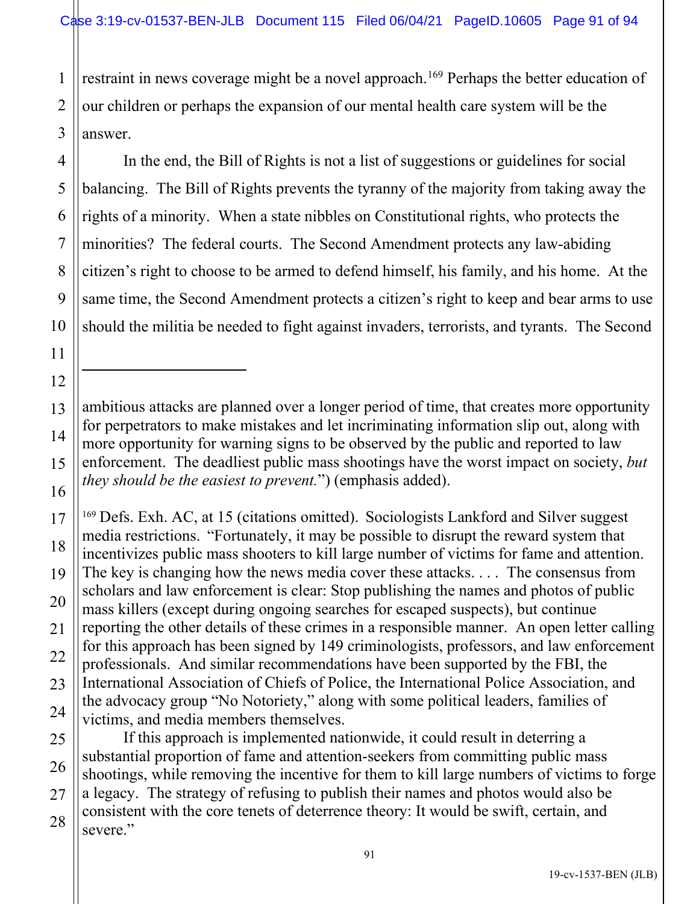restraint in news coverage might be a novel approach.[169] Perhaps the better education of our children or perhaps the expansion of our mental health care system will be the answer.

In the end, the Bill of Rights is not a list of suggestions or guidelines for social balancing. The Bill of Rights prevents the tyranny of the majority from taking away the rights of a minority. When a state nibbles on Constitutional rights, who protects the minorities? The federal courts. The Second Amendment protects any law-abiding citizen's right to choose to be armed to defend himself, his family, and his home. At the same time, the Second Amendment protects a citizen's right to keep and bear arms to use should the militia be needed to fight against invaders, terrorists, and tyrants. The Second

---

ambitious attacks are planned over a longer period of time, that creates more opportunity for perpetrators to make mistakes and let incriminating information slip out, along with more opportunity for warning signs to be observed by the public and reported to law enforcement. The deadliest public mass shootings have the worst impact on society, *but they should be the easiest to prevent.*") (emphasis added).

[169] Defs. Exh. AC, at 15 (citations omitted). Sociologists Lankford and Silver suggest media restrictions. "Fortunately, it may be possible to disrupt the reward system that incentivizes public mass shooters to kill large number of victims for fame and attention. The key is changing how the news media cover these attacks. . . . The consensus from scholars and law enforcement is clear: Stop publishing the names and photos of public mass killers (except during ongoing searches for escaped suspects), but continue reporting the other details of these crimes in a responsible manner. An open letter calling for this approach has been signed by 149 criminologists, professors, and law enforcement professionals. And similar recommendations have been supported by the FBI, the International Association of Chiefs of Police, the International Police Association, and the advocacy group "No Notoriety," along with some political leaders, families of victims, and media members themselves.

If this approach is implemented nationwide, it could result in deterring a substantial proportion of fame and attention-seekers from committing public mass shootings, while removing the incentive for them to kill large numbers of victims to forge a legacy. The strategy of refusing to publish their names and photos would also be consistent with the core tenets of deterrence theory: It would be swift, certain, and severe."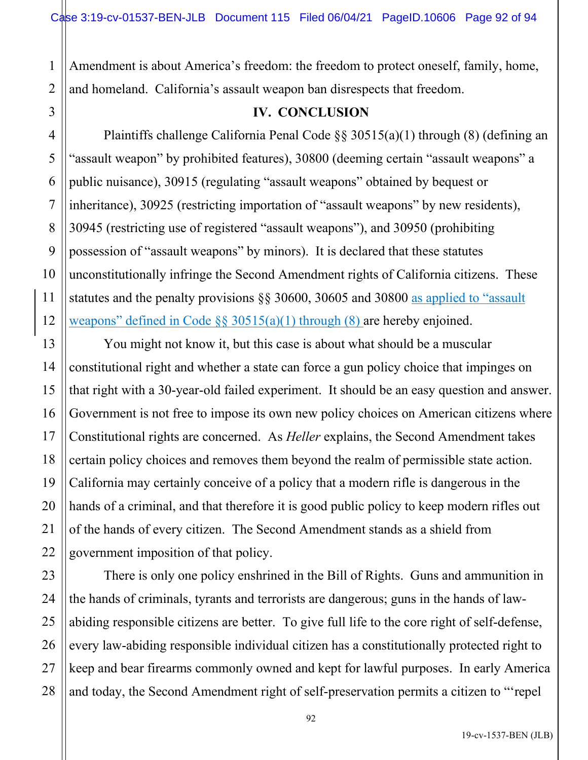Amendment is about America's freedom: the freedom to protect oneself, family, home, and homeland. California's assault weapon ban disrespects that freedom.

## IV. CONCLUSION

Plaintiffs challenge California Penal Code §§ 30515(a)(1) through (8) (defining an "assault weapon" by prohibited features), 30800 (deeming certain "assault weapons" a public nuisance), 30915 (regulating "assault weapons" obtained by bequest or inheritance), 30925 (restricting importation of "assault weapons" by new residents), 30945 (restricting use of registered "assault weapons"), and 30950 (prohibiting possession of "assault weapons" by minors). It is declared that these statutes unconstitutionally infringe the Second Amendment rights of California citizens. These statutes and the penalty provisions §§ 30600, 30605 and 30800 as applied to "assault weapons" defined in Code §§ 30515(a)(1) through (8) are hereby enjoined.

You might not know it, but this case is about what should be a muscular constitutional right and whether a state can force a gun policy choice that impinges on that right with a 30-year-old failed experiment. It should be an easy question and answer. Government is not free to impose its own new policy choices on American citizens where Constitutional rights are concerned. As *Heller* explains, the Second Amendment takes certain policy choices and removes them beyond the realm of permissible state action. California may certainly conceive of a policy that a modern rifle is dangerous in the hands of a criminal, and that therefore it is good public policy to keep modern rifles out of the hands of every citizen. The Second Amendment stands as a shield from government imposition of that policy.

There is only one policy enshrined in the Bill of Rights. Guns and ammunition in the hands of criminals, tyrants and terrorists are dangerous; guns in the hands of law-abiding responsible citizens are better. To give full life to the core right of self-defense, every law-abiding responsible individual citizen has a constitutionally protected right to keep and bear firearms commonly owned and kept for lawful purposes. In early America and today, the Second Amendment right of self-preservation permits a citizen to "'repel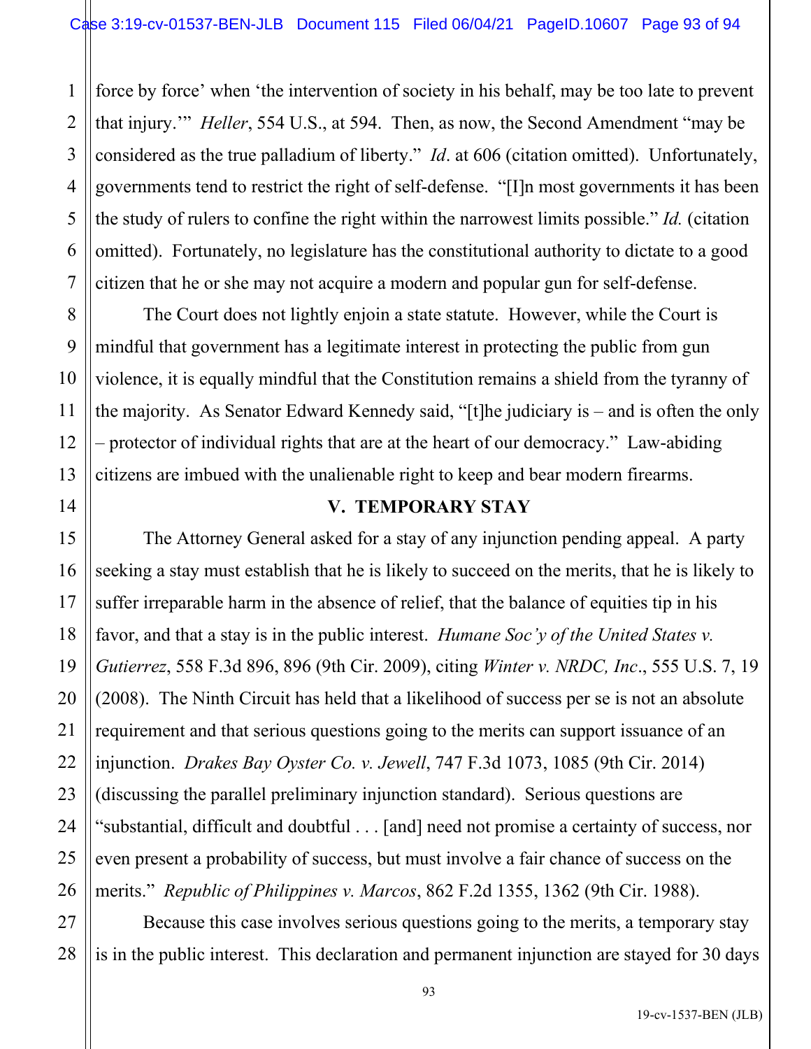force by force' when 'the intervention of society in his behalf, may be too late to prevent that injury.'" *Heller*, 554 U.S., at 594. Then, as now, the Second Amendment "may be considered as the true palladium of liberty." *Id*. at 606 (citation omitted). Unfortunately, governments tend to restrict the right of self-defense. "[I]n most governments it has been the study of rulers to confine the right within the narrowest limits possible." *Id.* (citation omitted). Fortunately, no legislature has the constitutional authority to dictate to a good citizen that he or she may not acquire a modern and popular gun for self-defense.

The Court does not lightly enjoin a state statute. However, while the Court is mindful that government has a legitimate interest in protecting the public from gun violence, it is equally mindful that the Constitution remains a shield from the tyranny of the majority. As Senator Edward Kennedy said, "[t]he judiciary is – and is often the only – protector of individual rights that are at the heart of our democracy." Law-abiding citizens are imbued with the unalienable right to keep and bear modern firearms.

## V. TEMPORARY STAY

The Attorney General asked for a stay of any injunction pending appeal. A party seeking a stay must establish that he is likely to succeed on the merits, that he is likely to suffer irreparable harm in the absence of relief, that the balance of equities tip in his favor, and that a stay is in the public interest. *Humane Soc'y of the United States v. Gutierrez*, 558 F.3d 896, 896 (9th Cir. 2009), citing *Winter v. NRDC, Inc*., 555 U.S. 7, 19 (2008). The Ninth Circuit has held that a likelihood of success per se is not an absolute requirement and that serious questions going to the merits can support issuance of an injunction. *Drakes Bay Oyster Co. v. Jewell*, 747 F.3d 1073, 1085 (9th Cir. 2014) (discussing the parallel preliminary injunction standard). Serious questions are "substantial, difficult and doubtful . . . [and] need not promise a certainty of success, nor even present a probability of success, but must involve a fair chance of success on the merits." *Republic of Philippines v. Marcos*, 862 F.2d 1355, 1362 (9th Cir. 1988).

Because this case involves serious questions going to the merits, a temporary stay is in the public interest. This declaration and permanent injunction are stayed for 30 days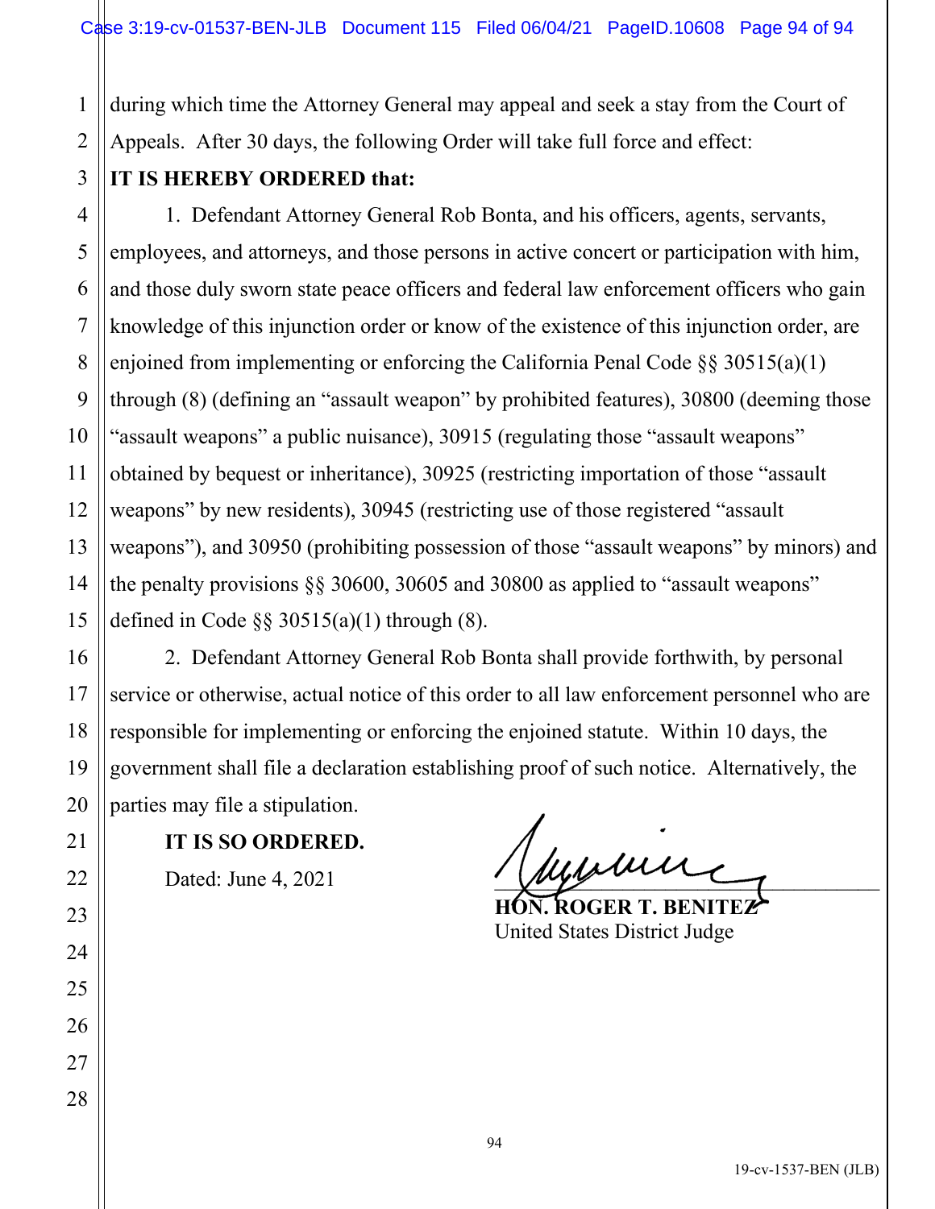during which time the Attorney General may appeal and seek a stay from the Court of Appeals. After 30 days, the following Order will take full force and effect:

**IT IS HEREBY ORDERED that:**

1. Defendant Attorney General Rob Bonta, and his officers, agents, servants, employees, and attorneys, and those persons in active concert or participation with him, and those duly sworn state peace officers and federal law enforcement officers who gain knowledge of this injunction order or know of the existence of this injunction order, are enjoined from implementing or enforcing the California Penal Code §§ 30515(a)(1) through (8) (defining an "assault weapon" by prohibited features), 30800 (deeming those "assault weapons" a public nuisance), 30915 (regulating those "assault weapons" obtained by bequest or inheritance), 30925 (restricting importation of those "assault weapons" by new residents), 30945 (restricting use of those registered "assault weapons"), and 30950 (prohibiting possession of those "assault weapons" by minors) and the penalty provisions §§ 30600, 30605 and 30800 as applied to "assault weapons" defined in Code §§ 30515(a)(1) through (8).

2. Defendant Attorney General Rob Bonta shall provide forthwith, by personal service or otherwise, actual notice of this order to all law enforcement personnel who are responsible for implementing or enforcing the enjoined statute. Within 10 days, the government shall file a declaration establishing proof of such notice. Alternatively, the parties may file a stipulation.

**IT IS SO ORDERED.**

Dated: June 4, 2021

**HON. ROGER T. BENITEZ**
United States District Judge

19-cv-1537-BEN (JLB)